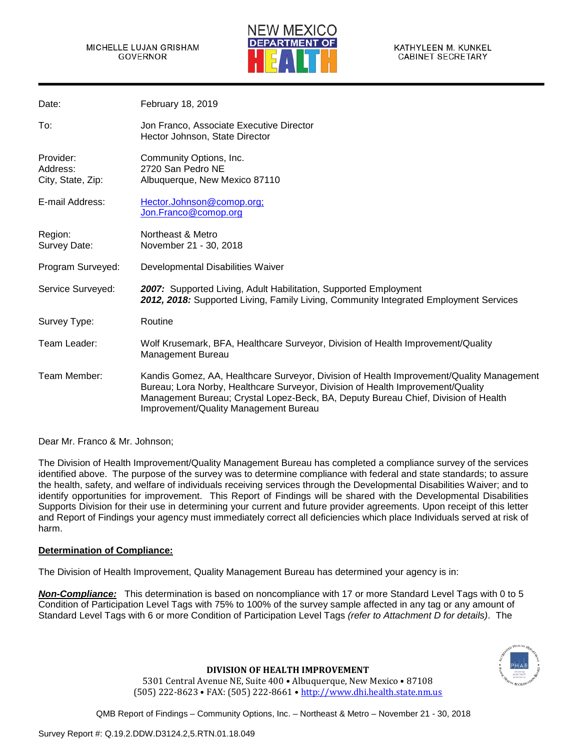MICHELLE LUJAN GRISHAM
GOVERNOR

NEW MEXICO DEPARTMENT OF HEALTH

KATHYLEEN M. KUNKEL
CABINET SECRETARY

| | |
|---|---|
| Date: | February 18, 2019 |
| To: | Jon Franco, Associate Executive Director<br>Hector Johnson, State Director |
| Provider:<br>Address:<br>City, State, Zip: | Community Options, Inc.<br>2720 San Pedro NE<br>Albuquerque, New Mexico 87110 |
| E-mail Address: | Hector.Johnson@comop.org;<br>Jon.Franco@comop.org |
| Region:<br>Survey Date: | Northeast & Metro<br>November 21 - 30, 2018 |
| Program Surveyed: | Developmental Disabilities Waiver |
| Service Surveyed: | ***2007:*** Supported Living, Adult Habilitation, Supported Employment<br>***2012, 2018:*** Supported Living, Family Living, Community Integrated Employment Services |
| Survey Type: | Routine |
| Team Leader: | Wolf Krusemark, BFA, Healthcare Surveyor, Division of Health Improvement/Quality Management Bureau |
| Team Member: | Kandis Gomez, AA, Healthcare Surveyor, Division of Health Improvement/Quality Management Bureau; Lora Norby, Healthcare Surveyor, Division of Health Improvement/Quality Management Bureau; Crystal Lopez-Beck, BA, Deputy Bureau Chief, Division of Health Improvement/Quality Management Bureau |

Dear Mr. Franco & Mr. Johnson;

The Division of Health Improvement/Quality Management Bureau has completed a compliance survey of the services identified above. The purpose of the survey was to determine compliance with federal and state standards; to assure the health, safety, and welfare of individuals receiving services through the Developmental Disabilities Waiver; and to identify opportunities for improvement. This Report of Findings will be shared with the Developmental Disabilities Supports Division for their use in determining your current and future provider agreements. Upon receipt of this letter and Report of Findings your agency must immediately correct all deficiencies which place Individuals served at risk of harm.

**Determination of Compliance:**

The Division of Health Improvement, Quality Management Bureau has determined your agency is in:

***Non-Compliance:*** This determination is based on noncompliance with 17 or more Standard Level Tags with 0 to 5 Condition of Participation Level Tags with 75% to 100% of the survey sample affected in any tag or any amount of Standard Level Tags with 6 or more Condition of Participation Level Tags *(refer to Attachment D for details)*. The

**DIVISION OF HEALTH IMPROVEMENT**
5301 Central Avenue NE, Suite 400 • Albuquerque, New Mexico • 87108
(505) 222-8623 • FAX: (505) 222-8661 • http://www.dhi.health.state.nm.us

Survey Report #: Q.19.2.DDW.D3124.2,5.RTN.01.18.049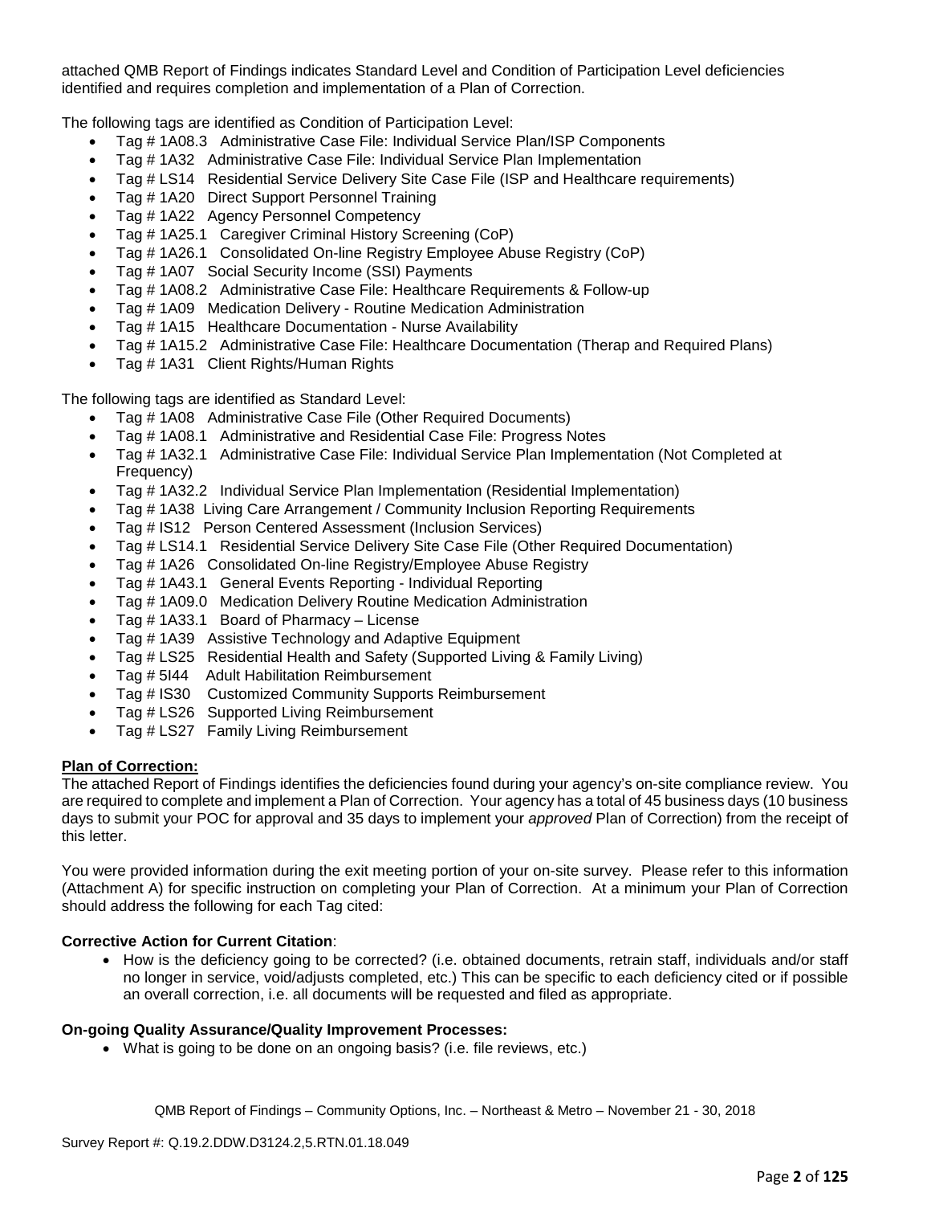attached QMB Report of Findings indicates Standard Level and Condition of Participation Level deficiencies identified and requires completion and implementation of a Plan of Correction.

The following tags are identified as Condition of Participation Level:

- Tag # 1A08.3 Administrative Case File: Individual Service Plan/ISP Components
- Tag # 1A32 Administrative Case File: Individual Service Plan Implementation
- Tag # LS14 Residential Service Delivery Site Case File (ISP and Healthcare requirements)
- Tag # 1A20 Direct Support Personnel Training
- Tag # 1A22 Agency Personnel Competency
- Tag # 1A25.1 Caregiver Criminal History Screening (CoP)
- Tag # 1A26.1 Consolidated On-line Registry Employee Abuse Registry (CoP)
- Tag # 1A07 Social Security Income (SSI) Payments
- Tag # 1A08.2 Administrative Case File: Healthcare Requirements & Follow-up
- Tag # 1A09 Medication Delivery - Routine Medication Administration
- Tag # 1A15 Healthcare Documentation - Nurse Availability
- Tag # 1A15.2 Administrative Case File: Healthcare Documentation (Therap and Required Plans)
- Tag # 1A31 Client Rights/Human Rights

The following tags are identified as Standard Level:

- Tag # 1A08 Administrative Case File (Other Required Documents)
- Tag # 1A08.1 Administrative and Residential Case File: Progress Notes
- Tag # 1A32.1 Administrative Case File: Individual Service Plan Implementation (Not Completed at Frequency)
- Tag # 1A32.2 Individual Service Plan Implementation (Residential Implementation)
- Tag # 1A38 Living Care Arrangement / Community Inclusion Reporting Requirements
- Tag # IS12 Person Centered Assessment (Inclusion Services)
- Tag # LS14.1 Residential Service Delivery Site Case File (Other Required Documentation)
- Tag # 1A26 Consolidated On-line Registry/Employee Abuse Registry
- Tag # 1A43.1 General Events Reporting - Individual Reporting
- Tag # 1A09.0 Medication Delivery Routine Medication Administration
- Tag # 1A33.1 Board of Pharmacy – License
- Tag # 1A39 Assistive Technology and Adaptive Equipment
- Tag # LS25 Residential Health and Safety (Supported Living & Family Living)
- Tag # 5I44 Adult Habilitation Reimbursement
- Tag # IS30 Customized Community Supports Reimbursement
- Tag # LS26 Supported Living Reimbursement
- Tag # LS27 Family Living Reimbursement

**Plan of Correction:**

The attached Report of Findings identifies the deficiencies found during your agency's on-site compliance review. You are required to complete and implement a Plan of Correction. Your agency has a total of 45 business days (10 business days to submit your POC for approval and 35 days to implement your *approved* Plan of Correction) from the receipt of this letter.

You were provided information during the exit meeting portion of your on-site survey. Please refer to this information (Attachment A) for specific instruction on completing your Plan of Correction. At a minimum your Plan of Correction should address the following for each Tag cited:

**Corrective Action for Current Citation**:

- How is the deficiency going to be corrected? (i.e. obtained documents, retrain staff, individuals and/or staff no longer in service, void/adjusts completed, etc.) This can be specific to each deficiency cited or if possible an overall correction, i.e. all documents will be requested and filed as appropriate.

**On-going Quality Assurance/Quality Improvement Processes:**

- What is going to be done on an ongoing basis? (i.e. file reviews, etc.)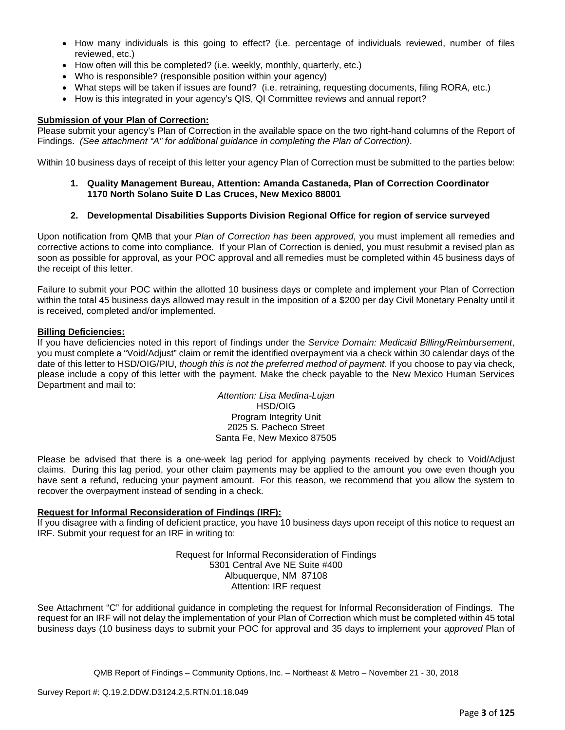- How many individuals is this going to effect? (i.e. percentage of individuals reviewed, number of files reviewed, etc.)
- How often will this be completed? (i.e. weekly, monthly, quarterly, etc.)
- Who is responsible? (responsible position within your agency)
- What steps will be taken if issues are found? (i.e. retraining, requesting documents, filing RORA, etc.)
- How is this integrated in your agency's QIS, QI Committee reviews and annual report?

**Submission of your Plan of Correction:**

Please submit your agency's Plan of Correction in the available space on the two right-hand columns of the Report of Findings. *(See attachment "A" for additional guidance in completing the Plan of Correction)*.

Within 10 business days of receipt of this letter your agency Plan of Correction must be submitted to the parties below:

1. **Quality Management Bureau, Attention: Amanda Castaneda, Plan of Correction Coordinator 1170 North Solano Suite D Las Cruces, New Mexico 88001**

2. **Developmental Disabilities Supports Division Regional Office for region of service surveyed**

Upon notification from QMB that your *Plan of Correction has been approved*, you must implement all remedies and corrective actions to come into compliance. If your Plan of Correction is denied, you must resubmit a revised plan as soon as possible for approval, as your POC approval and all remedies must be completed within 45 business days of the receipt of this letter.

Failure to submit your POC within the allotted 10 business days or complete and implement your Plan of Correction within the total 45 business days allowed may result in the imposition of a $200 per day Civil Monetary Penalty until it is received, completed and/or implemented.

**Billing Deficiencies:**

If you have deficiencies noted in this report of findings under the *Service Domain: Medicaid Billing/Reimbursement*, you must complete a "Void/Adjust" claim or remit the identified overpayment via a check within 30 calendar days of the date of this letter to HSD/OIG/PIU, *though this is not the preferred method of payment*. If you choose to pay via check, please include a copy of this letter with the payment. Make the check payable to the New Mexico Human Services Department and mail to:

*Attention: Lisa Medina-Lujan*
HSD/OIG
Program Integrity Unit
2025 S. Pacheco Street
Santa Fe, New Mexico 87505

Please be advised that there is a one-week lag period for applying payments received by check to Void/Adjust claims. During this lag period, your other claim payments may be applied to the amount you owe even though you have sent a refund, reducing your payment amount. For this reason, we recommend that you allow the system to recover the overpayment instead of sending in a check.

**Request for Informal Reconsideration of Findings (IRF):**

If you disagree with a finding of deficient practice, you have 10 business days upon receipt of this notice to request an IRF. Submit your request for an IRF in writing to:

Request for Informal Reconsideration of Findings
5301 Central Ave NE Suite #400
Albuquerque, NM 87108
Attention: IRF request

See Attachment "C" for additional guidance in completing the request for Informal Reconsideration of Findings. The request for an IRF will not delay the implementation of your Plan of Correction which must be completed within 45 total business days (10 business days to submit your POC for approval and 35 days to implement your *approved* Plan of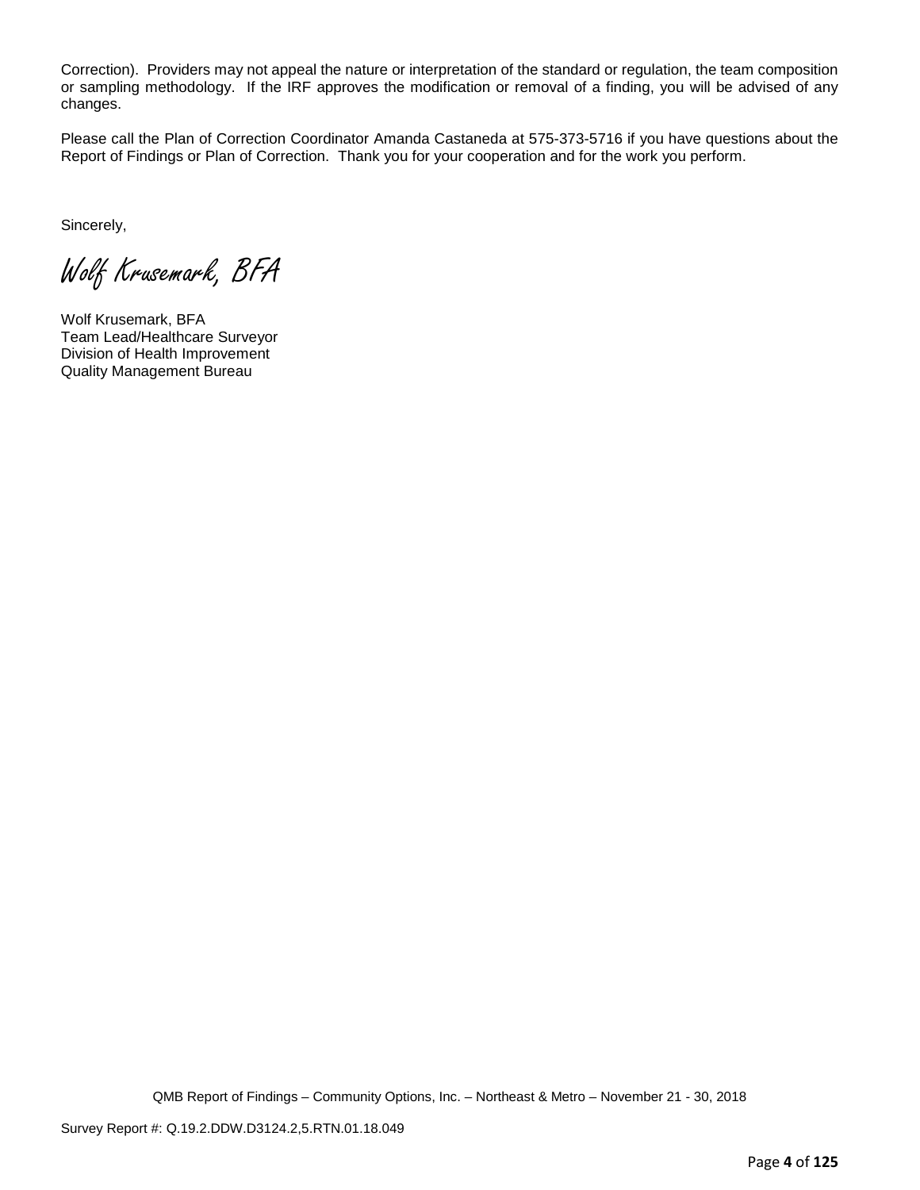Correction). Providers may not appeal the nature or interpretation of the standard or regulation, the team composition or sampling methodology. If the IRF approves the modification or removal of a finding, you will be advised of any changes.

Please call the Plan of Correction Coordinator Amanda Castaneda at 575-373-5716 if you have questions about the Report of Findings or Plan of Correction. Thank you for your cooperation and for the work you perform.

Sincerely,

*Wolf Krusemark, BFA*

Wolf Krusemark, BFA
Team Lead/Healthcare Surveyor
Division of Health Improvement
Quality Management Bureau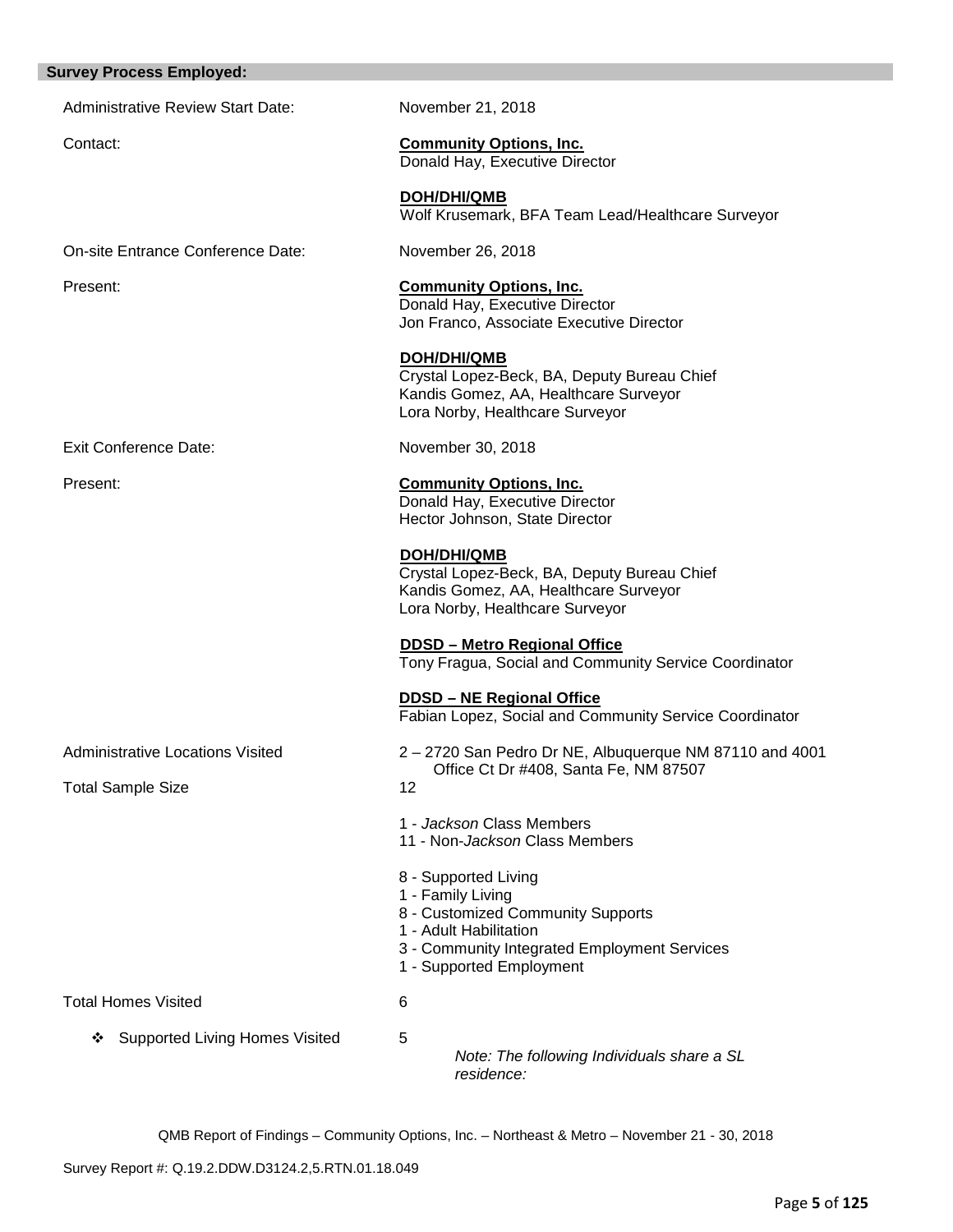## Survey Process Employed:

Administrative Review Start Date: November 21, 2018

Contact:

**Community Options, Inc.**
Donald Hay, Executive Director

**DOH/DHI/QMB**
Wolf Krusemark, BFA Team Lead/Healthcare Surveyor

On-site Entrance Conference Date: November 26, 2018

Present:

**Community Options, Inc.**
Donald Hay, Executive Director
Jon Franco, Associate Executive Director

**DOH/DHI/QMB**
Crystal Lopez-Beck, BA, Deputy Bureau Chief
Kandis Gomez, AA, Healthcare Surveyor
Lora Norby, Healthcare Surveyor

Exit Conference Date: November 30, 2018

Present:

**Community Options, Inc.**
Donald Hay, Executive Director
Hector Johnson, State Director

**DOH/DHI/QMB**
Crystal Lopez-Beck, BA, Deputy Bureau Chief
Kandis Gomez, AA, Healthcare Surveyor
Lora Norby, Healthcare Surveyor

**DDSD – Metro Regional Office**
Tony Fragua, Social and Community Service Coordinator

**DDSD – NE Regional Office**
Fabian Lopez, Social and Community Service Coordinator

Administrative Locations Visited: 2 – 2720 San Pedro Dr NE, Albuquerque NM 87110 and 4001 Office Ct Dr #408, Santa Fe, NM 87507

Total Sample Size: 12

- 1 - *Jackson* Class Members
- 11 - Non-*Jackson* Class Members

- 8 - Supported Living
- 1 - Family Living
- 8 - Customized Community Supports
- 1 - Adult Habilitation
- 3 - Community Integrated Employment Services
- 1 - Supported Employment

Total Homes Visited: 6

- ❖ Supported Living Homes Visited: 5

  *Note: The following Individuals share a SL residence:*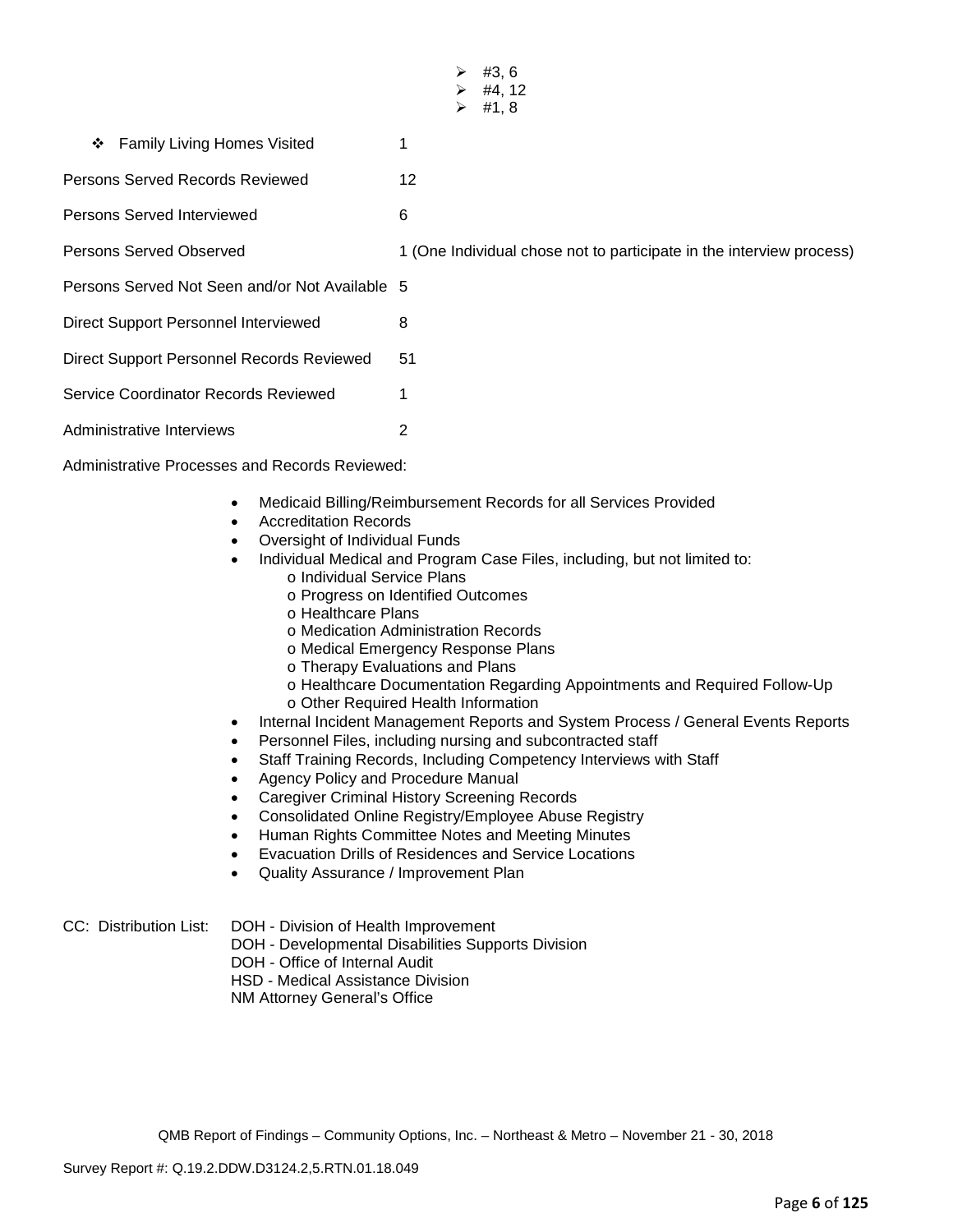- #3, 6
- #4, 12
- #1, 8

| | |
|---|---|
| ❖ Family Living Homes Visited | 1 |
| Persons Served Records Reviewed | 12 |
| Persons Served Interviewed | 6 |
| Persons Served Observed | 1 (One Individual chose not to participate in the interview process) |
| Persons Served Not Seen and/or Not Available | 5 |
| Direct Support Personnel Interviewed | 8 |
| Direct Support Personnel Records Reviewed | 51 |
| Service Coordinator Records Reviewed | 1 |
| Administrative Interviews | 2 |

Administrative Processes and Records Reviewed:

- Medicaid Billing/Reimbursement Records for all Services Provided
- Accreditation Records
- Oversight of Individual Funds
- Individual Medical and Program Case Files, including, but not limited to:
  - o Individual Service Plans
  - o Progress on Identified Outcomes
  - o Healthcare Plans
  - o Medication Administration Records
  - o Medical Emergency Response Plans
  - o Therapy Evaluations and Plans
  - o Healthcare Documentation Regarding Appointments and Required Follow-Up
  - o Other Required Health Information
- Internal Incident Management Reports and System Process / General Events Reports
- Personnel Files, including nursing and subcontracted staff
- Staff Training Records, Including Competency Interviews with Staff
- Agency Policy and Procedure Manual
- Caregiver Criminal History Screening Records
- Consolidated Online Registry/Employee Abuse Registry
- Human Rights Committee Notes and Meeting Minutes
- Evacuation Drills of Residences and Service Locations
- Quality Assurance / Improvement Plan

CC: Distribution List:
DOH - Division of Health Improvement
DOH - Developmental Disabilities Supports Division
DOH - Office of Internal Audit
HSD - Medical Assistance Division
NM Attorney General's Office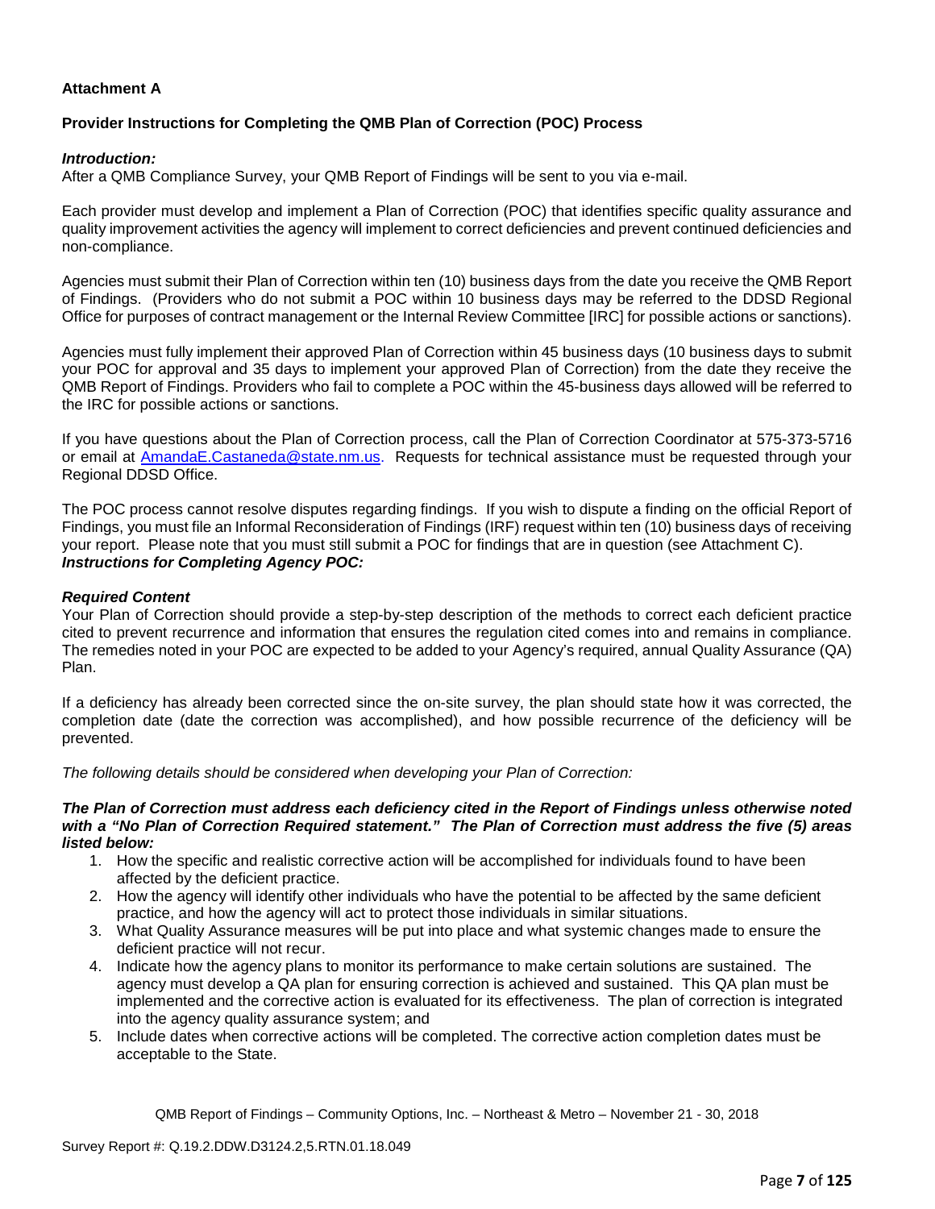**Attachment A**

**Provider Instructions for Completing the QMB Plan of Correction (POC) Process**

***Introduction:***
After a QMB Compliance Survey, your QMB Report of Findings will be sent to you via e-mail.

Each provider must develop and implement a Plan of Correction (POC) that identifies specific quality assurance and quality improvement activities the agency will implement to correct deficiencies and prevent continued deficiencies and non-compliance.

Agencies must submit their Plan of Correction within ten (10) business days from the date you receive the QMB Report of Findings. (Providers who do not submit a POC within 10 business days may be referred to the DDSD Regional Office for purposes of contract management or the Internal Review Committee [IRC] for possible actions or sanctions).

Agencies must fully implement their approved Plan of Correction within 45 business days (10 business days to submit your POC for approval and 35 days to implement your approved Plan of Correction) from the date they receive the QMB Report of Findings. Providers who fail to complete a POC within the 45-business days allowed will be referred to the IRC for possible actions or sanctions.

If you have questions about the Plan of Correction process, call the Plan of Correction Coordinator at 575-373-5716 or email at AmandaE.Castaneda@state.nm.us. Requests for technical assistance must be requested through your Regional DDSD Office.

The POC process cannot resolve disputes regarding findings. If you wish to dispute a finding on the official Report of Findings, you must file an Informal Reconsideration of Findings (IRF) request within ten (10) business days of receiving your report. Please note that you must still submit a POC for findings that are in question (see Attachment C).
***Instructions for Completing Agency POC:***

***Required Content***
Your Plan of Correction should provide a step-by-step description of the methods to correct each deficient practice cited to prevent recurrence and information that ensures the regulation cited comes into and remains in compliance. The remedies noted in your POC are expected to be added to your Agency's required, annual Quality Assurance (QA) Plan.

If a deficiency has already been corrected since the on-site survey, the plan should state how it was corrected, the completion date (date the correction was accomplished), and how possible recurrence of the deficiency will be prevented.

*The following details should be considered when developing your Plan of Correction:*

***The Plan of Correction must address each deficiency cited in the Report of Findings unless otherwise noted with a "No Plan of Correction Required statement." The Plan of Correction must address the five (5) areas listed below:***

1. How the specific and realistic corrective action will be accomplished for individuals found to have been affected by the deficient practice.
2. How the agency will identify other individuals who have the potential to be affected by the same deficient practice, and how the agency will act to protect those individuals in similar situations.
3. What Quality Assurance measures will be put into place and what systemic changes made to ensure the deficient practice will not recur.
4. Indicate how the agency plans to monitor its performance to make certain solutions are sustained. The agency must develop a QA plan for ensuring correction is achieved and sustained. This QA plan must be implemented and the corrective action is evaluated for its effectiveness. The plan of correction is integrated into the agency quality assurance system; and
5. Include dates when corrective actions will be completed. The corrective action completion dates must be acceptable to the State.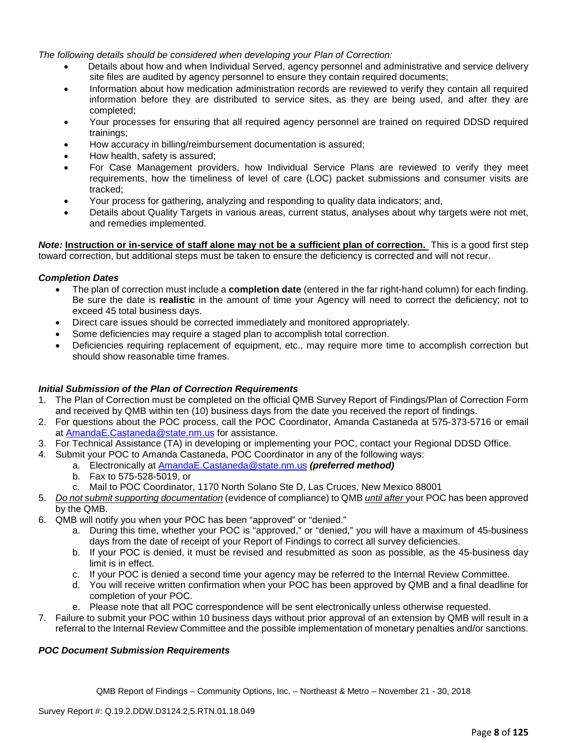*The following details should be considered when developing your Plan of Correction:*

- Details about how and when Individual Served, agency personnel and administrative and service delivery site files are audited by agency personnel to ensure they contain required documents;
- Information about how medication administration records are reviewed to verify they contain all required information before they are distributed to service sites, as they are being used, and after they are completed;
- Your processes for ensuring that all required agency personnel are trained on required DDSD required trainings;
- How accuracy in billing/reimbursement documentation is assured;
- How health, safety is assured;
- For Case Management providers, how Individual Service Plans are reviewed to verify they meet requirements, how the timeliness of level of care (LOC) packet submissions and consumer visits are tracked;
- Your process for gathering, analyzing and responding to quality data indicators; and,
- Details about Quality Targets in various areas, current status, analyses about why targets were not met, and remedies implemented.

***Note:*** **Instruction or in-service of staff alone may not be a sufficient plan of correction.** This is a good first step toward correction, but additional steps must be taken to ensure the deficiency is corrected and will not recur.

***Completion Dates***

- The plan of correction must include a **completion date** (entered in the far right-hand column) for each finding. Be sure the date is **realistic** in the amount of time your Agency will need to correct the deficiency; not to exceed 45 total business days.
- Direct care issues should be corrected immediately and monitored appropriately.
- Some deficiencies may require a staged plan to accomplish total correction.
- Deficiencies requiring replacement of equipment, etc., may require more time to accomplish correction but should show reasonable time frames.

***Initial Submission of the Plan of Correction Requirements***

1. The Plan of Correction must be completed on the official QMB Survey Report of Findings/Plan of Correction Form and received by QMB within ten (10) business days from the date you received the report of findings.
2. For questions about the POC process, call the POC Coordinator, Amanda Castaneda at 575-373-5716 or email at AmandaE.Castaneda@state.nm.us for assistance.
3. For Technical Assistance (TA) in developing or implementing your POC, contact your Regional DDSD Office.
4. Submit your POC to Amanda Castaneda, POC Coordinator in any of the following ways:
   a. Electronically at AmandaE.Castaneda@state.nm.us ***(preferred method)***
   b. Fax to 575-528-5019, or
   c. Mail to POC Coordinator, 1170 North Solano Ste D, Las Cruces, New Mexico 88001
5. *Do not submit supporting documentation* (evidence of compliance) to QMB *until after* your POC has been approved by the QMB.
6. QMB will notify you when your POC has been "approved" or "denied."
   a. During this time, whether your POC is "approved," or "denied," you will have a maximum of 45-business days from the date of receipt of your Report of Findings to correct all survey deficiencies.
   b. If your POC is denied, it must be revised and resubmitted as soon as possible, as the 45-business day limit is in effect.
   c. If your POC is denied a second time your agency may be referred to the Internal Review Committee.
   d. You will receive written confirmation when your POC has been approved by QMB and a final deadline for completion of your POC.
   e. Please note that all POC correspondence will be sent electronically unless otherwise requested.
7. Failure to submit your POC within 10 business days without prior approval of an extension by QMB will result in a referral to the Internal Review Committee and the possible implementation of monetary penalties and/or sanctions.

***POC Document Submission Requirements***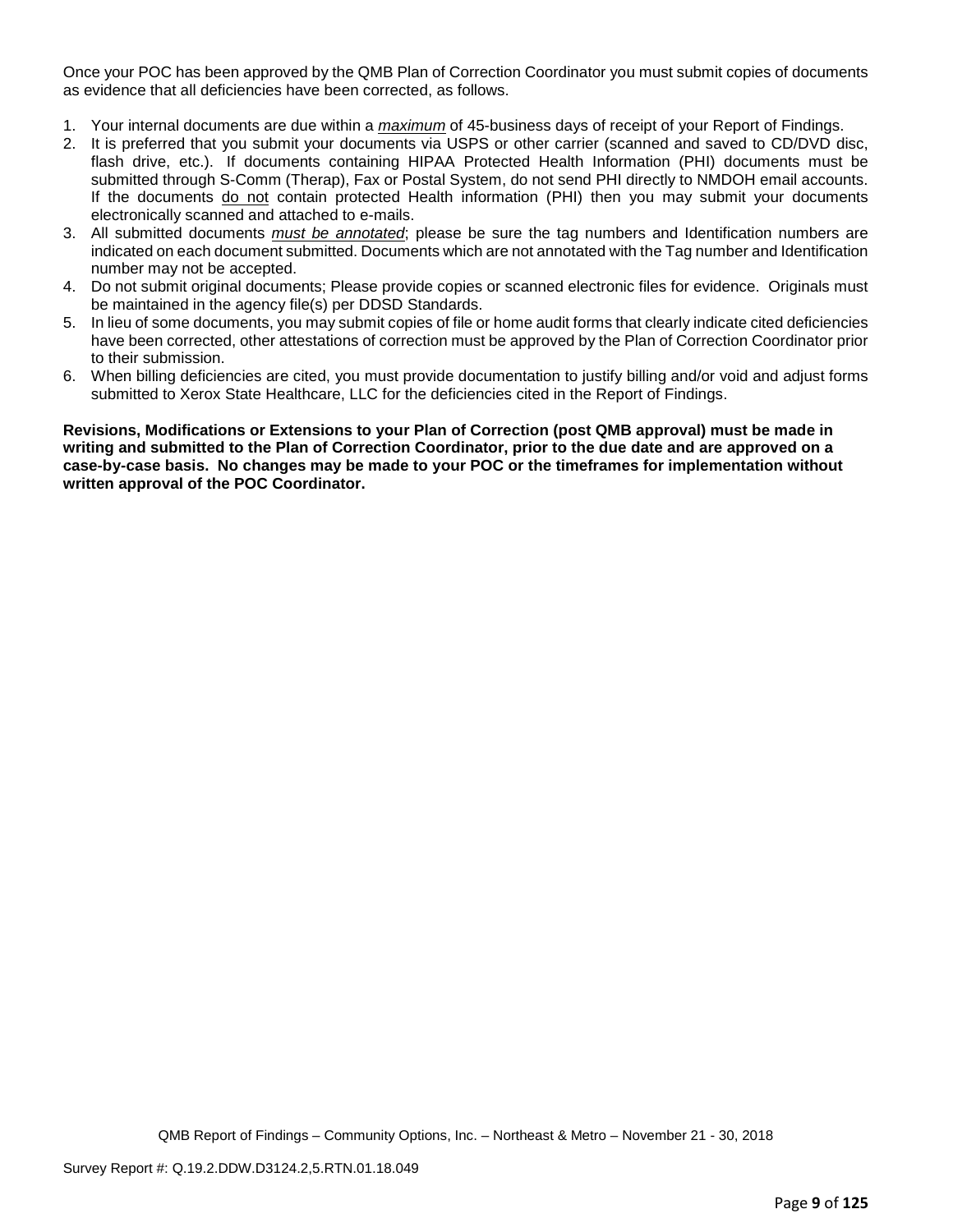Once your POC has been approved by the QMB Plan of Correction Coordinator you must submit copies of documents as evidence that all deficiencies have been corrected, as follows.

1. Your internal documents are due within a ***maximum*** of 45-business days of receipt of your Report of Findings.
2. It is preferred that you submit your documents via USPS or other carrier (scanned and saved to CD/DVD disc, flash drive, etc.). If documents containing HIPAA Protected Health Information (PHI) documents must be submitted through S-Comm (Therap), Fax or Postal System, do not send PHI directly to NMDOH email accounts. If the documents do not contain protected Health information (PHI) then you may submit your documents electronically scanned and attached to e-mails.
3. All submitted documents *must be annotated*; please be sure the tag numbers and Identification numbers are indicated on each document submitted. Documents which are not annotated with the Tag number and Identification number may not be accepted.
4. Do not submit original documents; Please provide copies or scanned electronic files for evidence. Originals must be maintained in the agency file(s) per DDSD Standards.
5. In lieu of some documents, you may submit copies of file or home audit forms that clearly indicate cited deficiencies have been corrected, other attestations of correction must be approved by the Plan of Correction Coordinator prior to their submission.
6. When billing deficiencies are cited, you must provide documentation to justify billing and/or void and adjust forms submitted to Xerox State Healthcare, LLC for the deficiencies cited in the Report of Findings.

**Revisions, Modifications or Extensions to your Plan of Correction (post QMB approval) must be made in writing and submitted to the Plan of Correction Coordinator, prior to the due date and are approved on a case-by-case basis. No changes may be made to your POC or the timeframes for implementation without written approval of the POC Coordinator.**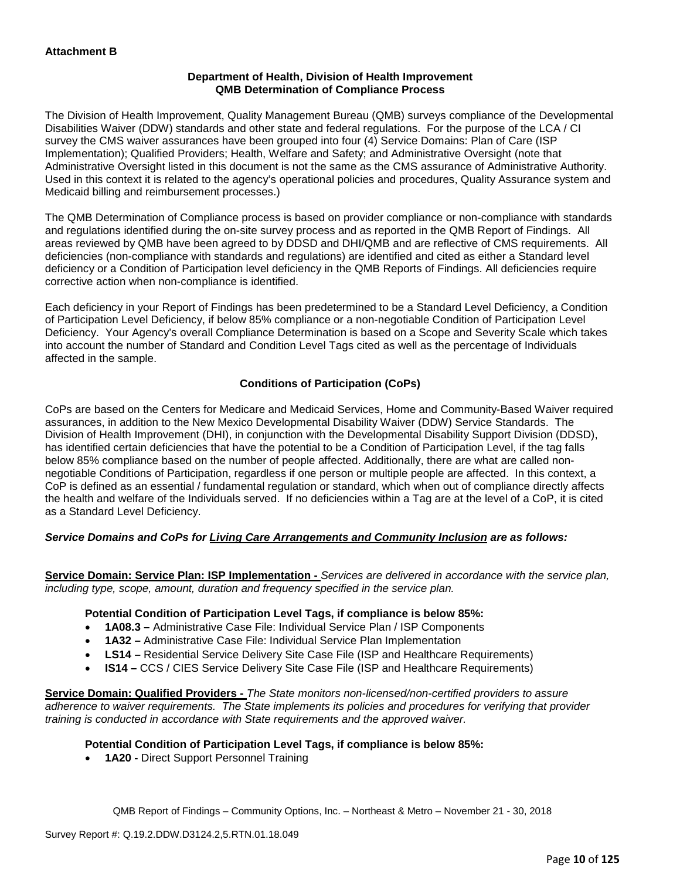**Attachment B**

**Department of Health, Division of Health Improvement**
**QMB Determination of Compliance Process**

The Division of Health Improvement, Quality Management Bureau (QMB) surveys compliance of the Developmental Disabilities Waiver (DDW) standards and other state and federal regulations. For the purpose of the LCA / CI survey the CMS waiver assurances have been grouped into four (4) Service Domains: Plan of Care (ISP Implementation); Qualified Providers; Health, Welfare and Safety; and Administrative Oversight (note that Administrative Oversight listed in this document is not the same as the CMS assurance of Administrative Authority. Used in this context it is related to the agency's operational policies and procedures, Quality Assurance system and Medicaid billing and reimbursement processes.)

The QMB Determination of Compliance process is based on provider compliance or non-compliance with standards and regulations identified during the on-site survey process and as reported in the QMB Report of Findings. All areas reviewed by QMB have been agreed to by DDSD and DHI/QMB and are reflective of CMS requirements. All deficiencies (non-compliance with standards and regulations) are identified and cited as either a Standard level deficiency or a Condition of Participation level deficiency in the QMB Reports of Findings. All deficiencies require corrective action when non-compliance is identified.

Each deficiency in your Report of Findings has been predetermined to be a Standard Level Deficiency, a Condition of Participation Level Deficiency, if below 85% compliance or a non-negotiable Condition of Participation Level Deficiency. Your Agency's overall Compliance Determination is based on a Scope and Severity Scale which takes into account the number of Standard and Condition Level Tags cited as well as the percentage of Individuals affected in the sample.

**Conditions of Participation (CoPs)**

CoPs are based on the Centers for Medicare and Medicaid Services, Home and Community-Based Waiver required assurances, in addition to the New Mexico Developmental Disability Waiver (DDW) Service Standards. The Division of Health Improvement (DHI), in conjunction with the Developmental Disability Support Division (DDSD), has identified certain deficiencies that have the potential to be a Condition of Participation Level, if the tag falls below 85% compliance based on the number of people affected. Additionally, there are what are called non-negotiable Conditions of Participation, regardless if one person or multiple people are affected. In this context, a CoP is defined as an essential / fundamental regulation or standard, which when out of compliance directly affects the health and welfare of the Individuals served. If no deficiencies within a Tag are at the level of a CoP, it is cited as a Standard Level Deficiency.

***Service Domains and CoPs for Living Care Arrangements and Community Inclusion are as follows:***

**Service Domain: Service Plan: ISP Implementation -** *Services are delivered in accordance with the service plan, including type, scope, amount, duration and frequency specified in the service plan.*

**Potential Condition of Participation Level Tags, if compliance is below 85%:**

- **1A08.3 –** Administrative Case File: Individual Service Plan / ISP Components
- **1A32 –** Administrative Case File: Individual Service Plan Implementation
- **LS14 –** Residential Service Delivery Site Case File (ISP and Healthcare Requirements)
- **IS14 –** CCS / CIES Service Delivery Site Case File (ISP and Healthcare Requirements)

**Service Domain: Qualified Providers -** *The State monitors non-licensed/non-certified providers to assure adherence to waiver requirements. The State implements its policies and procedures for verifying that provider training is conducted in accordance with State requirements and the approved waiver.*

**Potential Condition of Participation Level Tags, if compliance is below 85%:**

- **1A20 -** Direct Support Personnel Training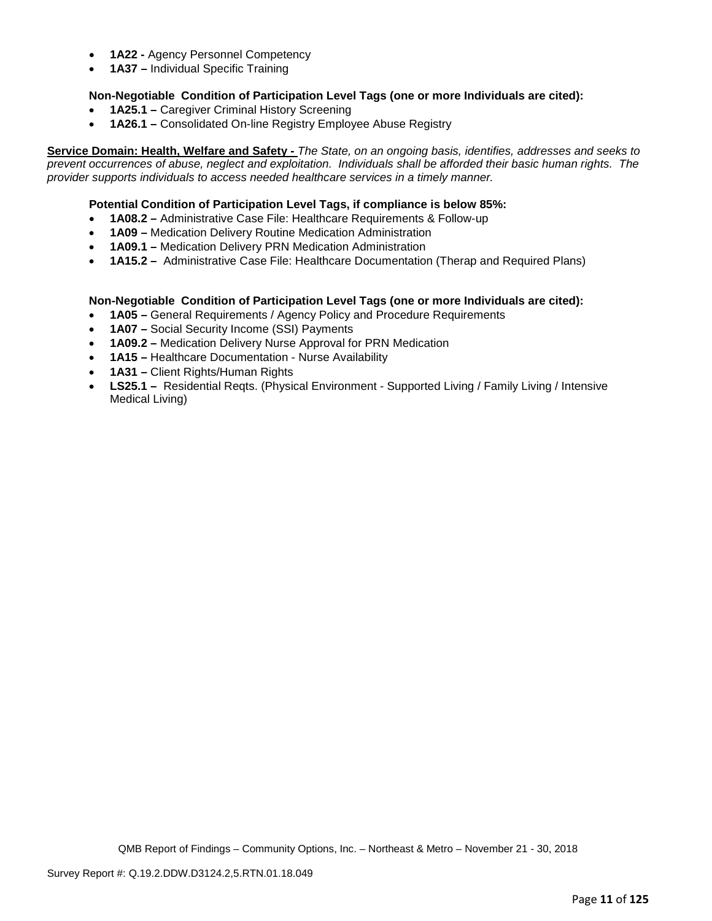- **1A22 -** Agency Personnel Competency
- **1A37 –** Individual Specific Training

**Non-Negotiable Condition of Participation Level Tags (one or more Individuals are cited):**

- **1A25.1 –** Caregiver Criminal History Screening
- **1A26.1 –** Consolidated On-line Registry Employee Abuse Registry

**Service Domain: Health, Welfare and Safety -** *The State, on an ongoing basis, identifies, addresses and seeks to prevent occurrences of abuse, neglect and exploitation. Individuals shall be afforded their basic human rights. The provider supports individuals to access needed healthcare services in a timely manner.*

**Potential Condition of Participation Level Tags, if compliance is below 85%:**

- **1A08.2 –** Administrative Case File: Healthcare Requirements & Follow-up
- **1A09 –** Medication Delivery Routine Medication Administration
- **1A09.1 –** Medication Delivery PRN Medication Administration
- **1A15.2 –** Administrative Case File: Healthcare Documentation (Therap and Required Plans)

**Non-Negotiable Condition of Participation Level Tags (one or more Individuals are cited):**

- **1A05 –** General Requirements / Agency Policy and Procedure Requirements
- **1A07 –** Social Security Income (SSI) Payments
- **1A09.2 –** Medication Delivery Nurse Approval for PRN Medication
- **1A15 –** Healthcare Documentation - Nurse Availability
- **1A31 –** Client Rights/Human Rights
- **LS25.1 –** Residential Reqts. (Physical Environment - Supported Living / Family Living / Intensive Medical Living)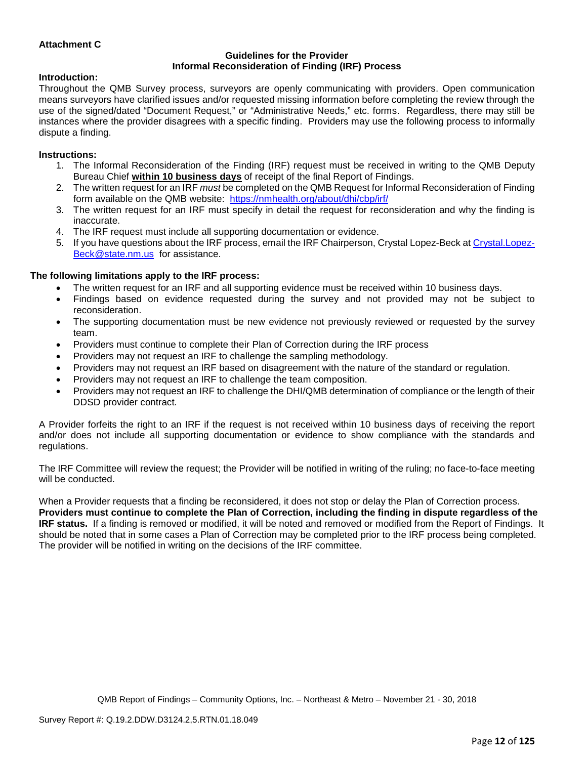**Attachment C**

**Guidelines for the Provider**
**Informal Reconsideration of Finding (IRF) Process**

**Introduction:**

Throughout the QMB Survey process, surveyors are openly communicating with providers. Open communication means surveyors have clarified issues and/or requested missing information before completing the review through the use of the signed/dated "Document Request," or "Administrative Needs," etc. forms. Regardless, there may still be instances where the provider disagrees with a specific finding. Providers may use the following process to informally dispute a finding.

**Instructions:**

1. The Informal Reconsideration of the Finding (IRF) request must be received in writing to the QMB Deputy Bureau Chief **within 10 business days** of receipt of the final Report of Findings.
2. The written request for an IRF *must* be completed on the QMB Request for Informal Reconsideration of Finding form available on the QMB website: https://nmhealth.org/about/dhi/cbp/irf/
3. The written request for an IRF must specify in detail the request for reconsideration and why the finding is inaccurate.
4. The IRF request must include all supporting documentation or evidence.
5. If you have questions about the IRF process, email the IRF Chairperson, Crystal Lopez-Beck at Crystal.Lopez-Beck@state.nm.us for assistance.

**The following limitations apply to the IRF process:**

- The written request for an IRF and all supporting evidence must be received within 10 business days.
- Findings based on evidence requested during the survey and not provided may not be subject to reconsideration.
- The supporting documentation must be new evidence not previously reviewed or requested by the survey team.
- Providers must continue to complete their Plan of Correction during the IRF process
- Providers may not request an IRF to challenge the sampling methodology.
- Providers may not request an IRF based on disagreement with the nature of the standard or regulation.
- Providers may not request an IRF to challenge the team composition.
- Providers may not request an IRF to challenge the DHI/QMB determination of compliance or the length of their DDSD provider contract.

A Provider forfeits the right to an IRF if the request is not received within 10 business days of receiving the report and/or does not include all supporting documentation or evidence to show compliance with the standards and regulations.

The IRF Committee will review the request; the Provider will be notified in writing of the ruling; no face-to-face meeting will be conducted.

When a Provider requests that a finding be reconsidered, it does not stop or delay the Plan of Correction process. **Providers must continue to complete the Plan of Correction, including the finding in dispute regardless of the IRF status.** If a finding is removed or modified, it will be noted and removed or modified from the Report of Findings. It should be noted that in some cases a Plan of Correction may be completed prior to the IRF process being completed. The provider will be notified in writing on the decisions of the IRF committee.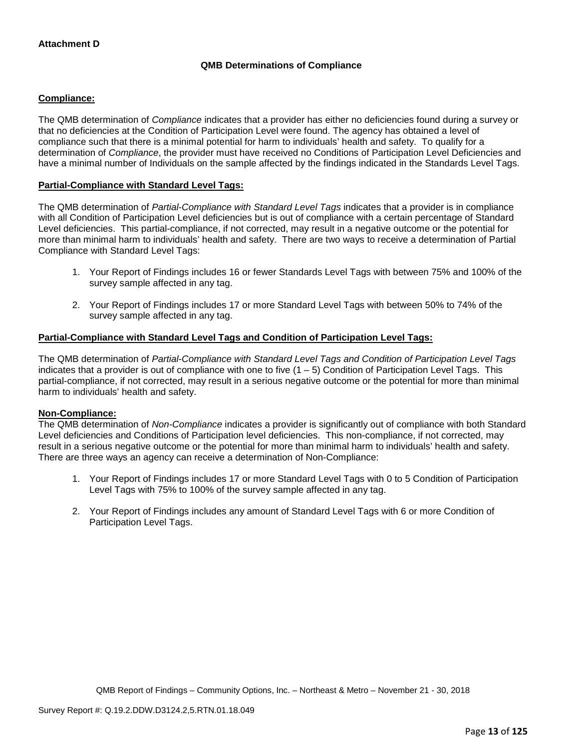**Attachment D**

### QMB Determinations of Compliance

**Compliance:**

The QMB determination of *Compliance* indicates that a provider has either no deficiencies found during a survey or that no deficiencies at the Condition of Participation Level were found. The agency has obtained a level of compliance such that there is a minimal potential for harm to individuals' health and safety. To qualify for a determination of *Compliance*, the provider must have received no Conditions of Participation Level Deficiencies and have a minimal number of Individuals on the sample affected by the findings indicated in the Standards Level Tags.

**Partial-Compliance with Standard Level Tags:**

The QMB determination of *Partial-Compliance with Standard Level Tags* indicates that a provider is in compliance with all Condition of Participation Level deficiencies but is out of compliance with a certain percentage of Standard Level deficiencies. This partial-compliance, if not corrected, may result in a negative outcome or the potential for more than minimal harm to individuals' health and safety. There are two ways to receive a determination of Partial Compliance with Standard Level Tags:

1. Your Report of Findings includes 16 or fewer Standards Level Tags with between 75% and 100% of the survey sample affected in any tag.
2. Your Report of Findings includes 17 or more Standard Level Tags with between 50% to 74% of the survey sample affected in any tag.

**Partial-Compliance with Standard Level Tags and Condition of Participation Level Tags:**

The QMB determination of *Partial-Compliance with Standard Level Tags and Condition of Participation Level Tags* indicates that a provider is out of compliance with one to five (1 – 5) Condition of Participation Level Tags. This partial-compliance, if not corrected, may result in a serious negative outcome or the potential for more than minimal harm to individuals' health and safety.

**Non-Compliance:**

The QMB determination of *Non-Compliance* indicates a provider is significantly out of compliance with both Standard Level deficiencies and Conditions of Participation level deficiencies. This non-compliance, if not corrected, may result in a serious negative outcome or the potential for more than minimal harm to individuals' health and safety. There are three ways an agency can receive a determination of Non-Compliance:

1. Your Report of Findings includes 17 or more Standard Level Tags with 0 to 5 Condition of Participation Level Tags with 75% to 100% of the survey sample affected in any tag.
2. Your Report of Findings includes any amount of Standard Level Tags with 6 or more Condition of Participation Level Tags.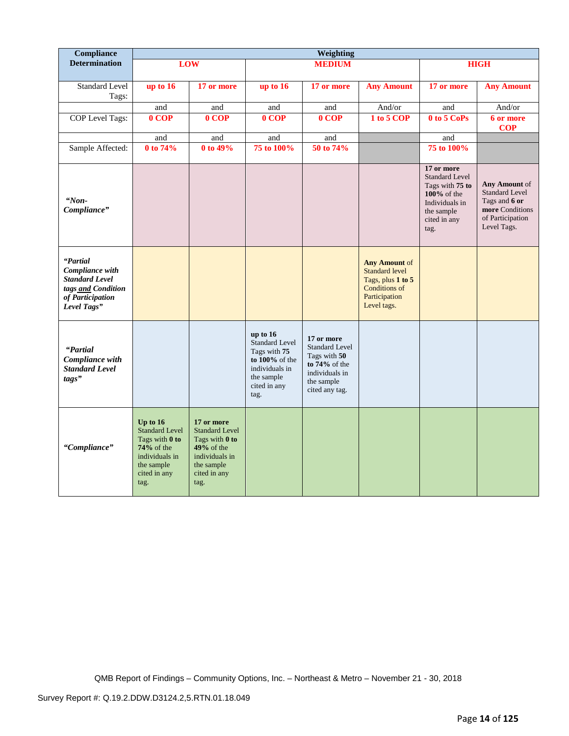| Compliance Determination | Weighting | | | | | | |
|---|---|---|---|---|---|---|---|
| | LOW | | MEDIUM | | | HIGH | |
| Standard Level Tags: | up to 16 | 17 or more | up to 16 | 17 or more | Any Amount | 17 or more | Any Amount |
| | and | and | and | and | And/or | and | And/or |
| COP Level Tags: | 0 COP | 0 COP | 0 COP | 0 COP | 1 to 5 COP | 0 to 5 CoPs | 6 or more COP |
| | and | and | and | and | | and | |
| Sample Affected: | 0 to 74% | 0 to 49% | 75 to 100% | 50 to 74% | | 75 to 100% | |
| ***"Non-Compliance"*** | | | | | | **17 or more** Standard Level Tags with **75 to 100%** of the Individuals in the sample cited in any tag. | **Any Amount** of Standard Level Tags and **6 or more** Conditions of Participation Level Tags. |
| ***"Partial Compliance with Standard Level tags and Condition of Participation Level Tags"*** | | | | | **Any Amount** of Standard level Tags, plus **1 to 5** Conditions of Participation Level tags. | | |
| ***"Partial Compliance with Standard Level tags"*** | | | **up to 16** Standard Level Tags with **75 to 100%** of the individuals in the sample cited in any tag. | **17 or more** Standard Level Tags with **50 to 74%** of the individuals in the sample cited any tag. | | | |
| ***"Compliance"*** | **Up to 16** Standard Level Tags with **0 to 74%** of the individuals in the sample cited in any tag. | **17 or more** Standard Level Tags with **0 to 49%** of the individuals in the sample cited in any tag. | | | | | |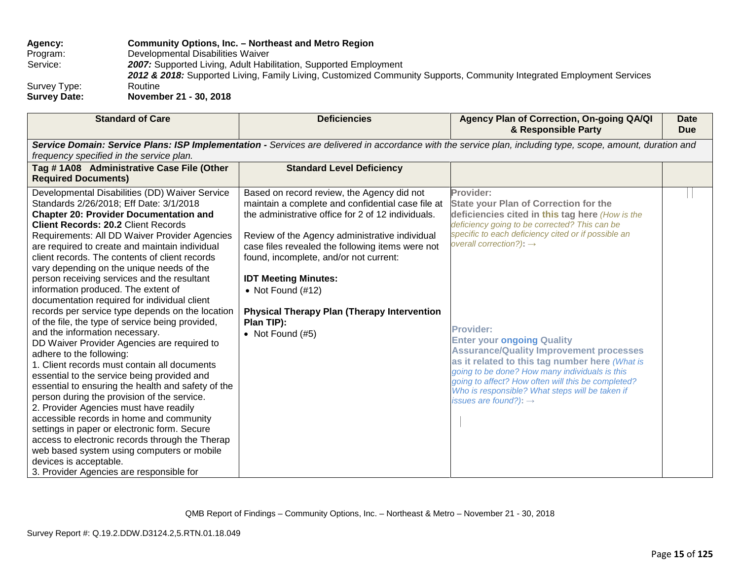**Agency:** **Community Options, Inc. – Northeast and Metro Region**
Program: Developmental Disabilities Waiver
Service: ***2007:*** Supported Living, Adult Habilitation, Supported Employment
***2012 & 2018:*** Supported Living, Family Living, Customized Community Supports, Community Integrated Employment Services
Survey Type: Routine
**Survey Date:** **November 21 - 30, 2018**

| Standard of Care | Deficiencies | Agency Plan of Correction, On-going QA/QI & Responsible Party | Date Due |
|---|---|---|---|
| ***Service Domain: Service Plans: ISP Implementation -*** *Services are delivered in accordance with the service plan, including type, scope, amount, duration and frequency specified in the service plan.* | | | |
| **Tag # 1A08 Administrative Case File (Other Required Documents)** | **Standard Level Deficiency** | | |
| Developmental Disabilities (DD) Waiver Service Standards 2/26/2018; Eff Date: 3/1/2018<br>**Chapter 20: Provider Documentation and Client Records: 20.2** Client Records Requirements: All DD Waiver Provider Agencies are required to create and maintain individual client records. The contents of client records vary depending on the unique needs of the person receiving services and the resultant information produced. The extent of documentation required for individual client records per service type depends on the location of the file, the type of service being provided, and the information necessary.<br>DD Waiver Provider Agencies are required to adhere to the following:<br>1. Client records must contain all documents essential to the service being provided and essential to ensuring the health and safety of the person during the provision of the service.<br>2. Provider Agencies must have readily accessible records in home and community settings in paper or electronic form. Secure access to electronic records through the Therap web based system using computers or mobile devices is acceptable.<br>3. Provider Agencies are responsible for | Based on record review, the Agency did not maintain a complete and confidential case file at the administrative office for 2 of 12 individuals.<br><br>Review of the Agency administrative individual case files revealed the following items were not found, incomplete, and/or not current:<br><br>**IDT Meeting Minutes:**<br>• Not Found (#12)<br><br>**Physical Therapy Plan (Therapy Intervention Plan TIP):**<br>• Not Found (#5) | **Provider:**<br>**State your Plan of Correction for the deficiencies cited in this tag here** *(How is the deficiency going to be corrected? This can be specific to each deficiency cited or if possible an overall correction?)***:** →<br><br><br><br>**Provider:**<br>**Enter your ongoing Quality Assurance/Quality Improvement processes as it related to this tag number here** *(What is going to be done? How many individuals is this going to affect? How often will this be completed? Who is responsible? What steps will be taken if issues are found?)***:** → | |

QMB Report of Findings – Community Options, Inc. – Northeast & Metro – November 21 - 30, 2018

Survey Report #: Q.19.2.DDW.D3124.2,5.RTN.01.18.049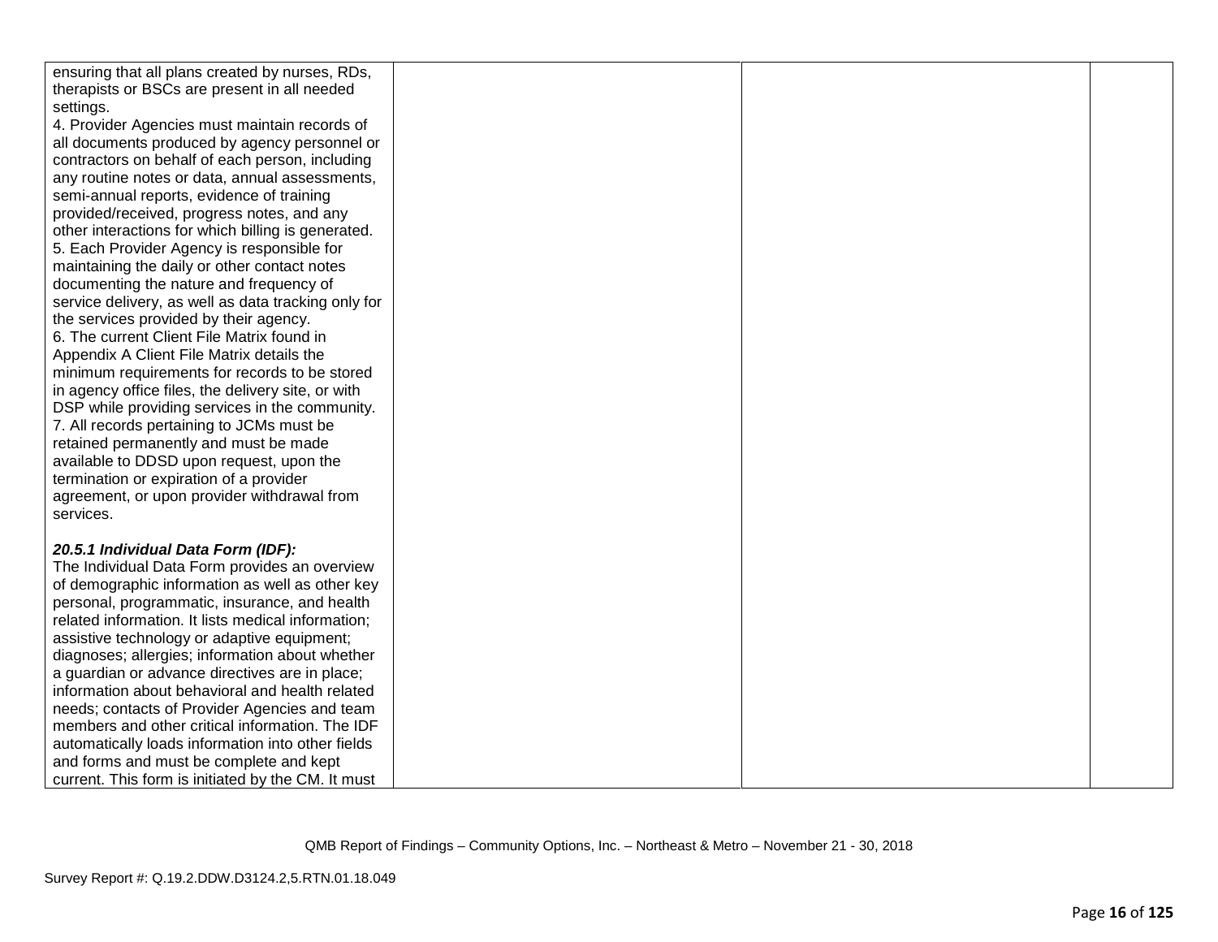| | | | |
|---|---|---|---|
| ensuring that all plans created by nurses, RDs, therapists or BSCs are present in all needed settings.<br>4. Provider Agencies must maintain records of all documents produced by agency personnel or contractors on behalf of each person, including any routine notes or data, annual assessments, semi-annual reports, evidence of training provided/received, progress notes, and any other interactions for which billing is generated.<br>5. Each Provider Agency is responsible for maintaining the daily or other contact notes documenting the nature and frequency of service delivery, as well as data tracking only for the services provided by their agency.<br>6. The current Client File Matrix found in Appendix A Client File Matrix details the minimum requirements for records to be stored in agency office files, the delivery site, or with DSP while providing services in the community.<br>7. All records pertaining to JCMs must be retained permanently and must be made available to DDSD upon request, upon the termination or expiration of a provider agreement, or upon provider withdrawal from services.<br><br>***20.5.1 Individual Data Form (IDF):***<br>The Individual Data Form provides an overview of demographic information as well as other key personal, programmatic, insurance, and health related information. It lists medical information; assistive technology or adaptive equipment; diagnoses; allergies; information about whether a guardian or advance directives are in place; information about behavioral and health related needs; contacts of Provider Agencies and team members and other critical information. The IDF automatically loads information into other fields and forms and must be complete and kept current. This form is initiated by the CM. It must | | | |

QMB Report of Findings – Community Options, Inc. – Northeast & Metro – November 21 - 30, 2018

Survey Report #: Q.19.2.DDW.D3124.2,5.RTN.01.18.049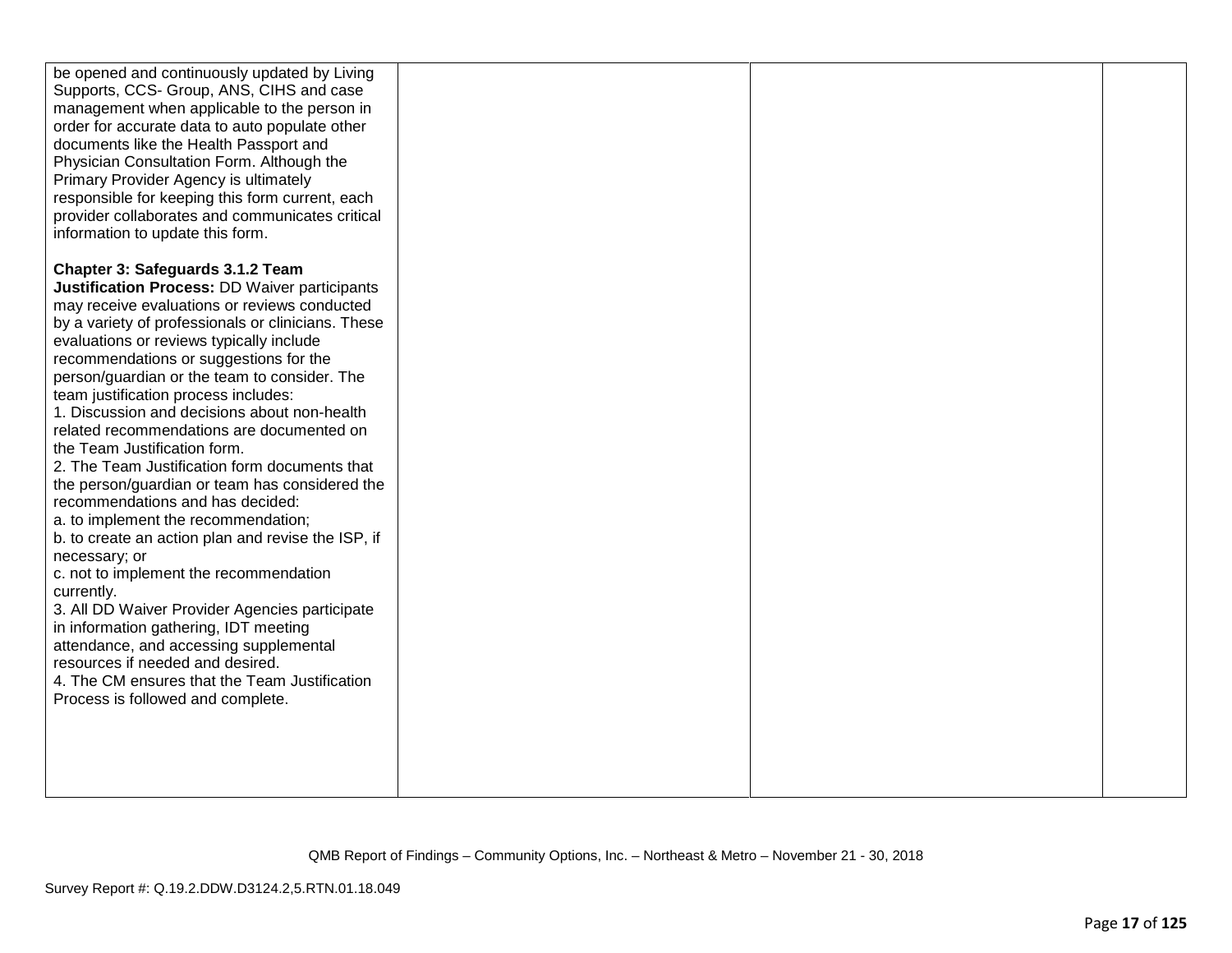| | | | |
|---|---|---|---|
| be opened and continuously updated by Living Supports, CCS- Group, ANS, CIHS and case management when applicable to the person in order for accurate data to auto populate other documents like the Health Passport and Physician Consultation Form. Although the Primary Provider Agency is ultimately responsible for keeping this form current, each provider collaborates and communicates critical information to update this form.<br><br>**Chapter 3: Safeguards 3.1.2 Team Justification Process:** DD Waiver participants may receive evaluations or reviews conducted by a variety of professionals or clinicians. These evaluations or reviews typically include recommendations or suggestions for the person/guardian or the team to consider. The team justification process includes:<br>1. Discussion and decisions about non-health related recommendations are documented on the Team Justification form.<br>2. The Team Justification form documents that the person/guardian or team has considered the recommendations and has decided:<br>a. to implement the recommendation;<br>b. to create an action plan and revise the ISP, if necessary; or<br>c. not to implement the recommendation currently.<br>3. All DD Waiver Provider Agencies participate in information gathering, IDT meeting attendance, and accessing supplemental resources if needed and desired.<br>4. The CM ensures that the Team Justification Process is followed and complete. | | | |

QMB Report of Findings – Community Options, Inc. – Northeast & Metro – November 21 - 30, 2018

Survey Report #: Q.19.2.DDW.D3124.2,5.RTN.01.18.049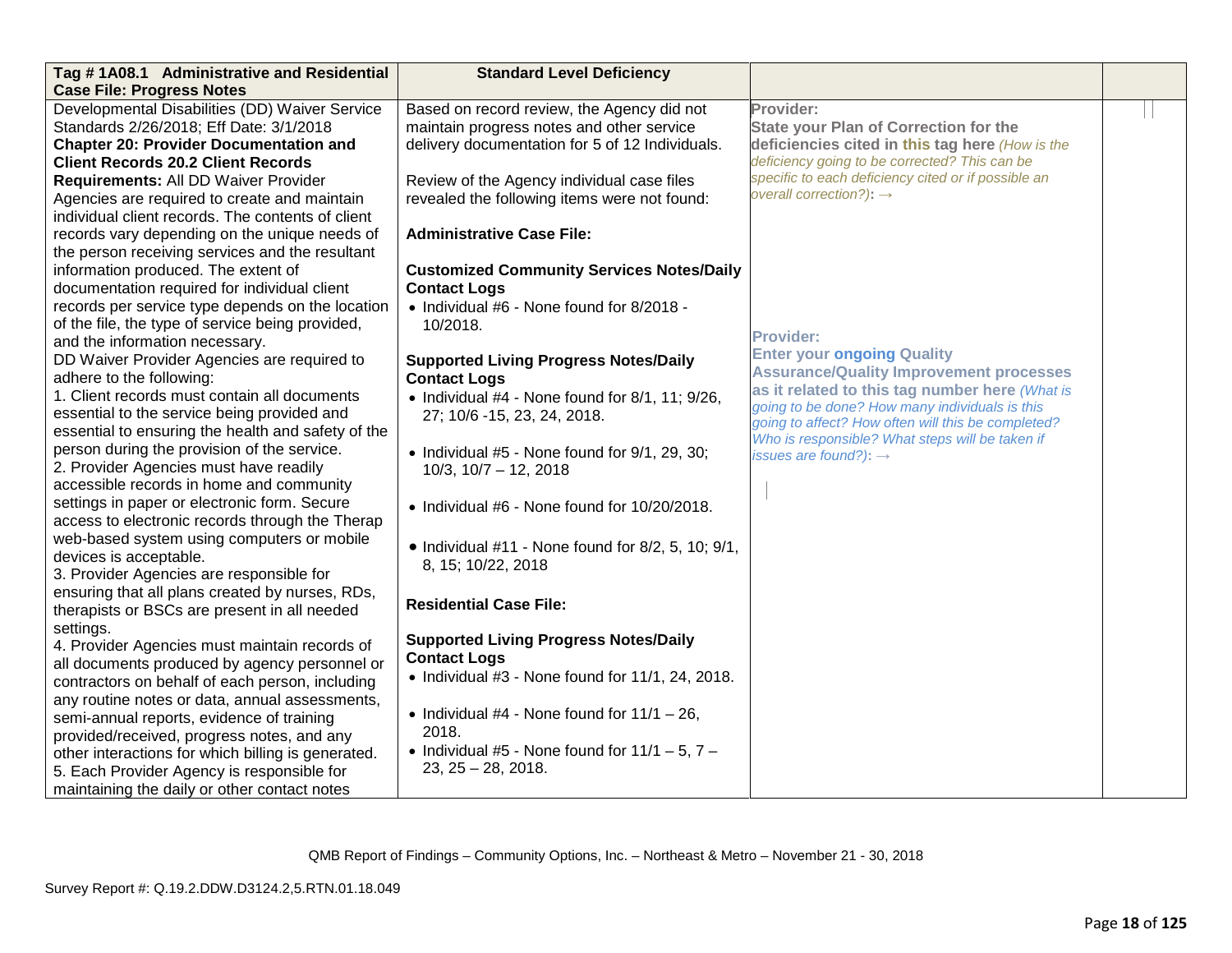| Tag # 1A08.1 Administrative and Residential Case File: Progress Notes | Standard Level Deficiency | | |
|---|---|---|---|
| Developmental Disabilities (DD) Waiver Service Standards 2/26/2018; Eff Date: 3/1/2018<br>**Chapter 20: Provider Documentation and Client Records 20.2 Client Records Requirements:** All DD Waiver Provider Agencies are required to create and maintain individual client records. The contents of client records vary depending on the unique needs of the person receiving services and the resultant information produced. The extent of documentation required for individual client records per service type depends on the location of the file, the type of service being provided, and the information necessary.<br>DD Waiver Provider Agencies are required to adhere to the following:<br>1. Client records must contain all documents essential to the service being provided and essential to ensuring the health and safety of the person during the provision of the service.<br>2. Provider Agencies must have readily accessible records in home and community settings in paper or electronic form. Secure access to electronic records through the Therap web-based system using computers or mobile devices is acceptable.<br>3. Provider Agencies are responsible for ensuring that all plans created by nurses, RDs, therapists or BSCs are present in all needed settings.<br>4. Provider Agencies must maintain records of all documents produced by agency personnel or contractors on behalf of each person, including any routine notes or data, annual assessments, semi-annual reports, evidence of training provided/received, progress notes, and any other interactions for which billing is generated.<br>5. Each Provider Agency is responsible for maintaining the daily or other contact notes | Based on record review, the Agency did not maintain progress notes and other service delivery documentation for 5 of 12 Individuals.<br><br>Review of the Agency individual case files revealed the following items were not found:<br><br>**Administrative Case File:**<br><br>**Customized Community Services Notes/Daily Contact Logs**<br>• Individual #6 - None found for 8/2018 - 10/2018.<br><br>**Supported Living Progress Notes/Daily Contact Logs**<br>• Individual #4 - None found for 8/1, 11; 9/26, 27; 10/6 -15, 23, 24, 2018.<br>• Individual #5 - None found for 9/1, 29, 30; 10/3, 10/7 – 12, 2018<br>• Individual #6 - None found for 10/20/2018.<br>• Individual #11 - None found for 8/2, 5, 10; 9/1, 8, 15; 10/22, 2018<br><br>**Residential Case File:**<br><br>**Supported Living Progress Notes/Daily Contact Logs**<br>• Individual #3 - None found for 11/1, 24, 2018.<br>• Individual #4 - None found for 11/1 – 26, 2018.<br>• Individual #5 - None found for 11/1 – 5, 7 – 23, 25 – 28, 2018. | **Provider:**<br>**State your Plan of Correction for the deficiencies cited in this tag here** *(How is the deficiency going to be corrected? This can be specific to each deficiency cited or if possible an overall correction?)*: →<br><br>**Provider:**<br>**Enter your ongoing Quality Assurance/Quality Improvement processes as it related to this tag number here** *(What is going to be done? How many individuals is this going to affect? How often will this be completed? Who is responsible? What steps will be taken if issues are found?)*: → | |

QMB Report of Findings – Community Options, Inc. – Northeast & Metro – November 21 - 30, 2018

Survey Report #: Q.19.2.DDW.D3124.2,5.RTN.01.18.049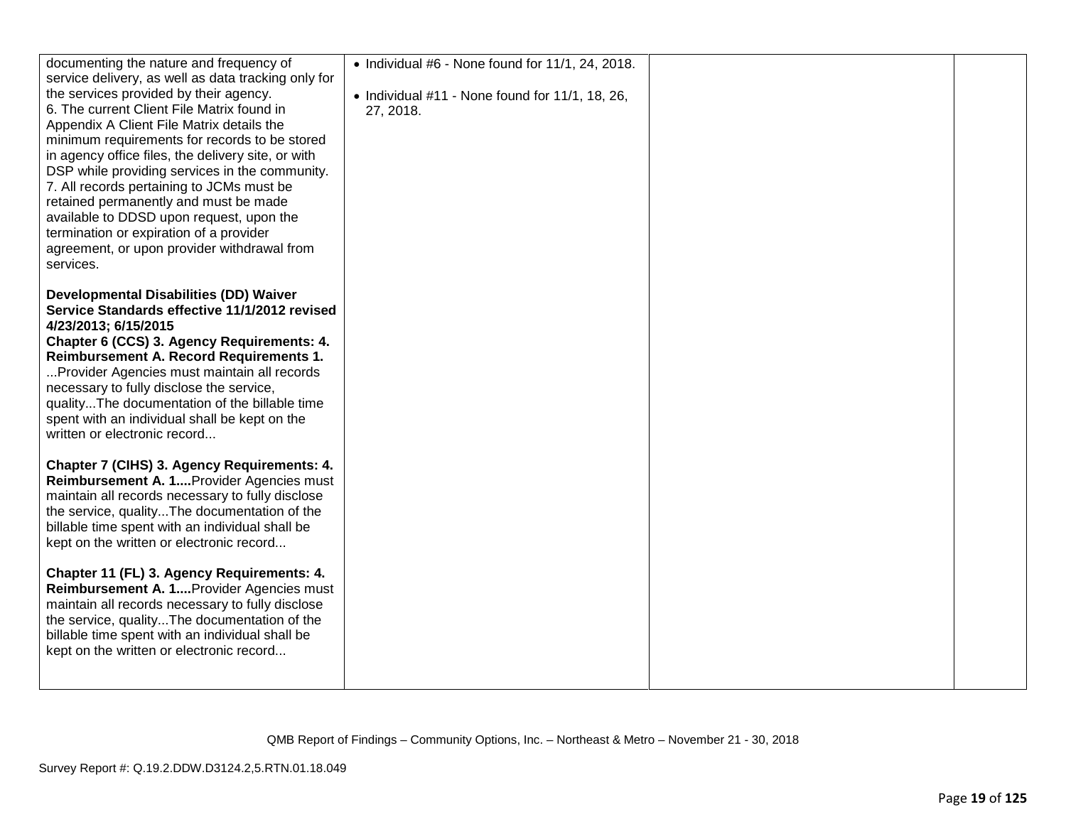| | | | |
|---|---|---|---|
| documenting the nature and frequency of service delivery, as well as data tracking only for the services provided by their agency.<br>6. The current Client File Matrix found in Appendix A Client File Matrix details the minimum requirements for records to be stored in agency office files, the delivery site, or with DSP while providing services in the community.<br>7. All records pertaining to JCMs must be retained permanently and must be made available to DDSD upon request, upon the termination or expiration of a provider agreement, or upon provider withdrawal from services.<br><br>**Developmental Disabilities (DD) Waiver Service Standards effective 11/1/2012 revised 4/23/2013; 6/15/2015**<br>**Chapter 6 (CCS) 3. Agency Requirements: 4. Reimbursement A. Record Requirements 1.** ...Provider Agencies must maintain all records necessary to fully disclose the service, quality...The documentation of the billable time spent with an individual shall be kept on the written or electronic record...<br><br>**Chapter 7 (CIHS) 3. Agency Requirements: 4. Reimbursement A. 1....**Provider Agencies must maintain all records necessary to fully disclose the service, quality...The documentation of the billable time spent with an individual shall be kept on the written or electronic record...<br><br>**Chapter 11 (FL) 3. Agency Requirements: 4. Reimbursement A. 1....**Provider Agencies must maintain all records necessary to fully disclose the service, quality...The documentation of the billable time spent with an individual shall be kept on the written or electronic record... | • Individual #6 - None found for 11/1, 24, 2018.<br><br>• Individual #11 - None found for 11/1, 18, 26, 27, 2018. | | |

QMB Report of Findings – Community Options, Inc. – Northeast & Metro – November 21 - 30, 2018

Survey Report #: Q.19.2.DDW.D3124.2,5.RTN.01.18.049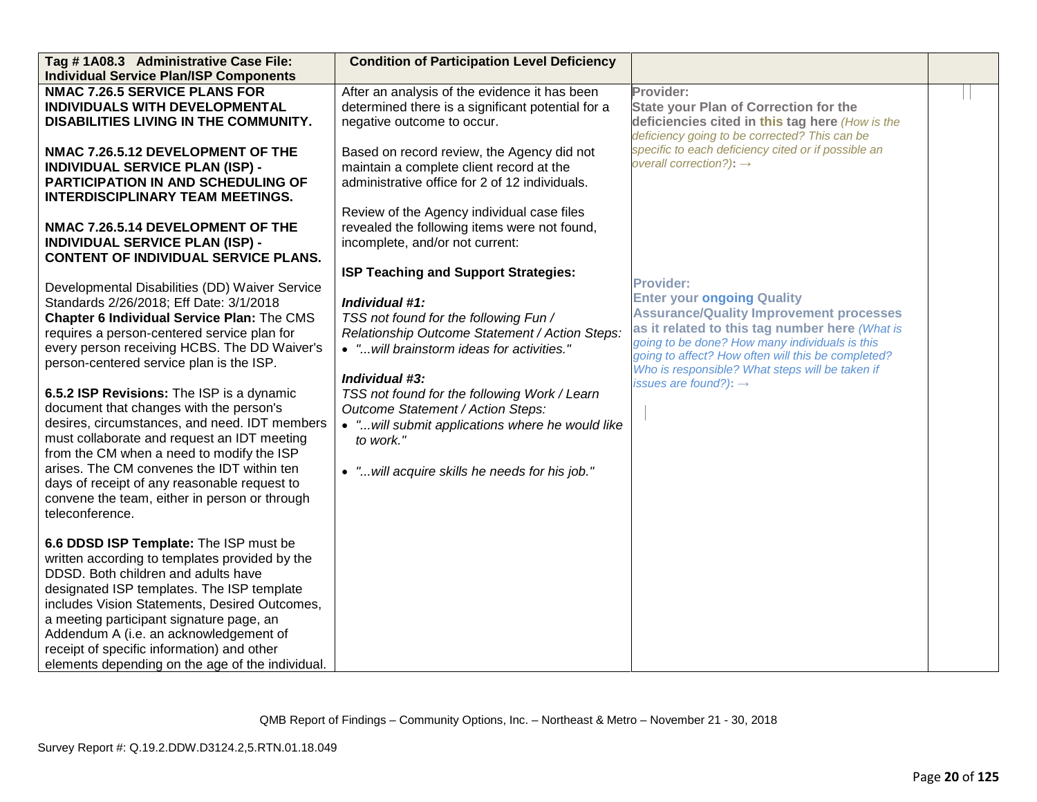| Tag # 1A08.3 Administrative Case File: Individual Service Plan/ISP Components | Condition of Participation Level Deficiency | | |
|---|---|---|---|
| **NMAC 7.26.5 SERVICE PLANS FOR INDIVIDUALS WITH DEVELOPMENTAL DISABILITIES LIVING IN THE COMMUNITY.**<br><br>**NMAC 7.26.5.12 DEVELOPMENT OF THE INDIVIDUAL SERVICE PLAN (ISP) - PARTICIPATION IN AND SCHEDULING OF INTERDISCIPLINARY TEAM MEETINGS.**<br><br>**NMAC 7.26.5.14 DEVELOPMENT OF THE INDIVIDUAL SERVICE PLAN (ISP) - CONTENT OF INDIVIDUAL SERVICE PLANS.**<br><br>Developmental Disabilities (DD) Waiver Service Standards 2/26/2018; Eff Date: 3/1/2018 **Chapter 6 Individual Service Plan:** The CMS requires a person-centered service plan for every person receiving HCBS. The DD Waiver's person-centered service plan is the ISP.<br><br>**6.5.2 ISP Revisions:** The ISP is a dynamic document that changes with the person's desires, circumstances, and need. IDT members must collaborate and request an IDT meeting from the CM when a need to modify the ISP arises. The CM convenes the IDT within ten days of receipt of any reasonable request to convene the team, either in person or through teleconference.<br><br>**6.6 DDSD ISP Template:** The ISP must be written according to templates provided by the DDSD. Both children and adults have designated ISP templates. The ISP template includes Vision Statements, Desired Outcomes, a meeting participant signature page, an Addendum A (i.e. an acknowledgement of receipt of specific information) and other elements depending on the age of the individual. | After an analysis of the evidence it has been determined there is a significant potential for a negative outcome to occur.<br><br>Based on record review, the Agency did not maintain a complete client record at the administrative office for 2 of 12 individuals.<br><br>Review of the Agency individual case files revealed the following items were not found, incomplete, and/or not current:<br><br>**ISP Teaching and Support Strategies:**<br><br>***Individual #1:***<br>*TSS not found for the following Fun / Relationship Outcome Statement / Action Steps:*<br>• *"...will brainstorm ideas for activities."*<br><br>***Individual #3:***<br>*TSS not found for the following Work / Learn Outcome Statement / Action Steps:*<br>• *"...will submit applications where he would like to work."*<br><br>• *"...will acquire skills he needs for his job."* | **Provider:**<br>**State your Plan of Correction for the deficiencies cited in this tag here** *(How is the deficiency going to be corrected? This can be specific to each deficiency cited or if possible an overall correction?)*: →<br><br>**Provider:**<br>**Enter your ongoing Quality Assurance/Quality Improvement processes as it related to this tag number here** *(What is going to be done? How many individuals is this going to affect? How often will this be completed? Who is responsible? What steps will be taken if issues are found?)*: → | |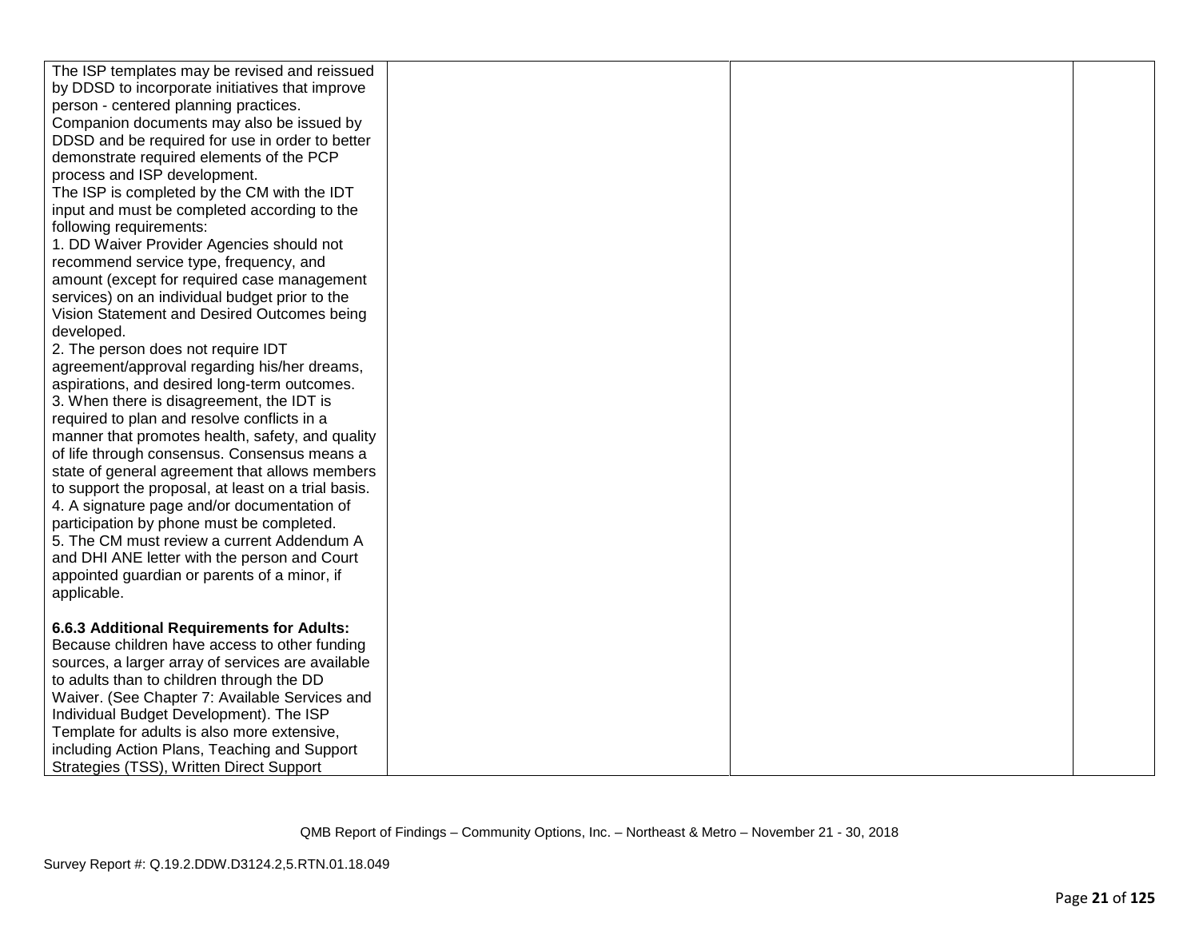| | | | |
|---|---|---|---|
| The ISP templates may be revised and reissued by DDSD to incorporate initiatives that improve person - centered planning practices. Companion documents may also be issued by DDSD and be required for use in order to better demonstrate required elements of the PCP process and ISP development.<br>The ISP is completed by the CM with the IDT input and must be completed according to the following requirements:<br>1. DD Waiver Provider Agencies should not recommend service type, frequency, and amount (except for required case management services) on an individual budget prior to the Vision Statement and Desired Outcomes being developed.<br>2. The person does not require IDT agreement/approval regarding his/her dreams, aspirations, and desired long-term outcomes.<br>3. When there is disagreement, the IDT is required to plan and resolve conflicts in a manner that promotes health, safety, and quality of life through consensus. Consensus means a state of general agreement that allows members to support the proposal, at least on a trial basis.<br>4. A signature page and/or documentation of participation by phone must be completed.<br>5. The CM must review a current Addendum A and DHI ANE letter with the person and Court appointed guardian or parents of a minor, if applicable.<br><br>**6.6.3 Additional Requirements for Adults:** Because children have access to other funding sources, a larger array of services are available to adults than to children through the DD Waiver. (See Chapter 7: Available Services and Individual Budget Development). The ISP Template for adults is also more extensive, including Action Plans, Teaching and Support Strategies (TSS), Written Direct Support | | | |

QMB Report of Findings – Community Options, Inc. – Northeast & Metro – November 21 - 30, 2018

Survey Report #: Q.19.2.DDW.D3124.2,5.RTN.01.18.049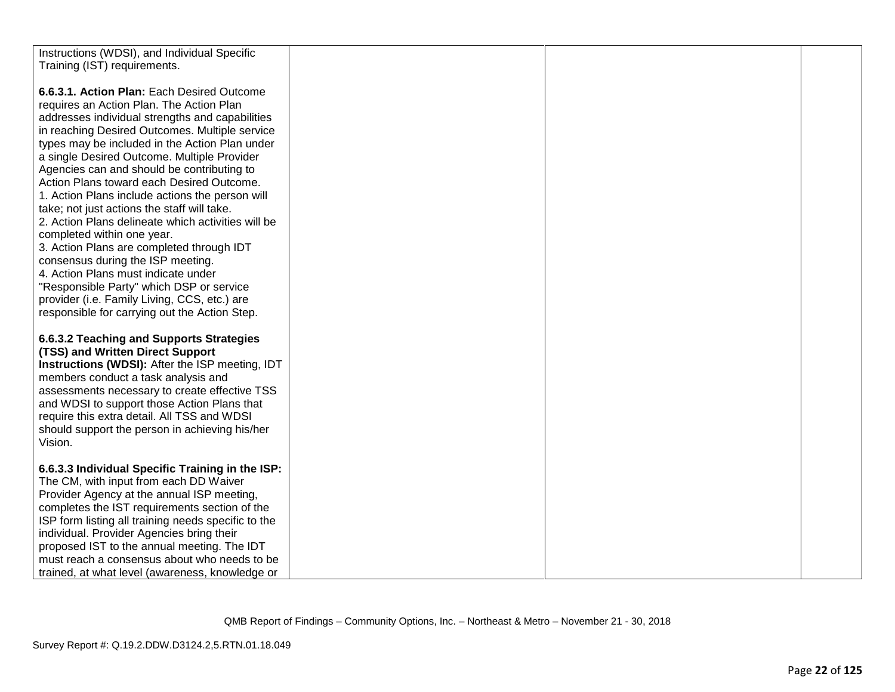| | | | |
|---|---|---|---|
| Instructions (WDSI), and Individual Specific Training (IST) requirements.<br><br>**6.6.3.1. Action Plan:** Each Desired Outcome requires an Action Plan. The Action Plan addresses individual strengths and capabilities in reaching Desired Outcomes. Multiple service types may be included in the Action Plan under a single Desired Outcome. Multiple Provider Agencies can and should be contributing to Action Plans toward each Desired Outcome.<br>1. Action Plans include actions the person will take; not just actions the staff will take.<br>2. Action Plans delineate which activities will be completed within one year.<br>3. Action Plans are completed through IDT consensus during the ISP meeting.<br>4. Action Plans must indicate under "Responsible Party" which DSP or service provider (i.e. Family Living, CCS, etc.) are responsible for carrying out the Action Step.<br><br>**6.6.3.2 Teaching and Supports Strategies (TSS) and Written Direct Support Instructions (WDSI):** After the ISP meeting, IDT members conduct a task analysis and assessments necessary to create effective TSS and WDSI to support those Action Plans that require this extra detail. All TSS and WDSI should support the person in achieving his/her Vision.<br><br>**6.6.3.3 Individual Specific Training in the ISP:** The CM, with input from each DD Waiver Provider Agency at the annual ISP meeting, completes the IST requirements section of the ISP form listing all training needs specific to the individual. Provider Agencies bring their proposed IST to the annual meeting. The IDT must reach a consensus about who needs to be trained, at what level (awareness, knowledge or | | | |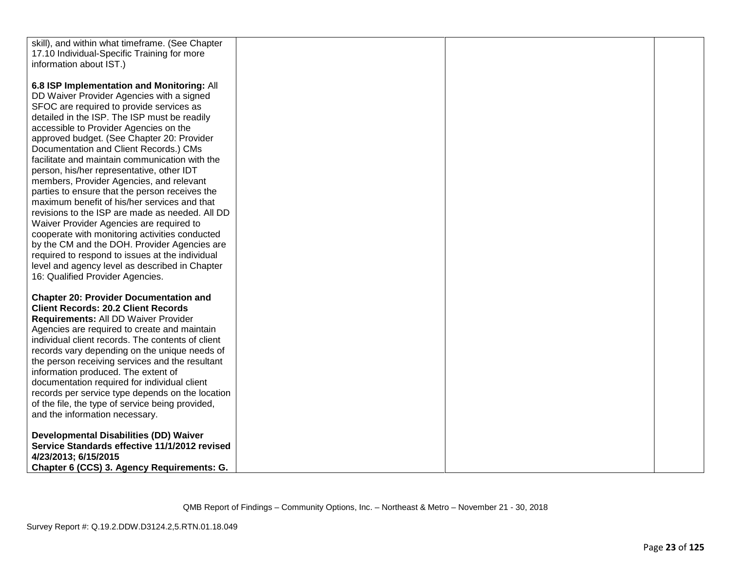| | | | |
|---|---|---|---|
| skill), and within what timeframe. (See Chapter 17.10 Individual-Specific Training for more information about IST.)<br><br>**6.8 ISP Implementation and Monitoring:** All DD Waiver Provider Agencies with a signed SFOC are required to provide services as detailed in the ISP. The ISP must be readily accessible to Provider Agencies on the approved budget. (See Chapter 20: Provider Documentation and Client Records.) CMs facilitate and maintain communication with the person, his/her representative, other IDT members, Provider Agencies, and relevant parties to ensure that the person receives the maximum benefit of his/her services and that revisions to the ISP are made as needed. All DD Waiver Provider Agencies are required to cooperate with monitoring activities conducted by the CM and the DOH. Provider Agencies are required to respond to issues at the individual level and agency level as described in Chapter 16: Qualified Provider Agencies.<br><br>**Chapter 20: Provider Documentation and Client Records: 20.2 Client Records Requirements:** All DD Waiver Provider Agencies are required to create and maintain individual client records. The contents of client records vary depending on the unique needs of the person receiving services and the resultant information produced. The extent of documentation required for individual client records per service type depends on the location of the file, the type of service being provided, and the information necessary.<br><br>**Developmental Disabilities (DD) Waiver Service Standards effective 11/1/2012 revised 4/23/2013; 6/15/2015**<br>**Chapter 6 (CCS) 3. Agency Requirements: G.** | | | |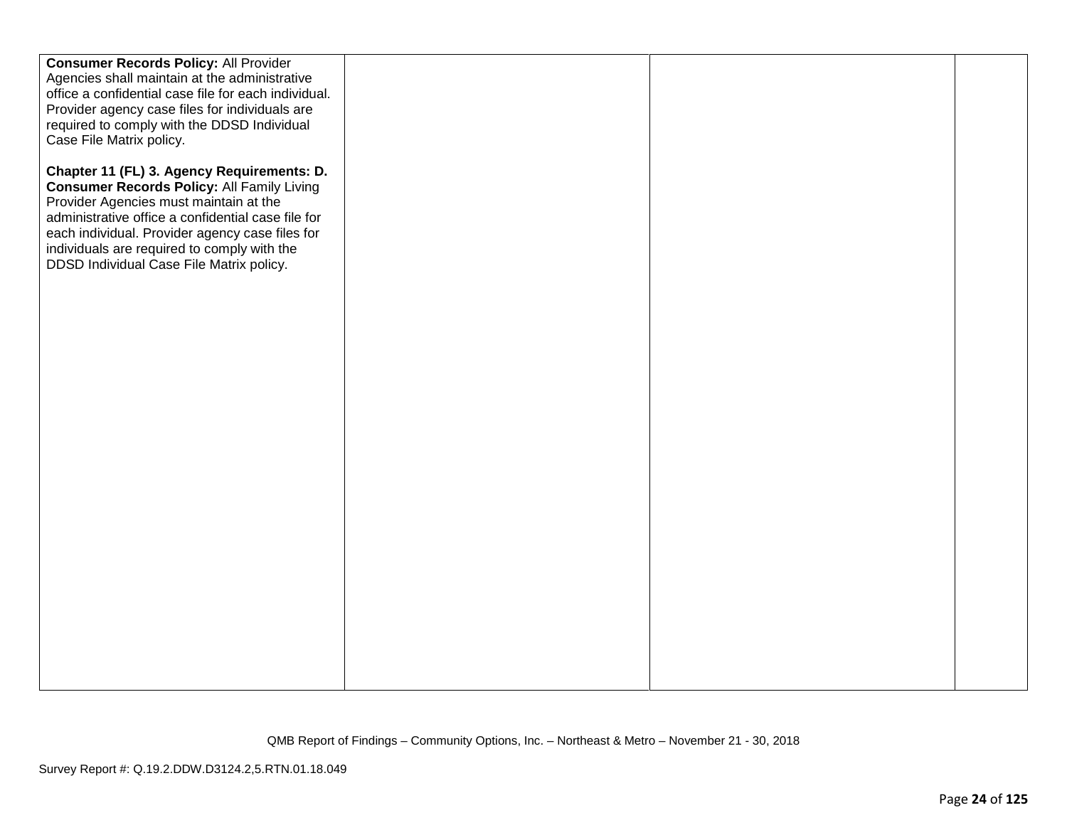| | | | |
|---|---|---|---|
| **Consumer Records Policy:** All Provider Agencies shall maintain at the administrative office a confidential case file for each individual. Provider agency case files for individuals are required to comply with the DDSD Individual Case File Matrix policy.<br><br>**Chapter 11 (FL) 3. Agency Requirements: D. Consumer Records Policy:** All Family Living Provider Agencies must maintain at the administrative office a confidential case file for each individual. Provider agency case files for individuals are required to comply with the DDSD Individual Case File Matrix policy. | | | |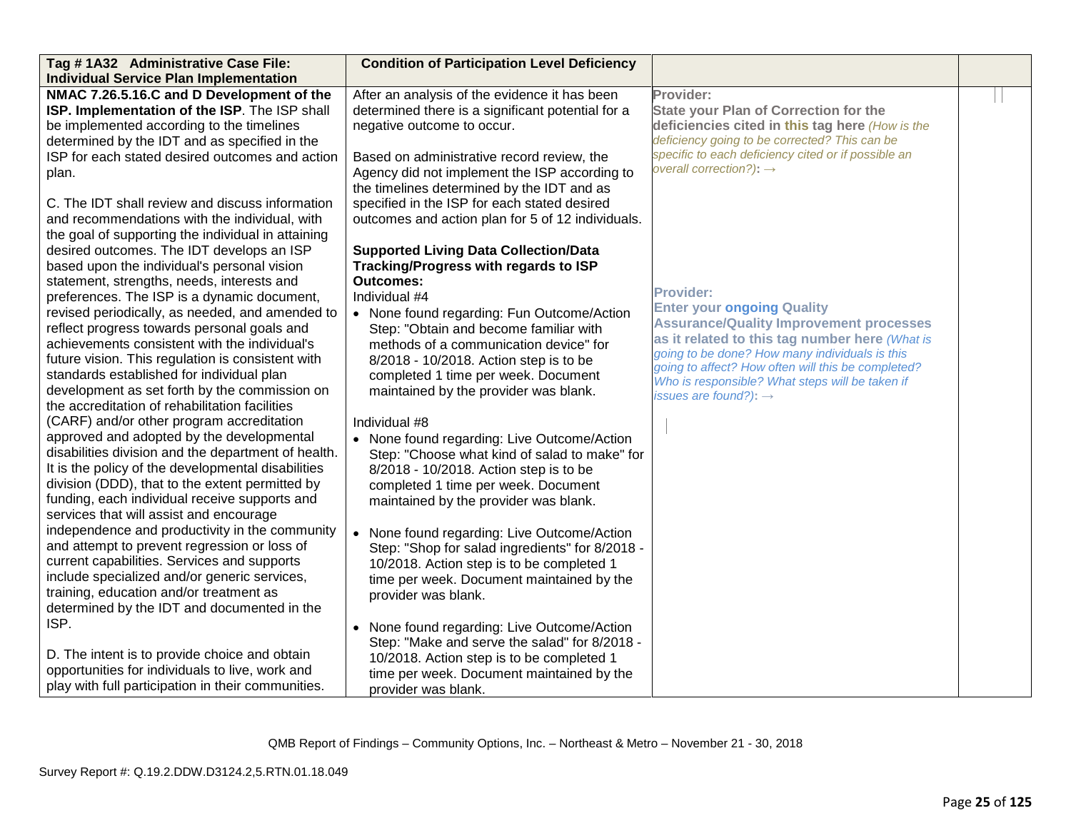| Tag # 1A32 Administrative Case File: Individual Service Plan Implementation | Condition of Participation Level Deficiency | | |
|---|---|---|---|
| **NMAC 7.26.5.16.C and D Development of the ISP. Implementation of the ISP**. The ISP shall be implemented according to the timelines determined by the IDT and as specified in the ISP for each stated desired outcomes and action plan.<br><br>C. The IDT shall review and discuss information and recommendations with the individual, with the goal of supporting the individual in attaining desired outcomes. The IDT develops an ISP based upon the individual's personal vision statement, strengths, needs, interests and preferences. The ISP is a dynamic document, revised periodically, as needed, and amended to reflect progress towards personal goals and achievements consistent with the individual's future vision. This regulation is consistent with standards established for individual plan development as set forth by the commission on the accreditation of rehabilitation facilities (CARF) and/or other program accreditation approved and adopted by the developmental disabilities division and the department of health. It is the policy of the developmental disabilities division (DDD), that to the extent permitted by funding, each individual receive supports and services that will assist and encourage independence and productivity in the community and attempt to prevent regression or loss of current capabilities. Services and supports include specialized and/or generic services, training, education and/or treatment as determined by the IDT and documented in the ISP.<br><br>D. The intent is to provide choice and obtain opportunities for individuals to live, work and play with full participation in their communities. | After an analysis of the evidence it has been determined there is a significant potential for a negative outcome to occur.<br><br>Based on administrative record review, the Agency did not implement the ISP according to the timelines determined by the IDT and as specified in the ISP for each stated desired outcomes and action plan for 5 of 12 individuals.<br><br>**Supported Living Data Collection/Data Tracking/Progress with regards to ISP Outcomes:**<br>Individual #4<br>• None found regarding: Fun Outcome/Action Step: "Obtain and become familiar with methods of a communication device" for 8/2018 - 10/2018. Action step is to be completed 1 time per week. Document maintained by the provider was blank.<br><br>Individual #8<br>• None found regarding: Live Outcome/Action Step: "Choose what kind of salad to make" for 8/2018 - 10/2018. Action step is to be completed 1 time per week. Document maintained by the provider was blank.<br><br>• None found regarding: Live Outcome/Action Step: "Shop for salad ingredients" for 8/2018 - 10/2018. Action step is to be completed 1 time per week. Document maintained by the provider was blank.<br><br>• None found regarding: Live Outcome/Action Step: "Make and serve the salad" for 8/2018 - 10/2018. Action step is to be completed 1 time per week. Document maintained by the provider was blank. | **Provider:**<br>**State your Plan of Correction for the deficiencies cited in this tag here** *(How is the deficiency going to be corrected? This can be specific to each deficiency cited or if possible an overall correction?)*: →<br><br>**Provider:**<br>**Enter your ongoing Quality Assurance/Quality Improvement processes as it related to this tag number here** *(What is going to be done? How many individuals is this going to affect? How often will this be completed? Who is responsible? What steps will be taken if issues are found?)*: → | |

QMB Report of Findings – Community Options, Inc. – Northeast & Metro – November 21 - 30, 2018

Survey Report #: Q.19.2.DDW.D3124.2,5.RTN.01.18.049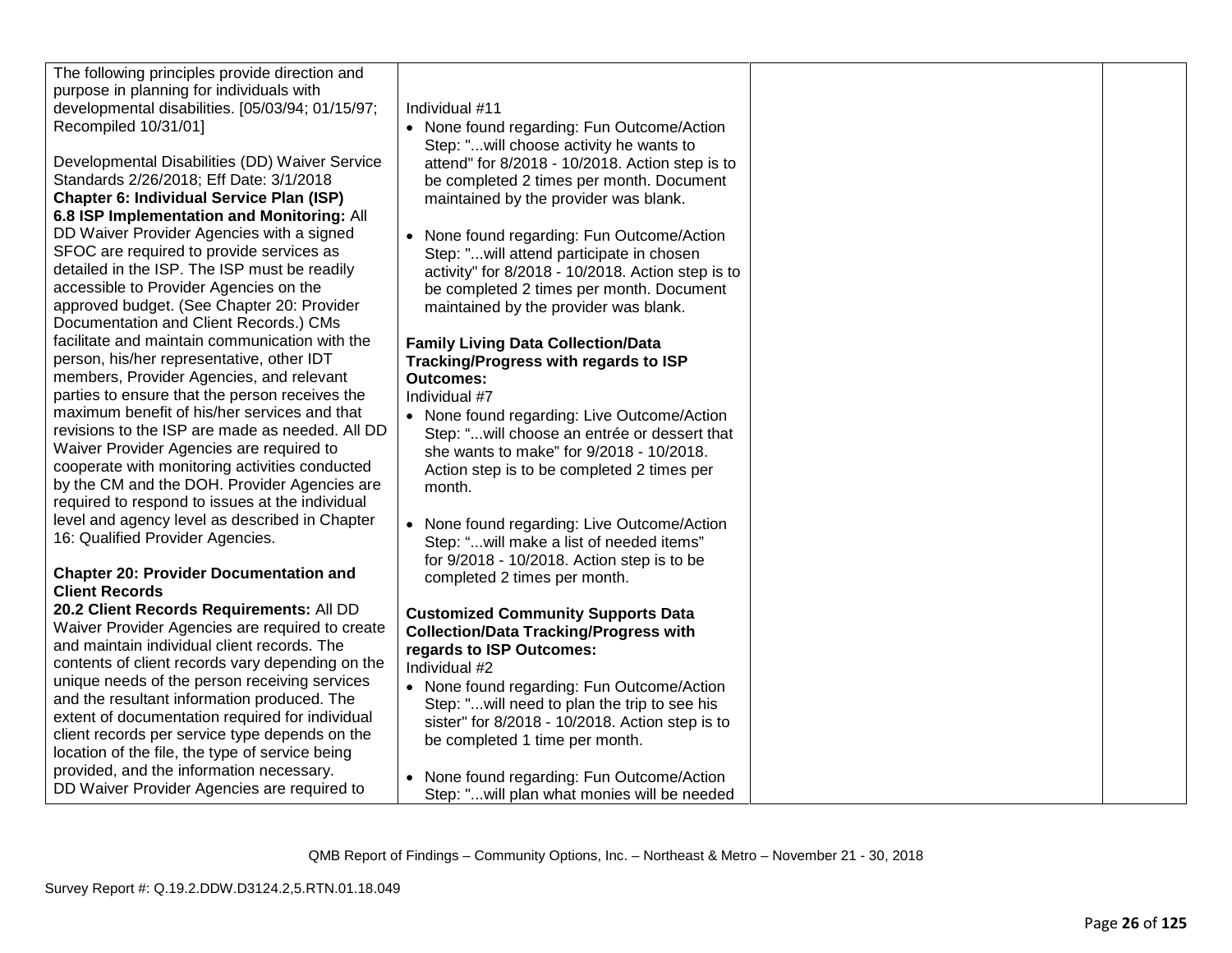| | | | |
|---|---|---|---|
| The following principles provide direction and purpose in planning for individuals with developmental disabilities. [05/03/94; 01/15/97; Recompiled 10/31/01]<br><br>Developmental Disabilities (DD) Waiver Service Standards 2/26/2018; Eff Date: 3/1/2018<br>**Chapter 6: Individual Service Plan (ISP)**<br>**6.8 ISP Implementation and Monitoring:** All DD Waiver Provider Agencies with a signed SFOC are required to provide services as detailed in the ISP. The ISP must be readily accessible to Provider Agencies on the approved budget. (See Chapter 20: Provider Documentation and Client Records.) CMs facilitate and maintain communication with the person, his/her representative, other IDT members, Provider Agencies, and relevant parties to ensure that the person receives the maximum benefit of his/her services and that revisions to the ISP are made as needed. All DD Waiver Provider Agencies are required to cooperate with monitoring activities conducted by the CM and the DOH. Provider Agencies are required to respond to issues at the individual level and agency level as described in Chapter 16: Qualified Provider Agencies.<br><br>**Chapter 20: Provider Documentation and Client Records**<br>**20.2 Client Records Requirements:** All DD Waiver Provider Agencies are required to create and maintain individual client records. The contents of client records vary depending on the unique needs of the person receiving services and the resultant information produced. The extent of documentation required for individual client records per service type depends on the location of the file, the type of service being provided, and the information necessary.<br>DD Waiver Provider Agencies are required to | Individual #11<br>• None found regarding: Fun Outcome/Action Step: "...will choose activity he wants to attend" for 8/2018 - 10/2018. Action step is to be completed 2 times per month. Document maintained by the provider was blank.<br><br>• None found regarding: Fun Outcome/Action Step: "...will attend participate in chosen activity" for 8/2018 - 10/2018. Action step is to be completed 2 times per month. Document maintained by the provider was blank.<br><br>**Family Living Data Collection/Data Tracking/Progress with regards to ISP Outcomes:**<br>Individual #7<br>• None found regarding: Live Outcome/Action Step: "...will choose an entrée or dessert that she wants to make" for 9/2018 - 10/2018. Action step is to be completed 2 times per month.<br><br>• None found regarding: Live Outcome/Action Step: "...will make a list of needed items" for 9/2018 - 10/2018. Action step is to be completed 2 times per month.<br><br>**Customized Community Supports Data Collection/Data Tracking/Progress with regards to ISP Outcomes:**<br>Individual #2<br>• None found regarding: Fun Outcome/Action Step: "...will need to plan the trip to see his sister" for 8/2018 - 10/2018. Action step is to be completed 1 time per month.<br><br>• None found regarding: Fun Outcome/Action Step: "...will plan what monies will be needed | | |

QMB Report of Findings – Community Options, Inc. – Northeast & Metro – November 21 - 30, 2018

Survey Report #: Q.19.2.DDW.D3124.2,5.RTN.01.18.049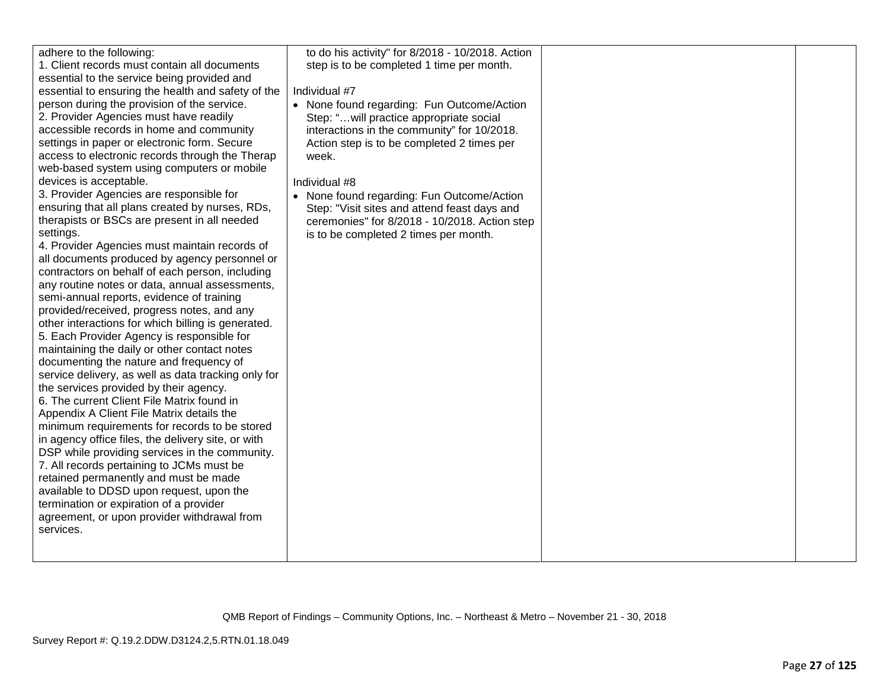| | | | |
|---|---|---|---|
| adhere to the following:<br>1. Client records must contain all documents essential to the service being provided and essential to ensuring the health and safety of the person during the provision of the service.<br>2. Provider Agencies must have readily accessible records in home and community settings in paper or electronic form. Secure access to electronic records through the Therap web-based system using computers or mobile devices is acceptable.<br>3. Provider Agencies are responsible for ensuring that all plans created by nurses, RDs, therapists or BSCs are present in all needed settings.<br>4. Provider Agencies must maintain records of all documents produced by agency personnel or contractors on behalf of each person, including any routine notes or data, annual assessments, semi-annual reports, evidence of training provided/received, progress notes, and any other interactions for which billing is generated.<br>5. Each Provider Agency is responsible for maintaining the daily or other contact notes documenting the nature and frequency of service delivery, as well as data tracking only for the services provided by their agency.<br>6. The current Client File Matrix found in Appendix A Client File Matrix details the minimum requirements for records to be stored in agency office files, the delivery site, or with DSP while providing services in the community.<br>7. All records pertaining to JCMs must be retained permanently and must be made available to DDSD upon request, upon the termination or expiration of a provider agreement, or upon provider withdrawal from services. | to do his activity" for 8/2018 - 10/2018. Action step is to be completed 1 time per month.<br><br>Individual #7<br>• None found regarding: Fun Outcome/Action Step: "…will practice appropriate social interactions in the community" for 10/2018. Action step is to be completed 2 times per week.<br><br>Individual #8<br>• None found regarding: Fun Outcome/Action Step: "Visit sites and attend feast days and ceremonies" for 8/2018 - 10/2018. Action step is to be completed 2 times per month. | | |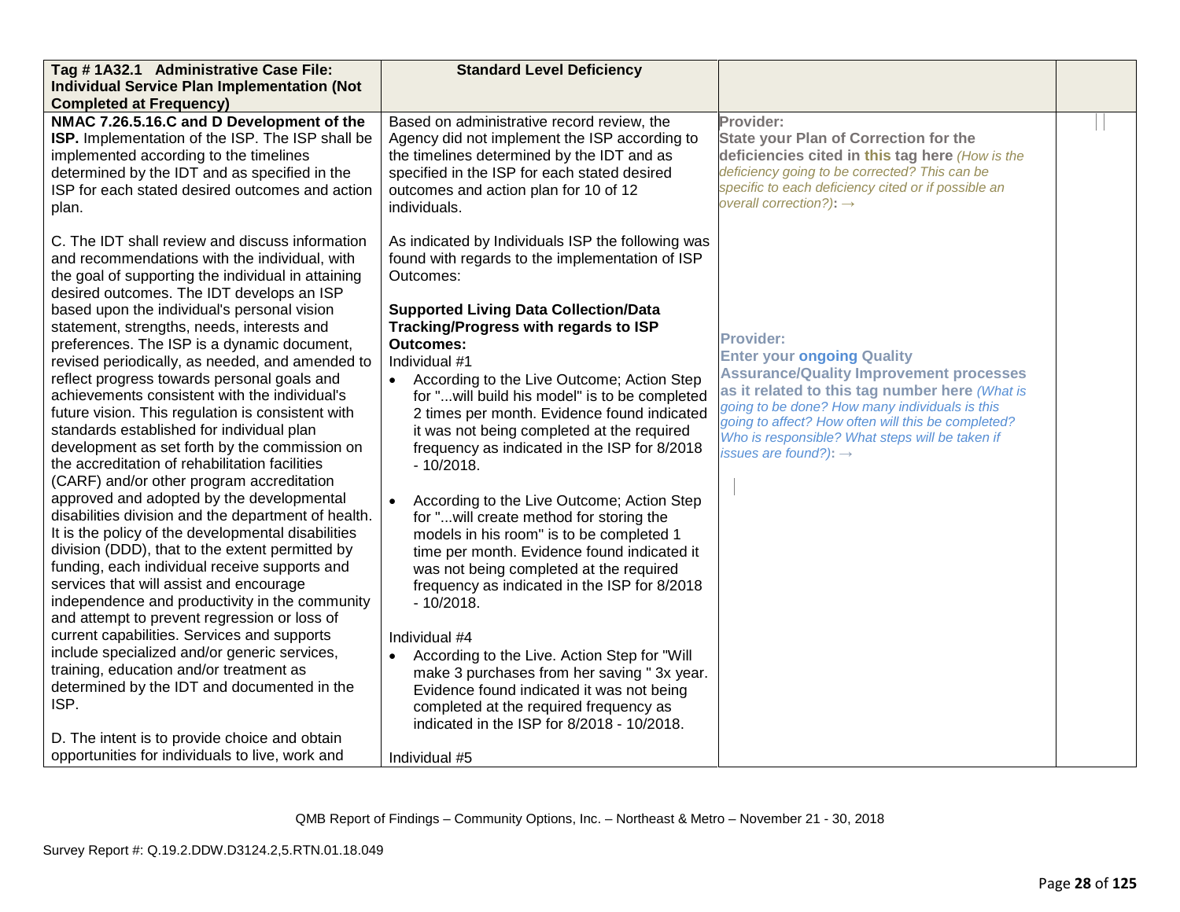| Tag # 1A32.1 Administrative Case File: Individual Service Plan Implementation (Not Completed at Frequency) | Standard Level Deficiency | | |
|---|---|---|---|
| **NMAC 7.26.5.16.C and D Development of the ISP.** Implementation of the ISP. The ISP shall be implemented according to the timelines determined by the IDT and as specified in the ISP for each stated desired outcomes and action plan.<br><br>C. The IDT shall review and discuss information and recommendations with the individual, with the goal of supporting the individual in attaining desired outcomes. The IDT develops an ISP based upon the individual's personal vision statement, strengths, needs, interests and preferences. The ISP is a dynamic document, revised periodically, as needed, and amended to reflect progress towards personal goals and achievements consistent with the individual's future vision. This regulation is consistent with standards established for individual plan development as set forth by the commission on the accreditation of rehabilitation facilities (CARF) and/or other program accreditation approved and adopted by the developmental disabilities division and the department of health. It is the policy of the developmental disabilities division (DDD), that to the extent permitted by funding, each individual receive supports and services that will assist and encourage independence and productivity in the community and attempt to prevent regression or loss of current capabilities. Services and supports include specialized and/or generic services, training, education and/or treatment as determined by the IDT and documented in the ISP.<br><br>D. The intent is to provide choice and obtain opportunities for individuals to live, work and | Based on administrative record review, the Agency did not implement the ISP according to the timelines determined by the IDT and as specified in the ISP for each stated desired outcomes and action plan for 10 of 12 individuals.<br><br>As indicated by Individuals ISP the following was found with regards to the implementation of ISP Outcomes:<br><br>**Supported Living Data Collection/Data Tracking/Progress with regards to ISP Outcomes:**<br>Individual #1<br>• According to the Live Outcome; Action Step for "...will build his model" is to be completed 2 times per month. Evidence found indicated it was not being completed at the required frequency as indicated in the ISP for 8/2018 - 10/2018.<br><br>• According to the Live Outcome; Action Step for "...will create method for storing the models in his room" is to be completed 1 time per month. Evidence found indicated it was not being completed at the required frequency as indicated in the ISP for 8/2018 - 10/2018.<br><br>Individual #4<br>• According to the Live. Action Step for "Will make 3 purchases from her saving " 3x year. Evidence found indicated it was not being completed at the required frequency as indicated in the ISP for 8/2018 - 10/2018.<br><br>Individual #5 | **Provider:**<br>**State your Plan of Correction for the deficiencies cited in this tag here** *(How is the deficiency going to be corrected? This can be specific to each deficiency cited or if possible an overall correction?)*: →<br><br>**Provider:**<br>**Enter your ongoing Quality Assurance/Quality Improvement processes as it related to this tag number here** *(What is going to be done? How many individuals is this going to affect? How often will this be completed? Who is responsible? What steps will be taken if issues are found?)*: → | |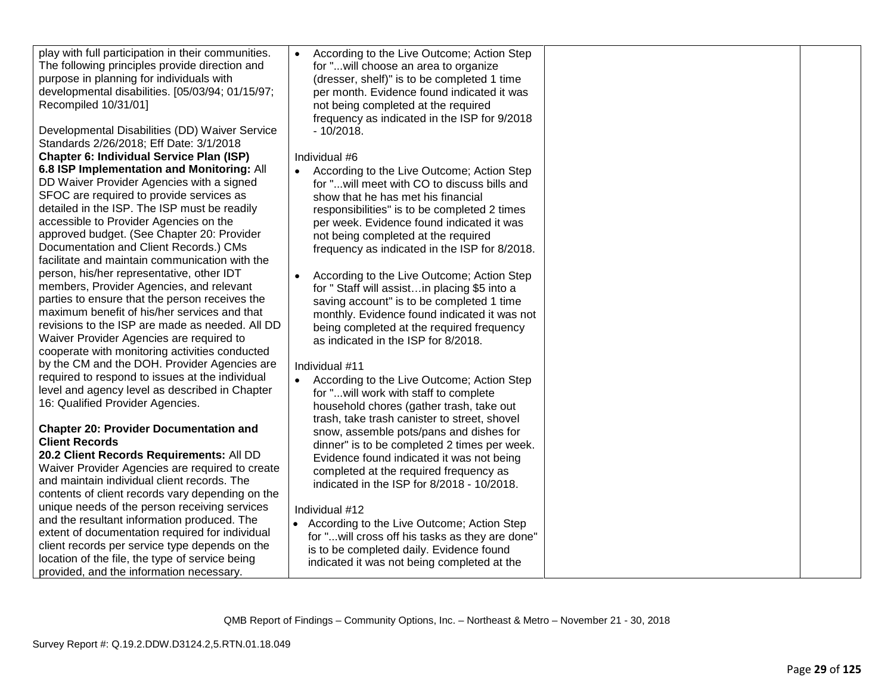| | | | |
|---|---|---|---|
| play with full participation in their communities. The following principles provide direction and purpose in planning for individuals with developmental disabilities. [05/03/94; 01/15/97; Recompiled 10/31/01]<br><br>Developmental Disabilities (DD) Waiver Service Standards 2/26/2018; Eff Date: 3/1/2018<br>**Chapter 6: Individual Service Plan (ISP)**<br>**6.8 ISP Implementation and Monitoring:** All DD Waiver Provider Agencies with a signed SFOC are required to provide services as detailed in the ISP. The ISP must be readily accessible to Provider Agencies on the approved budget. (See Chapter 20: Provider Documentation and Client Records.) CMs facilitate and maintain communication with the person, his/her representative, other IDT members, Provider Agencies, and relevant parties to ensure that the person receives the maximum benefit of his/her services and that revisions to the ISP are made as needed. All DD Waiver Provider Agencies are required to cooperate with monitoring activities conducted by the CM and the DOH. Provider Agencies are required to respond to issues at the individual level and agency level as described in Chapter 16: Qualified Provider Agencies.<br><br>**Chapter 20: Provider Documentation and Client Records**<br>**20.2 Client Records Requirements:** All DD Waiver Provider Agencies are required to create and maintain individual client records. The contents of client records vary depending on the unique needs of the person receiving services and the resultant information produced. The extent of documentation required for individual client records per service type depends on the location of the file, the type of service being provided, and the information necessary. | • According to the Live Outcome; Action Step for "...will choose an area to organize (dresser, shelf)" is to be completed 1 time per month. Evidence found indicated it was not being completed at the required frequency as indicated in the ISP for 9/2018 - 10/2018.<br><br>Individual #6<br>• According to the Live Outcome; Action Step for "...will meet with CO to discuss bills and show that he has met his financial responsibilities" is to be completed 2 times per week. Evidence found indicated it was not being completed at the required frequency as indicated in the ISP for 8/2018.<br><br>• According to the Live Outcome; Action Step for " Staff will assist…in placing $5 into a saving account" is to be completed 1 time monthly. Evidence found indicated it was not being completed at the required frequency as indicated in the ISP for 8/2018.<br><br>Individual #11<br>• According to the Live Outcome; Action Step for "...will work with staff to complete household chores (gather trash, take out trash, take trash canister to street, shovel snow, assemble pots/pans and dishes for dinner" is to be completed 2 times per week. Evidence found indicated it was not being completed at the required frequency as indicated in the ISP for 8/2018 - 10/2018.<br><br>Individual #12<br>• According to the Live Outcome; Action Step for "...will cross off his tasks as they are done" is to be completed daily. Evidence found indicated it was not being completed at the | | |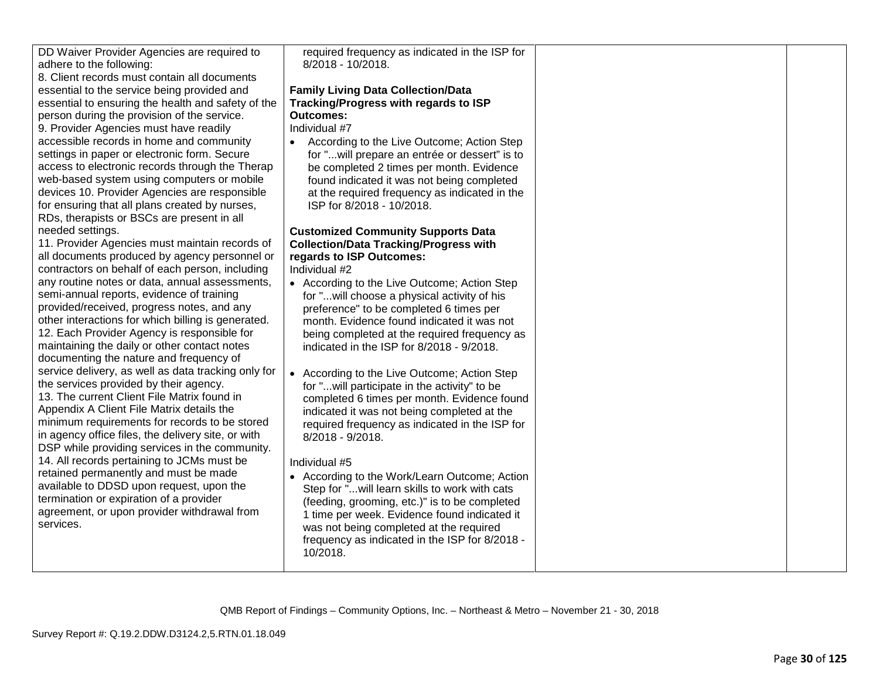| | | | |
|---|---|---|---|
| DD Waiver Provider Agencies are required to adhere to the following:<br>8. Client records must contain all documents essential to the service being provided and essential to ensuring the health and safety of the person during the provision of the service.<br>9. Provider Agencies must have readily accessible records in home and community settings in paper or electronic form. Secure access to electronic records through the Therap web-based system using computers or mobile devices 10. Provider Agencies are responsible for ensuring that all plans created by nurses, RDs, therapists or BSCs are present in all needed settings.<br>11. Provider Agencies must maintain records of all documents produced by agency personnel or contractors on behalf of each person, including any routine notes or data, annual assessments, semi-annual reports, evidence of training provided/received, progress notes, and any other interactions for which billing is generated.<br>12. Each Provider Agency is responsible for maintaining the daily or other contact notes documenting the nature and frequency of service delivery, as well as data tracking only for the services provided by their agency.<br>13. The current Client File Matrix found in Appendix A Client File Matrix details the minimum requirements for records to be stored in agency office files, the delivery site, or with DSP while providing services in the community.<br>14. All records pertaining to JCMs must be retained permanently and must be made available to DDSD upon request, upon the termination or expiration of a provider agreement, or upon provider withdrawal from services. | required frequency as indicated in the ISP for 8/2018 - 10/2018.<br><br>**Family Living Data Collection/Data Tracking/Progress with regards to ISP Outcomes:**<br>Individual #7<br>• According to the Live Outcome; Action Step for "...will prepare an entrée or dessert" is to be completed 2 times per month. Evidence found indicated it was not being completed at the required frequency as indicated in the ISP for 8/2018 - 10/2018.<br><br>**Customized Community Supports Data Collection/Data Tracking/Progress with regards to ISP Outcomes:**<br>Individual #2<br>• According to the Live Outcome; Action Step for "...will choose a physical activity of his preference" to be completed 6 times per month. Evidence found indicated it was not being completed at the required frequency as indicated in the ISP for 8/2018 - 9/2018.<br><br>• According to the Live Outcome; Action Step for "...will participate in the activity" to be completed 6 times per month. Evidence found indicated it was not being completed at the required frequency as indicated in the ISP for 8/2018 - 9/2018.<br><br>Individual #5<br>• According to the Work/Learn Outcome; Action Step for "...will learn skills to work with cats (feeding, grooming, etc.)" is to be completed 1 time per week. Evidence found indicated it was not being completed at the required frequency as indicated in the ISP for 8/2018 - 10/2018. | | |

QMB Report of Findings – Community Options, Inc. – Northeast & Metro – November 21 - 30, 2018

Survey Report #: Q.19.2.DDW.D3124.2,5.RTN.01.18.049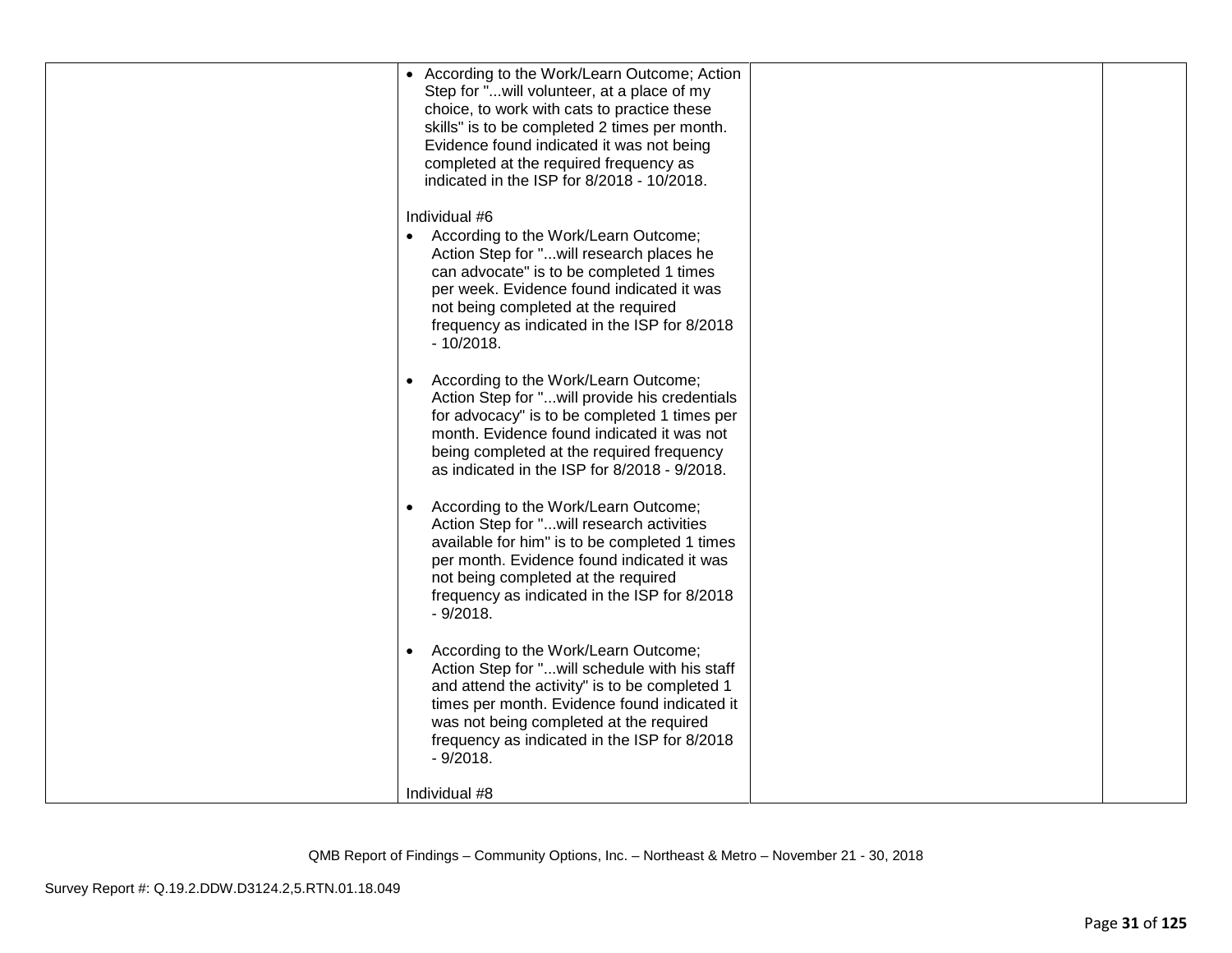| | | | |
|---|---|---|---|
| | • According to the Work/Learn Outcome; Action Step for "...will volunteer, at a place of my choice, to work with cats to practice these skills" is to be completed 2 times per month. Evidence found indicated it was not being completed at the required frequency as indicated in the ISP for 8/2018 - 10/2018.<br><br>Individual #6<br>• According to the Work/Learn Outcome; Action Step for "...will research places he can advocate" is to be completed 1 times per week. Evidence found indicated it was not being completed at the required frequency as indicated in the ISP for 8/2018 - 10/2018.<br><br>• According to the Work/Learn Outcome; Action Step for "...will provide his credentials for advocacy" is to be completed 1 times per month. Evidence found indicated it was not being completed at the required frequency as indicated in the ISP for 8/2018 - 9/2018.<br><br>• According to the Work/Learn Outcome; Action Step for "...will research activities available for him" is to be completed 1 times per month. Evidence found indicated it was not being completed at the required frequency as indicated in the ISP for 8/2018 - 9/2018.<br><br>• According to the Work/Learn Outcome; Action Step for "...will schedule with his staff and attend the activity" is to be completed 1 times per month. Evidence found indicated it was not being completed at the required frequency as indicated in the ISP for 8/2018 - 9/2018.<br><br>Individual #8 | | |

QMB Report of Findings – Community Options, Inc. – Northeast & Metro – November 21 - 30, 2018

Survey Report #: Q.19.2.DDW.D3124.2,5.RTN.01.18.049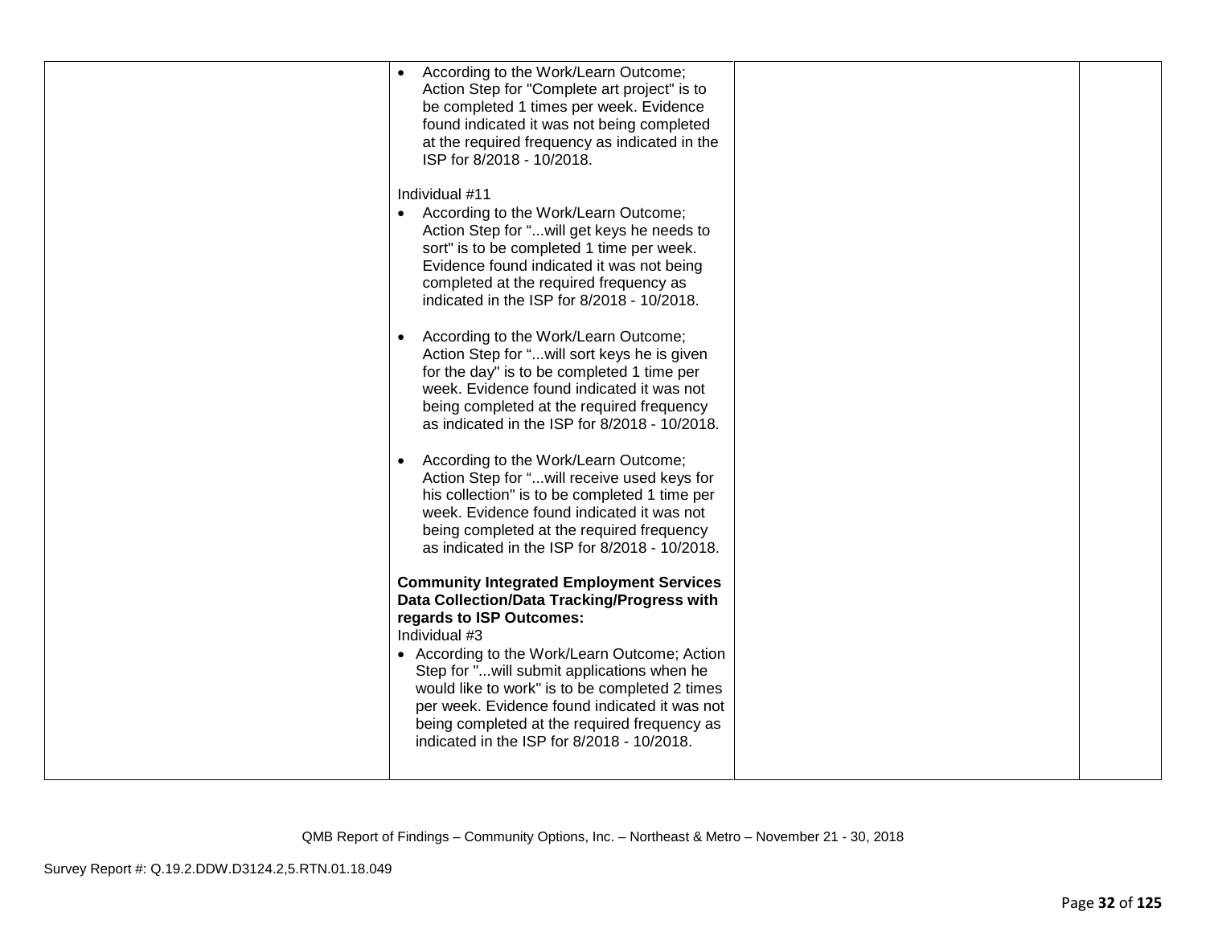| | | | |
|---|---|---|---|
| | • According to the Work/Learn Outcome; Action Step for "Complete art project" is to be completed 1 times per week. Evidence found indicated it was not being completed at the required frequency as indicated in the ISP for 8/2018 - 10/2018.<br><br>Individual #11<br>• According to the Work/Learn Outcome; Action Step for "...will get keys he needs to sort" is to be completed 1 time per week. Evidence found indicated it was not being completed at the required frequency as indicated in the ISP for 8/2018 - 10/2018.<br><br>• According to the Work/Learn Outcome; Action Step for "...will sort keys he is given for the day" is to be completed 1 time per week. Evidence found indicated it was not being completed at the required frequency as indicated in the ISP for 8/2018 - 10/2018.<br><br>• According to the Work/Learn Outcome; Action Step for "...will receive used keys for his collection" is to be completed 1 time per week. Evidence found indicated it was not being completed at the required frequency as indicated in the ISP for 8/2018 - 10/2018.<br><br>**Community Integrated Employment Services Data Collection/Data Tracking/Progress with regards to ISP Outcomes:**<br>Individual #3<br>• According to the Work/Learn Outcome; Action Step for "...will submit applications when he would like to work" is to be completed 2 times per week. Evidence found indicated it was not being completed at the required frequency as indicated in the ISP for 8/2018 - 10/2018. | | |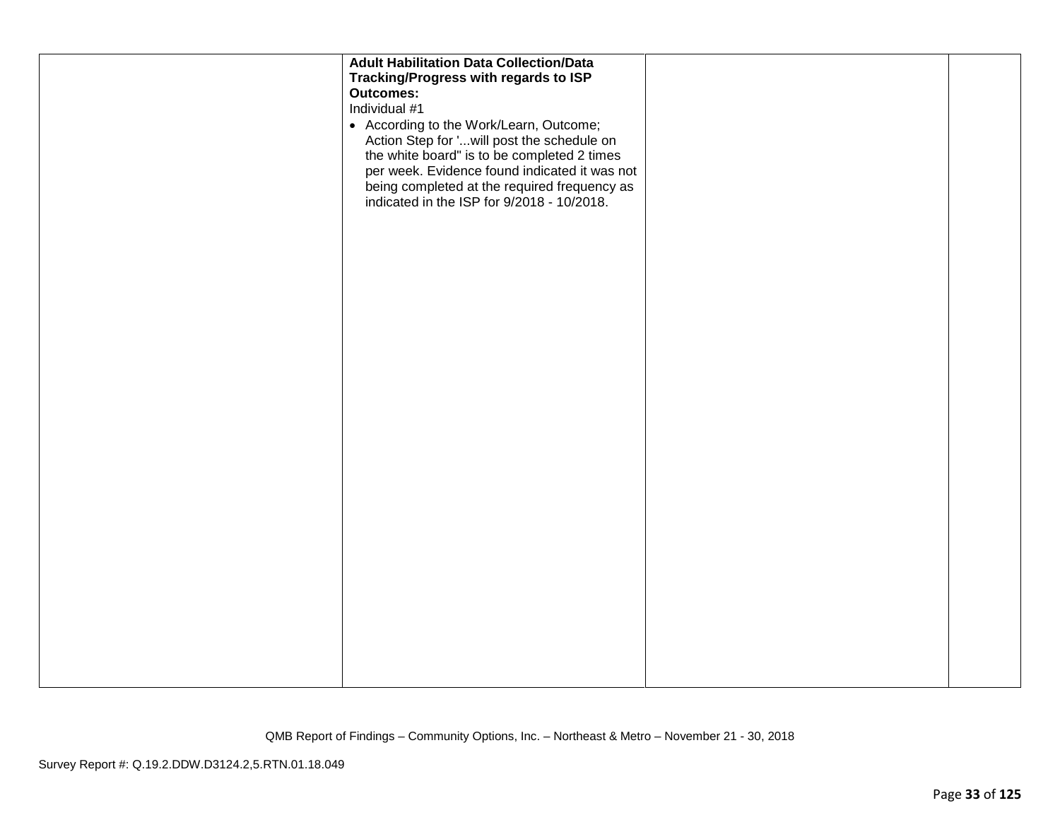| | | | |
|---|---|---|---|
| | **Adult Habilitation Data Collection/Data Tracking/Progress with regards to ISP Outcomes:**<br>Individual #1<br>• According to the Work/Learn, Outcome; Action Step for '...will post the schedule on the white board" is to be completed 2 times per week. Evidence found indicated it was not being completed at the required frequency as indicated in the ISP for 9/2018 - 10/2018. | | |

QMB Report of Findings – Community Options, Inc. – Northeast & Metro – November 21 - 30, 2018

Survey Report #: Q.19.2.DDW.D3124.2,5.RTN.01.18.049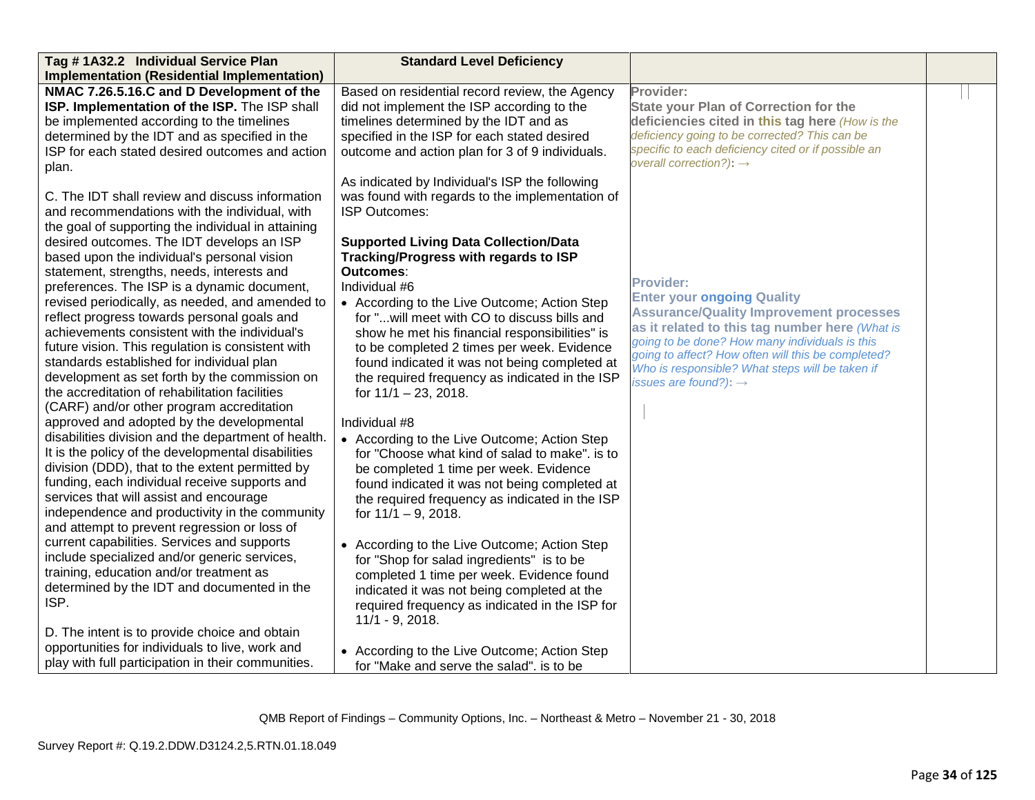| Tag # 1A32.2 Individual Service Plan Implementation (Residential Implementation) | Standard Level Deficiency | | |
|---|---|---|---|
| **NMAC 7.26.5.16.C and D Development of the ISP. Implementation of the ISP.** The ISP shall be implemented according to the timelines determined by the IDT and as specified in the ISP for each stated desired outcomes and action plan.<br><br>C. The IDT shall review and discuss information and recommendations with the individual, with the goal of supporting the individual in attaining desired outcomes. The IDT develops an ISP based upon the individual's personal vision statement, strengths, needs, interests and preferences. The ISP is a dynamic document, revised periodically, as needed, and amended to reflect progress towards personal goals and achievements consistent with the individual's future vision. This regulation is consistent with standards established for individual plan development as set forth by the commission on the accreditation of rehabilitation facilities (CARF) and/or other program accreditation approved and adopted by the developmental disabilities division and the department of health. It is the policy of the developmental disabilities division (DDD), that to the extent permitted by funding, each individual receive supports and services that will assist and encourage independence and productivity in the community and attempt to prevent regression or loss of current capabilities. Services and supports include specialized and/or generic services, training, education and/or treatment as determined by the IDT and documented in the ISP.<br><br>D. The intent is to provide choice and obtain opportunities for individuals to live, work and play with full participation in their communities. | Based on residential record review, the Agency did not implement the ISP according to the timelines determined by the IDT and as specified in the ISP for each stated desired outcome and action plan for 3 of 9 individuals.<br><br>As indicated by Individual's ISP the following was found with regards to the implementation of ISP Outcomes:<br><br>**Supported Living Data Collection/Data Tracking/Progress with regards to ISP Outcomes**:<br>Individual #6<br>• According to the Live Outcome; Action Step for "...will meet with CO to discuss bills and show he met his financial responsibilities" is to be completed 2 times per week. Evidence found indicated it was not being completed at the required frequency as indicated in the ISP for 11/1 – 23, 2018.<br><br>Individual #8<br>• According to the Live Outcome; Action Step for "Choose what kind of salad to make". is to be completed 1 time per week. Evidence found indicated it was not being completed at the required frequency as indicated in the ISP for 11/1 – 9, 2018.<br><br>• According to the Live Outcome; Action Step for "Shop for salad ingredients" is to be completed 1 time per week. Evidence found indicated it was not being completed at the required frequency as indicated in the ISP for 11/1 - 9, 2018.<br><br>• According to the Live Outcome; Action Step for "Make and serve the salad". is to be | **Provider:**<br>**State your Plan of Correction for the deficiencies cited in this tag here** *(How is the deficiency going to be corrected? This can be specific to each deficiency cited or if possible an overall correction?)*: →<br><br>**Provider:**<br>**Enter your ongoing Quality Assurance/Quality Improvement processes as it related to this tag number here** *(What is going to be done? How many individuals is this going to affect? How often will this be completed? Who is responsible? What steps will be taken if issues are found?)*: → | |

QMB Report of Findings – Community Options, Inc. – Northeast & Metro – November 21 - 30, 2018

Survey Report #: Q.19.2.DDW.D3124.2,5.RTN.01.18.049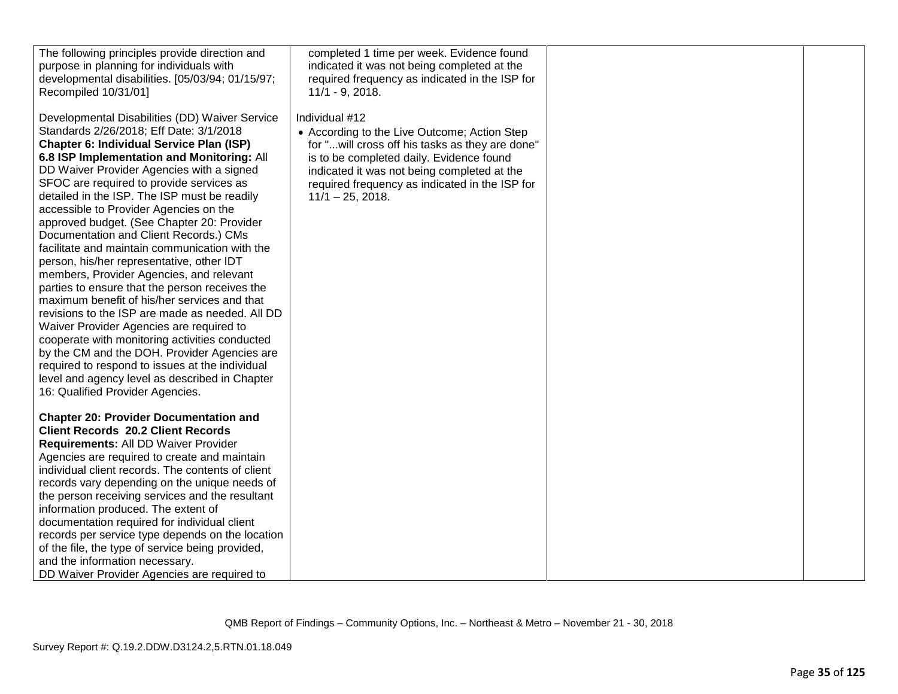| | | | |
|---|---|---|---|
| The following principles provide direction and purpose in planning for individuals with developmental disabilities. [05/03/94; 01/15/97; Recompiled 10/31/01]<br><br>Developmental Disabilities (DD) Waiver Service Standards 2/26/2018; Eff Date: 3/1/2018<br>**Chapter 6: Individual Service Plan (ISP)**<br>**6.8 ISP Implementation and Monitoring:** All DD Waiver Provider Agencies with a signed SFOC are required to provide services as detailed in the ISP. The ISP must be readily accessible to Provider Agencies on the approved budget. (See Chapter 20: Provider Documentation and Client Records.) CMs facilitate and maintain communication with the person, his/her representative, other IDT members, Provider Agencies, and relevant parties to ensure that the person receives the maximum benefit of his/her services and that revisions to the ISP are made as needed. All DD Waiver Provider Agencies are required to cooperate with monitoring activities conducted by the CM and the DOH. Provider Agencies are required to respond to issues at the individual level and agency level as described in Chapter 16: Qualified Provider Agencies.<br><br>**Chapter 20: Provider Documentation and Client Records 20.2 Client Records Requirements:** All DD Waiver Provider Agencies are required to create and maintain individual client records. The contents of client records vary depending on the unique needs of the person receiving services and the resultant information produced. The extent of documentation required for individual client records per service type depends on the location of the file, the type of service being provided, and the information necessary.<br>DD Waiver Provider Agencies are required to | completed 1 time per week. Evidence found indicated it was not being completed at the required frequency as indicated in the ISP for 11/1 - 9, 2018.<br><br>Individual #12<br>• According to the Live Outcome; Action Step for "...will cross off his tasks as they are done" is to be completed daily. Evidence found indicated it was not being completed at the required frequency as indicated in the ISP for 11/1 – 25, 2018. | | |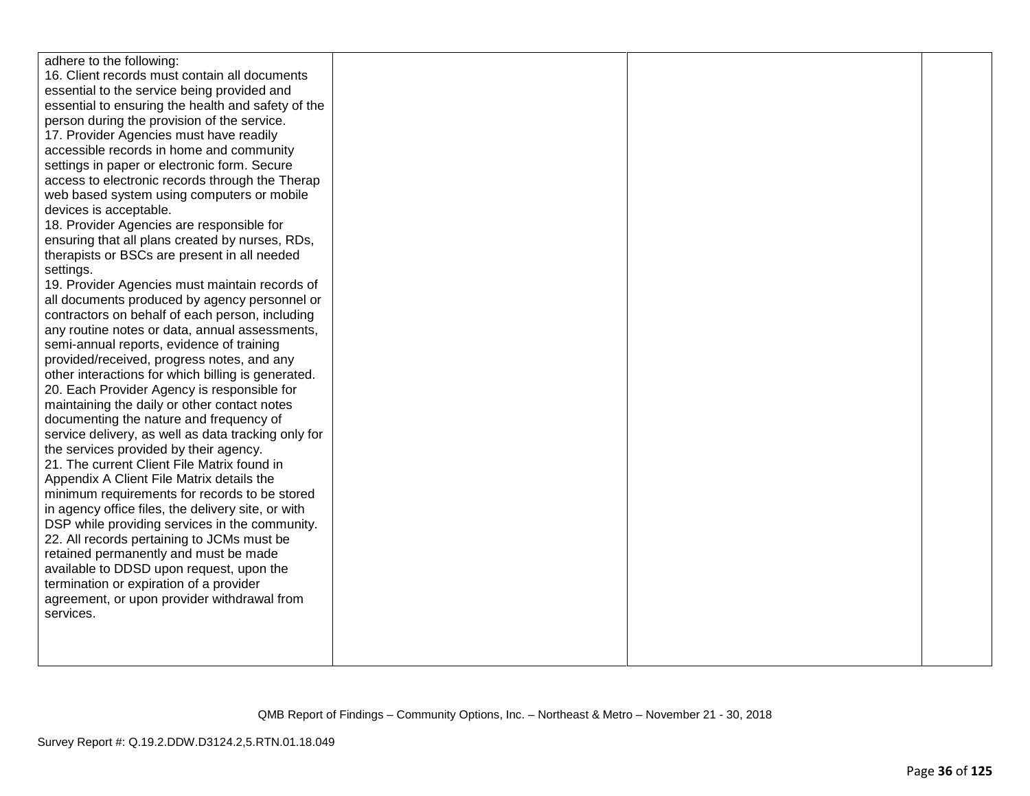| | | | |
|---|---|---|---|
| adhere to the following:<br>16. Client records must contain all documents essential to the service being provided and essential to ensuring the health and safety of the person during the provision of the service.<br>17. Provider Agencies must have readily accessible records in home and community settings in paper or electronic form. Secure access to electronic records through the Therap web based system using computers or mobile devices is acceptable.<br>18. Provider Agencies are responsible for ensuring that all plans created by nurses, RDs, therapists or BSCs are present in all needed settings.<br>19. Provider Agencies must maintain records of all documents produced by agency personnel or contractors on behalf of each person, including any routine notes or data, annual assessments, semi-annual reports, evidence of training provided/received, progress notes, and any other interactions for which billing is generated.<br>20. Each Provider Agency is responsible for maintaining the daily or other contact notes documenting the nature and frequency of service delivery, as well as data tracking only for the services provided by their agency.<br>21. The current Client File Matrix found in Appendix A Client File Matrix details the minimum requirements for records to be stored in agency office files, the delivery site, or with DSP while providing services in the community.<br>22. All records pertaining to JCMs must be retained permanently and must be made available to DDSD upon request, upon the termination or expiration of a provider agreement, or upon provider withdrawal from services. | | | |

QMB Report of Findings – Community Options, Inc. – Northeast & Metro – November 21 - 30, 2018

Survey Report #: Q.19.2.DDW.D3124.2,5.RTN.01.18.049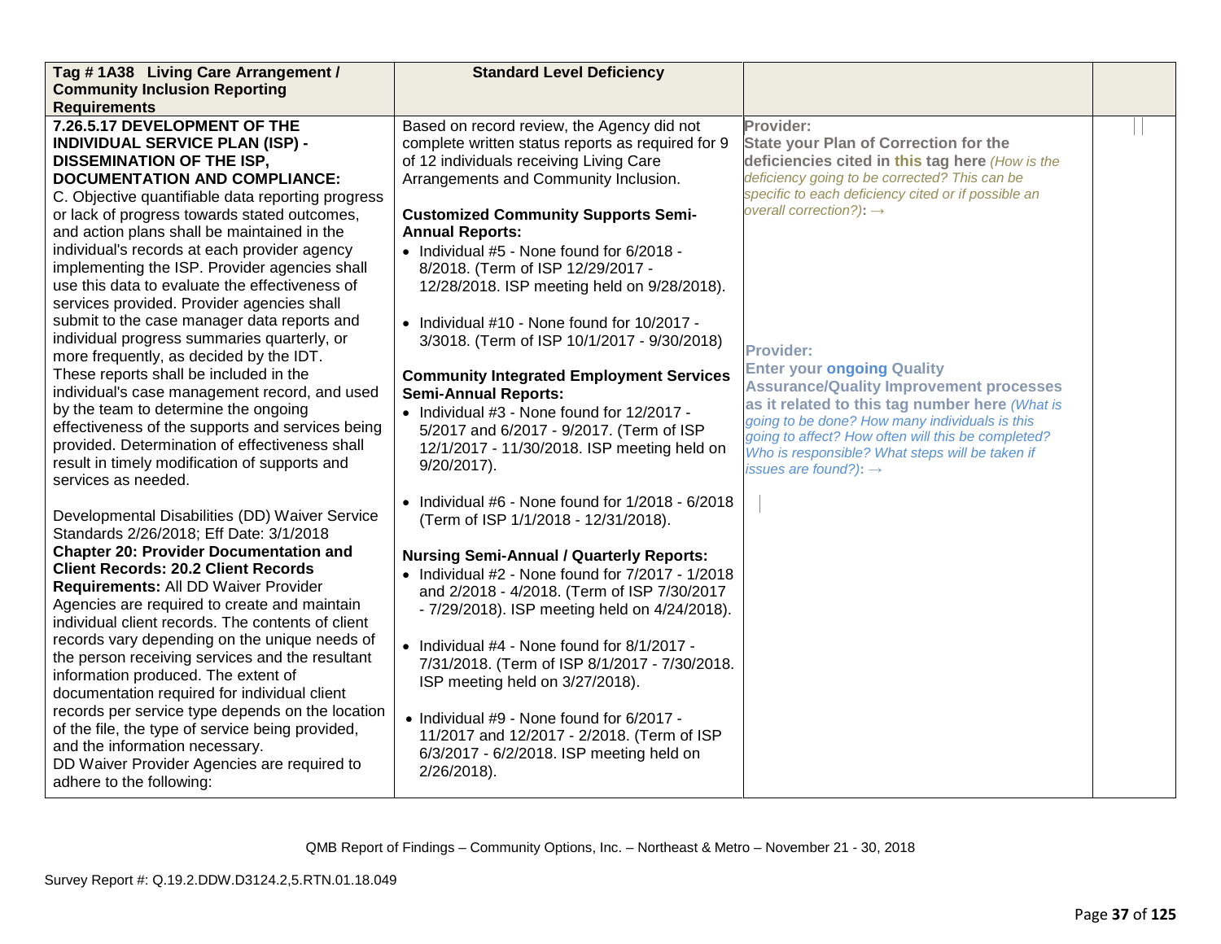| Tag # 1A38 Living Care Arrangement / Community Inclusion Reporting Requirements | Standard Level Deficiency | | |
|---|---|---|---|
| **7.26.5.17 DEVELOPMENT OF THE INDIVIDUAL SERVICE PLAN (ISP) - DISSEMINATION OF THE ISP, DOCUMENTATION AND COMPLIANCE:**<br>C. Objective quantifiable data reporting progress or lack of progress towards stated outcomes, and action plans shall be maintained in the individual's records at each provider agency implementing the ISP. Provider agencies shall use this data to evaluate the effectiveness of services provided. Provider agencies shall submit to the case manager data reports and individual progress summaries quarterly, or more frequently, as decided by the IDT. These reports shall be included in the individual's case management record, and used by the team to determine the ongoing effectiveness of the supports and services being provided. Determination of effectiveness shall result in timely modification of supports and services as needed.<br><br>Developmental Disabilities (DD) Waiver Service Standards 2/26/2018; Eff Date: 3/1/2018<br>**Chapter 20: Provider Documentation and Client Records: 20.2 Client Records Requirements:** All DD Waiver Provider Agencies are required to create and maintain individual client records. The contents of client records vary depending on the unique needs of the person receiving services and the resultant information produced. The extent of documentation required for individual client records per service type depends on the location of the file, the type of service being provided, and the information necessary.<br>DD Waiver Provider Agencies are required to adhere to the following: | Based on record review, the Agency did not complete written status reports as required for 9 of 12 individuals receiving Living Care Arrangements and Community Inclusion.<br><br>**Customized Community Supports Semi-Annual Reports:**<br>• Individual #5 - None found for 6/2018 - 8/2018. (Term of ISP 12/29/2017 - 12/28/2018. ISP meeting held on 9/28/2018).<br><br>• Individual #10 - None found for 10/2017 - 3/3018. (Term of ISP 10/1/2017 - 9/30/2018)<br><br>**Community Integrated Employment Services Semi-Annual Reports:**<br>• Individual #3 - None found for 12/2017 - 5/2017 and 6/2017 - 9/2017. (Term of ISP 12/1/2017 - 11/30/2018. ISP meeting held on 9/20/2017).<br><br>• Individual #6 - None found for 1/2018 - 6/2018 (Term of ISP 1/1/2018 - 12/31/2018).<br><br>**Nursing Semi-Annual / Quarterly Reports:**<br>• Individual #2 - None found for 7/2017 - 1/2018 and 2/2018 - 4/2018. (Term of ISP 7/30/2017 - 7/29/2018). ISP meeting held on 4/24/2018).<br><br>• Individual #4 - None found for 8/1/2017 - 7/31/2018. (Term of ISP 8/1/2017 - 7/30/2018. ISP meeting held on 3/27/2018).<br><br>• Individual #9 - None found for 6/2017 - 11/2017 and 12/2017 - 2/2018. (Term of ISP 6/3/2017 - 6/2/2018. ISP meeting held on 2/26/2018). | **Provider:**<br>**State your Plan of Correction for the deficiencies cited in this tag here** *(How is the deficiency going to be corrected? This can be specific to each deficiency cited or if possible an overall correction?)*: →<br><br>**Provider:**<br>**Enter your ongoing Quality Assurance/Quality Improvement processes as it related to this tag number here** *(What is going to be done? How many individuals is this going to affect? How often will this be completed? Who is responsible? What steps will be taken if issues are found?)*: → | |

QMB Report of Findings – Community Options, Inc. – Northeast & Metro – November 21 - 30, 2018

Survey Report #: Q.19.2.DDW.D3124.2,5.RTN.01.18.049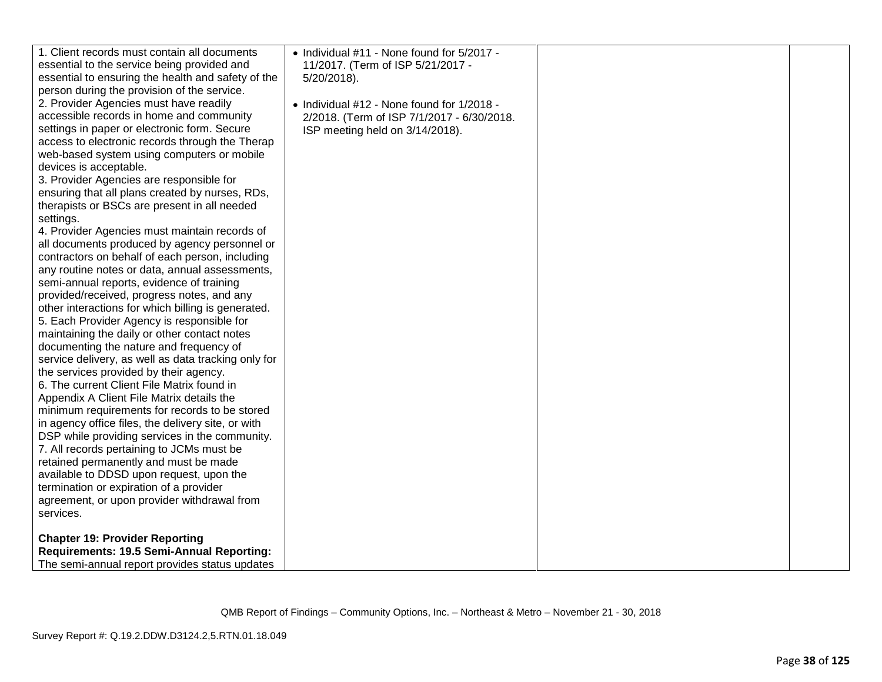| | | | |
|---|---|---|---|
| 1. Client records must contain all documents essential to the service being provided and essential to ensuring the health and safety of the person during the provision of the service.<br>2. Provider Agencies must have readily accessible records in home and community settings in paper or electronic form. Secure access to electronic records through the Therap web-based system using computers or mobile devices is acceptable.<br>3. Provider Agencies are responsible for ensuring that all plans created by nurses, RDs, therapists or BSCs are present in all needed settings.<br>4. Provider Agencies must maintain records of all documents produced by agency personnel or contractors on behalf of each person, including any routine notes or data, annual assessments, semi-annual reports, evidence of training provided/received, progress notes, and any other interactions for which billing is generated.<br>5. Each Provider Agency is responsible for maintaining the daily or other contact notes documenting the nature and frequency of service delivery, as well as data tracking only for the services provided by their agency.<br>6. The current Client File Matrix found in Appendix A Client File Matrix details the minimum requirements for records to be stored in agency office files, the delivery site, or with DSP while providing services in the community.<br>7. All records pertaining to JCMs must be retained permanently and must be made available to DDSD upon request, upon the termination or expiration of a provider agreement, or upon provider withdrawal from services.<br><br>**Chapter 19: Provider Reporting Requirements: 19.5 Semi-Annual Reporting:** The semi-annual report provides status updates | • Individual #11 - None found for 5/2017 - 11/2017. (Term of ISP 5/21/2017 - 5/20/2018).<br><br>• Individual #12 - None found for 1/2018 - 2/2018. (Term of ISP 7/1/2017 - 6/30/2018. ISP meeting held on 3/14/2018). | | |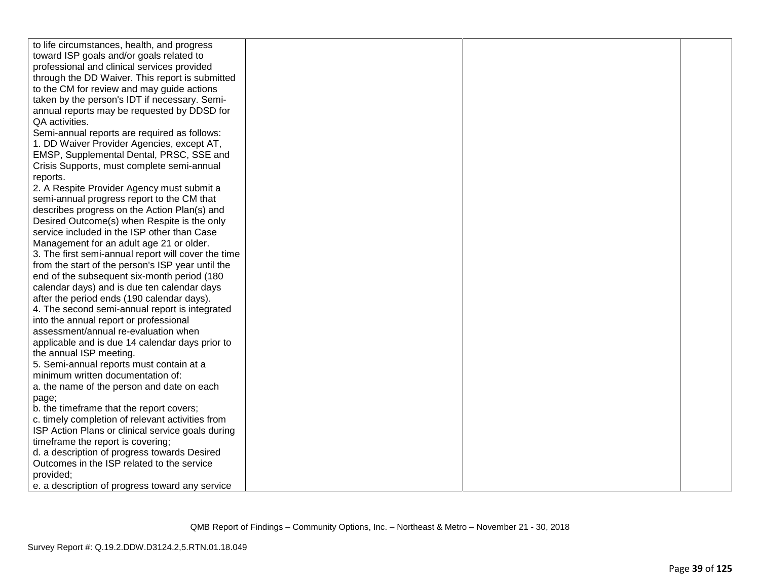| | | | |
|---|---|---|---|
| to life circumstances, health, and progress toward ISP goals and/or goals related to professional and clinical services provided through the DD Waiver. This report is submitted to the CM for review and may guide actions taken by the person's IDT if necessary. Semi-annual reports may be requested by DDSD for QA activities.<br>Semi-annual reports are required as follows:<br>1. DD Waiver Provider Agencies, except AT, EMSP, Supplemental Dental, PRSC, SSE and Crisis Supports, must complete semi-annual reports.<br>2. A Respite Provider Agency must submit a semi-annual progress report to the CM that describes progress on the Action Plan(s) and Desired Outcome(s) when Respite is the only service included in the ISP other than Case Management for an adult age 21 or older.<br>3. The first semi-annual report will cover the time from the start of the person's ISP year until the end of the subsequent six-month period (180 calendar days) and is due ten calendar days after the period ends (190 calendar days).<br>4. The second semi-annual report is integrated into the annual report or professional assessment/annual re-evaluation when applicable and is due 14 calendar days prior to the annual ISP meeting.<br>5. Semi-annual reports must contain at a minimum written documentation of:<br>a. the name of the person and date on each page;<br>b. the timeframe that the report covers;<br>c. timely completion of relevant activities from ISP Action Plans or clinical service goals during timeframe the report is covering;<br>d. a description of progress towards Desired Outcomes in the ISP related to the service provided;<br>e. a description of progress toward any service | | | |

QMB Report of Findings – Community Options, Inc. – Northeast & Metro – November 21 - 30, 2018

Survey Report #: Q.19.2.DDW.D3124.2,5.RTN.01.18.049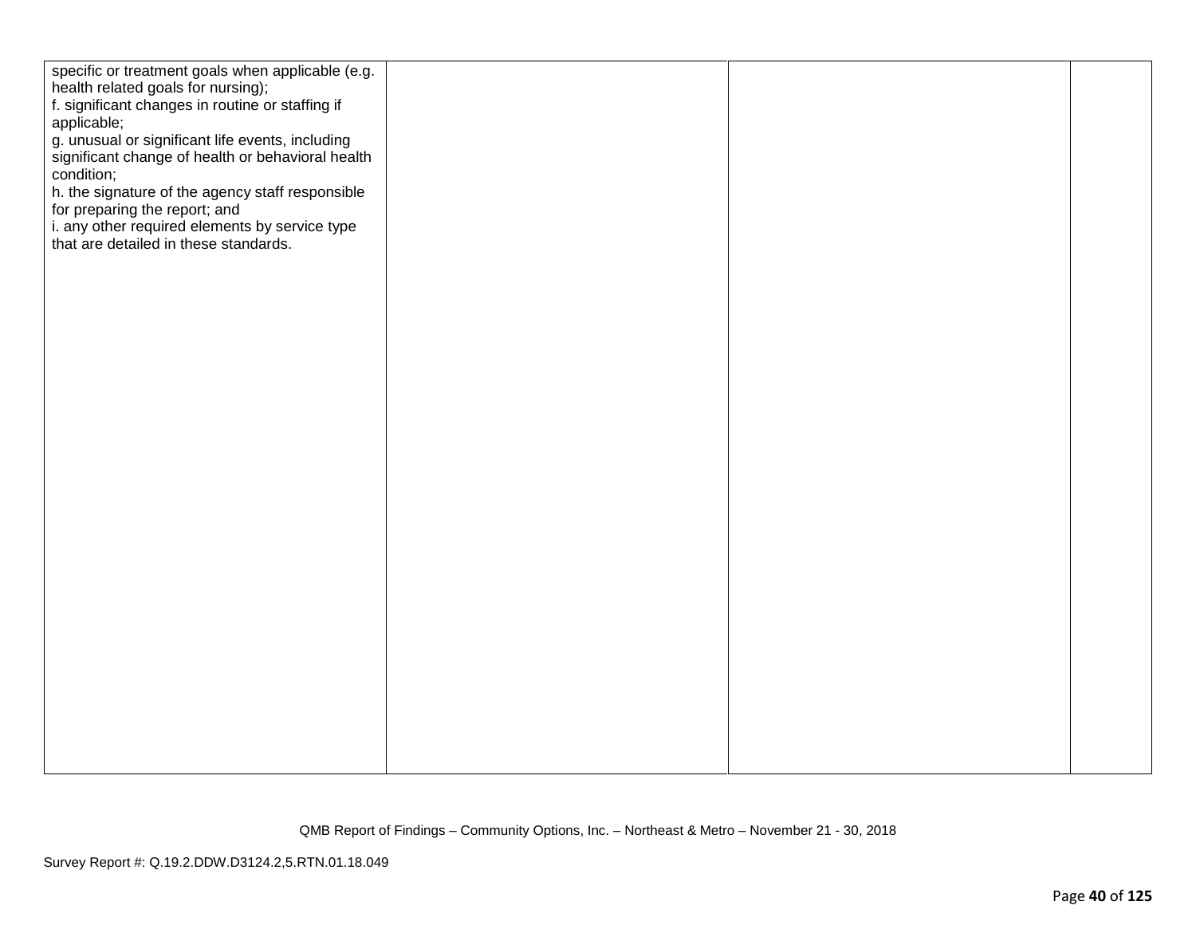| | | | |
|---|---|---|---|
| specific or treatment goals when applicable (e.g. health related goals for nursing);<br>f. significant changes in routine or staffing if applicable;<br>g. unusual or significant life events, including significant change of health or behavioral health condition;<br>h. the signature of the agency staff responsible for preparing the report; and<br>i. any other required elements by service type that are detailed in these standards. | | | |

QMB Report of Findings – Community Options, Inc. – Northeast & Metro – November 21 - 30, 2018

Survey Report #: Q.19.2.DDW.D3124.2,5.RTN.01.18.049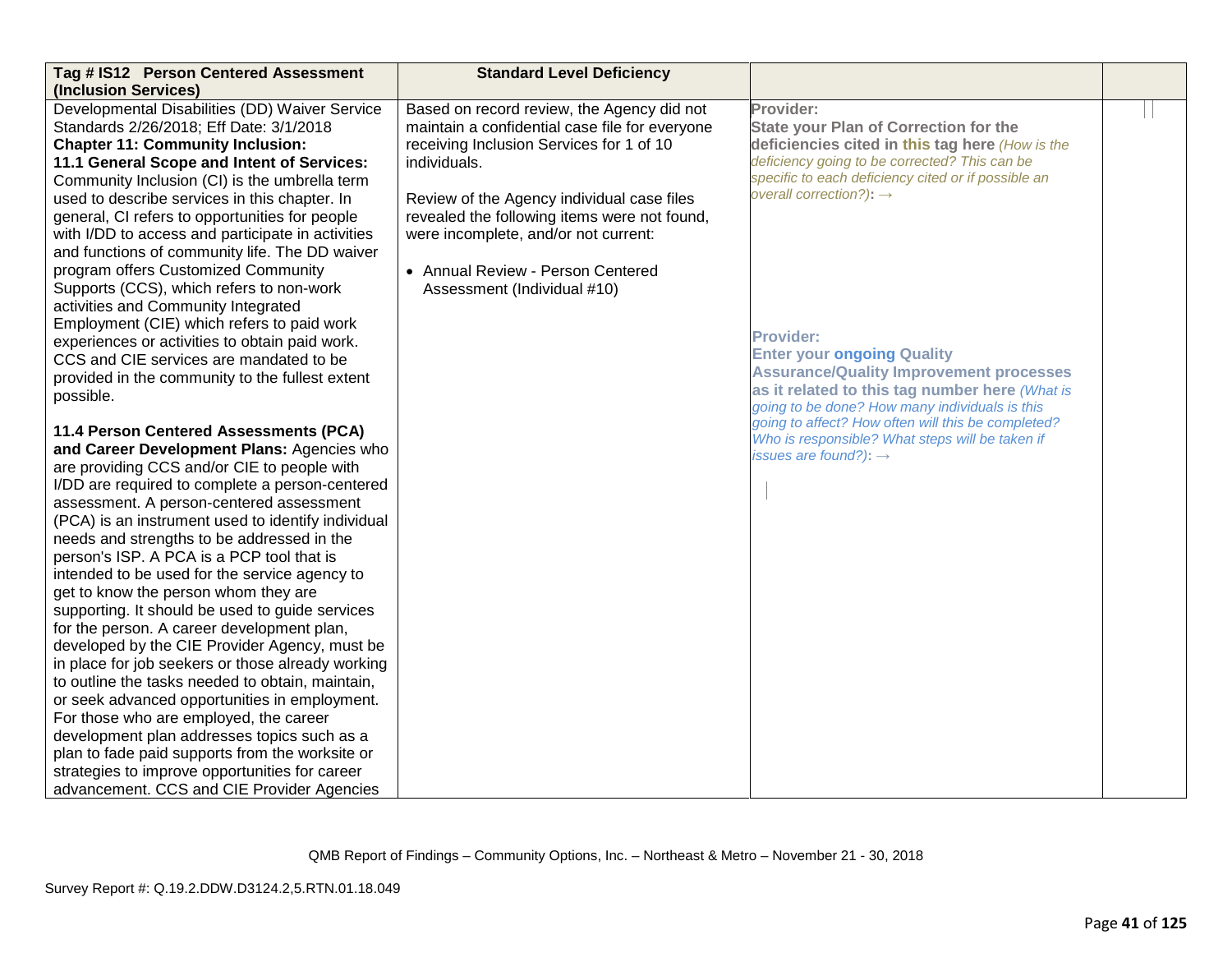| Tag # IS12 Person Centered Assessment (Inclusion Services) | Standard Level Deficiency | | |
|---|---|---|---|
| Developmental Disabilities (DD) Waiver Service Standards 2/26/2018; Eff Date: 3/1/2018<br>**Chapter 11: Community Inclusion:**<br>**11.1 General Scope and Intent of Services:** Community Inclusion (CI) is the umbrella term used to describe services in this chapter. In general, CI refers to opportunities for people with I/DD to access and participate in activities and functions of community life. The DD waiver program offers Customized Community Supports (CCS), which refers to non-work activities and Community Integrated Employment (CIE) which refers to paid work experiences or activities to obtain paid work. CCS and CIE services are mandated to be provided in the community to the fullest extent possible.<br><br>**11.4 Person Centered Assessments (PCA) and Career Development Plans:** Agencies who are providing CCS and/or CIE to people with I/DD are required to complete a person-centered assessment. A person-centered assessment (PCA) is an instrument used to identify individual needs and strengths to be addressed in the person's ISP. A PCA is a PCP tool that is intended to be used for the service agency to get to know the person whom they are supporting. It should be used to guide services for the person. A career development plan, developed by the CIE Provider Agency, must be in place for job seekers or those already working to outline the tasks needed to obtain, maintain, or seek advanced opportunities in employment. For those who are employed, the career development plan addresses topics such as a plan to fade paid supports from the worksite or strategies to improve opportunities for career advancement. CCS and CIE Provider Agencies | Based on record review, the Agency did not maintain a confidential case file for everyone receiving Inclusion Services for 1 of 10 individuals.<br><br>Review of the Agency individual case files revealed the following items were not found, were incomplete, and/or not current:<br><br>• Annual Review - Person Centered Assessment (Individual #10) | **Provider:**<br>**State your Plan of Correction for the deficiencies cited in this tag here** *(How is the deficiency going to be corrected? This can be specific to each deficiency cited or if possible an overall correction?)*: →<br><br><br><br>**Provider:**<br>**Enter your ongoing Quality Assurance/Quality Improvement processes as it related to this tag number here** *(What is going to be done? How many individuals is this going to affect? How often will this be completed? Who is responsible? What steps will be taken if issues are found?)*: → | |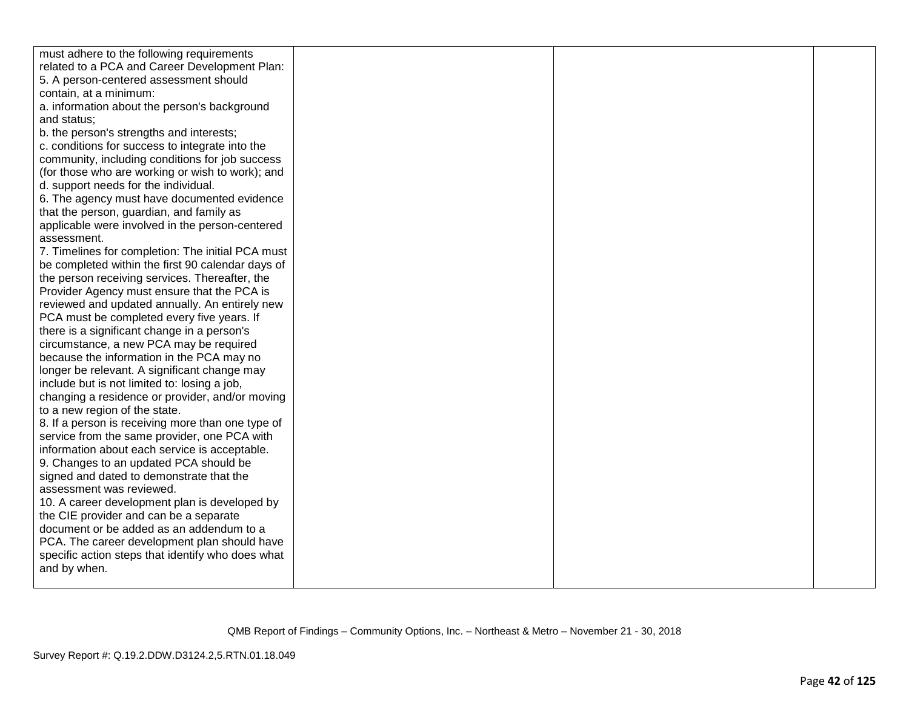| | | | |
|---|---|---|---|
| must adhere to the following requirements related to a PCA and Career Development Plan:<br>5. A person-centered assessment should contain, at a minimum:<br>a. information about the person's background and status;<br>b. the person's strengths and interests;<br>c. conditions for success to integrate into the community, including conditions for job success (for those who are working or wish to work); and<br>d. support needs for the individual.<br>6. The agency must have documented evidence that the person, guardian, and family as applicable were involved in the person-centered assessment.<br>7. Timelines for completion: The initial PCA must be completed within the first 90 calendar days of the person receiving services. Thereafter, the Provider Agency must ensure that the PCA is reviewed and updated annually. An entirely new PCA must be completed every five years. If there is a significant change in a person's circumstance, a new PCA may be required because the information in the PCA may no longer be relevant. A significant change may include but is not limited to: losing a job, changing a residence or provider, and/or moving to a new region of the state.<br>8. If a person is receiving more than one type of service from the same provider, one PCA with information about each service is acceptable.<br>9. Changes to an updated PCA should be signed and dated to demonstrate that the assessment was reviewed.<br>10. A career development plan is developed by the CIE provider and can be a separate document or be added as an addendum to a PCA. The career development plan should have specific action steps that identify who does what and by when. | | | |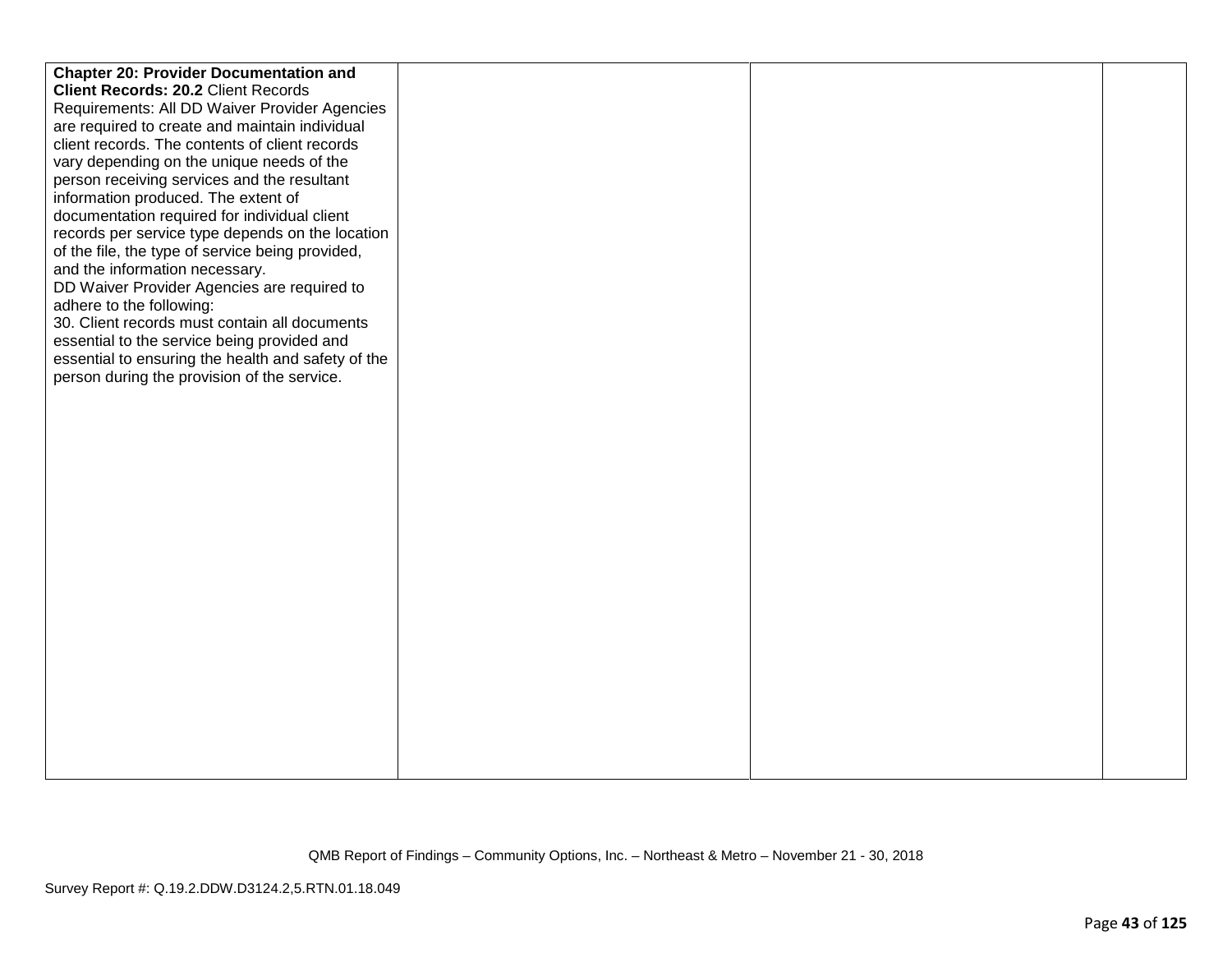| | | | |
|---|---|---|---|
| **Chapter 20: Provider Documentation and Client Records: 20.2** Client Records Requirements: All DD Waiver Provider Agencies are required to create and maintain individual client records. The contents of client records vary depending on the unique needs of the person receiving services and the resultant information produced. The extent of documentation required for individual client records per service type depends on the location of the file, the type of service being provided, and the information necessary.<br>DD Waiver Provider Agencies are required to adhere to the following:<br>30. Client records must contain all documents essential to the service being provided and essential to ensuring the health and safety of the person during the provision of the service. | | | |

QMB Report of Findings – Community Options, Inc. – Northeast & Metro – November 21 - 30, 2018

Survey Report #: Q.19.2.DDW.D3124.2,5.RTN.01.18.049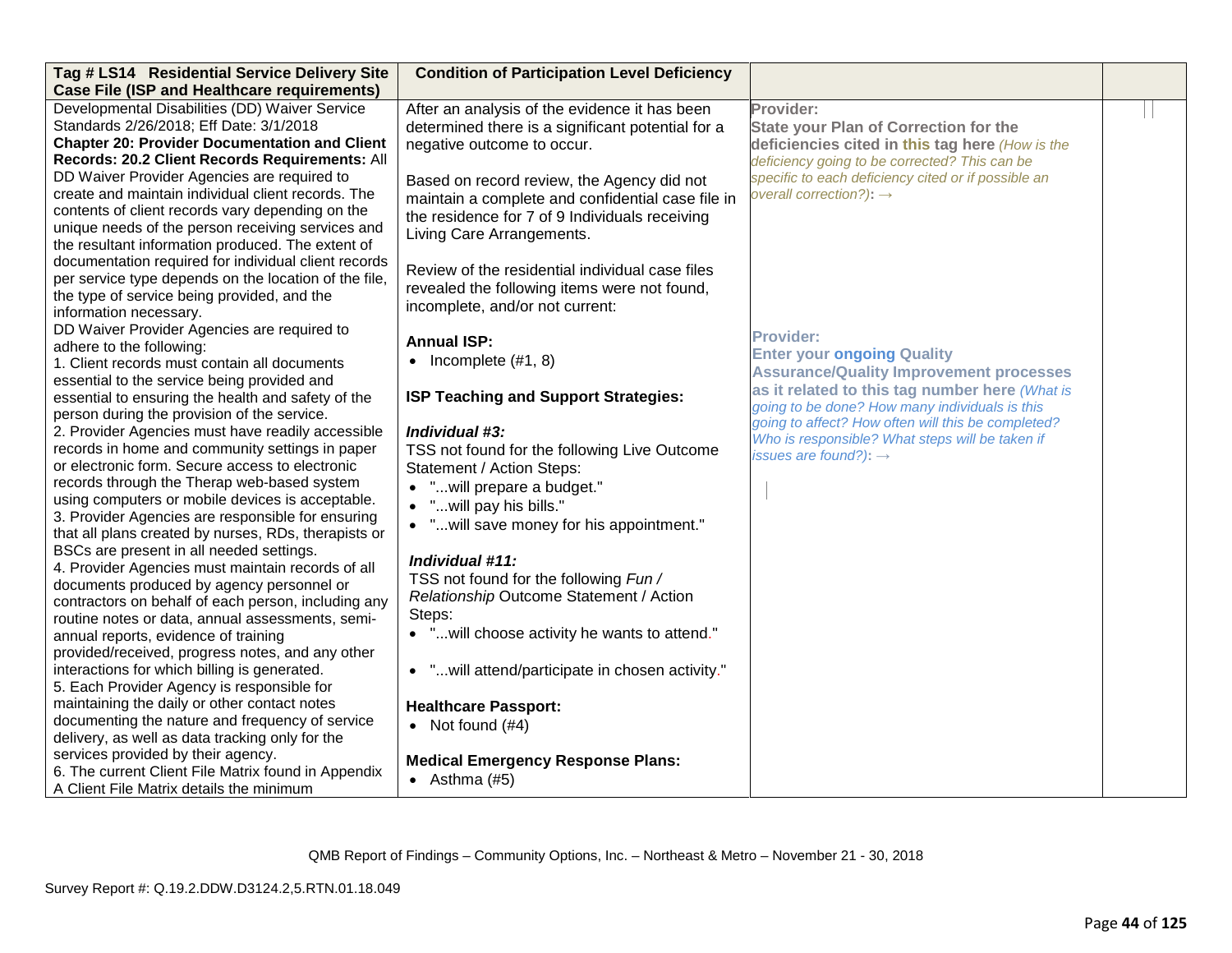| Tag # LS14 Residential Service Delivery Site Case File (ISP and Healthcare requirements) | Condition of Participation Level Deficiency | | |
|---|---|---|---|
| Developmental Disabilities (DD) Waiver Service Standards 2/26/2018; Eff Date: 3/1/2018<br>**Chapter 20: Provider Documentation and Client Records: 20.2 Client Records Requirements:** All DD Waiver Provider Agencies are required to create and maintain individual client records. The contents of client records vary depending on the unique needs of the person receiving services and the resultant information produced. The extent of documentation required for individual client records per service type depends on the location of the file, the type of service being provided, and the information necessary.<br>DD Waiver Provider Agencies are required to adhere to the following:<br>1. Client records must contain all documents essential to the service being provided and essential to ensuring the health and safety of the person during the provision of the service.<br>2. Provider Agencies must have readily accessible records in home and community settings in paper or electronic form. Secure access to electronic records through the Therap web-based system using computers or mobile devices is acceptable.<br>3. Provider Agencies are responsible for ensuring that all plans created by nurses, RDs, therapists or BSCs are present in all needed settings.<br>4. Provider Agencies must maintain records of all documents produced by agency personnel or contractors on behalf of each person, including any routine notes or data, annual assessments, semi-annual reports, evidence of training provided/received, progress notes, and any other interactions for which billing is generated.<br>5. Each Provider Agency is responsible for maintaining the daily or other contact notes documenting the nature and frequency of service delivery, as well as data tracking only for the services provided by their agency.<br>6. The current Client File Matrix found in Appendix A Client File Matrix details the minimum | After an analysis of the evidence it has been determined there is a significant potential for a negative outcome to occur.<br><br>Based on record review, the Agency did not maintain a complete and confidential case file in the residence for 7 of 9 Individuals receiving Living Care Arrangements.<br><br>Review of the residential individual case files revealed the following items were not found, incomplete, and/or not current:<br><br>**Annual ISP:**<br>• Incomplete (#1, 8)<br><br>**ISP Teaching and Support Strategies:**<br><br>***Individual #3:***<br>TSS not found for the following Live Outcome Statement / Action Steps:<br>• "...will prepare a budget."<br>• "...will pay his bills."<br>• "...will save money for his appointment."<br><br>***Individual #11:***<br>TSS not found for the following *Fun / Relationship* Outcome Statement / Action Steps:<br>• "...will choose activity he wants to attend."<br><br>• "...will attend/participate in chosen activity."<br><br>**Healthcare Passport:**<br>• Not found (#4)<br><br>**Medical Emergency Response Plans:**<br>• Asthma (#5) | **Provider:**<br>**State your Plan of Correction for the deficiencies cited in this tag here** *(How is the deficiency going to be corrected? This can be specific to each deficiency cited or if possible an overall correction?)*: →<br><br>**Provider:**<br>**Enter your ongoing Quality Assurance/Quality Improvement processes as it related to this tag number here** *(What is going to be done? How many individuals is this going to affect? How often will this be completed? Who is responsible? What steps will be taken if issues are found?)*: → | |

QMB Report of Findings – Community Options, Inc. – Northeast & Metro – November 21 - 30, 2018

Survey Report #: Q.19.2.DDW.D3124.2,5.RTN.01.18.049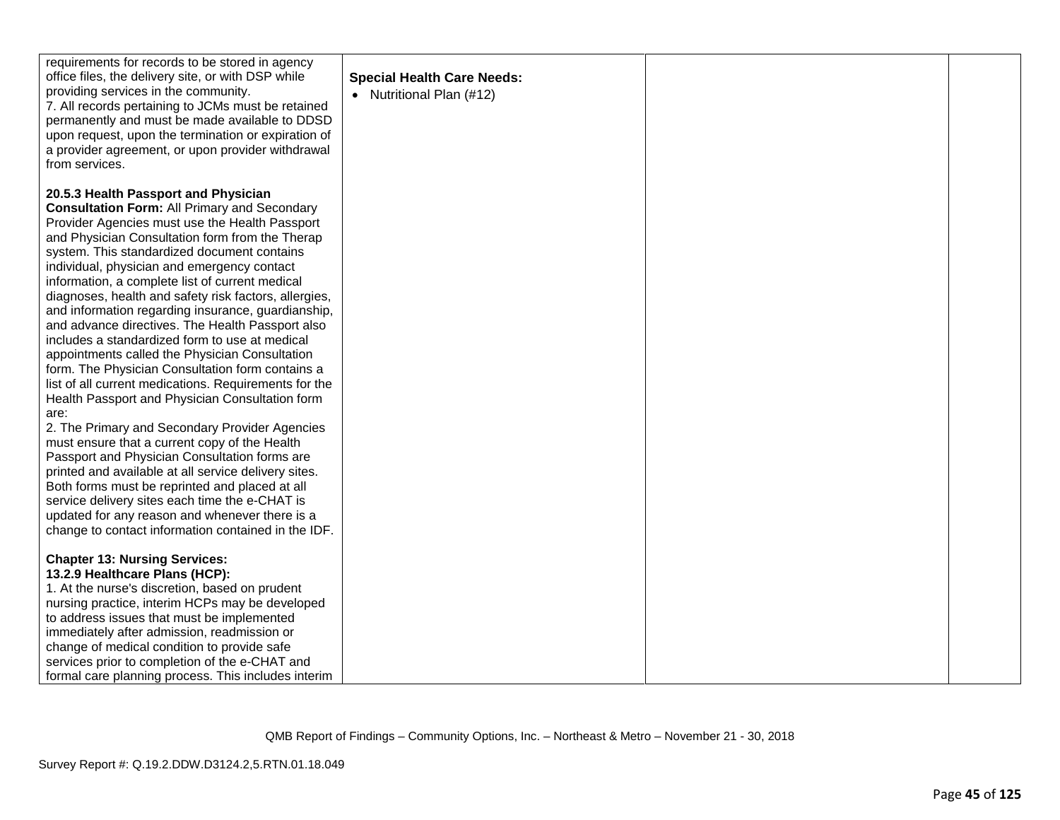| | | | |
|---|---|---|---|
| requirements for records to be stored in agency office files, the delivery site, or with DSP while providing services in the community.<br>7. All records pertaining to JCMs must be retained permanently and must be made available to DDSD upon request, upon the termination or expiration of a provider agreement, or upon provider withdrawal from services.<br><br>**20.5.3 Health Passport and Physician Consultation Form:** All Primary and Secondary Provider Agencies must use the Health Passport and Physician Consultation form from the Therap system. This standardized document contains individual, physician and emergency contact information, a complete list of current medical diagnoses, health and safety risk factors, allergies, and information regarding insurance, guardianship, and advance directives. The Health Passport also includes a standardized form to use at medical appointments called the Physician Consultation form. The Physician Consultation form contains a list of all current medications. Requirements for the Health Passport and Physician Consultation form are:<br>2. The Primary and Secondary Provider Agencies must ensure that a current copy of the Health Passport and Physician Consultation forms are printed and available at all service delivery sites. Both forms must be reprinted and placed at all service delivery sites each time the e-CHAT is updated for any reason and whenever there is a change to contact information contained in the IDF.<br><br>**Chapter 13: Nursing Services:**<br>**13.2.9 Healthcare Plans (HCP):**<br>1. At the nurse's discretion, based on prudent nursing practice, interim HCPs may be developed to address issues that must be implemented immediately after admission, readmission or change of medical condition to provide safe services prior to completion of the e-CHAT and formal care planning process. This includes interim | **Special Health Care Needs:**<br>• Nutritional Plan (#12) | | |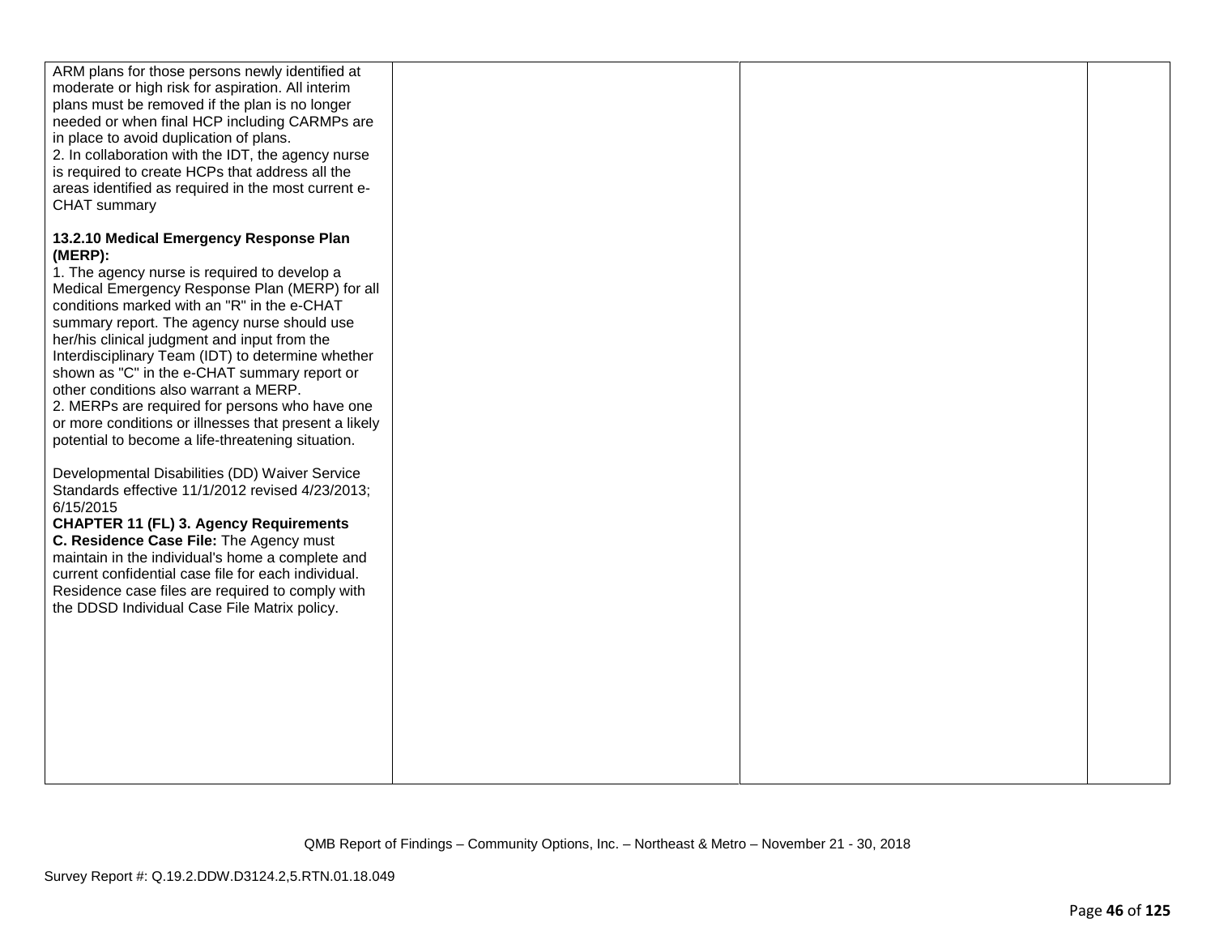| | | | |
|---|---|---|---|
| ARM plans for those persons newly identified at moderate or high risk for aspiration. All interim plans must be removed if the plan is no longer needed or when final HCP including CARMPs are in place to avoid duplication of plans.<br>2. In collaboration with the IDT, the agency nurse is required to create HCPs that address all the areas identified as required in the most current e-CHAT summary<br><br>**13.2.10 Medical Emergency Response Plan (MERP):**<br>1. The agency nurse is required to develop a Medical Emergency Response Plan (MERP) for all conditions marked with an "R" in the e-CHAT summary report. The agency nurse should use her/his clinical judgment and input from the Interdisciplinary Team (IDT) to determine whether shown as "C" in the e-CHAT summary report or other conditions also warrant a MERP.<br>2. MERPs are required for persons who have one or more conditions or illnesses that present a likely potential to become a life-threatening situation.<br><br>Developmental Disabilities (DD) Waiver Service Standards effective 11/1/2012 revised 4/23/2013; 6/15/2015<br>**CHAPTER 11 (FL) 3. Agency Requirements**<br>**C. Residence Case File:** The Agency must maintain in the individual's home a complete and current confidential case file for each individual. Residence case files are required to comply with the DDSD Individual Case File Matrix policy. | | | |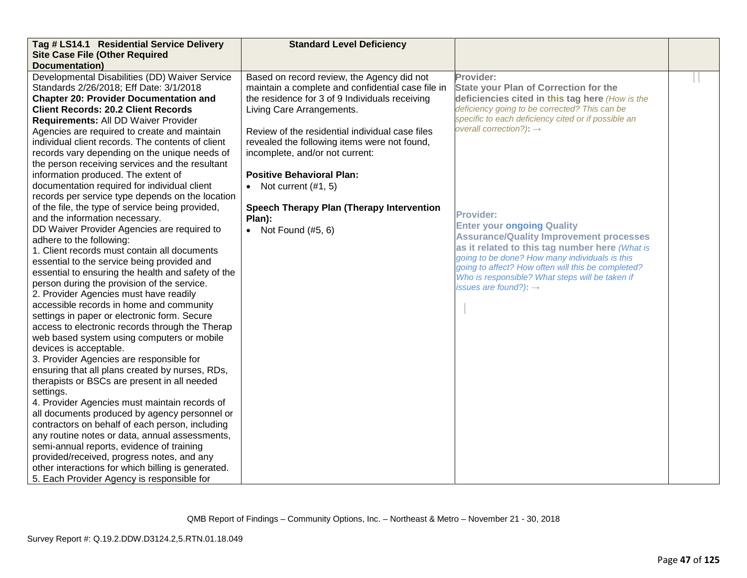| Tag # LS14.1 Residential Service Delivery Site Case File (Other Required Documentation) | Standard Level Deficiency | | |
|---|---|---|---|
| Developmental Disabilities (DD) Waiver Service Standards 2/26/2018; Eff Date: 3/1/2018<br>**Chapter 20: Provider Documentation and Client Records: 20.2 Client Records Requirements:** All DD Waiver Provider Agencies are required to create and maintain individual client records. The contents of client records vary depending on the unique needs of the person receiving services and the resultant information produced. The extent of documentation required for individual client records per service type depends on the location of the file, the type of service being provided, and the information necessary.<br>DD Waiver Provider Agencies are required to adhere to the following:<br>1. Client records must contain all documents essential to the service being provided and essential to ensuring the health and safety of the person during the provision of the service.<br>2. Provider Agencies must have readily accessible records in home and community settings in paper or electronic form. Secure access to electronic records through the Therap web based system using computers or mobile devices is acceptable.<br>3. Provider Agencies are responsible for ensuring that all plans created by nurses, RDs, therapists or BSCs are present in all needed settings.<br>4. Provider Agencies must maintain records of all documents produced by agency personnel or contractors on behalf of each person, including any routine notes or data, annual assessments, semi-annual reports, evidence of training provided/received, progress notes, and any other interactions for which billing is generated.<br>5. Each Provider Agency is responsible for | Based on record review, the Agency did not maintain a complete and confidential case file in the residence for 3 of 9 Individuals receiving Living Care Arrangements.<br><br>Review of the residential individual case files revealed the following items were not found, incomplete, and/or not current:<br><br>**Positive Behavioral Plan:**<br>• Not current (#1, 5)<br><br>**Speech Therapy Plan (Therapy Intervention Plan):**<br>• Not Found (#5, 6) | **Provider:**<br>**State your Plan of Correction for the deficiencies cited in this tag here** *(How is the deficiency going to be corrected? This can be specific to each deficiency cited or if possible an overall correction?)*: →<br><br>**Provider:**<br>**Enter your ongoing Quality Assurance/Quality Improvement processes as it related to this tag number here** *(What is going to be done? How many individuals is this going to affect? How often will this be completed? Who is responsible? What steps will be taken if issues are found?)*: → | |

QMB Report of Findings – Community Options, Inc. – Northeast & Metro – November 21 - 30, 2018

Survey Report #: Q.19.2.DDW.D3124.2,5.RTN.01.18.049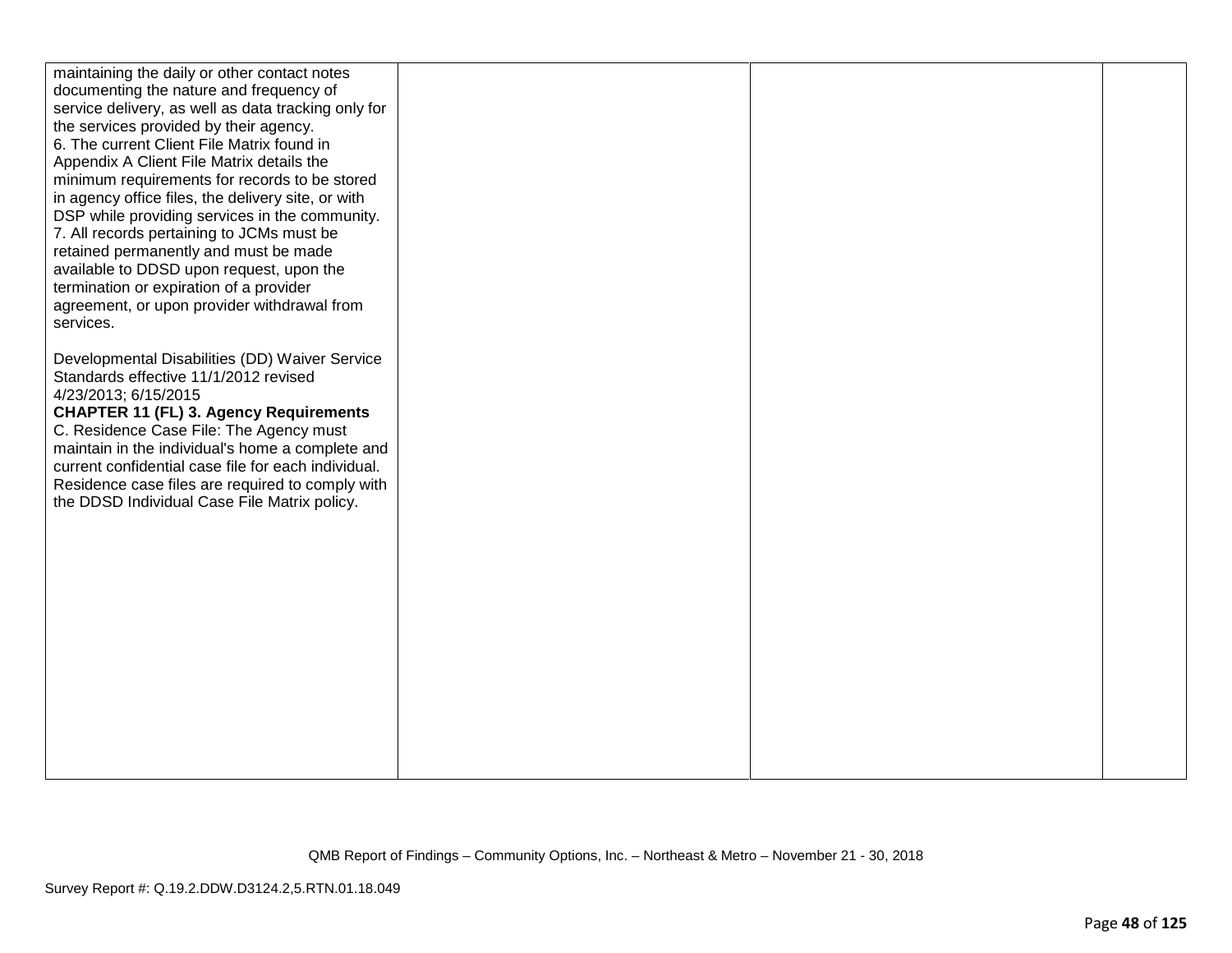| | | | |
|---|---|---|---|
| maintaining the daily or other contact notes documenting the nature and frequency of service delivery, as well as data tracking only for the services provided by their agency.<br>6. The current Client File Matrix found in Appendix A Client File Matrix details the minimum requirements for records to be stored in agency office files, the delivery site, or with DSP while providing services in the community.<br>7. All records pertaining to JCMs must be retained permanently and must be made available to DDSD upon request, upon the termination or expiration of a provider agreement, or upon provider withdrawal from services.<br><br>Developmental Disabilities (DD) Waiver Service Standards effective 11/1/2012 revised 4/23/2013; 6/15/2015<br>**CHAPTER 11 (FL) 3. Agency Requirements**<br>C. Residence Case File: The Agency must maintain in the individual's home a complete and current confidential case file for each individual. Residence case files are required to comply with the DDSD Individual Case File Matrix policy. | | | |

QMB Report of Findings – Community Options, Inc. – Northeast & Metro – November 21 - 30, 2018

Survey Report #: Q.19.2.DDW.D3124.2,5.RTN.01.18.049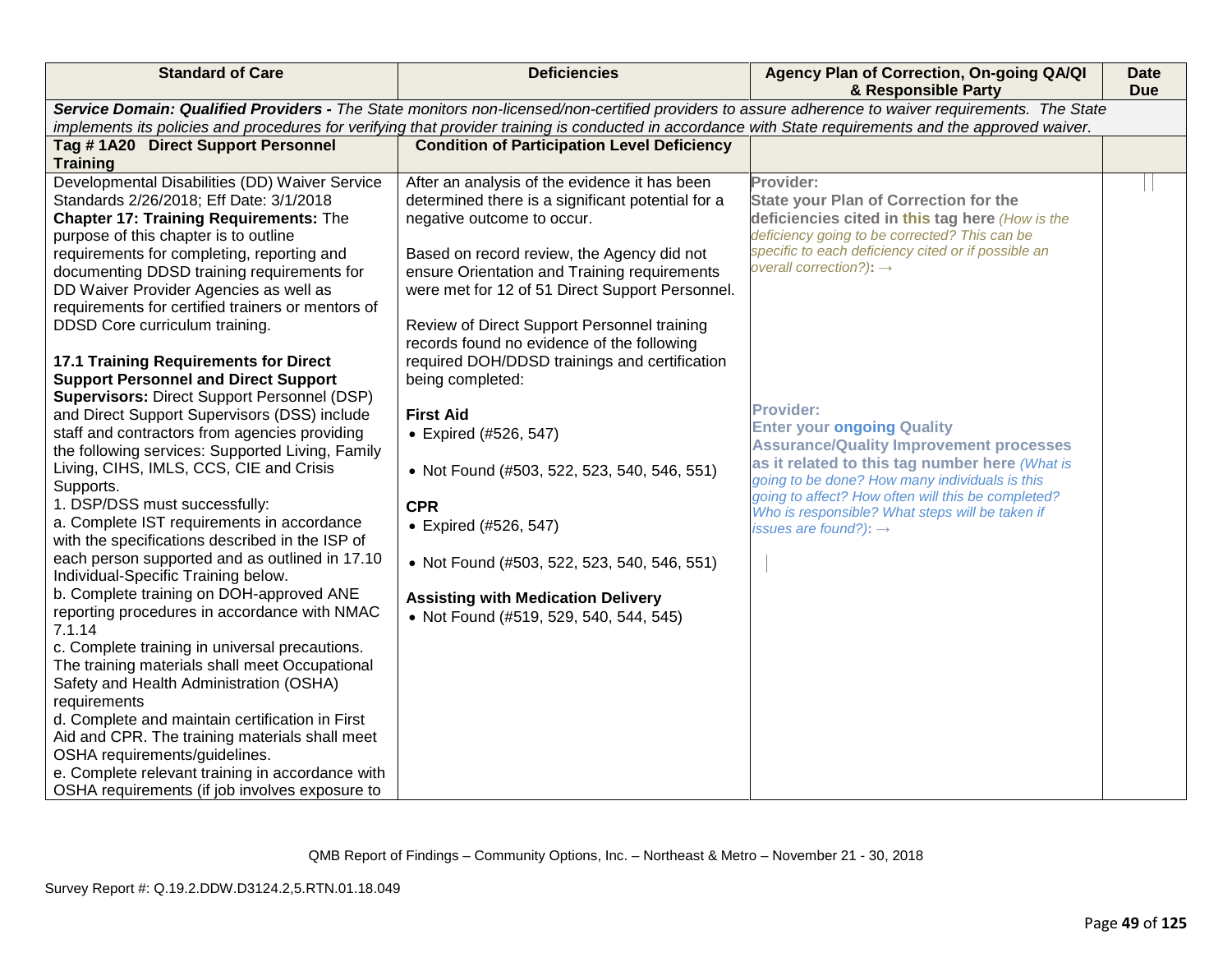| Standard of Care | Deficiencies | Agency Plan of Correction, On-going QA/QI & Responsible Party | Date Due |
|---|---|---|---|
| ***Service Domain: Qualified Providers -*** *The State monitors non-licensed/non-certified providers to assure adherence to waiver requirements. The State implements its policies and procedures for verifying that provider training is conducted in accordance with State requirements and the approved waiver.* | | | |
| **Tag # 1A20 Direct Support Personnel Training** | **Condition of Participation Level Deficiency** | | |
| Developmental Disabilities (DD) Waiver Service Standards 2/26/2018; Eff Date: 3/1/2018<br>**Chapter 17: Training Requirements:** The purpose of this chapter is to outline requirements for completing, reporting and documenting DDSD training requirements for DD Waiver Provider Agencies as well as requirements for certified trainers or mentors of DDSD Core curriculum training.<br><br>**17.1 Training Requirements for Direct Support Personnel and Direct Support Supervisors:** Direct Support Personnel (DSP) and Direct Support Supervisors (DSS) include staff and contractors from agencies providing the following services: Supported Living, Family Living, CIHS, IMLS, CCS, CIE and Crisis Supports.<br>1. DSP/DSS must successfully:<br>a. Complete IST requirements in accordance with the specifications described in the ISP of each person supported and as outlined in 17.10 Individual-Specific Training below.<br>b. Complete training on DOH-approved ANE reporting procedures in accordance with NMAC 7.1.14<br>c. Complete training in universal precautions. The training materials shall meet Occupational Safety and Health Administration (OSHA) requirements<br>d. Complete and maintain certification in First Aid and CPR. The training materials shall meet OSHA requirements/guidelines.<br>e. Complete relevant training in accordance with OSHA requirements (if job involves exposure to | After an analysis of the evidence it has been determined there is a significant potential for a negative outcome to occur.<br><br>Based on record review, the Agency did not ensure Orientation and Training requirements were met for 12 of 51 Direct Support Personnel.<br><br>Review of Direct Support Personnel training records found no evidence of the following required DOH/DDSD trainings and certification being completed:<br><br>**First Aid**<br>• Expired (#526, 547)<br><br>• Not Found (#503, 522, 523, 540, 546, 551)<br><br>**CPR**<br>• Expired (#526, 547)<br><br>• Not Found (#503, 522, 523, 540, 546, 551)<br><br>**Assisting with Medication Delivery**<br>• Not Found (#519, 529, 540, 544, 545) | **Provider:**<br>**State your Plan of Correction for the deficiencies cited in this tag here** *(How is the deficiency going to be corrected? This can be specific to each deficiency cited or if possible an overall correction?):* →<br><br>**Provider:**<br>**Enter your ongoing Quality Assurance/Quality Improvement processes as it related to this tag number here** *(What is going to be done? How many individuals is this going to affect? How often will this be completed? Who is responsible? What steps will be taken if issues are found?):* → | |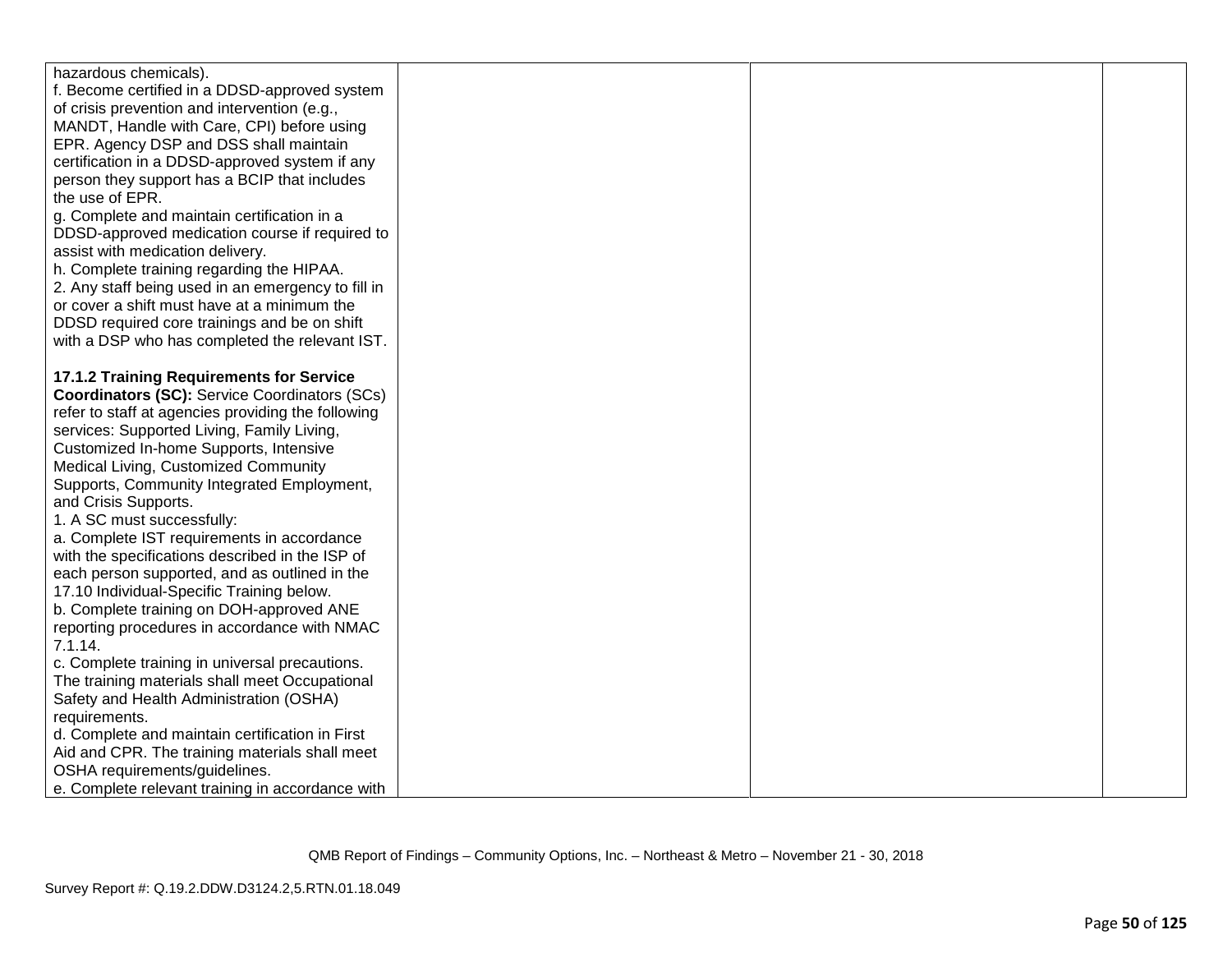| | | | |
|---|---|---|---|
| hazardous chemicals).<br>f. Become certified in a DDSD-approved system of crisis prevention and intervention (e.g., MANDT, Handle with Care, CPI) before using EPR. Agency DSP and DSS shall maintain certification in a DDSD-approved system if any person they support has a BCIP that includes the use of EPR.<br>g. Complete and maintain certification in a DDSD-approved medication course if required to assist with medication delivery.<br>h. Complete training regarding the HIPAA.<br>2. Any staff being used in an emergency to fill in or cover a shift must have at a minimum the DDSD required core trainings and be on shift with a DSP who has completed the relevant IST.<br><br>**17.1.2 Training Requirements for Service Coordinators (SC):** Service Coordinators (SCs) refer to staff at agencies providing the following services: Supported Living, Family Living, Customized In-home Supports, Intensive Medical Living, Customized Community Supports, Community Integrated Employment, and Crisis Supports.<br>1. A SC must successfully:<br>a. Complete IST requirements in accordance with the specifications described in the ISP of each person supported, and as outlined in the 17.10 Individual-Specific Training below.<br>b. Complete training on DOH-approved ANE reporting procedures in accordance with NMAC 7.1.14.<br>c. Complete training in universal precautions. The training materials shall meet Occupational Safety and Health Administration (OSHA) requirements.<br>d. Complete and maintain certification in First Aid and CPR. The training materials shall meet OSHA requirements/guidelines.<br>e. Complete relevant training in accordance with | | | |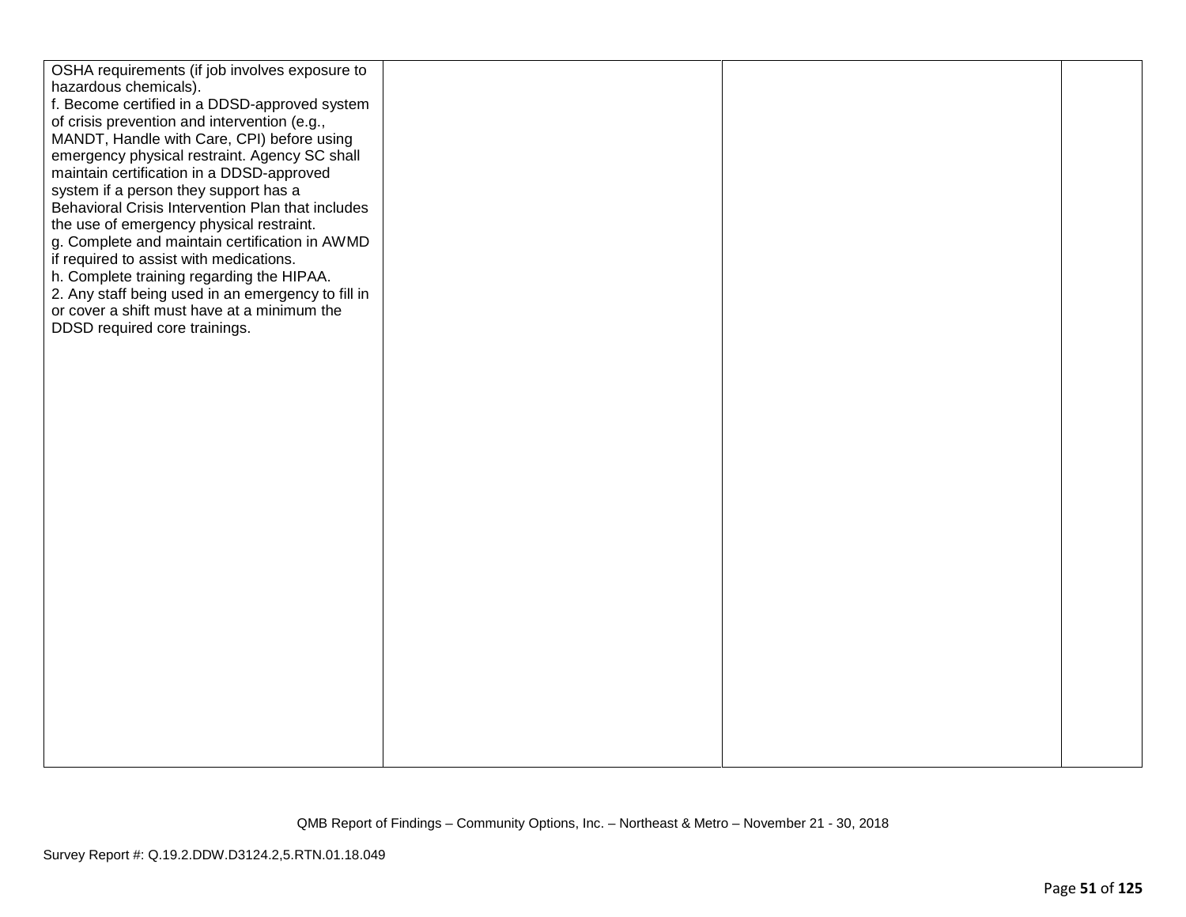| | | | |
|---|---|---|---|
| OSHA requirements (if job involves exposure to hazardous chemicals).<br>f. Become certified in a DDSD-approved system of crisis prevention and intervention (e.g., MANDT, Handle with Care, CPI) before using emergency physical restraint. Agency SC shall maintain certification in a DDSD-approved system if a person they support has a Behavioral Crisis Intervention Plan that includes the use of emergency physical restraint.<br>g. Complete and maintain certification in AWMD if required to assist with medications.<br>h. Complete training regarding the HIPAA.<br>2. Any staff being used in an emergency to fill in or cover a shift must have at a minimum the DDSD required core trainings. | | | |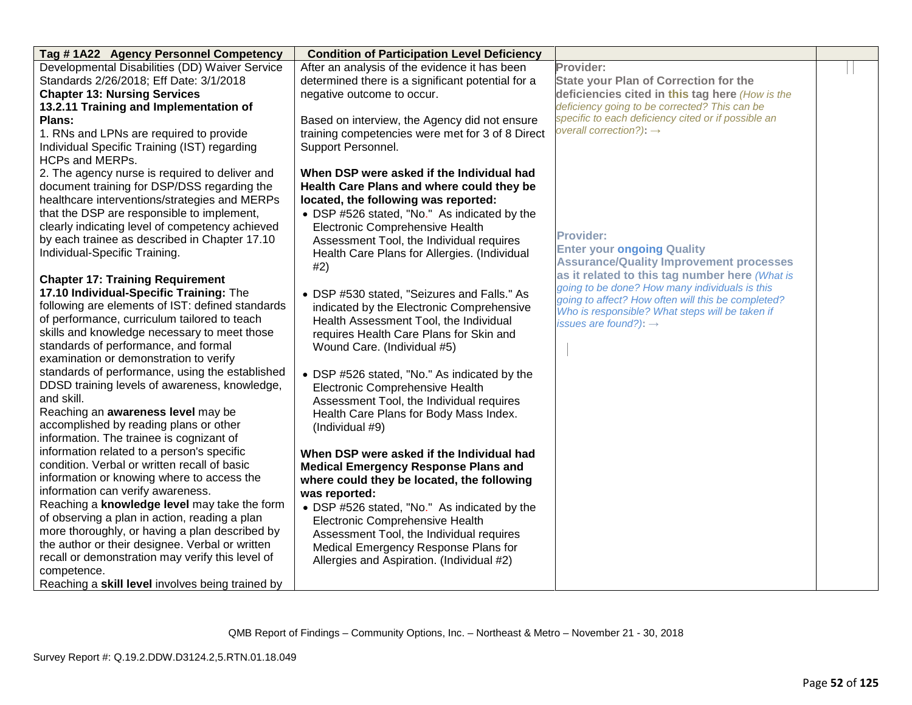| Tag # 1A22 Agency Personnel Competency | Condition of Participation Level Deficiency | | |
|---|---|---|---|
| Developmental Disabilities (DD) Waiver Service Standards 2/26/2018; Eff Date: 3/1/2018<br>**Chapter 13: Nursing Services**<br>**13.2.11 Training and Implementation of Plans:**<br>1. RNs and LPNs are required to provide Individual Specific Training (IST) regarding HCPs and MERPs.<br>2. The agency nurse is required to deliver and document training for DSP/DSS regarding the healthcare interventions/strategies and MERPs that the DSP are responsible to implement, clearly indicating level of competency achieved by each trainee as described in Chapter 17.10 Individual-Specific Training.<br><br>**Chapter 17: Training Requirement**<br>**17.10 Individual-Specific Training:** The following are elements of IST: defined standards of performance, curriculum tailored to teach skills and knowledge necessary to meet those standards of performance, and formal examination or demonstration to verify standards of performance, using the established DDSD training levels of awareness, knowledge, and skill.<br>Reaching an **awareness level** may be accomplished by reading plans or other information. The trainee is cognizant of information related to a person's specific condition. Verbal or written recall of basic information or knowing where to access the information can verify awareness.<br>Reaching a **knowledge level** may take the form of observing a plan in action, reading a plan more thoroughly, or having a plan described by the author or their designee. Verbal or written recall or demonstration may verify this level of competence.<br>Reaching a **skill level** involves being trained by | After an analysis of the evidence it has been determined there is a significant potential for a negative outcome to occur.<br><br>Based on interview, the Agency did not ensure training competencies were met for 3 of 8 Direct Support Personnel.<br><br>**When DSP were asked if the Individual had Health Care Plans and where could they be located, the following was reported:**<br>• DSP #526 stated, "No." As indicated by the Electronic Comprehensive Health Assessment Tool, the Individual requires Health Care Plans for Allergies. (Individual #2)<br><br>• DSP #530 stated, "Seizures and Falls." As indicated by the Electronic Comprehensive Health Assessment Tool, the Individual requires Health Care Plans for Skin and Wound Care. (Individual #5)<br><br>• DSP #526 stated, "No." As indicated by the Electronic Comprehensive Health Assessment Tool, the Individual requires Health Care Plans for Body Mass Index. (Individual #9)<br><br>**When DSP were asked if the Individual had Medical Emergency Response Plans and where could they be located, the following was reported:**<br>• DSP #526 stated, "No." As indicated by the Electronic Comprehensive Health Assessment Tool, the Individual requires Medical Emergency Response Plans for Allergies and Aspiration. (Individual #2) | **Provider:**<br>**State your Plan of Correction for the deficiencies cited in this tag here** *(How is the deficiency going to be corrected? This can be specific to each deficiency cited or if possible an overall correction?)*: →<br><br>**Provider:**<br>**Enter your ongoing Quality Assurance/Quality Improvement processes as it related to this tag number here** *(What is going to be done? How many individuals is this going to affect? How often will this be completed? Who is responsible? What steps will be taken if issues are found?)*: → | |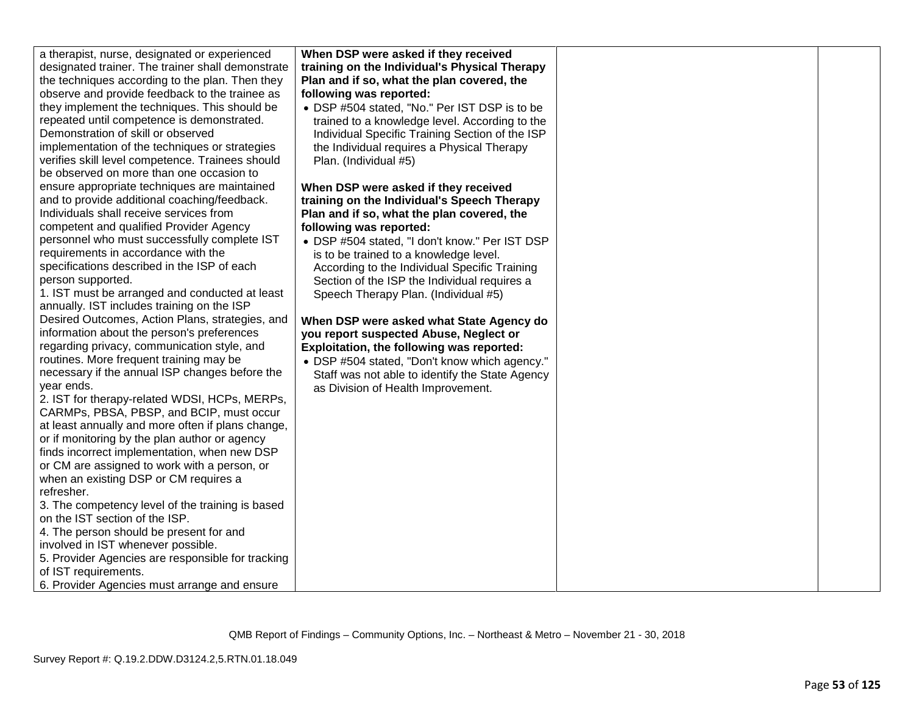| | | | |
|---|---|---|---|
| a therapist, nurse, designated or experienced designated trainer. The trainer shall demonstrate the techniques according to the plan. Then they observe and provide feedback to the trainee as they implement the techniques. This should be repeated until competence is demonstrated. Demonstration of skill or observed implementation of the techniques or strategies verifies skill level competence. Trainees should be observed on more than one occasion to ensure appropriate techniques are maintained and to provide additional coaching/feedback. Individuals shall receive services from competent and qualified Provider Agency personnel who must successfully complete IST requirements in accordance with the specifications described in the ISP of each person supported.<br>1. IST must be arranged and conducted at least annually. IST includes training on the ISP Desired Outcomes, Action Plans, strategies, and information about the person's preferences regarding privacy, communication style, and routines. More frequent training may be necessary if the annual ISP changes before the year ends.<br>2. IST for therapy-related WDSI, HCPs, MERPs, CARMPs, PBSA, PBSP, and BCIP, must occur at least annually and more often if plans change, or if monitoring by the plan author or agency finds incorrect implementation, when new DSP or CM are assigned to work with a person, or when an existing DSP or CM requires a refresher.<br>3. The competency level of the training is based on the IST section of the ISP.<br>4. The person should be present for and involved in IST whenever possible.<br>5. Provider Agencies are responsible for tracking of IST requirements.<br>6. Provider Agencies must arrange and ensure | **When DSP were asked if they received training on the Individual's Physical Therapy Plan and if so, what the plan covered, the following was reported:**<br>• DSP #504 stated, "No." Per IST DSP is to be trained to a knowledge level. According to the Individual Specific Training Section of the ISP the Individual requires a Physical Therapy Plan. (Individual #5)<br><br>**When DSP were asked if they received training on the Individual's Speech Therapy Plan and if so, what the plan covered, the following was reported:**<br>• DSP #504 stated, "I don't know." Per IST DSP is to be trained to a knowledge level. According to the Individual Specific Training Section of the ISP the Individual requires a Speech Therapy Plan. (Individual #5)<br><br>**When DSP were asked what State Agency do you report suspected Abuse, Neglect or Exploitation, the following was reported:**<br>• DSP #504 stated, "Don't know which agency." Staff was not able to identify the State Agency as Division of Health Improvement. | | |

QMB Report of Findings – Community Options, Inc. – Northeast & Metro – November 21 - 30, 2018

Survey Report #: Q.19.2.DDW.D3124.2,5.RTN.01.18.049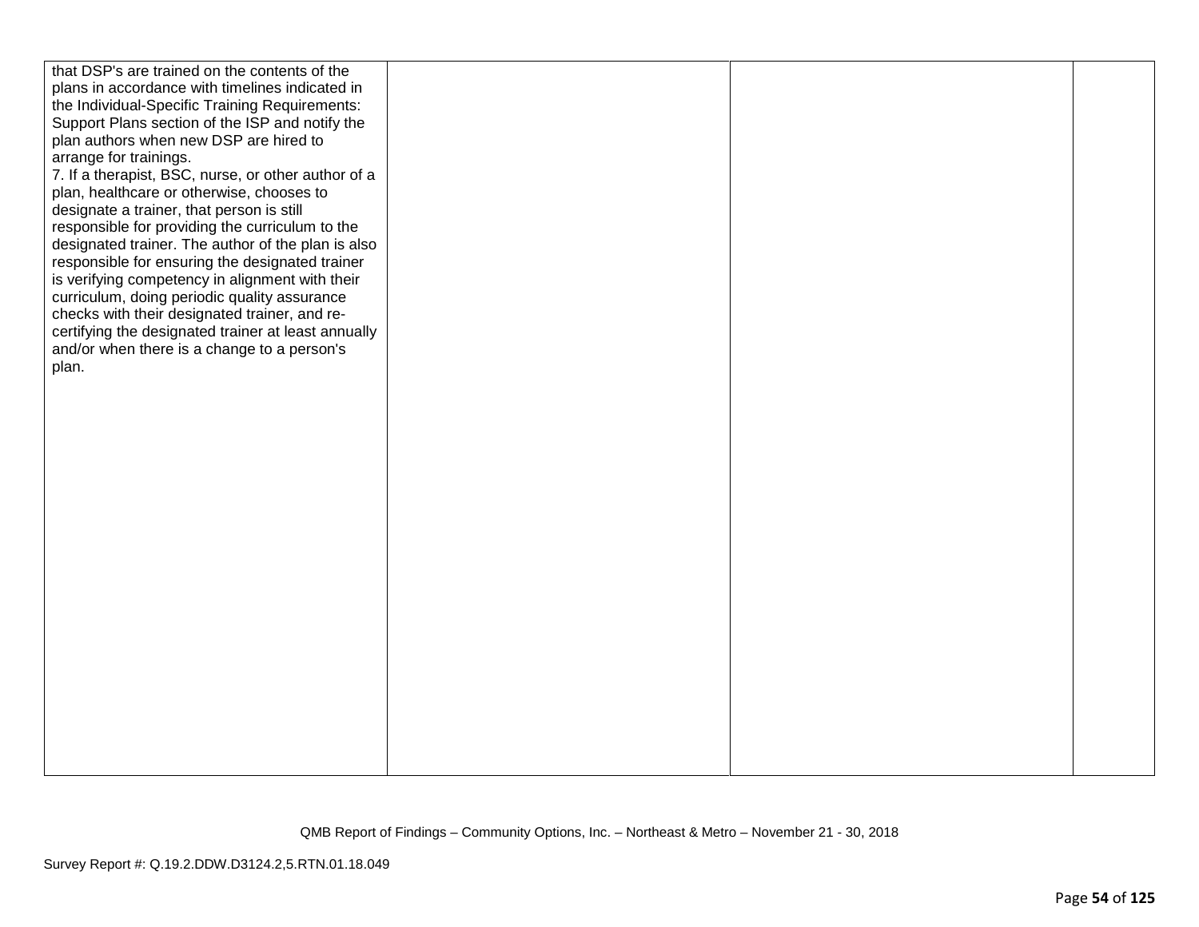| | | | |
|---|---|---|---|
| that DSP's are trained on the contents of the plans in accordance with timelines indicated in the Individual-Specific Training Requirements: Support Plans section of the ISP and notify the plan authors when new DSP are hired to arrange for trainings.<br>7. If a therapist, BSC, nurse, or other author of a plan, healthcare or otherwise, chooses to designate a trainer, that person is still responsible for providing the curriculum to the designated trainer. The author of the plan is also responsible for ensuring the designated trainer is verifying competency in alignment with their curriculum, doing periodic quality assurance checks with their designated trainer, and re-certifying the designated trainer at least annually and/or when there is a change to a person's plan. | | | |

QMB Report of Findings – Community Options, Inc. – Northeast & Metro – November 21 - 30, 2018

Survey Report #: Q.19.2.DDW.D3124.2,5.RTN.01.18.049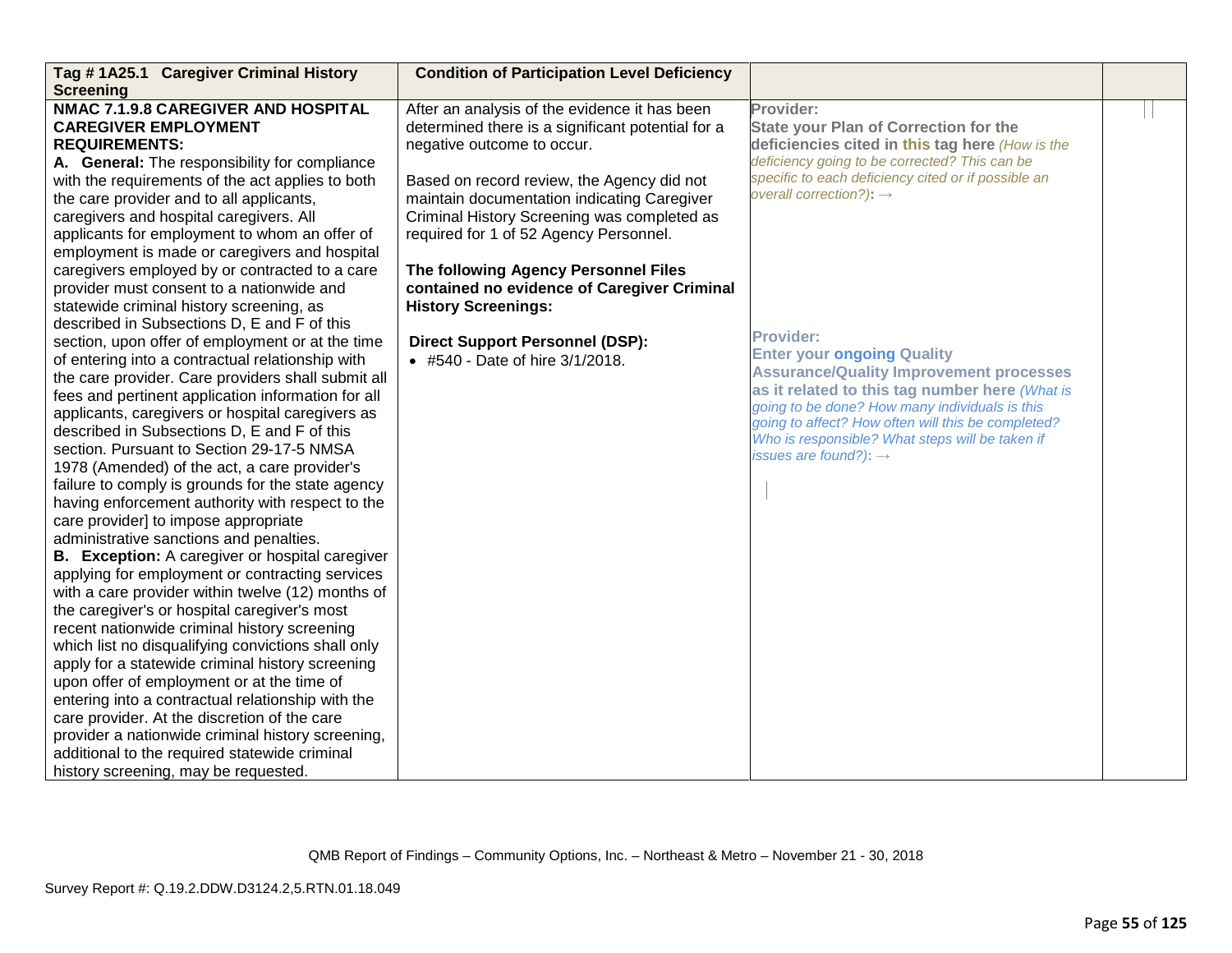| Tag # 1A25.1 Caregiver Criminal History Screening | Condition of Participation Level Deficiency | | |
|---|---|---|---|
| **NMAC 7.1.9.8 CAREGIVER AND HOSPITAL CAREGIVER EMPLOYMENT REQUIREMENTS:**<br>**A. General:** The responsibility for compliance with the requirements of the act applies to both the care provider and to all applicants, caregivers and hospital caregivers. All applicants for employment to whom an offer of employment is made or caregivers and hospital caregivers employed by or contracted to a care provider must consent to a nationwide and statewide criminal history screening, as described in Subsections D, E and F of this section, upon offer of employment or at the time of entering into a contractual relationship with the care provider. Care providers shall submit all fees and pertinent application information for all applicants, caregivers or hospital caregivers as described in Subsections D, E and F of this section. Pursuant to Section 29-17-5 NMSA 1978 (Amended) of the act, a care provider's failure to comply is grounds for the state agency having enforcement authority with respect to the care provider] to impose appropriate administrative sanctions and penalties.<br>**B. Exception:** A caregiver or hospital caregiver applying for employment or contracting services with a care provider within twelve (12) months of the caregiver's or hospital caregiver's most recent nationwide criminal history screening which list no disqualifying convictions shall only apply for a statewide criminal history screening upon offer of employment or at the time of entering into a contractual relationship with the care provider. At the discretion of the care provider a nationwide criminal history screening, additional to the required statewide criminal history screening, may be requested. | After an analysis of the evidence it has been determined there is a significant potential for a negative outcome to occur.<br><br>Based on record review, the Agency did not maintain documentation indicating Caregiver Criminal History Screening was completed as required for 1 of 52 Agency Personnel.<br><br>**The following Agency Personnel Files contained no evidence of Caregiver Criminal History Screenings:**<br><br>**Direct Support Personnel (DSP):**<br>• #540 - Date of hire 3/1/2018. | **Provider:**<br>**State your Plan of Correction for the deficiencies cited in this tag here** *(How is the deficiency going to be corrected? This can be specific to each deficiency cited or if possible an overall correction?)*: →<br><br>**Provider:**<br>**Enter your ongoing Quality Assurance/Quality Improvement processes as it related to this tag number here** *(What is going to be done? How many individuals is this going to affect? How often will this be completed? Who is responsible? What steps will be taken if issues are found?)*: → | |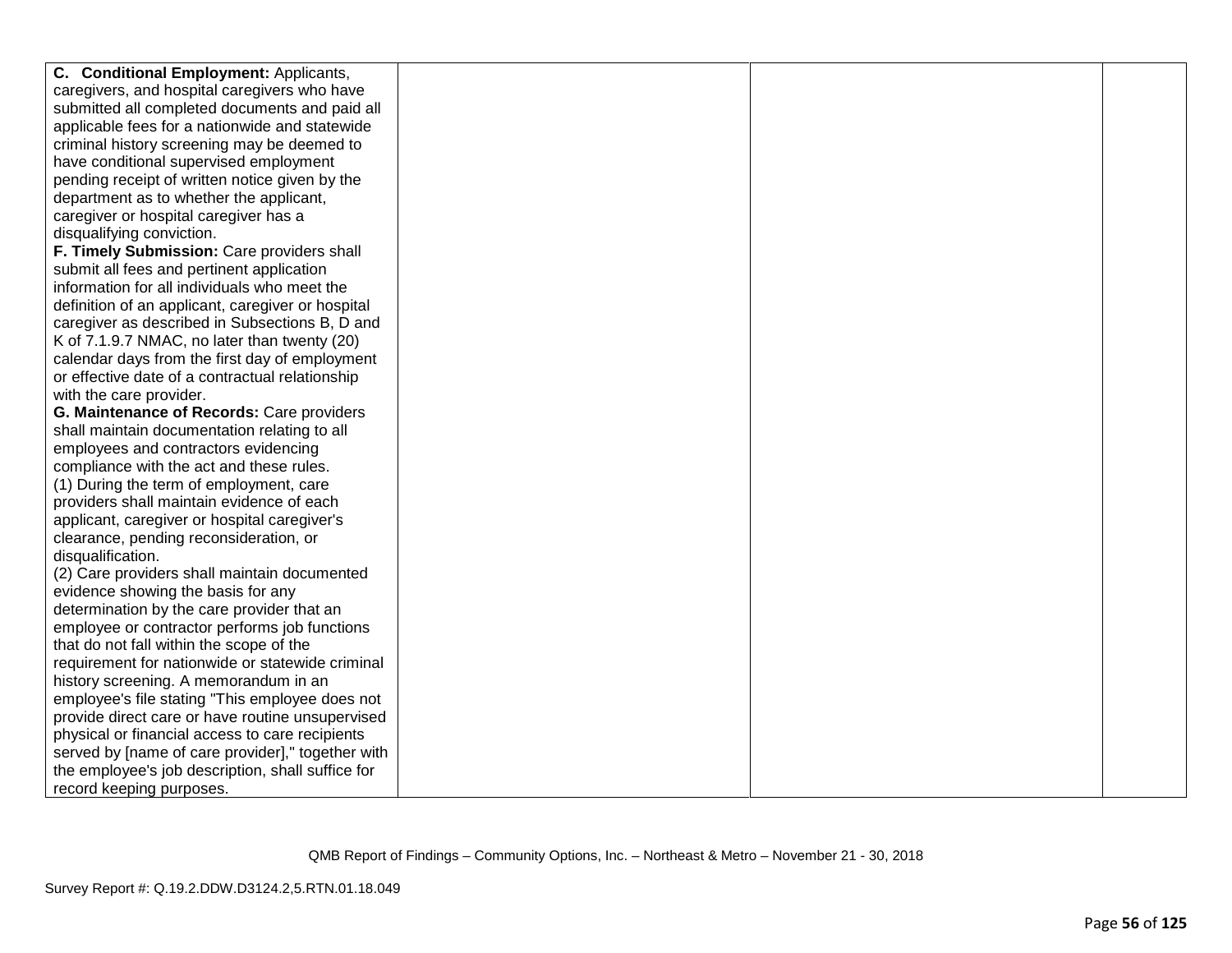| | | | |
|---|---|---|---|
| **C. Conditional Employment:** Applicants, caregivers, and hospital caregivers who have submitted all completed documents and paid all applicable fees for a nationwide and statewide criminal history screening may be deemed to have conditional supervised employment pending receipt of written notice given by the department as to whether the applicant, caregiver or hospital caregiver has a disqualifying conviction.<br>**F. Timely Submission:** Care providers shall submit all fees and pertinent application information for all individuals who meet the definition of an applicant, caregiver or hospital caregiver as described in Subsections B, D and K of 7.1.9.7 NMAC, no later than twenty (20) calendar days from the first day of employment or effective date of a contractual relationship with the care provider.<br>**G. Maintenance of Records:** Care providers shall maintain documentation relating to all employees and contractors evidencing compliance with the act and these rules.<br>(1) During the term of employment, care providers shall maintain evidence of each applicant, caregiver or hospital caregiver's clearance, pending reconsideration, or disqualification.<br>(2) Care providers shall maintain documented evidence showing the basis for any determination by the care provider that an employee or contractor performs job functions that do not fall within the scope of the requirement for nationwide or statewide criminal history screening. A memorandum in an employee's file stating "This employee does not provide direct care or have routine unsupervised physical or financial access to care recipients served by [name of care provider]," together with the employee's job description, shall suffice for record keeping purposes. | | | |

QMB Report of Findings – Community Options, Inc. – Northeast & Metro – November 21 - 30, 2018

Survey Report #: Q.19.2.DDW.D3124.2,5.RTN.01.18.049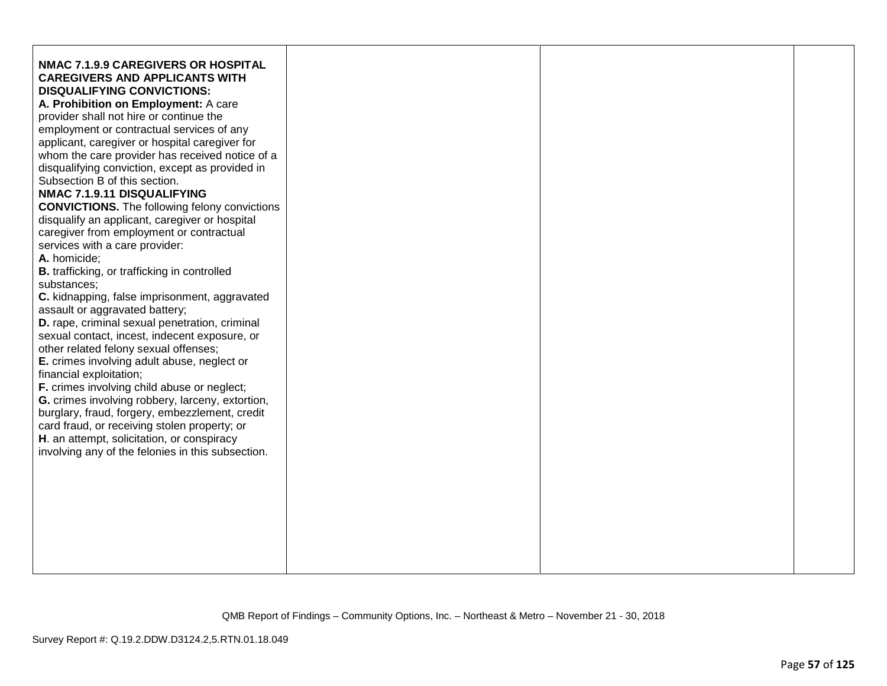| | | | |
|---|---|---|---|
| **NMAC 7.1.9.9 CAREGIVERS OR HOSPITAL CAREGIVERS AND APPLICANTS WITH DISQUALIFYING CONVICTIONS:**<br>**A. Prohibition on Employment:** A care provider shall not hire or continue the employment or contractual services of any applicant, caregiver or hospital caregiver for whom the care provider has received notice of a disqualifying conviction, except as provided in Subsection B of this section.<br>**NMAC 7.1.9.11 DISQUALIFYING CONVICTIONS.** The following felony convictions disqualify an applicant, caregiver or hospital caregiver from employment or contractual services with a care provider:<br>**A.** homicide;<br>**B.** trafficking, or trafficking in controlled substances;<br>**C.** kidnapping, false imprisonment, aggravated assault or aggravated battery;<br>**D.** rape, criminal sexual penetration, criminal sexual contact, incest, indecent exposure, or other related felony sexual offenses;<br>**E.** crimes involving adult abuse, neglect or financial exploitation;<br>**F.** crimes involving child abuse or neglect;<br>**G.** crimes involving robbery, larceny, extortion, burglary, fraud, forgery, embezzlement, credit card fraud, or receiving stolen property; or<br>**H**. an attempt, solicitation, or conspiracy involving any of the felonies in this subsection. | | | |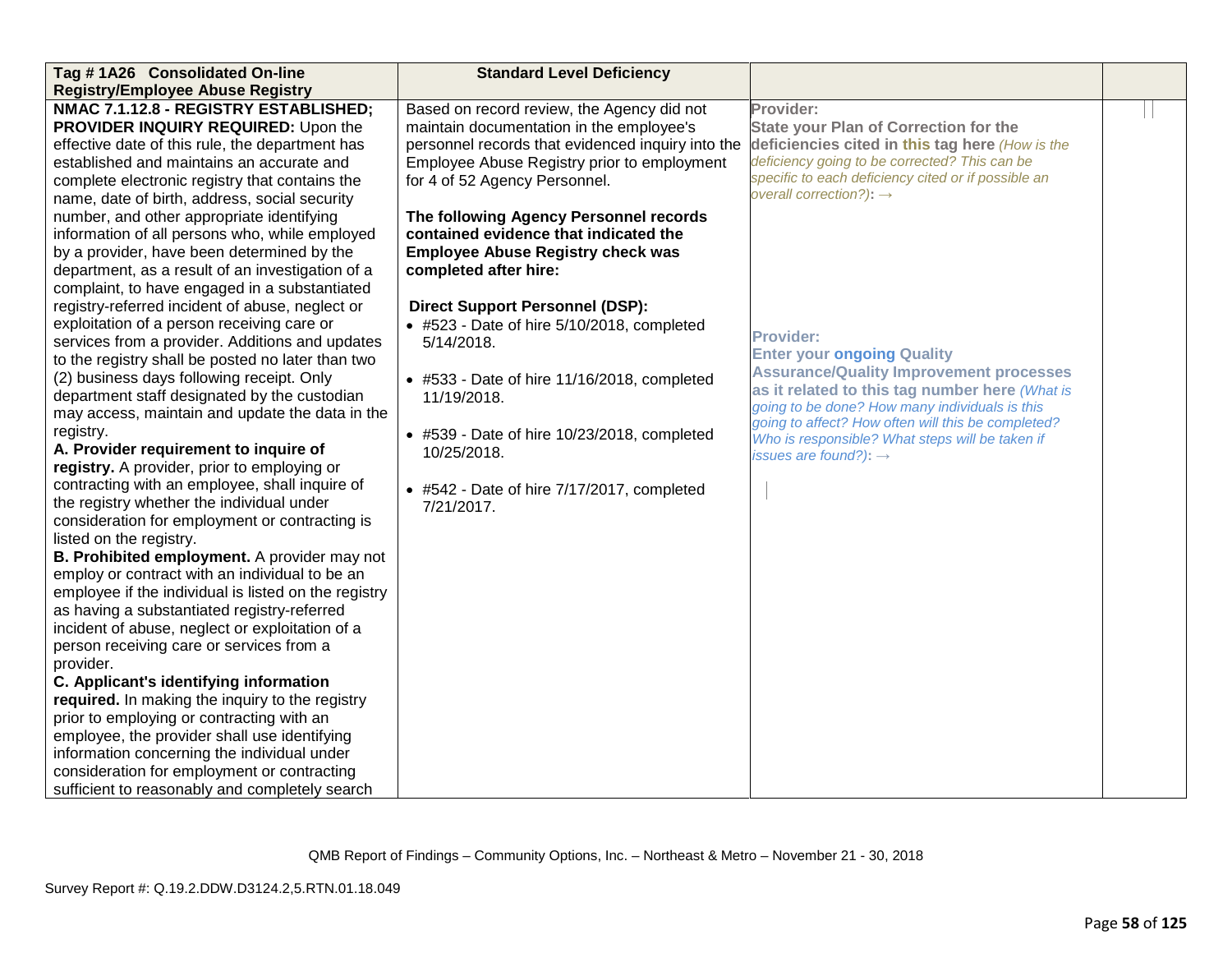| Tag # 1A26 Consolidated On-line Registry/Employee Abuse Registry | Standard Level Deficiency | | |
|---|---|---|---|
| **NMAC 7.1.12.8 - REGISTRY ESTABLISHED; PROVIDER INQUIRY REQUIRED:** Upon the effective date of this rule, the department has established and maintains an accurate and complete electronic registry that contains the name, date of birth, address, social security number, and other appropriate identifying information of all persons who, while employed by a provider, have been determined by the department, as a result of an investigation of a complaint, to have engaged in a substantiated registry-referred incident of abuse, neglect or exploitation of a person receiving care or services from a provider. Additions and updates to the registry shall be posted no later than two (2) business days following receipt. Only department staff designated by the custodian may access, maintain and update the data in the registry. <br>**A. Provider requirement to inquire of registry.** A provider, prior to employing or contracting with an employee, shall inquire of the registry whether the individual under consideration for employment or contracting is listed on the registry. <br>**B. Prohibited employment.** A provider may not employ or contract with an individual to be an employee if the individual is listed on the registry as having a substantiated registry-referred incident of abuse, neglect or exploitation of a person receiving care or services from a provider. <br>**C. Applicant's identifying information required.** In making the inquiry to the registry prior to employing or contracting with an employee, the provider shall use identifying information concerning the individual under consideration for employment or contracting sufficient to reasonably and completely search | Based on record review, the Agency did not maintain documentation in the employee's personnel records that evidenced inquiry into the Employee Abuse Registry prior to employment for 4 of 52 Agency Personnel. <br><br>**The following Agency Personnel records contained evidence that indicated the Employee Abuse Registry check was completed after hire:** <br><br>**Direct Support Personnel (DSP):** <br>• #523 - Date of hire 5/10/2018, completed 5/14/2018. <br><br>• #533 - Date of hire 11/16/2018, completed 11/19/2018. <br><br>• #539 - Date of hire 10/23/2018, completed 10/25/2018. <br><br>• #542 - Date of hire 7/17/2017, completed 7/21/2017. | **Provider:** <br>**State your Plan of Correction for the deficiencies cited in this tag here** *(How is the deficiency going to be corrected? This can be specific to each deficiency cited or if possible an overall correction?)*: → <br><br><br><br>**Provider:** <br>**Enter your ongoing Quality Assurance/Quality Improvement processes as it related to this tag number here** *(What is going to be done? How many individuals is this going to affect? How often will this be completed? Who is responsible? What steps will be taken if issues are found?)*: → | |

QMB Report of Findings – Community Options, Inc. – Northeast & Metro – November 21 - 30, 2018

Survey Report #: Q.19.2.DDW.D3124.2,5.RTN.01.18.049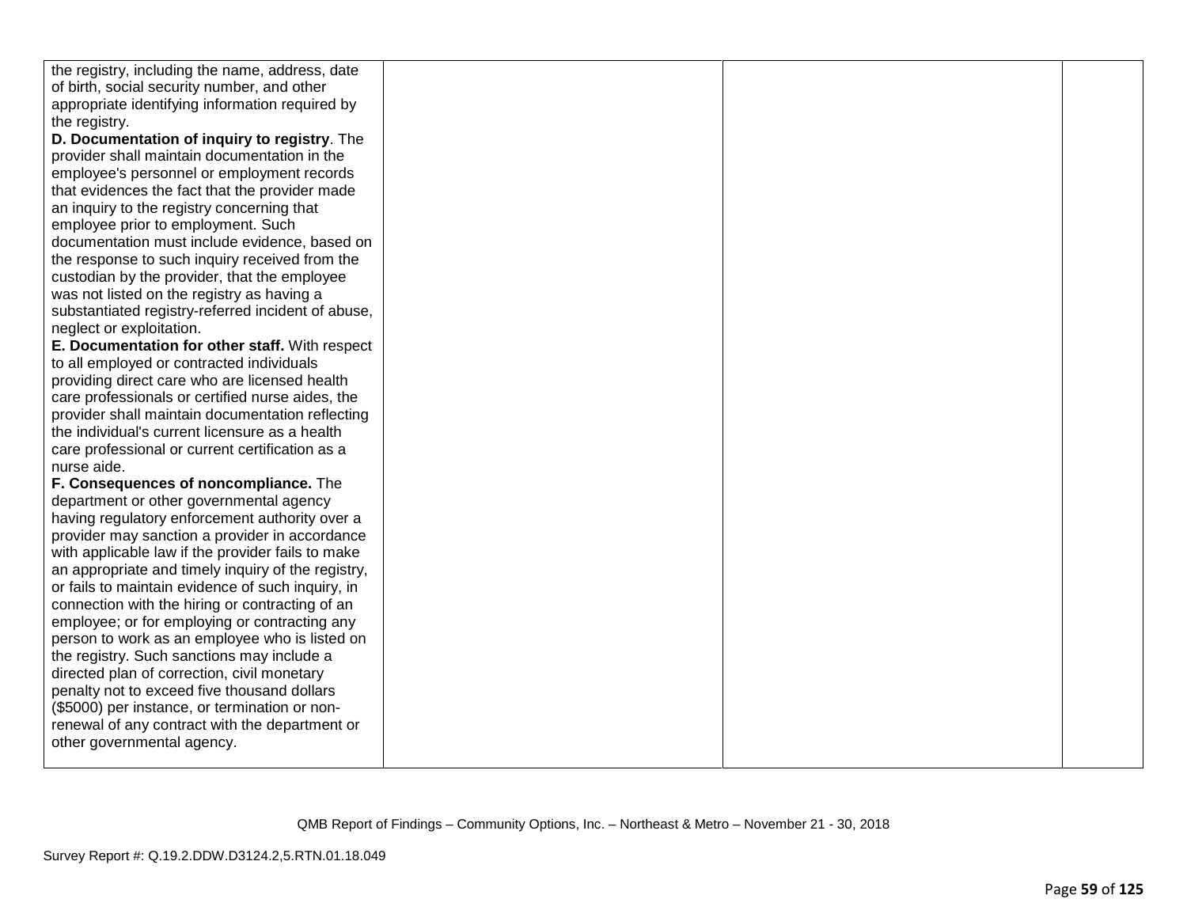| | | | |
|---|---|---|---|
| the registry, including the name, address, date of birth, social security number, and other appropriate identifying information required by the registry.<br>**D. Documentation of inquiry to registry**. The provider shall maintain documentation in the employee's personnel or employment records that evidences the fact that the provider made an inquiry to the registry concerning that employee prior to employment. Such documentation must include evidence, based on the response to such inquiry received from the custodian by the provider, that the employee was not listed on the registry as having a substantiated registry-referred incident of abuse, neglect or exploitation.<br>**E. Documentation for other staff.** With respect to all employed or contracted individuals providing direct care who are licensed health care professionals or certified nurse aides, the provider shall maintain documentation reflecting the individual's current licensure as a health care professional or current certification as a nurse aide.<br>**F. Consequences of noncompliance.** The department or other governmental agency having regulatory enforcement authority over a provider may sanction a provider in accordance with applicable law if the provider fails to make an appropriate and timely inquiry of the registry, or fails to maintain evidence of such inquiry, in connection with the hiring or contracting of an employee; or for employing or contracting any person to work as an employee who is listed on the registry. Such sanctions may include a directed plan of correction, civil monetary penalty not to exceed five thousand dollars ($5000) per instance, or termination or non-renewal of any contract with the department or other governmental agency. | | | |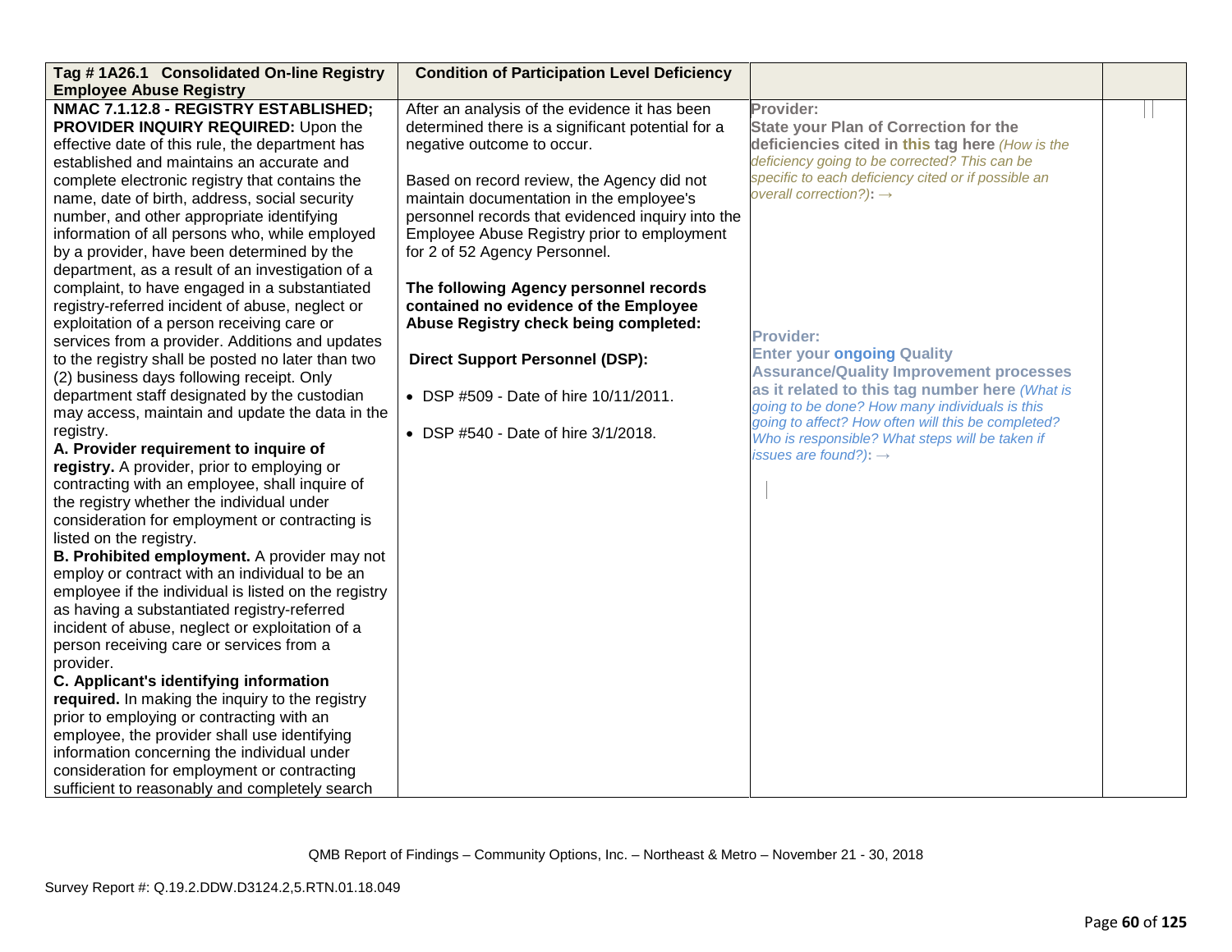| Tag # 1A26.1 Consolidated On-line Registry Employee Abuse Registry | Condition of Participation Level Deficiency | | |
|---|---|---|---|
| **NMAC 7.1.12.8 - REGISTRY ESTABLISHED; PROVIDER INQUIRY REQUIRED:** Upon the effective date of this rule, the department has established and maintains an accurate and complete electronic registry that contains the name, date of birth, address, social security number, and other appropriate identifying information of all persons who, while employed by a provider, have been determined by the department, as a result of an investigation of a complaint, to have engaged in a substantiated registry-referred incident of abuse, neglect or exploitation of a person receiving care or services from a provider. Additions and updates to the registry shall be posted no later than two (2) business days following receipt. Only department staff designated by the custodian may access, maintain and update the data in the registry.<br>**A. Provider requirement to inquire of registry.** A provider, prior to employing or contracting with an employee, shall inquire of the registry whether the individual under consideration for employment or contracting is listed on the registry.<br>**B. Prohibited employment.** A provider may not employ or contract with an individual to be an employee if the individual is listed on the registry as having a substantiated registry-referred incident of abuse, neglect or exploitation of a person receiving care or services from a provider.<br>**C. Applicant's identifying information required.** In making the inquiry to the registry prior to employing or contracting with an employee, the provider shall use identifying information concerning the individual under consideration for employment or contracting sufficient to reasonably and completely search | After an analysis of the evidence it has been determined there is a significant potential for a negative outcome to occur.<br><br>Based on record review, the Agency did not maintain documentation in the employee's personnel records that evidenced inquiry into the Employee Abuse Registry prior to employment for 2 of 52 Agency Personnel.<br><br>**The following Agency personnel records contained no evidence of the Employee Abuse Registry check being completed:**<br><br>**Direct Support Personnel (DSP):**<br><br>• DSP #509 - Date of hire 10/11/2011.<br><br>• DSP #540 - Date of hire 3/1/2018. | **Provider:**<br>**State your Plan of Correction for the deficiencies cited in this tag here** *(How is the deficiency going to be corrected? This can be specific to each deficiency cited or if possible an overall correction?)*: →<br><br>**Provider:**<br>**Enter your ongoing Quality Assurance/Quality Improvement processes as it related to this tag number here** *(What is going to be done? How many individuals is this going to affect? How often will this be completed? Who is responsible? What steps will be taken if issues are found?)*: → | |

QMB Report of Findings – Community Options, Inc. – Northeast & Metro – November 21 - 30, 2018

Survey Report #: Q.19.2.DDW.D3124.2,5.RTN.01.18.049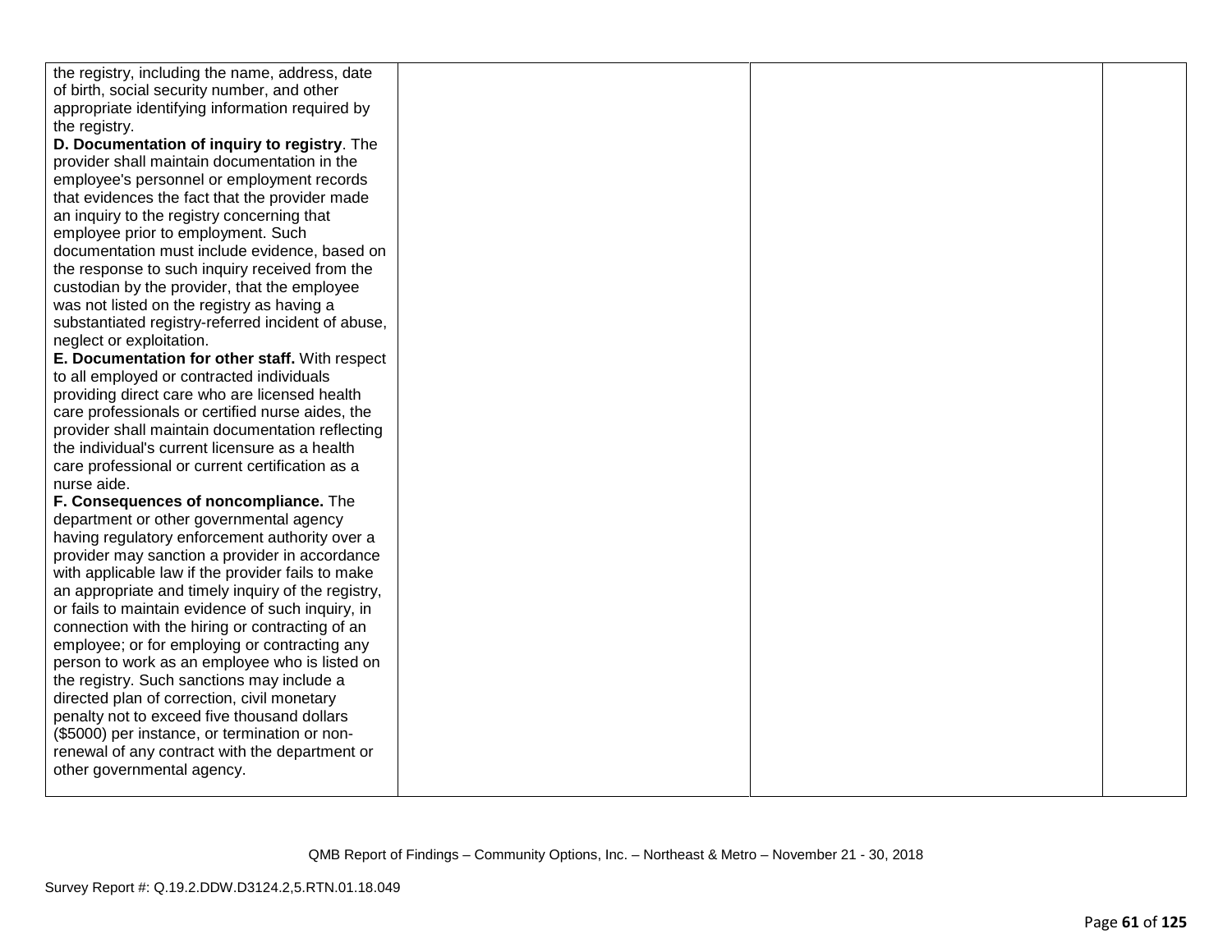| | | | |
|---|---|---|---|
| the registry, including the name, address, date of birth, social security number, and other appropriate identifying information required by the registry.<br>**D. Documentation of inquiry to registry**. The provider shall maintain documentation in the employee's personnel or employment records that evidences the fact that the provider made an inquiry to the registry concerning that employee prior to employment. Such documentation must include evidence, based on the response to such inquiry received from the custodian by the provider, that the employee was not listed on the registry as having a substantiated registry-referred incident of abuse, neglect or exploitation.<br>**E. Documentation for other staff.** With respect to all employed or contracted individuals providing direct care who are licensed health care professionals or certified nurse aides, the provider shall maintain documentation reflecting the individual's current licensure as a health care professional or current certification as a nurse aide.<br>**F. Consequences of noncompliance.** The department or other governmental agency having regulatory enforcement authority over a provider may sanction a provider in accordance with applicable law if the provider fails to make an appropriate and timely inquiry of the registry, or fails to maintain evidence of such inquiry, in connection with the hiring or contracting of an employee; or for employing or contracting any person to work as an employee who is listed on the registry. Such sanctions may include a directed plan of correction, civil monetary penalty not to exceed five thousand dollars ($5000) per instance, or termination or non-renewal of any contract with the department or other governmental agency. | | | |

QMB Report of Findings – Community Options, Inc. – Northeast & Metro – November 21 - 30, 2018

Survey Report #: Q.19.2.DDW.D3124.2,5.RTN.01.18.049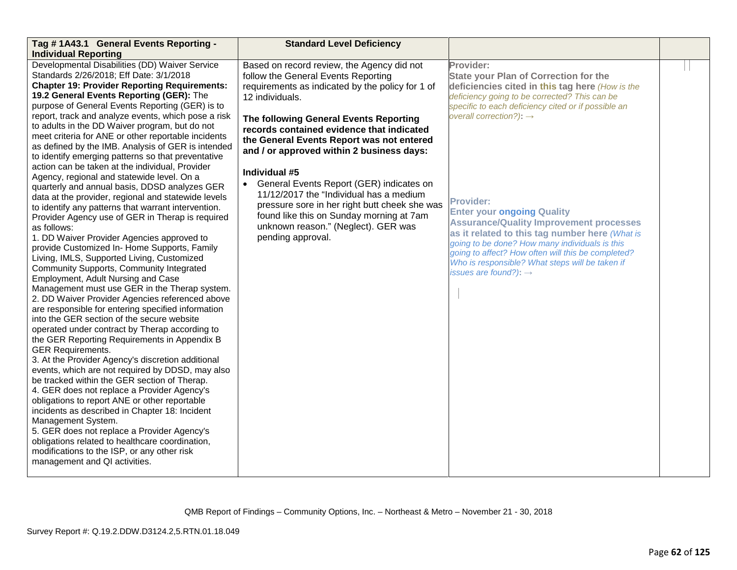| Tag # 1A43.1 General Events Reporting - Individual Reporting | Standard Level Deficiency | | |
|---|---|---|---|
| Developmental Disabilities (DD) Waiver Service Standards 2/26/2018; Eff Date: 3/1/2018<br>**Chapter 19: Provider Reporting Requirements: 19.2 General Events Reporting (GER):** The purpose of General Events Reporting (GER) is to report, track and analyze events, which pose a risk to adults in the DD Waiver program, but do not meet criteria for ANE or other reportable incidents as defined by the IMB. Analysis of GER is intended to identify emerging patterns so that preventative action can be taken at the individual, Provider Agency, regional and statewide level. On a quarterly and annual basis, DDSD analyzes GER data at the provider, regional and statewide levels to identify any patterns that warrant intervention. Provider Agency use of GER in Therap is required as follows:<br>1. DD Waiver Provider Agencies approved to provide Customized In- Home Supports, Family Living, IMLS, Supported Living, Customized Community Supports, Community Integrated Employment, Adult Nursing and Case Management must use GER in the Therap system.<br>2. DD Waiver Provider Agencies referenced above are responsible for entering specified information into the GER section of the secure website operated under contract by Therap according to the GER Reporting Requirements in Appendix B GER Requirements.<br>3. At the Provider Agency's discretion additional events, which are not required by DDSD, may also be tracked within the GER section of Therap.<br>4. GER does not replace a Provider Agency's obligations to report ANE or other reportable incidents as described in Chapter 18: Incident Management System.<br>5. GER does not replace a Provider Agency's obligations related to healthcare coordination, modifications to the ISP, or any other risk management and QI activities. | Based on record review, the Agency did not follow the General Events Reporting requirements as indicated by the policy for 1 of 12 individuals.<br><br>**The following General Events Reporting records contained evidence that indicated the General Events Report was not entered and / or approved within 2 business days:**<br><br>**Individual #5**<br>• General Events Report (GER) indicates on 11/12/2017 the "Individual has a medium pressure sore in her right butt cheek she was found like this on Sunday morning at 7am unknown reason." (Neglect). GER was pending approval. | **Provider:**<br>**State your Plan of Correction for the deficiencies cited in this tag here** *(How is the deficiency going to be corrected? This can be specific to each deficiency cited or if possible an overall correction?)*: →<br><br>**Provider:**<br>**Enter your ongoing Quality Assurance/Quality Improvement processes as it related to this tag number here** *(What is going to be done? How many individuals is this going to affect? How often will this be completed? Who is responsible? What steps will be taken if issues are found?)*: → | |

QMB Report of Findings – Community Options, Inc. – Northeast & Metro – November 21 - 30, 2018

Survey Report #: Q.19.2.DDW.D3124.2,5.RTN.01.18.049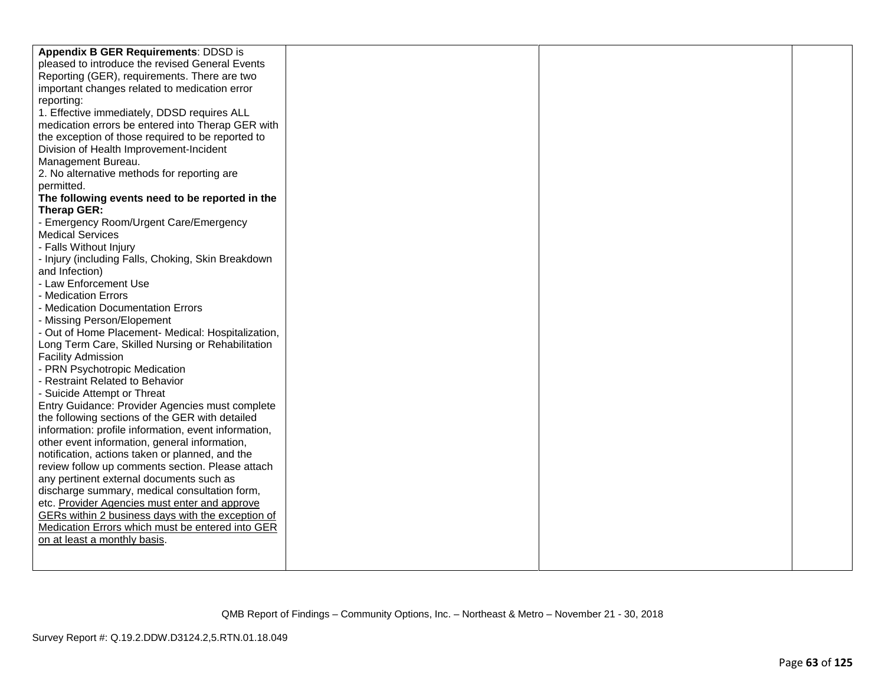| | | | |
|---|---|---|---|
| **Appendix B GER Requirements**: DDSD is pleased to introduce the revised General Events Reporting (GER), requirements. There are two important changes related to medication error reporting:<br>1. Effective immediately, DDSD requires ALL medication errors be entered into Therap GER with the exception of those required to be reported to Division of Health Improvement-Incident Management Bureau.<br>2. No alternative methods for reporting are permitted.<br>**The following events need to be reported in the Therap GER:**<br>- Emergency Room/Urgent Care/Emergency Medical Services<br>- Falls Without Injury<br>- Injury (including Falls, Choking, Skin Breakdown and Infection)<br>- Law Enforcement Use<br>- Medication Errors<br>- Medication Documentation Errors<br>- Missing Person/Elopement<br>- Out of Home Placement- Medical: Hospitalization, Long Term Care, Skilled Nursing or Rehabilitation Facility Admission<br>- PRN Psychotropic Medication<br>- Restraint Related to Behavior<br>- Suicide Attempt or Threat<br>Entry Guidance: Provider Agencies must complete the following sections of the GER with detailed information: profile information, event information, other event information, general information, notification, actions taken or planned, and the review follow up comments section. Please attach any pertinent external documents such as discharge summary, medical consultation form, etc. Provider Agencies must enter and approve GERs within 2 business days with the exception of Medication Errors which must be entered into GER on at least a monthly basis. | | | |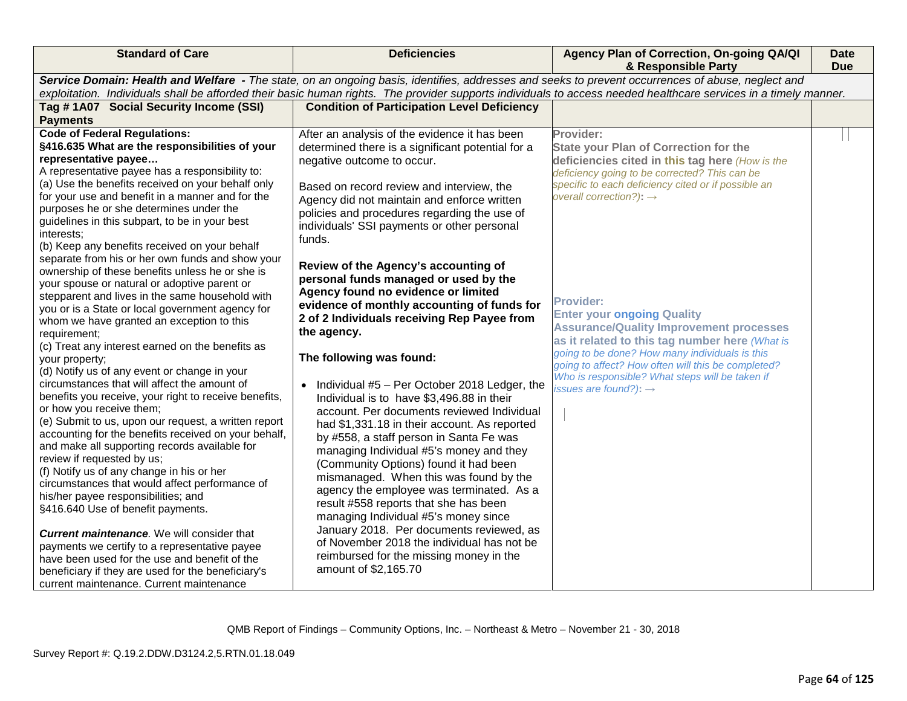| Standard of Care | Deficiencies | Agency Plan of Correction, On-going QA/QI & Responsible Party | Date Due |
|---|---|---|---|
| ***Service Domain: Health and Welfare** - The state, on an ongoing basis, identifies, addresses and seeks to prevent occurrences of abuse, neglect and exploitation. Individuals shall be afforded their basic human rights. The provider supports individuals to access needed healthcare services in a timely manner.* | | | |
| **Tag # 1A07 Social Security Income (SSI) Payments** | **Condition of Participation Level Deficiency** | | |
| **Code of Federal Regulations:** **§416.635 What are the responsibilities of your representative payee…** A representative payee has a responsibility to: (a) Use the benefits received on your behalf only for your use and benefit in a manner and for the purposes he or she determines under the guidelines in this subpart, to be in your best interests; (b) Keep any benefits received on your behalf separate from his or her own funds and show your ownership of these benefits unless he or she is your spouse or natural or adoptive parent or stepparent and lives in the same household with you or is a State or local government agency for whom we have granted an exception to this requirement; (c) Treat any interest earned on the benefits as your property; (d) Notify us of any event or change in your circumstances that will affect the amount of benefits you receive, your right to receive benefits, or how you receive them; (e) Submit to us, upon our request, a written report accounting for the benefits received on your behalf, and make all supporting records available for review if requested by us; (f) Notify us of any change in his or her circumstances that would affect performance of his/her payee responsibilities; and §416.640 Use of benefit payments. ***Current maintenance**.* We will consider that payments we certify to a representative payee have been used for the use and benefit of the beneficiary if they are used for the beneficiary's current maintenance. Current maintenance | After an analysis of the evidence it has been determined there is a significant potential for a negative outcome to occur. Based on record review and interview, the Agency did not maintain and enforce written policies and procedures regarding the use of individuals' SSI payments or other personal funds. **Review of the Agency's accounting of personal funds managed or used by the Agency found no evidence or limited evidence of monthly accounting of funds for 2 of 2 Individuals receiving Rep Payee from the agency.** **The following was found:** • Individual #5 – Per October 2018 Ledger, the Individual is to have $3,496.88 in their account. Per documents reviewed Individual had $1,331.18 in their account. As reported by #558, a staff person in Santa Fe was managing Individual #5's money and they (Community Options) found it had been mismanaged. When this was found by the agency the employee was terminated. As a result #558 reports that she has been managing Individual #5's money since January 2018. Per documents reviewed, as of November 2018 the individual has not be reimbursed for the missing money in the amount of $2,165.70 | **Provider:** **State your Plan of Correction for the deficiencies cited in this tag here** *(How is the deficiency going to be corrected? This can be specific to each deficiency cited or if possible an overall correction?)*: → **Provider:** **Enter your ongoing Quality Assurance/Quality Improvement processes as it related to this tag number here** *(What is going to be done? How many individuals is this going to affect? How often will this be completed? Who is responsible? What steps will be taken if issues are found?)*: → | |

QMB Report of Findings – Community Options, Inc. – Northeast & Metro – November 21 - 30, 2018

Survey Report #: Q.19.2.DDW.D3124.2,5.RTN.01.18.049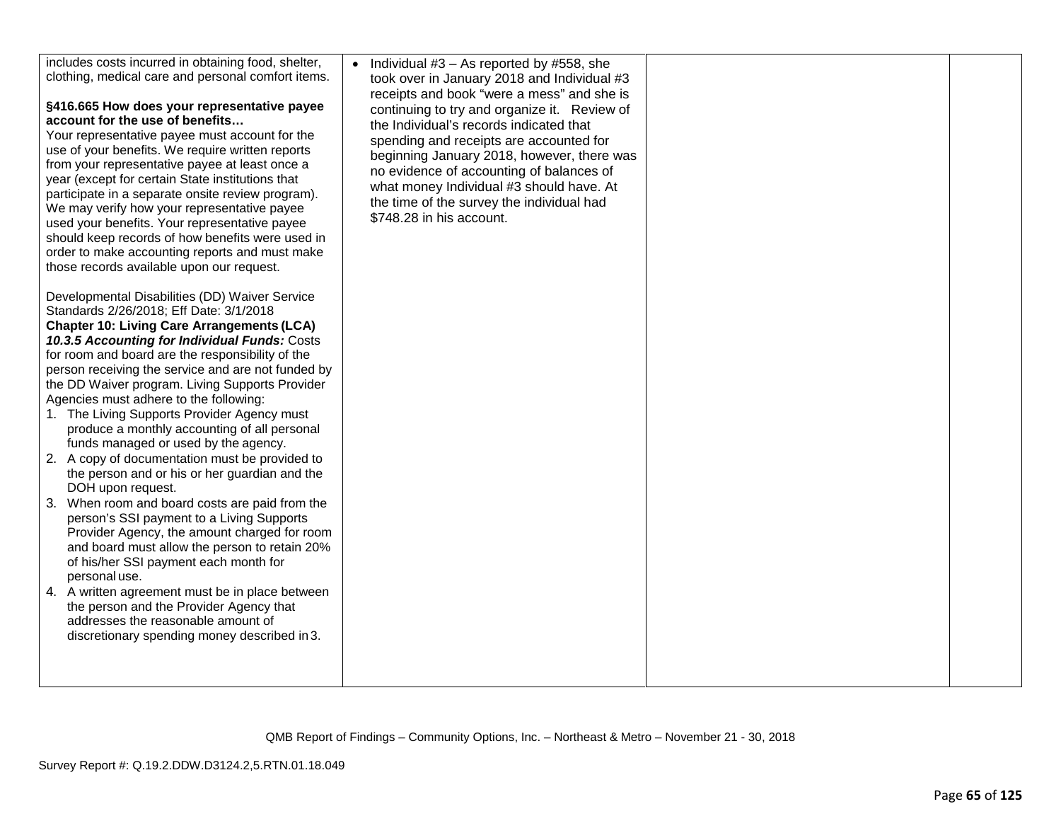| | | | |
|---|---|---|---|
| includes costs incurred in obtaining food, shelter, clothing, medical care and personal comfort items.<br><br>**§416.665 How does your representative payee account for the use of benefits…**<br>Your representative payee must account for the use of your benefits. We require written reports from your representative payee at least once a year (except for certain State institutions that participate in a separate onsite review program). We may verify how your representative payee used your benefits. Your representative payee should keep records of how benefits were used in order to make accounting reports and must make those records available upon our request.<br><br>Developmental Disabilities (DD) Waiver Service Standards 2/26/2018; Eff Date: 3/1/2018<br>**Chapter 10: Living Care Arrangements (LCA)**<br>***10.3.5 Accounting for Individual Funds:*** Costs for room and board are the responsibility of the person receiving the service and are not funded by the DD Waiver program. Living Supports Provider Agencies must adhere to the following:<br>1. The Living Supports Provider Agency must produce a monthly accounting of all personal funds managed or used by the agency.<br>2. A copy of documentation must be provided to the person and or his or her guardian and the DOH upon request.<br>3. When room and board costs are paid from the person's SSI payment to a Living Supports Provider Agency, the amount charged for room and board must allow the person to retain 20% of his/her SSI payment each month for personal use.<br>4. A written agreement must be in place between the person and the Provider Agency that addresses the reasonable amount of discretionary spending money described in 3. | • Individual #3 – As reported by #558, she took over in January 2018 and Individual #3 receipts and book "were a mess" and she is continuing to try and organize it. Review of the Individual's records indicated that spending and receipts are accounted for beginning January 2018, however, there was no evidence of accounting of balances of what money Individual #3 should have. At the time of the survey the individual had $748.28 in his account. | | |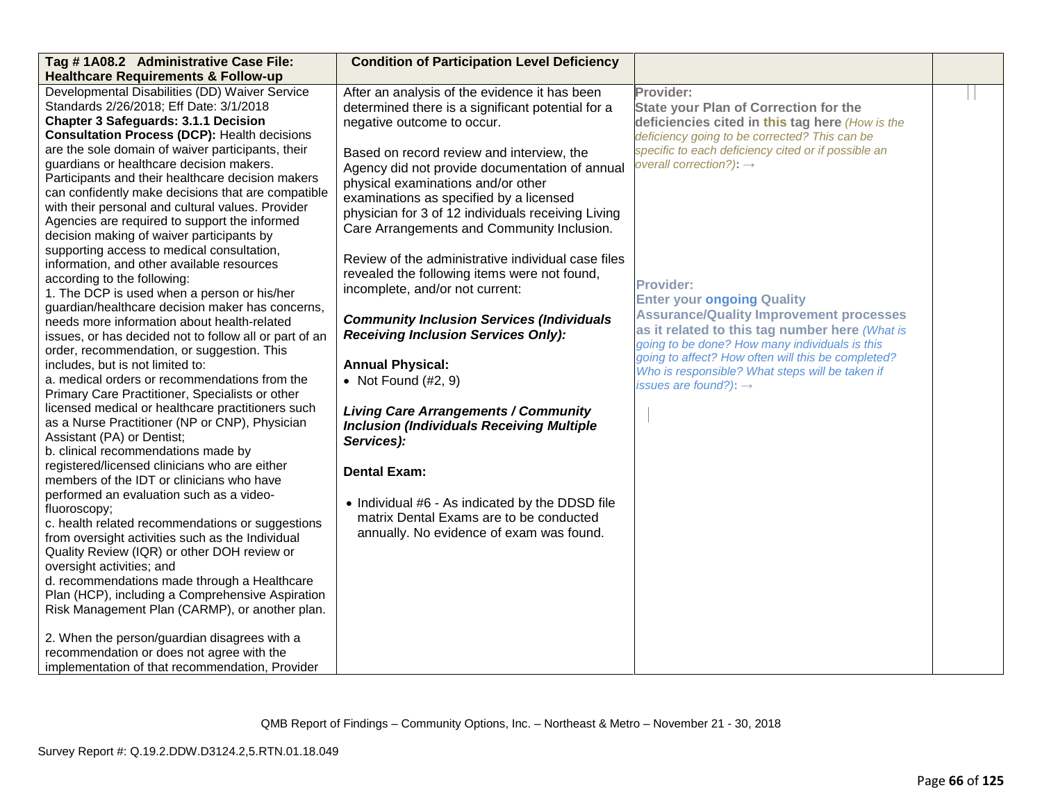| Tag # 1A08.2 Administrative Case File: Healthcare Requirements & Follow-up | Condition of Participation Level Deficiency | | |
|---|---|---|---|
| Developmental Disabilities (DD) Waiver Service Standards 2/26/2018; Eff Date: 3/1/2018<br>**Chapter 3 Safeguards: 3.1.1 Decision Consultation Process (DCP):** Health decisions are the sole domain of waiver participants, their guardians or healthcare decision makers. Participants and their healthcare decision makers can confidently make decisions that are compatible with their personal and cultural values. Provider Agencies are required to support the informed decision making of waiver participants by supporting access to medical consultation, information, and other available resources according to the following:<br>1. The DCP is used when a person or his/her guardian/healthcare decision maker has concerns, needs more information about health-related issues, or has decided not to follow all or part of an order, recommendation, or suggestion. This includes, but is not limited to:<br>a. medical orders or recommendations from the Primary Care Practitioner, Specialists or other licensed medical or healthcare practitioners such as a Nurse Practitioner (NP or CNP), Physician Assistant (PA) or Dentist;<br>b. clinical recommendations made by registered/licensed clinicians who are either members of the IDT or clinicians who have performed an evaluation such as a video-fluoroscopy;<br>c. health related recommendations or suggestions from oversight activities such as the Individual Quality Review (IQR) or other DOH review or oversight activities; and<br>d. recommendations made through a Healthcare Plan (HCP), including a Comprehensive Aspiration Risk Management Plan (CARMP), or another plan.<br><br>2. When the person/guardian disagrees with a recommendation or does not agree with the implementation of that recommendation, Provider | After an analysis of the evidence it has been determined there is a significant potential for a negative outcome to occur.<br><br>Based on record review and interview, the Agency did not provide documentation of annual physical examinations and/or other examinations as specified by a licensed physician for 3 of 12 individuals receiving Living Care Arrangements and Community Inclusion.<br><br>Review of the administrative individual case files revealed the following items were not found, incomplete, and/or not current:<br><br>***Community Inclusion Services (Individuals Receiving Inclusion Services Only):***<br><br>**Annual Physical:**<br>• Not Found (#2, 9)<br><br>***Living Care Arrangements / Community Inclusion (Individuals Receiving Multiple Services):***<br><br>**Dental Exam:**<br><br>• Individual #6 - As indicated by the DDSD file matrix Dental Exams are to be conducted annually. No evidence of exam was found. | **Provider:**<br>**State your Plan of Correction for the deficiencies cited in this tag here** *(How is the deficiency going to be corrected? This can be specific to each deficiency cited or if possible an overall correction?):* →<br><br>**Provider:**<br>**Enter your ongoing Quality Assurance/Quality Improvement processes as it related to this tag number here** *(What is going to be done? How many individuals is this going to affect? How often will this be completed? Who is responsible? What steps will be taken if issues are found?):* → | |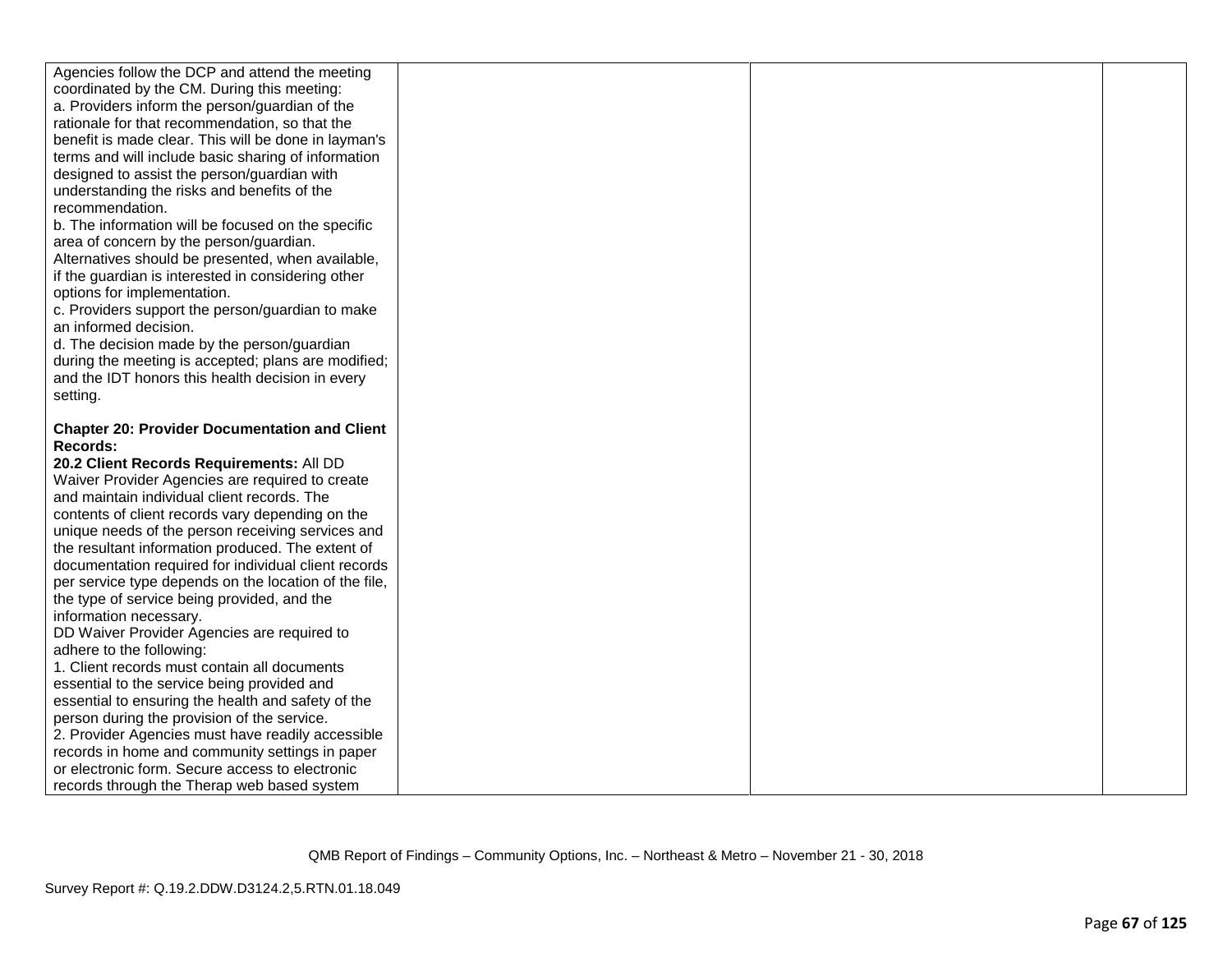| | | | |
|---|---|---|---|
| Agencies follow the DCP and attend the meeting coordinated by the CM. During this meeting:<br>a. Providers inform the person/guardian of the rationale for that recommendation, so that the benefit is made clear. This will be done in layman's terms and will include basic sharing of information designed to assist the person/guardian with understanding the risks and benefits of the recommendation.<br>b. The information will be focused on the specific area of concern by the person/guardian. Alternatives should be presented, when available, if the guardian is interested in considering other options for implementation.<br>c. Providers support the person/guardian to make an informed decision.<br>d. The decision made by the person/guardian during the meeting is accepted; plans are modified; and the IDT honors this health decision in every setting.<br><br>**Chapter 20: Provider Documentation and Client Records:**<br>**20.2 Client Records Requirements:** All DD Waiver Provider Agencies are required to create and maintain individual client records. The contents of client records vary depending on the unique needs of the person receiving services and the resultant information produced. The extent of documentation required for individual client records per service type depends on the location of the file, the type of service being provided, and the information necessary.<br>DD Waiver Provider Agencies are required to adhere to the following:<br>1. Client records must contain all documents essential to the service being provided and essential to ensuring the health and safety of the person during the provision of the service.<br>2. Provider Agencies must have readily accessible records in home and community settings in paper or electronic form. Secure access to electronic records through the Therap web based system | | | |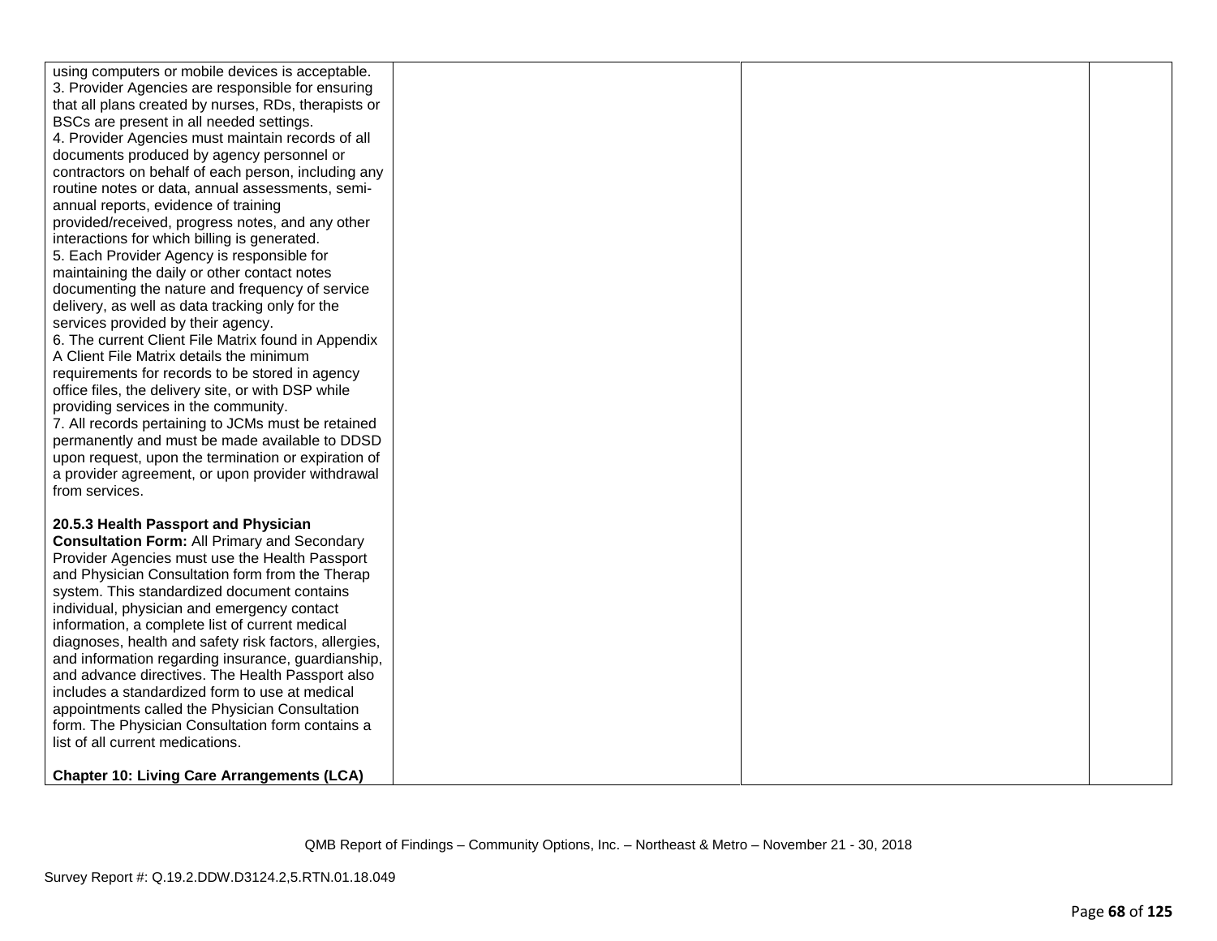| | | | |
|---|---|---|---|
| using computers or mobile devices is acceptable.<br>3. Provider Agencies are responsible for ensuring that all plans created by nurses, RDs, therapists or BSCs are present in all needed settings.<br>4. Provider Agencies must maintain records of all documents produced by agency personnel or contractors on behalf of each person, including any routine notes or data, annual assessments, semi-annual reports, evidence of training provided/received, progress notes, and any other interactions for which billing is generated.<br>5. Each Provider Agency is responsible for maintaining the daily or other contact notes documenting the nature and frequency of service delivery, as well as data tracking only for the services provided by their agency.<br>6. The current Client File Matrix found in Appendix A Client File Matrix details the minimum requirements for records to be stored in agency office files, the delivery site, or with DSP while providing services in the community.<br>7. All records pertaining to JCMs must be retained permanently and must be made available to DDSD upon request, upon the termination or expiration of a provider agreement, or upon provider withdrawal from services.<br><br>**20.5.3 Health Passport and Physician Consultation Form:** All Primary and Secondary Provider Agencies must use the Health Passport and Physician Consultation form from the Therap system. This standardized document contains individual, physician and emergency contact information, a complete list of current medical diagnoses, health and safety risk factors, allergies, and information regarding insurance, guardianship, and advance directives. The Health Passport also includes a standardized form to use at medical appointments called the Physician Consultation form. The Physician Consultation form contains a list of all current medications.<br><br>**Chapter 10: Living Care Arrangements (LCA)** | | | |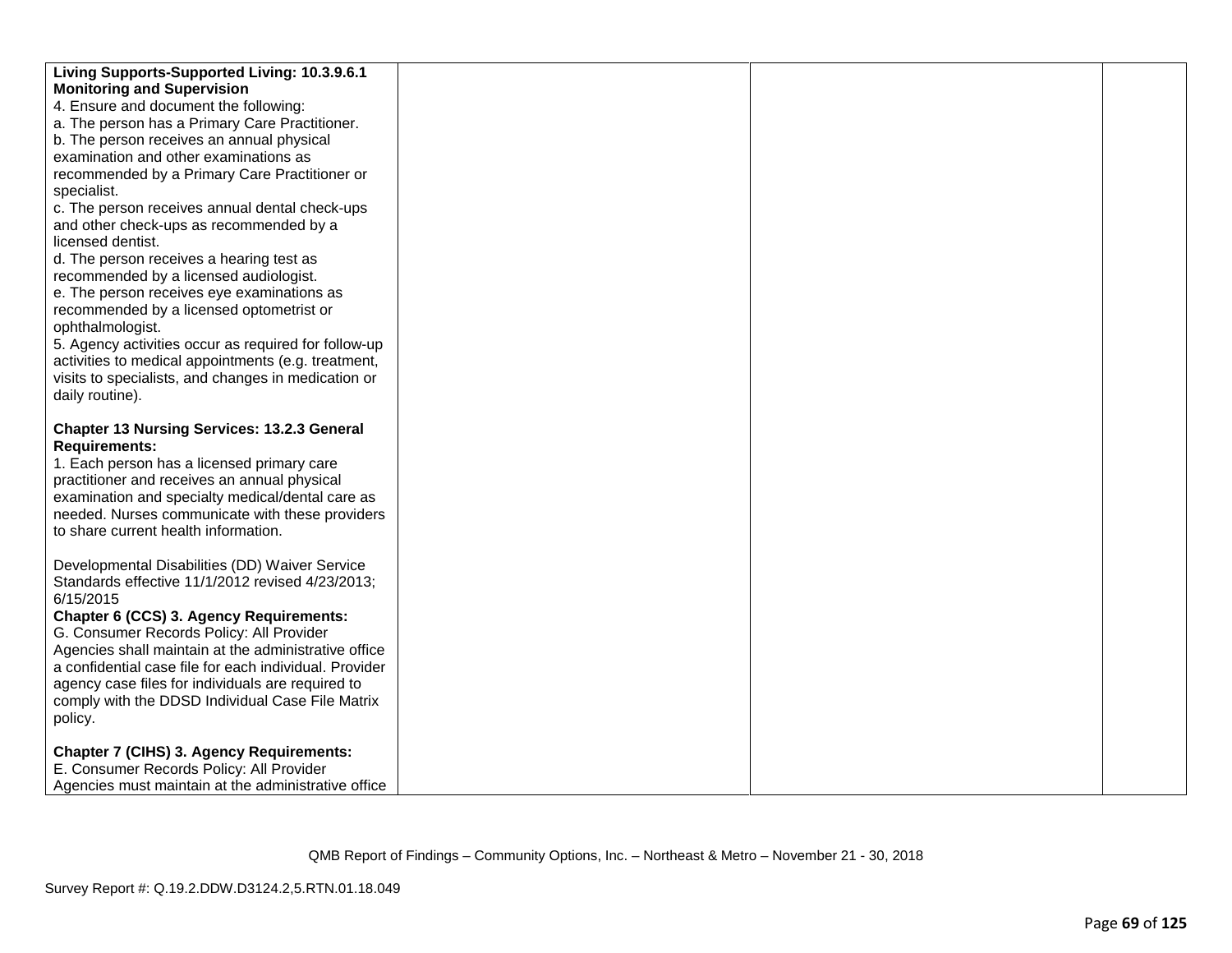| | | | |
|---|---|---|---|
| **Living Supports-Supported Living: 10.3.9.6.1 Monitoring and Supervision**<br>4. Ensure and document the following:<br>a. The person has a Primary Care Practitioner.<br>b. The person receives an annual physical examination and other examinations as recommended by a Primary Care Practitioner or specialist.<br>c. The person receives annual dental check-ups and other check-ups as recommended by a licensed dentist.<br>d. The person receives a hearing test as recommended by a licensed audiologist.<br>e. The person receives eye examinations as recommended by a licensed optometrist or ophthalmologist.<br>5. Agency activities occur as required for follow-up activities to medical appointments (e.g. treatment, visits to specialists, and changes in medication or daily routine).<br><br>**Chapter 13 Nursing Services: 13.2.3 General Requirements:**<br>1. Each person has a licensed primary care practitioner and receives an annual physical examination and specialty medical/dental care as needed. Nurses communicate with these providers to share current health information.<br><br>Developmental Disabilities (DD) Waiver Service Standards effective 11/1/2012 revised 4/23/2013; 6/15/2015<br>**Chapter 6 (CCS) 3. Agency Requirements:**<br>G. Consumer Records Policy: All Provider Agencies shall maintain at the administrative office a confidential case file for each individual. Provider agency case files for individuals are required to comply with the DDSD Individual Case File Matrix policy.<br><br>**Chapter 7 (CIHS) 3. Agency Requirements:**<br>E. Consumer Records Policy: All Provider Agencies must maintain at the administrative office | | | |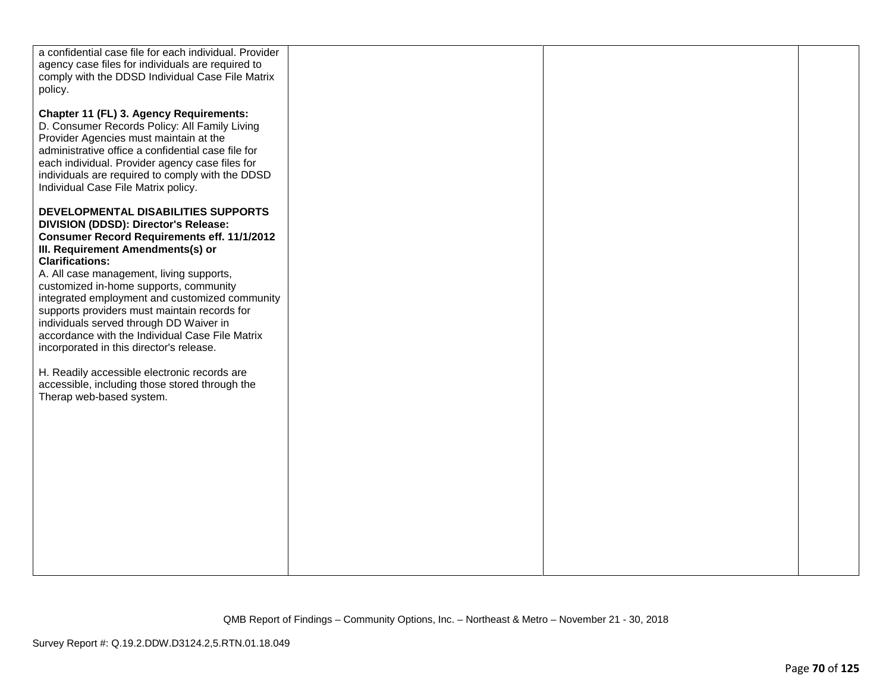| | | | |
|---|---|---|---|
| a confidential case file for each individual. Provider agency case files for individuals are required to comply with the DDSD Individual Case File Matrix policy.<br><br>**Chapter 11 (FL) 3. Agency Requirements:**<br>D. Consumer Records Policy: All Family Living Provider Agencies must maintain at the administrative office a confidential case file for each individual. Provider agency case files for individuals are required to comply with the DDSD Individual Case File Matrix policy.<br><br>**DEVELOPMENTAL DISABILITIES SUPPORTS DIVISION (DDSD): Director's Release: Consumer Record Requirements eff. 11/1/2012 III. Requirement Amendments(s) or Clarifications:**<br>A. All case management, living supports, customized in-home supports, community integrated employment and customized community supports providers must maintain records for individuals served through DD Waiver in accordance with the Individual Case File Matrix incorporated in this director's release.<br><br>H. Readily accessible electronic records are accessible, including those stored through the Therap web-based system. | | | |

QMB Report of Findings – Community Options, Inc. – Northeast & Metro – November 21 - 30, 2018

Survey Report #: Q.19.2.DDW.D3124.2,5.RTN.01.18.049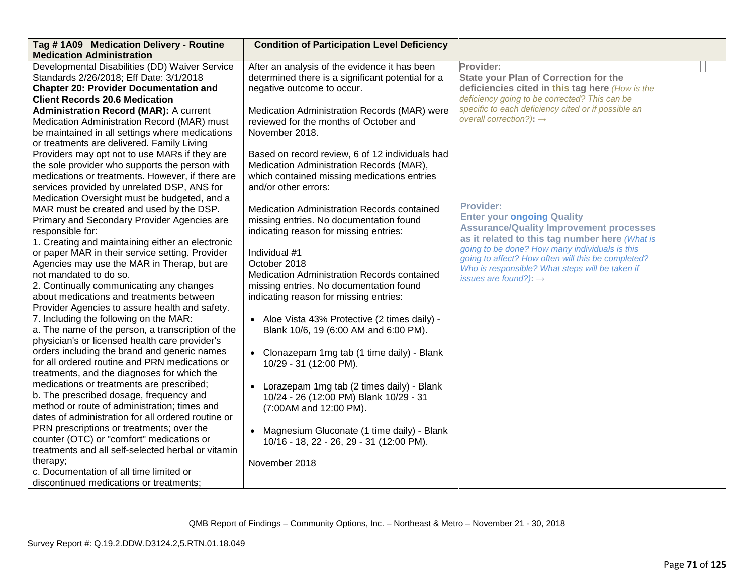| Tag # 1A09 Medication Delivery - Routine Medication Administration | Condition of Participation Level Deficiency | | |
|---|---|---|---|
| Developmental Disabilities (DD) Waiver Service Standards 2/26/2018; Eff Date: 3/1/2018<br>**Chapter 20: Provider Documentation and Client Records 20.6 Medication Administration Record (MAR):** A current Medication Administration Record (MAR) must be maintained in all settings where medications or treatments are delivered. Family Living Providers may opt not to use MARs if they are the sole provider who supports the person with medications or treatments. However, if there are services provided by unrelated DSP, ANS for Medication Oversight must be budgeted, and a MAR must be created and used by the DSP. Primary and Secondary Provider Agencies are responsible for:<br>1. Creating and maintaining either an electronic or paper MAR in their service setting. Provider Agencies may use the MAR in Therap, but are not mandated to do so.<br>2. Continually communicating any changes about medications and treatments between Provider Agencies to assure health and safety.<br>7. Including the following on the MAR:<br>a. The name of the person, a transcription of the physician's or licensed health care provider's orders including the brand and generic names for all ordered routine and PRN medications or treatments, and the diagnoses for which the medications or treatments are prescribed;<br>b. The prescribed dosage, frequency and method or route of administration; times and dates of administration for all ordered routine or PRN prescriptions or treatments; over the counter (OTC) or "comfort" medications or treatments and all self-selected herbal or vitamin therapy;<br>c. Documentation of all time limited or discontinued medications or treatments; | After an analysis of the evidence it has been determined there is a significant potential for a negative outcome to occur.<br><br>Medication Administration Records (MAR) were reviewed for the months of October and November 2018.<br><br>Based on record review, 6 of 12 individuals had Medication Administration Records (MAR), which contained missing medications entries and/or other errors:<br><br>Medication Administration Records contained missing entries. No documentation found indicating reason for missing entries:<br><br>Individual #1<br>October 2018<br>Medication Administration Records contained missing entries. No documentation found indicating reason for missing entries:<br><br>• Aloe Vista 43% Protective (2 times daily) - Blank 10/6, 19 (6:00 AM and 6:00 PM).<br><br>• Clonazepam 1mg tab (1 time daily) - Blank 10/29 - 31 (12:00 PM).<br><br>• Lorazepam 1mg tab (2 times daily) - Blank 10/24 - 26 (12:00 PM) Blank 10/29 - 31 (7:00AM and 12:00 PM).<br><br>• Magnesium Gluconate (1 time daily) - Blank 10/16 - 18, 22 - 26, 29 - 31 (12:00 PM).<br><br>November 2018 | **Provider:**<br>**State your Plan of Correction for the deficiencies cited in this tag here** *(How is the deficiency going to be corrected? This can be specific to each deficiency cited or if possible an overall correction?)*: →<br><br>**Provider:**<br>**Enter your ongoing Quality Assurance/Quality Improvement processes as it related to this tag number here** *(What is going to be done? How many individuals is this going to affect? How often will this be completed? Who is responsible? What steps will be taken if issues are found?)*: → | |

QMB Report of Findings – Community Options, Inc. – Northeast & Metro – November 21 - 30, 2018

Survey Report #: Q.19.2.DDW.D3124.2,5.RTN.01.18.049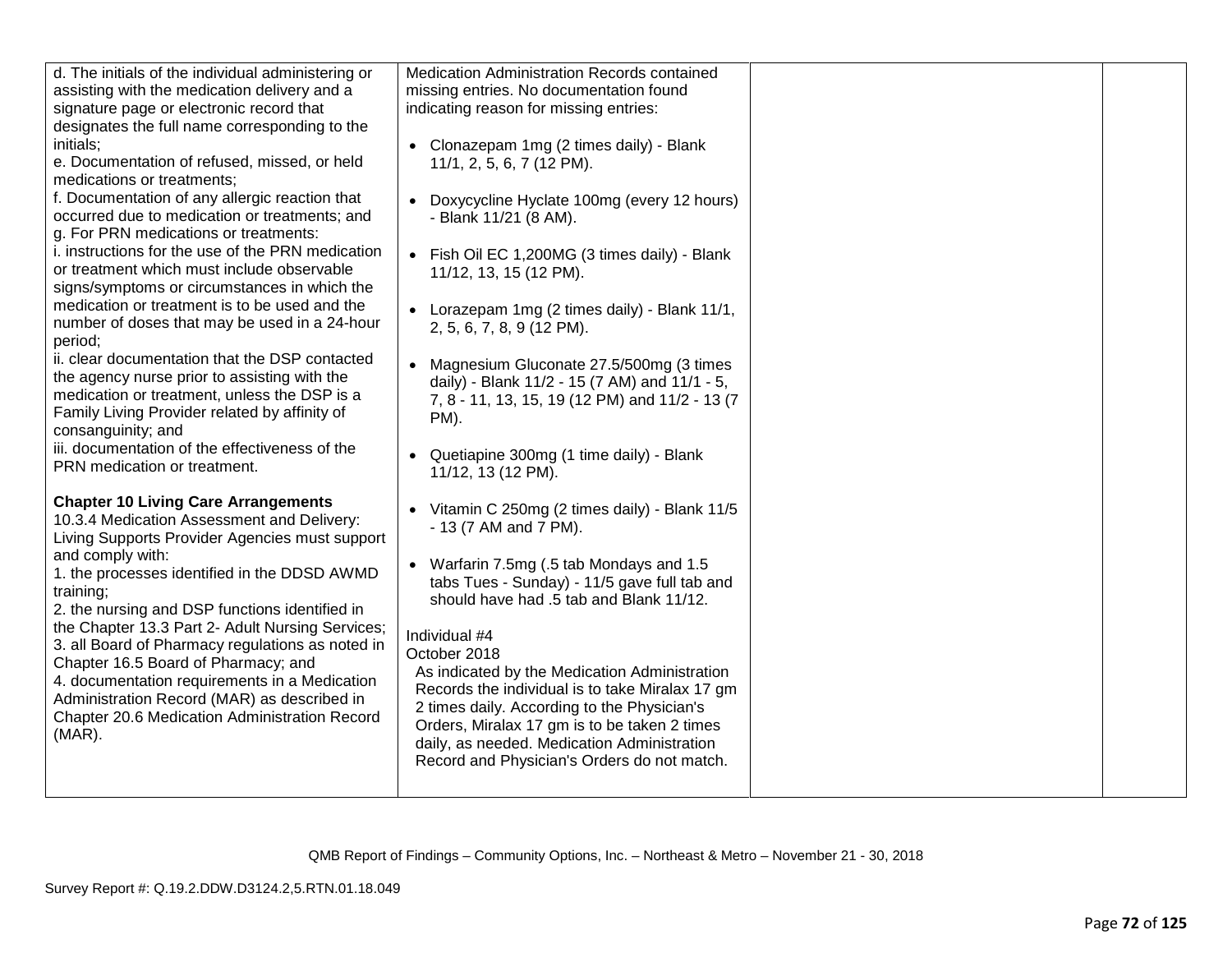| | | | |
|---|---|---|---|
| d. The initials of the individual administering or assisting with the medication delivery and a signature page or electronic record that designates the full name corresponding to the initials;<br>e. Documentation of refused, missed, or held medications or treatments;<br>f. Documentation of any allergic reaction that occurred due to medication or treatments; and<br>g. For PRN medications or treatments:<br>i. instructions for the use of the PRN medication or treatment which must include observable signs/symptoms or circumstances in which the medication or treatment is to be used and the number of doses that may be used in a 24-hour period;<br>ii. clear documentation that the DSP contacted the agency nurse prior to assisting with the medication or treatment, unless the DSP is a Family Living Provider related by affinity of consanguinity; and<br>iii. documentation of the effectiveness of the PRN medication or treatment.<br><br>**Chapter 10 Living Care Arrangements**<br>10.3.4 Medication Assessment and Delivery: Living Supports Provider Agencies must support and comply with:<br>1. the processes identified in the DDSD AWMD training;<br>2. the nursing and DSP functions identified in the Chapter 13.3 Part 2- Adult Nursing Services;<br>3. all Board of Pharmacy regulations as noted in Chapter 16.5 Board of Pharmacy; and<br>4. documentation requirements in a Medication Administration Record (MAR) as described in Chapter 20.6 Medication Administration Record (MAR). | Medication Administration Records contained missing entries. No documentation found indicating reason for missing entries:<br><br>• Clonazepam 1mg (2 times daily) - Blank 11/1, 2, 5, 6, 7 (12 PM).<br><br>• Doxycycline Hyclate 100mg (every 12 hours) - Blank 11/21 (8 AM).<br><br>• Fish Oil EC 1,200MG (3 times daily) - Blank 11/12, 13, 15 (12 PM).<br><br>• Lorazepam 1mg (2 times daily) - Blank 11/1, 2, 5, 6, 7, 8, 9 (12 PM).<br><br>• Magnesium Gluconate 27.5/500mg (3 times daily) - Blank 11/2 - 15 (7 AM) and 11/1 - 5, 7, 8 - 11, 13, 15, 19 (12 PM) and 11/2 - 13 (7 PM).<br><br>• Quetiapine 300mg (1 time daily) - Blank 11/12, 13 (12 PM).<br><br>• Vitamin C 250mg (2 times daily) - Blank 11/5 - 13 (7 AM and 7 PM).<br><br>• Warfarin 7.5mg (.5 tab Mondays and 1.5 tabs Tues - Sunday) - 11/5 gave full tab and should have had .5 tab and Blank 11/12.<br><br>Individual #4<br>October 2018<br>As indicated by the Medication Administration Records the individual is to take Miralax 17 gm 2 times daily. According to the Physician's Orders, Miralax 17 gm is to be taken 2 times daily, as needed. Medication Administration Record and Physician's Orders do not match. | | |

QMB Report of Findings – Community Options, Inc. – Northeast & Metro – November 21 - 30, 2018

Survey Report #: Q.19.2.DDW.D3124.2,5.RTN.01.18.049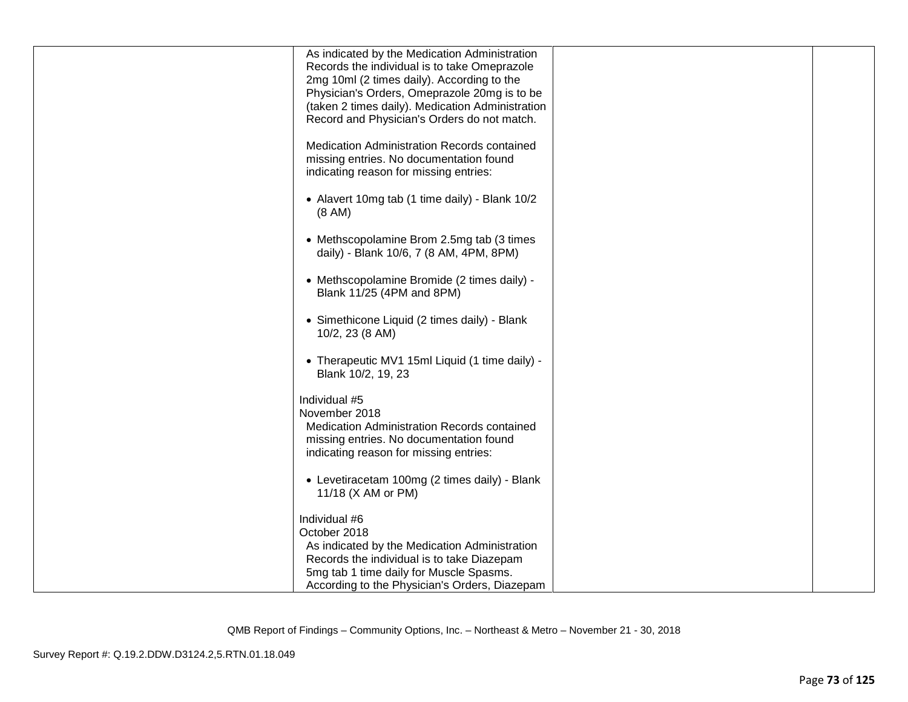| | | | |
|---|---|---|---|
| | As indicated by the Medication Administration Records the individual is to take Omeprazole 2mg 10ml (2 times daily). According to the Physician's Orders, Omeprazole 20mg is to be (taken 2 times daily). Medication Administration Record and Physician's Orders do not match.<br><br>Medication Administration Records contained missing entries. No documentation found indicating reason for missing entries:<br><br>• Alavert 10mg tab (1 time daily) - Blank 10/2 (8 AM)<br><br>• Methscopolamine Brom 2.5mg tab (3 times daily) - Blank 10/6, 7 (8 AM, 4PM, 8PM)<br><br>• Methscopolamine Bromide (2 times daily) - Blank 11/25 (4PM and 8PM)<br><br>• Simethicone Liquid (2 times daily) - Blank 10/2, 23 (8 AM)<br><br>• Therapeutic MV1 15ml Liquid (1 time daily) - Blank 10/2, 19, 23<br><br>Individual #5<br>November 2018<br>Medication Administration Records contained missing entries. No documentation found indicating reason for missing entries:<br><br>• Levetiracetam 100mg (2 times daily) - Blank 11/18 (X AM or PM)<br><br>Individual #6<br>October 2018<br>As indicated by the Medication Administration Records the individual is to take Diazepam 5mg tab 1 time daily for Muscle Spasms. According to the Physician's Orders, Diazepam | | |

QMB Report of Findings – Community Options, Inc. – Northeast & Metro – November 21 - 30, 2018

Survey Report #: Q.19.2.DDW.D3124.2,5.RTN.01.18.049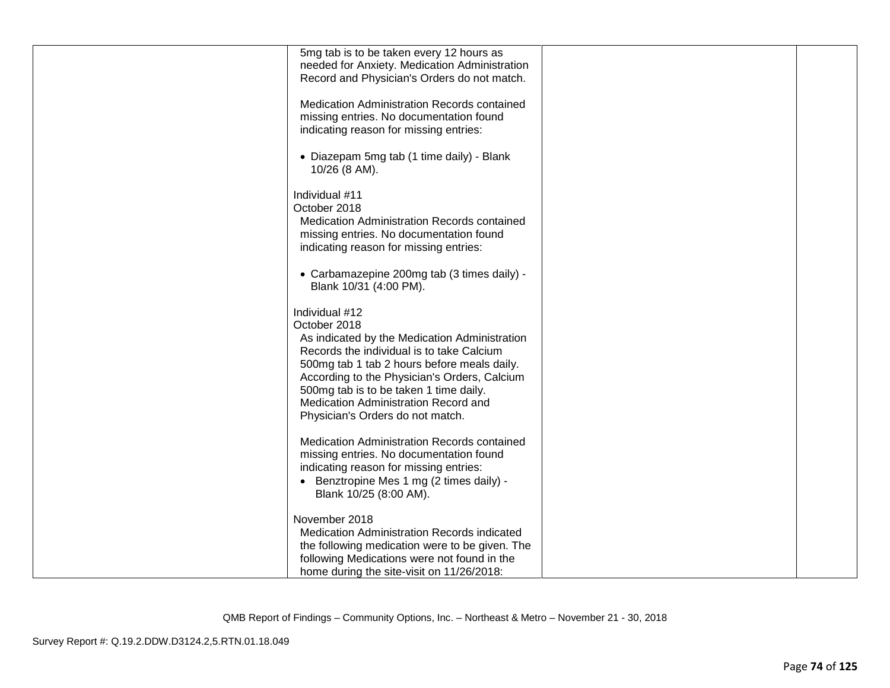| | | | |
|---|---|---|---|
| | 5mg tab is to be taken every 12 hours as needed for Anxiety. Medication Administration Record and Physician's Orders do not match.<br><br>Medication Administration Records contained missing entries. No documentation found indicating reason for missing entries:<br><br>• Diazepam 5mg tab (1 time daily) - Blank 10/26 (8 AM).<br><br>Individual #11<br>October 2018<br>Medication Administration Records contained missing entries. No documentation found indicating reason for missing entries:<br><br>• Carbamazepine 200mg tab (3 times daily) - Blank 10/31 (4:00 PM).<br><br>Individual #12<br>October 2018<br>As indicated by the Medication Administration Records the individual is to take Calcium 500mg tab 1 tab 2 hours before meals daily. According to the Physician's Orders, Calcium 500mg tab is to be taken 1 time daily. Medication Administration Record and Physician's Orders do not match.<br><br>Medication Administration Records contained missing entries. No documentation found indicating reason for missing entries:<br>• Benztropine Mes 1 mg (2 times daily) - Blank 10/25 (8:00 AM).<br><br>November 2018<br>Medication Administration Records indicated the following medication were to be given. The following Medications were not found in the home during the site-visit on 11/26/2018: | | |

QMB Report of Findings – Community Options, Inc. – Northeast & Metro – November 21 - 30, 2018

Survey Report #: Q.19.2.DDW.D3124.2,5.RTN.01.18.049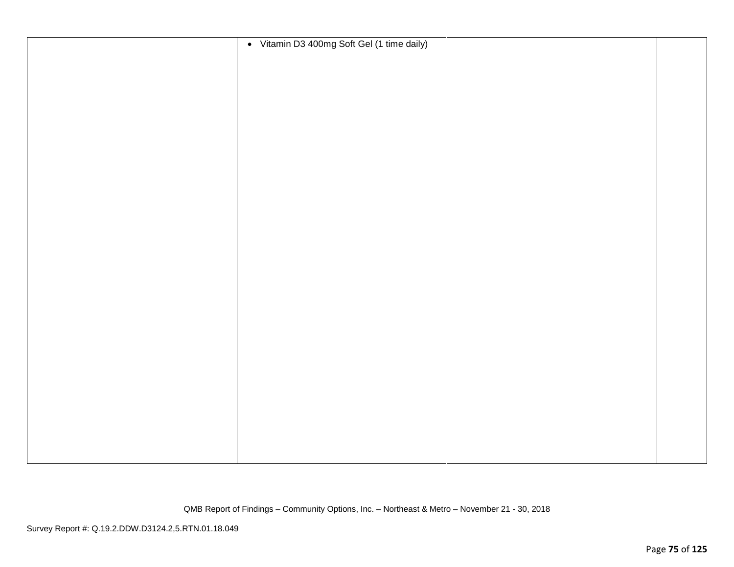| | | | |
|---|---|---|---|
| | • Vitamin D3 400mg Soft Gel (1 time daily) | | |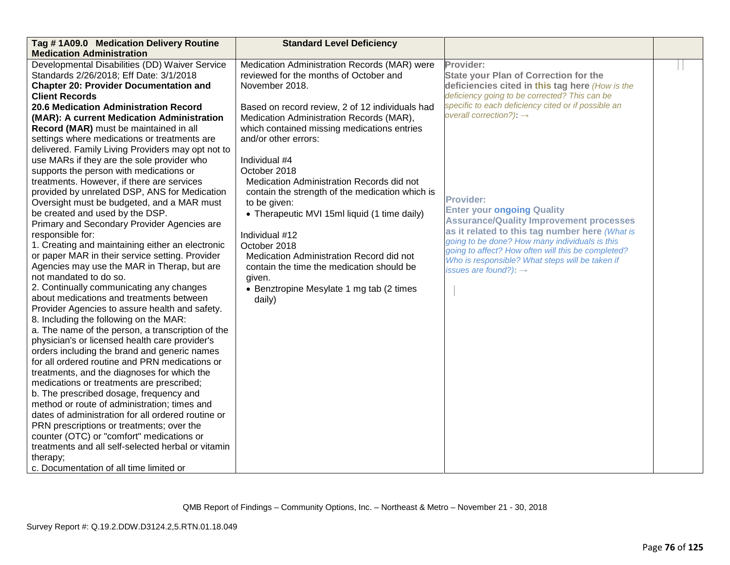| Tag # 1A09.0 Medication Delivery Routine Medication Administration | Standard Level Deficiency | | |
|---|---|---|---|
| Developmental Disabilities (DD) Waiver Service Standards 2/26/2018; Eff Date: 3/1/2018<br>**Chapter 20: Provider Documentation and Client Records**<br>**20.6 Medication Administration Record (MAR): A current Medication Administration Record (MAR)** must be maintained in all settings where medications or treatments are delivered. Family Living Providers may opt not to use MARs if they are the sole provider who supports the person with medications or treatments. However, if there are services provided by unrelated DSP, ANS for Medication Oversight must be budgeted, and a MAR must be created and used by the DSP.<br>Primary and Secondary Provider Agencies are responsible for:<br>1. Creating and maintaining either an electronic or paper MAR in their service setting. Provider Agencies may use the MAR in Therap, but are not mandated to do so.<br>2. Continually communicating any changes about medications and treatments between Provider Agencies to assure health and safety.<br>8. Including the following on the MAR:<br>a. The name of the person, a transcription of the physician's or licensed health care provider's orders including the brand and generic names for all ordered routine and PRN medications or treatments, and the diagnoses for which the medications or treatments are prescribed;<br>b. The prescribed dosage, frequency and method or route of administration; times and dates of administration for all ordered routine or PRN prescriptions or treatments; over the counter (OTC) or "comfort" medications or treatments and all self-selected herbal or vitamin therapy;<br>c. Documentation of all time limited or | Medication Administration Records (MAR) were reviewed for the months of October and November 2018.<br><br>Based on record review, 2 of 12 individuals had Medication Administration Records (MAR), which contained missing medications entries and/or other errors:<br><br>Individual #4<br>October 2018<br>Medication Administration Records did not contain the strength of the medication which is to be given:<br>• Therapeutic MVI 15ml liquid (1 time daily)<br><br>Individual #12<br>October 2018<br>Medication Administration Record did not contain the time the medication should be given.<br>• Benztropine Mesylate 1 mg tab (2 times daily) | **Provider:**<br>**State your Plan of Correction for the deficiencies cited in this tag here** *(How is the deficiency going to be corrected? This can be specific to each deficiency cited or if possible an overall correction?)*: →<br><br>**Provider:**<br>**Enter your ongoing Quality Assurance/Quality Improvement processes as it related to this tag number here** *(What is going to be done? How many individuals is this going to affect? How often will this be completed? Who is responsible? What steps will be taken if issues are found?)*: → | |

QMB Report of Findings – Community Options, Inc. – Northeast & Metro – November 21 - 30, 2018

Survey Report #: Q.19.2.DDW.D3124.2,5.RTN.01.18.049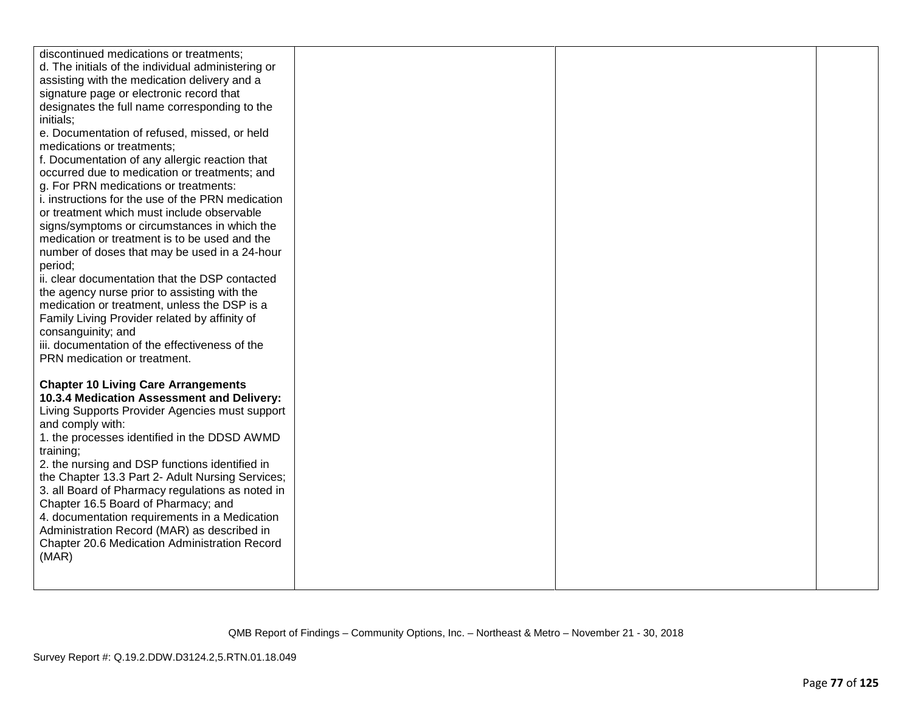| | | | |
|---|---|---|---|
| discontinued medications or treatments;<br>d. The initials of the individual administering or assisting with the medication delivery and a signature page or electronic record that designates the full name corresponding to the initials;<br>e. Documentation of refused, missed, or held medications or treatments;<br>f. Documentation of any allergic reaction that occurred due to medication or treatments; and<br>g. For PRN medications or treatments:<br>i. instructions for the use of the PRN medication or treatment which must include observable signs/symptoms or circumstances in which the medication or treatment is to be used and the number of doses that may be used in a 24-hour period;<br>ii. clear documentation that the DSP contacted the agency nurse prior to assisting with the medication or treatment, unless the DSP is a Family Living Provider related by affinity of consanguinity; and<br>iii. documentation of the effectiveness of the PRN medication or treatment.<br><br>**Chapter 10 Living Care Arrangements**<br>**10.3.4 Medication Assessment and Delivery:** Living Supports Provider Agencies must support and comply with:<br>1. the processes identified in the DDSD AWMD training;<br>2. the nursing and DSP functions identified in the Chapter 13.3 Part 2- Adult Nursing Services;<br>3. all Board of Pharmacy regulations as noted in Chapter 16.5 Board of Pharmacy; and<br>4. documentation requirements in a Medication Administration Record (MAR) as described in Chapter 20.6 Medication Administration Record (MAR) | | | |

QMB Report of Findings – Community Options, Inc. – Northeast & Metro – November 21 - 30, 2018

Survey Report #: Q.19.2.DDW.D3124.2,5.RTN.01.18.049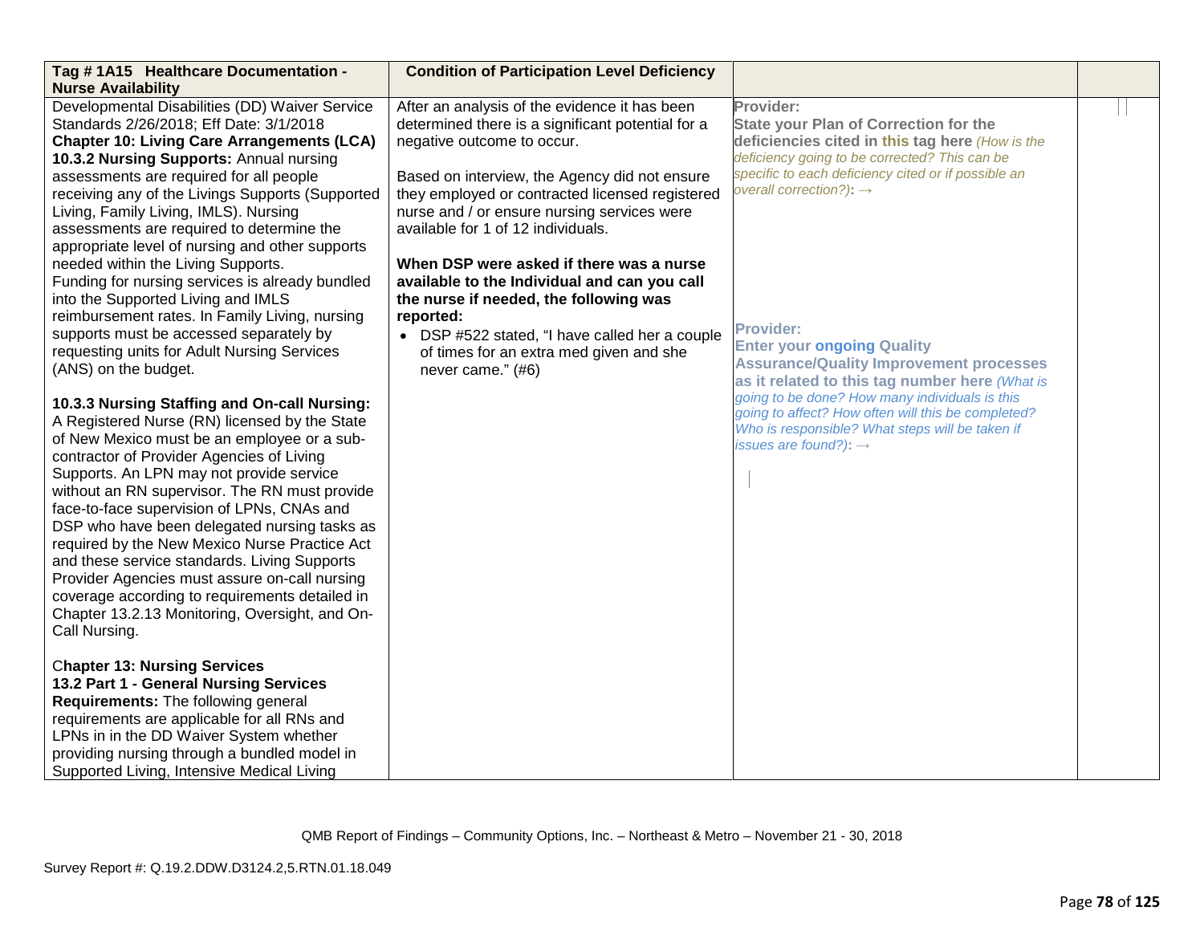| Tag # 1A15 Healthcare Documentation - Nurse Availability | Condition of Participation Level Deficiency | | |
|---|---|---|---|
| Developmental Disabilities (DD) Waiver Service Standards 2/26/2018; Eff Date: 3/1/2018<br>**Chapter 10: Living Care Arrangements (LCA)**<br>**10.3.2 Nursing Supports:** Annual nursing assessments are required for all people receiving any of the Livings Supports (Supported Living, Family Living, IMLS). Nursing assessments are required to determine the appropriate level of nursing and other supports needed within the Living Supports.<br>Funding for nursing services is already bundled into the Supported Living and IMLS reimbursement rates. In Family Living, nursing supports must be accessed separately by requesting units for Adult Nursing Services (ANS) on the budget.<br><br>**10.3.3 Nursing Staffing and On-call Nursing:** A Registered Nurse (RN) licensed by the State of New Mexico must be an employee or a sub-contractor of Provider Agencies of Living Supports. An LPN may not provide service without an RN supervisor. The RN must provide face-to-face supervision of LPNs, CNAs and DSP who have been delegated nursing tasks as required by the New Mexico Nurse Practice Act and these service standards. Living Supports Provider Agencies must assure on-call nursing coverage according to requirements detailed in Chapter 13.2.13 Monitoring, Oversight, and On-Call Nursing.<br><br>**Chapter 13: Nursing Services**<br>**13.2 Part 1 - General Nursing Services Requirements:** The following general requirements are applicable for all RNs and LPNs in in the DD Waiver System whether providing nursing through a bundled model in Supported Living, Intensive Medical Living | After an analysis of the evidence it has been determined there is a significant potential for a negative outcome to occur.<br><br>Based on interview, the Agency did not ensure they employed or contracted licensed registered nurse and / or ensure nursing services were available for 1 of 12 individuals.<br><br>**When DSP were asked if there was a nurse available to the Individual and can you call the nurse if needed, the following was reported:**<br>• DSP #522 stated, "I have called her a couple of times for an extra med given and she never came." (#6) | **Provider:**<br>**State your Plan of Correction for the deficiencies cited in this tag here** *(How is the deficiency going to be corrected? This can be specific to each deficiency cited or if possible an overall correction?)*: →<br><br>**Provider:**<br>**Enter your ongoing Quality Assurance/Quality Improvement processes as it related to this tag number here** *(What is going to be done? How many individuals is this going to affect? How often will this be completed? Who is responsible? What steps will be taken if issues are found?)*: → | |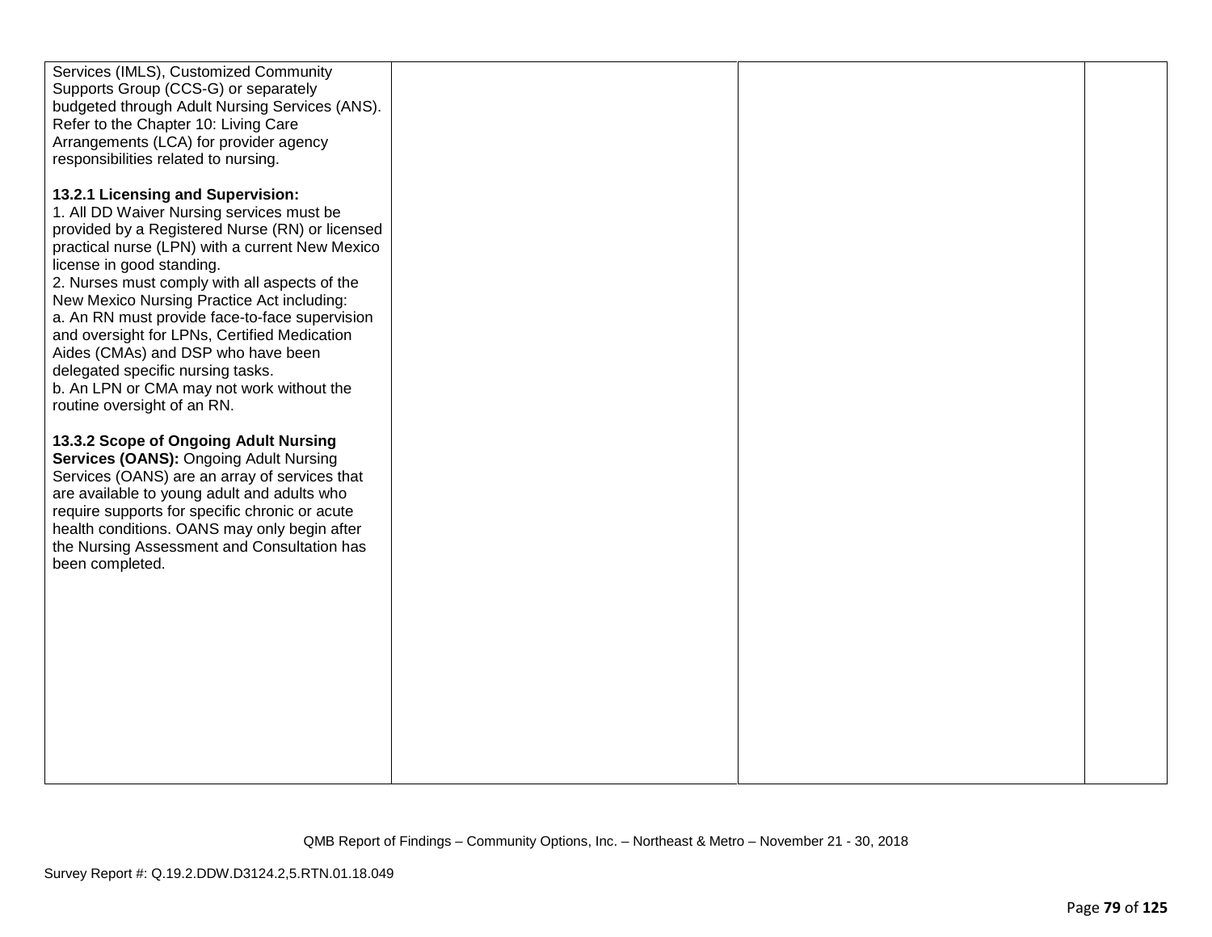| | | | |
|---|---|---|---|
| Services (IMLS), Customized Community Supports Group (CCS-G) or separately budgeted through Adult Nursing Services (ANS). Refer to the Chapter 10: Living Care Arrangements (LCA) for provider agency responsibilities related to nursing.<br><br>**13.2.1 Licensing and Supervision:**<br>1. All DD Waiver Nursing services must be provided by a Registered Nurse (RN) or licensed practical nurse (LPN) with a current New Mexico license in good standing.<br>2. Nurses must comply with all aspects of the New Mexico Nursing Practice Act including:<br>a. An RN must provide face-to-face supervision and oversight for LPNs, Certified Medication Aides (CMAs) and DSP who have been delegated specific nursing tasks.<br>b. An LPN or CMA may not work without the routine oversight of an RN.<br><br>**13.3.2 Scope of Ongoing Adult Nursing Services (OANS):** Ongoing Adult Nursing Services (OANS) are an array of services that are available to young adult and adults who require supports for specific chronic or acute health conditions. OANS may only begin after the Nursing Assessment and Consultation has been completed. | | | |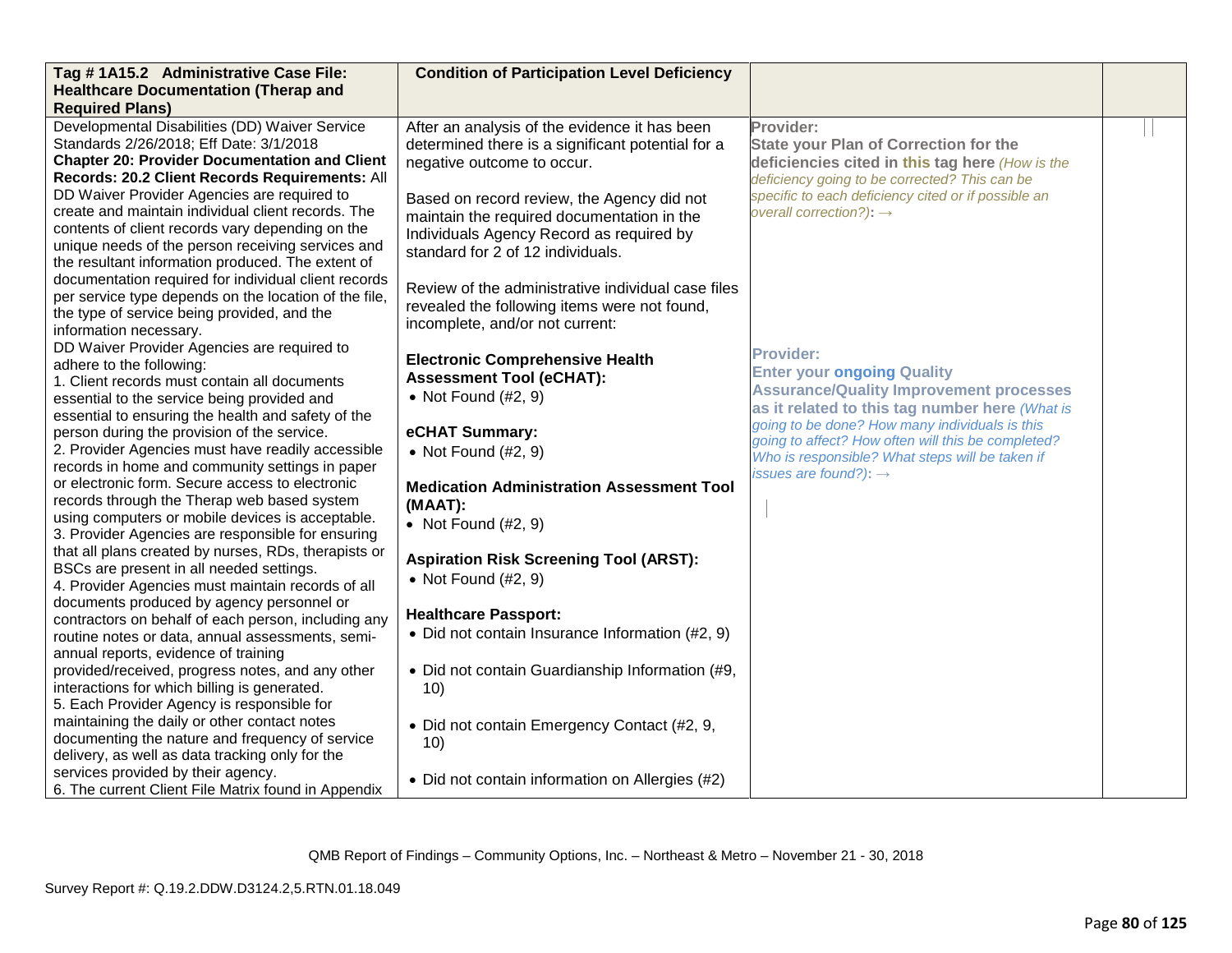| Tag # 1A15.2 Administrative Case File: Healthcare Documentation (Therap and Required Plans) | Condition of Participation Level Deficiency | | |
|---|---|---|---|
| Developmental Disabilities (DD) Waiver Service Standards 2/26/2018; Eff Date: 3/1/2018<br>**Chapter 20: Provider Documentation and Client Records: 20.2 Client Records Requirements:** All DD Waiver Provider Agencies are required to create and maintain individual client records. The contents of client records vary depending on the unique needs of the person receiving services and the resultant information produced. The extent of documentation required for individual client records per service type depends on the location of the file, the type of service being provided, and the information necessary.<br>DD Waiver Provider Agencies are required to adhere to the following:<br>1. Client records must contain all documents essential to the service being provided and essential to ensuring the health and safety of the person during the provision of the service.<br>2. Provider Agencies must have readily accessible records in home and community settings in paper or electronic form. Secure access to electronic records through the Therap web based system using computers or mobile devices is acceptable.<br>3. Provider Agencies are responsible for ensuring that all plans created by nurses, RDs, therapists or BSCs are present in all needed settings.<br>4. Provider Agencies must maintain records of all documents produced by agency personnel or contractors on behalf of each person, including any routine notes or data, annual assessments, semi-annual reports, evidence of training provided/received, progress notes, and any other interactions for which billing is generated.<br>5. Each Provider Agency is responsible for maintaining the daily or other contact notes documenting the nature and frequency of service delivery, as well as data tracking only for the services provided by their agency.<br>6. The current Client File Matrix found in Appendix | After an analysis of the evidence it has been determined there is a significant potential for a negative outcome to occur.<br><br>Based on record review, the Agency did not maintain the required documentation in the Individuals Agency Record as required by standard for 2 of 12 individuals.<br><br>Review of the administrative individual case files revealed the following items were not found, incomplete, and/or not current:<br><br>**Electronic Comprehensive Health Assessment Tool (eCHAT):**<br>• Not Found (#2, 9)<br><br>**eCHAT Summary:**<br>• Not Found (#2, 9)<br><br>**Medication Administration Assessment Tool (MAAT):**<br>• Not Found (#2, 9)<br><br>**Aspiration Risk Screening Tool (ARST):**<br>• Not Found (#2, 9)<br><br>**Healthcare Passport:**<br>• Did not contain Insurance Information (#2, 9)<br><br>• Did not contain Guardianship Information (#9, 10)<br><br>• Did not contain Emergency Contact (#2, 9, 10)<br><br>• Did not contain information on Allergies (#2) | **Provider:**<br>**State your Plan of Correction for the deficiencies cited in this tag here** *(How is the deficiency going to be corrected? This can be specific to each deficiency cited or if possible an overall correction?):* →<br><br>**Provider:**<br>**Enter your ongoing Quality Assurance/Quality Improvement processes as it related to this tag number here** *(What is going to be done? How many individuals is this going to affect? How often will this be completed? Who is responsible? What steps will be taken if issues are found?):* → | |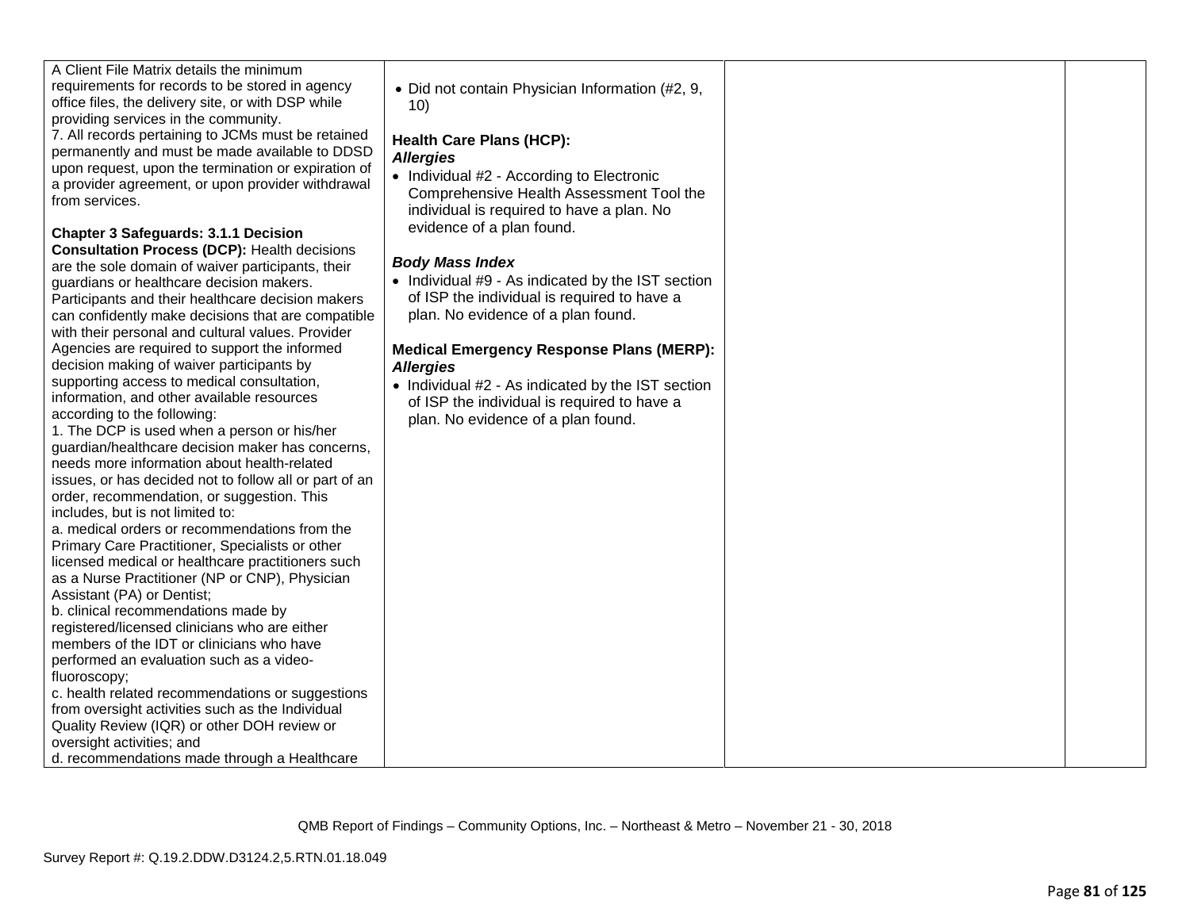| | | | |
|---|---|---|---|
| A Client File Matrix details the minimum requirements for records to be stored in agency office files, the delivery site, or with DSP while providing services in the community.<br>7. All records pertaining to JCMs must be retained permanently and must be made available to DDSD upon request, upon the termination or expiration of a provider agreement, or upon provider withdrawal from services.<br><br>**Chapter 3 Safeguards: 3.1.1 Decision Consultation Process (DCP):** Health decisions are the sole domain of waiver participants, their guardians or healthcare decision makers. Participants and their healthcare decision makers can confidently make decisions that are compatible with their personal and cultural values. Provider Agencies are required to support the informed decision making of waiver participants by supporting access to medical consultation, information, and other available resources according to the following:<br>1. The DCP is used when a person or his/her guardian/healthcare decision maker has concerns, needs more information about health-related issues, or has decided not to follow all or part of an order, recommendation, or suggestion. This includes, but is not limited to:<br>a. medical orders or recommendations from the Primary Care Practitioner, Specialists or other licensed medical or healthcare practitioners such as a Nurse Practitioner (NP or CNP), Physician Assistant (PA) or Dentist;<br>b. clinical recommendations made by registered/licensed clinicians who are either members of the IDT or clinicians who have performed an evaluation such as a video-fluoroscopy;<br>c. health related recommendations or suggestions from oversight activities such as the Individual Quality Review (IQR) or other DOH review or oversight activities; and<br>d. recommendations made through a Healthcare | • Did not contain Physician Information (#2, 9, 10)<br><br>**Health Care Plans (HCP):**<br>***Allergies***<br>• Individual #2 - According to Electronic Comprehensive Health Assessment Tool the individual is required to have a plan. No evidence of a plan found.<br><br>***Body Mass Index***<br>• Individual #9 - As indicated by the IST section of ISP the individual is required to have a plan. No evidence of a plan found.<br><br>**Medical Emergency Response Plans (MERP):**<br>***Allergies***<br>• Individual #2 - As indicated by the IST section of ISP the individual is required to have a plan. No evidence of a plan found. | | |

QMB Report of Findings – Community Options, Inc. – Northeast & Metro – November 21 - 30, 2018

Survey Report #: Q.19.2.DDW.D3124.2,5.RTN.01.18.049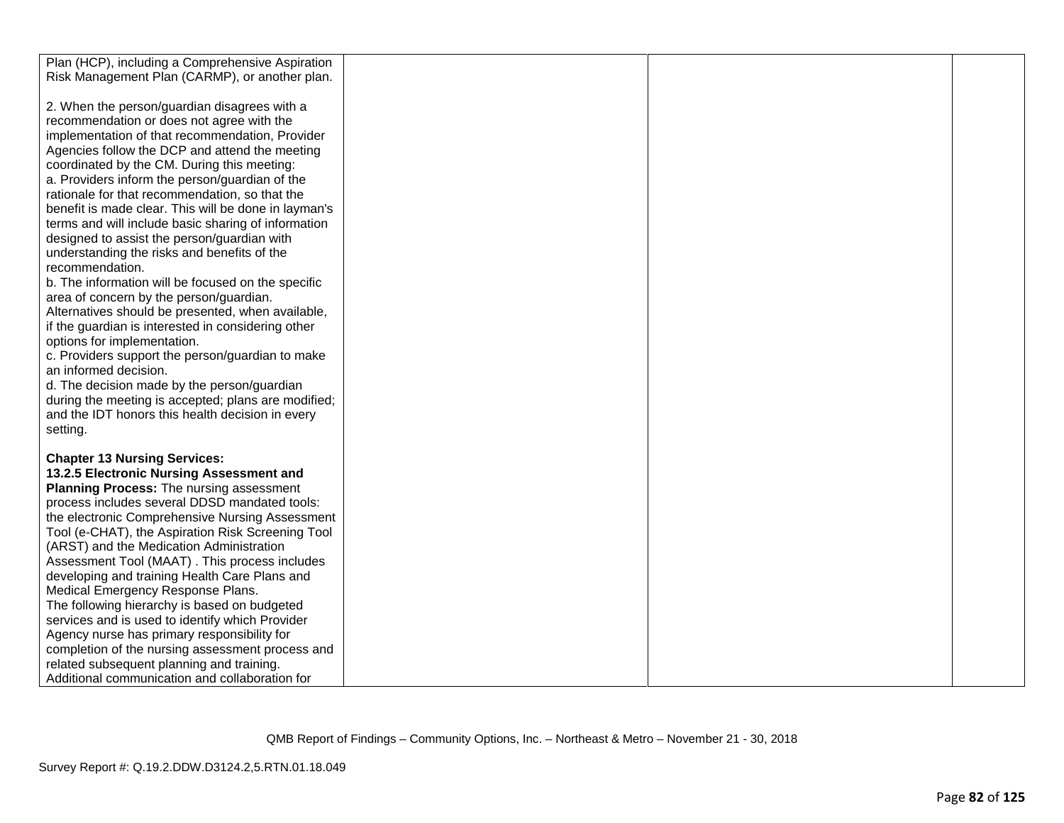| | | | |
|---|---|---|---|
| Plan (HCP), including a Comprehensive Aspiration Risk Management Plan (CARMP), or another plan.<br><br>2. When the person/guardian disagrees with a recommendation or does not agree with the implementation of that recommendation, Provider Agencies follow the DCP and attend the meeting coordinated by the CM. During this meeting:<br>a. Providers inform the person/guardian of the rationale for that recommendation, so that the benefit is made clear. This will be done in layman's terms and will include basic sharing of information designed to assist the person/guardian with understanding the risks and benefits of the recommendation.<br>b. The information will be focused on the specific area of concern by the person/guardian. Alternatives should be presented, when available, if the guardian is interested in considering other options for implementation.<br>c. Providers support the person/guardian to make an informed decision.<br>d. The decision made by the person/guardian during the meeting is accepted; plans are modified; and the IDT honors this health decision in every setting.<br><br>**Chapter 13 Nursing Services:**<br>**13.2.5 Electronic Nursing Assessment and Planning Process:** The nursing assessment process includes several DDSD mandated tools: the electronic Comprehensive Nursing Assessment Tool (e-CHAT), the Aspiration Risk Screening Tool (ARST) and the Medication Administration Assessment Tool (MAAT) . This process includes developing and training Health Care Plans and Medical Emergency Response Plans.<br>The following hierarchy is based on budgeted services and is used to identify which Provider Agency nurse has primary responsibility for completion of the nursing assessment process and related subsequent planning and training. Additional communication and collaboration for | | | |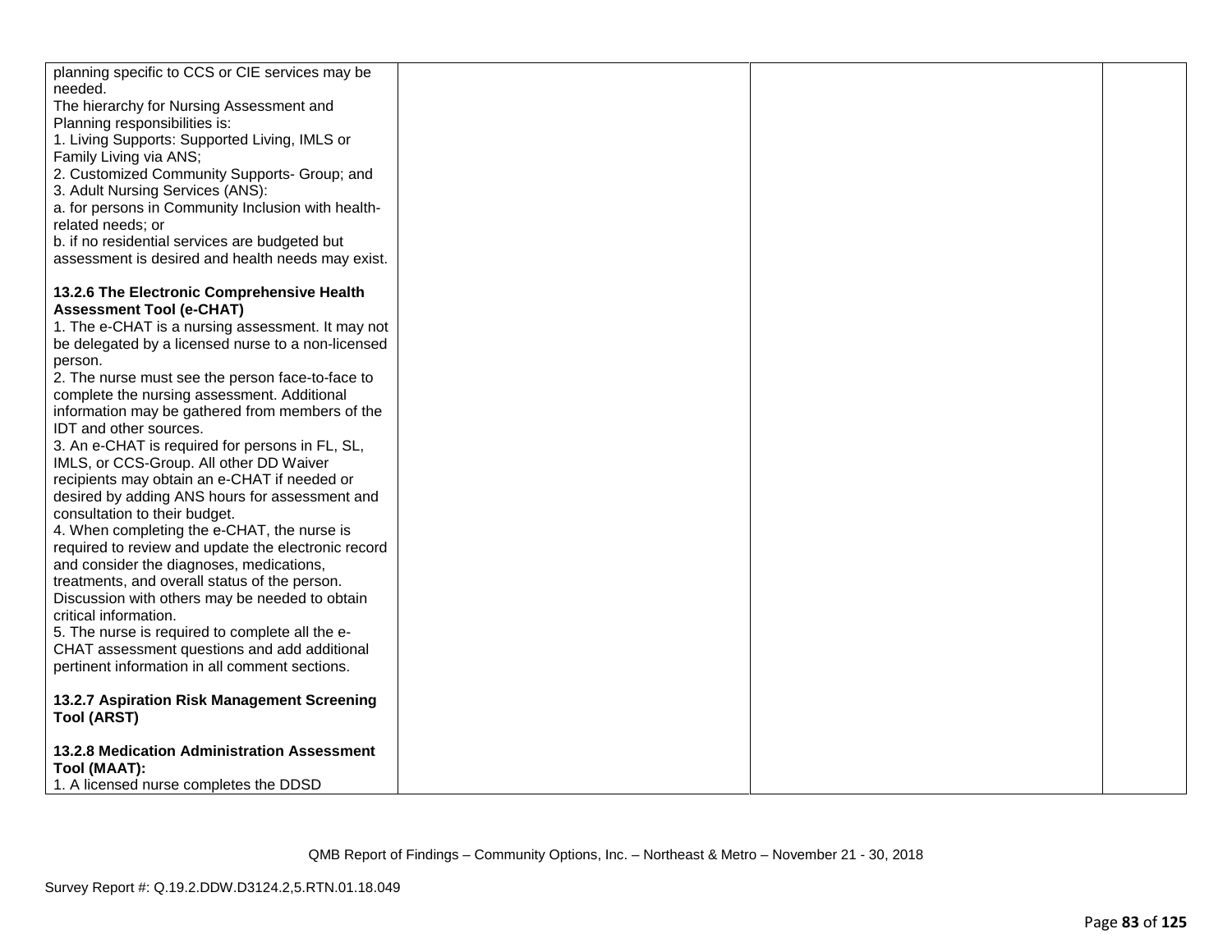| | | | |
|---|---|---|---|
| planning specific to CCS or CIE services may be needed.<br>The hierarchy for Nursing Assessment and Planning responsibilities is:<br>1. Living Supports: Supported Living, IMLS or Family Living via ANS;<br>2. Customized Community Supports- Group; and<br>3. Adult Nursing Services (ANS):<br>a. for persons in Community Inclusion with health-related needs; or<br>b. if no residential services are budgeted but assessment is desired and health needs may exist.<br><br>**13.2.6 The Electronic Comprehensive Health Assessment Tool (e-CHAT)**<br>1. The e-CHAT is a nursing assessment. It may not be delegated by a licensed nurse to a non-licensed person.<br>2. The nurse must see the person face-to-face to complete the nursing assessment. Additional information may be gathered from members of the IDT and other sources.<br>3. An e-CHAT is required for persons in FL, SL, IMLS, or CCS-Group. All other DD Waiver recipients may obtain an e-CHAT if needed or desired by adding ANS hours for assessment and consultation to their budget.<br>4. When completing the e-CHAT, the nurse is required to review and update the electronic record and consider the diagnoses, medications, treatments, and overall status of the person. Discussion with others may be needed to obtain critical information.<br>5. The nurse is required to complete all the e-CHAT assessment questions and add additional pertinent information in all comment sections.<br><br>**13.2.7 Aspiration Risk Management Screening Tool (ARST)**<br><br>**13.2.8 Medication Administration Assessment Tool (MAAT):**<br>1. A licensed nurse completes the DDSD | | | |

QMB Report of Findings – Community Options, Inc. – Northeast & Metro – November 21 - 30, 2018

Survey Report #: Q.19.2.DDW.D3124.2,5.RTN.01.18.049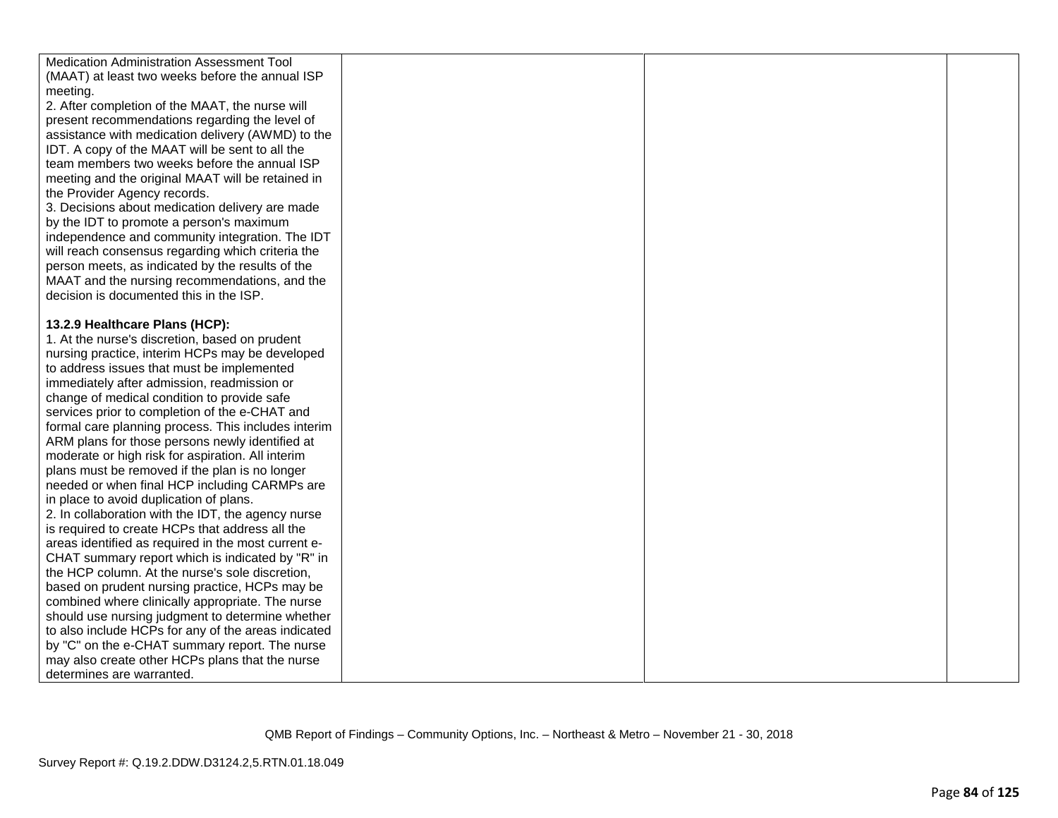| | | | |
|---|---|---|---|
| Medication Administration Assessment Tool (MAAT) at least two weeks before the annual ISP meeting.<br>2. After completion of the MAAT, the nurse will present recommendations regarding the level of assistance with medication delivery (AWMD) to the IDT. A copy of the MAAT will be sent to all the team members two weeks before the annual ISP meeting and the original MAAT will be retained in the Provider Agency records.<br>3. Decisions about medication delivery are made by the IDT to promote a person's maximum independence and community integration. The IDT will reach consensus regarding which criteria the person meets, as indicated by the results of the MAAT and the nursing recommendations, and the decision is documented this in the ISP.<br><br>**13.2.9 Healthcare Plans (HCP):**<br>1. At the nurse's discretion, based on prudent nursing practice, interim HCPs may be developed to address issues that must be implemented immediately after admission, readmission or change of medical condition to provide safe services prior to completion of the e-CHAT and formal care planning process. This includes interim ARM plans for those persons newly identified at moderate or high risk for aspiration. All interim plans must be removed if the plan is no longer needed or when final HCP including CARMPs are in place to avoid duplication of plans.<br>2. In collaboration with the IDT, the agency nurse is required to create HCPs that address all the areas identified as required in the most current e-CHAT summary report which is indicated by "R" in the HCP column. At the nurse's sole discretion, based on prudent nursing practice, HCPs may be combined where clinically appropriate. The nurse should use nursing judgment to determine whether to also include HCPs for any of the areas indicated by "C" on the e-CHAT summary report. The nurse may also create other HCPs plans that the nurse determines are warranted. | | | |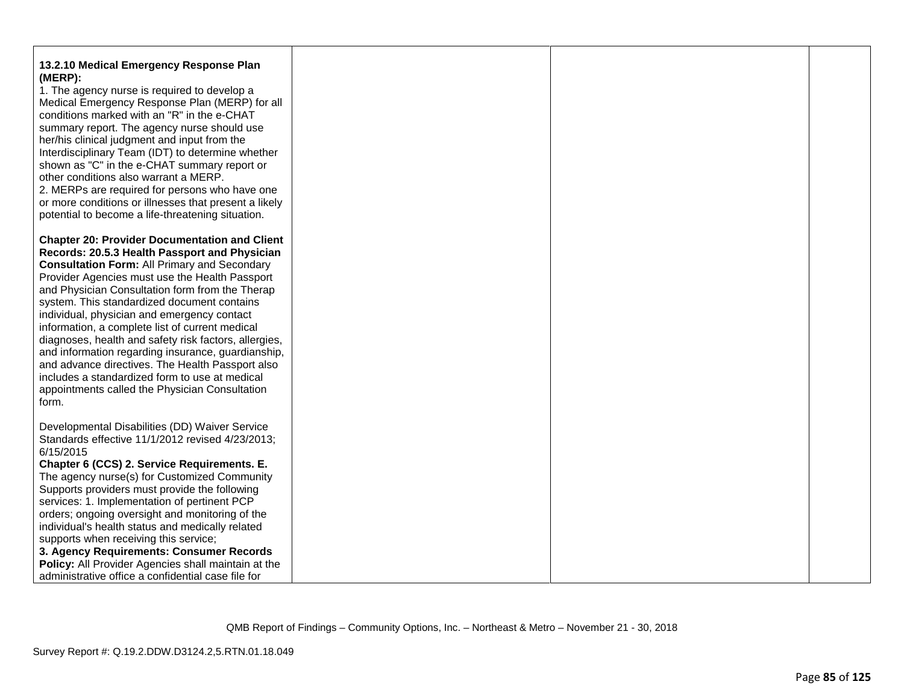| | | | |
|---|---|---|---|
| **13.2.10 Medical Emergency Response Plan (MERP):**<br>1. The agency nurse is required to develop a Medical Emergency Response Plan (MERP) for all conditions marked with an "R" in the e-CHAT summary report. The agency nurse should use her/his clinical judgment and input from the Interdisciplinary Team (IDT) to determine whether shown as "C" in the e-CHAT summary report or other conditions also warrant a MERP.<br>2. MERPs are required for persons who have one or more conditions or illnesses that present a likely potential to become a life-threatening situation.<br><br>**Chapter 20: Provider Documentation and Client Records: 20.5.3 Health Passport and Physician Consultation Form:** All Primary and Secondary Provider Agencies must use the Health Passport and Physician Consultation form from the Therap system. This standardized document contains individual, physician and emergency contact information, a complete list of current medical diagnoses, health and safety risk factors, allergies, and information regarding insurance, guardianship, and advance directives. The Health Passport also includes a standardized form to use at medical appointments called the Physician Consultation form.<br><br>Developmental Disabilities (DD) Waiver Service Standards effective 11/1/2012 revised 4/23/2013; 6/15/2015<br>**Chapter 6 (CCS) 2. Service Requirements. E.** The agency nurse(s) for Customized Community Supports providers must provide the following services: 1. Implementation of pertinent PCP orders; ongoing oversight and monitoring of the individual's health status and medically related supports when receiving this service;<br>**3. Agency Requirements: Consumer Records Policy:** All Provider Agencies shall maintain at the administrative office a confidential case file for | | | |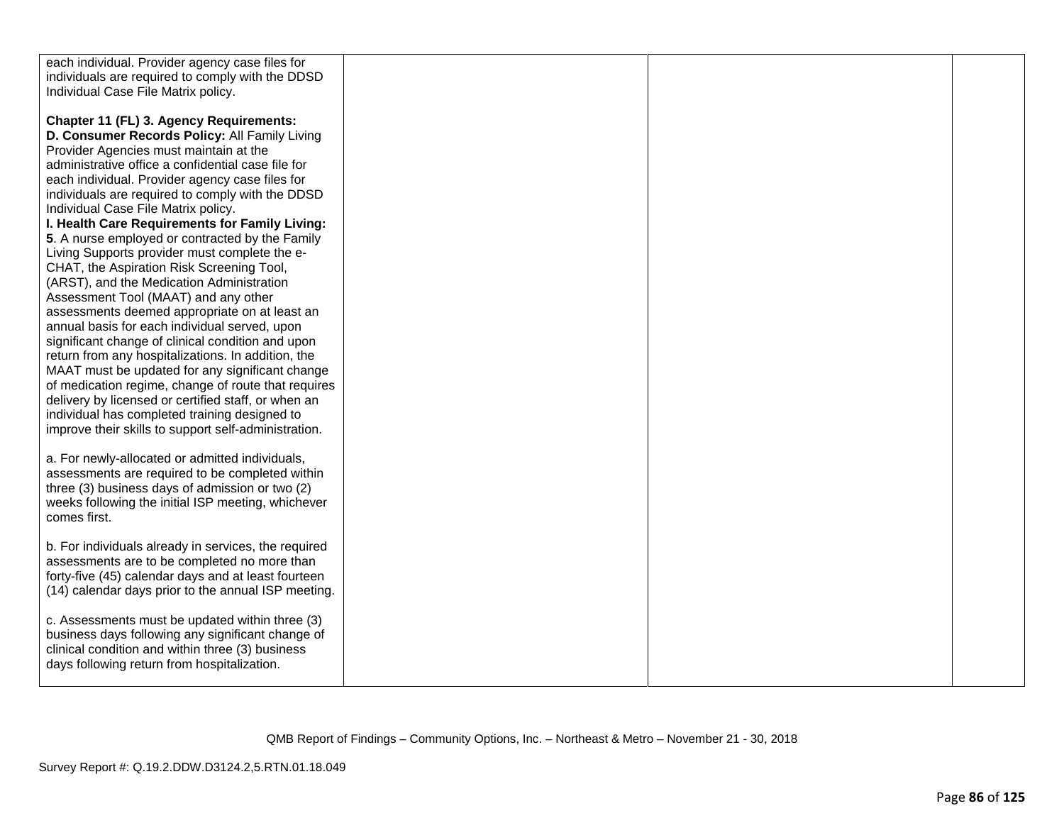| | | | |
|---|---|---|---|
| each individual. Provider agency case files for individuals are required to comply with the DDSD Individual Case File Matrix policy.<br><br>**Chapter 11 (FL) 3. Agency Requirements:**<br>**D. Consumer Records Policy:** All Family Living Provider Agencies must maintain at the administrative office a confidential case file for each individual. Provider agency case files for individuals are required to comply with the DDSD Individual Case File Matrix policy.<br>**I. Health Care Requirements for Family Living:**<br>**5**. A nurse employed or contracted by the Family Living Supports provider must complete the e-CHAT, the Aspiration Risk Screening Tool, (ARST), and the Medication Administration Assessment Tool (MAAT) and any other assessments deemed appropriate on at least an annual basis for each individual served, upon significant change of clinical condition and upon return from any hospitalizations. In addition, the MAAT must be updated for any significant change of medication regime, change of route that requires delivery by licensed or certified staff, or when an individual has completed training designed to improve their skills to support self-administration.<br><br>a. For newly-allocated or admitted individuals, assessments are required to be completed within three (3) business days of admission or two (2) weeks following the initial ISP meeting, whichever comes first.<br><br>b. For individuals already in services, the required assessments are to be completed no more than forty-five (45) calendar days and at least fourteen (14) calendar days prior to the annual ISP meeting.<br><br>c. Assessments must be updated within three (3) business days following any significant change of clinical condition and within three (3) business days following return from hospitalization. | | | |

QMB Report of Findings – Community Options, Inc. – Northeast & Metro – November 21 - 30, 2018

Survey Report #: Q.19.2.DDW.D3124.2,5.RTN.01.18.049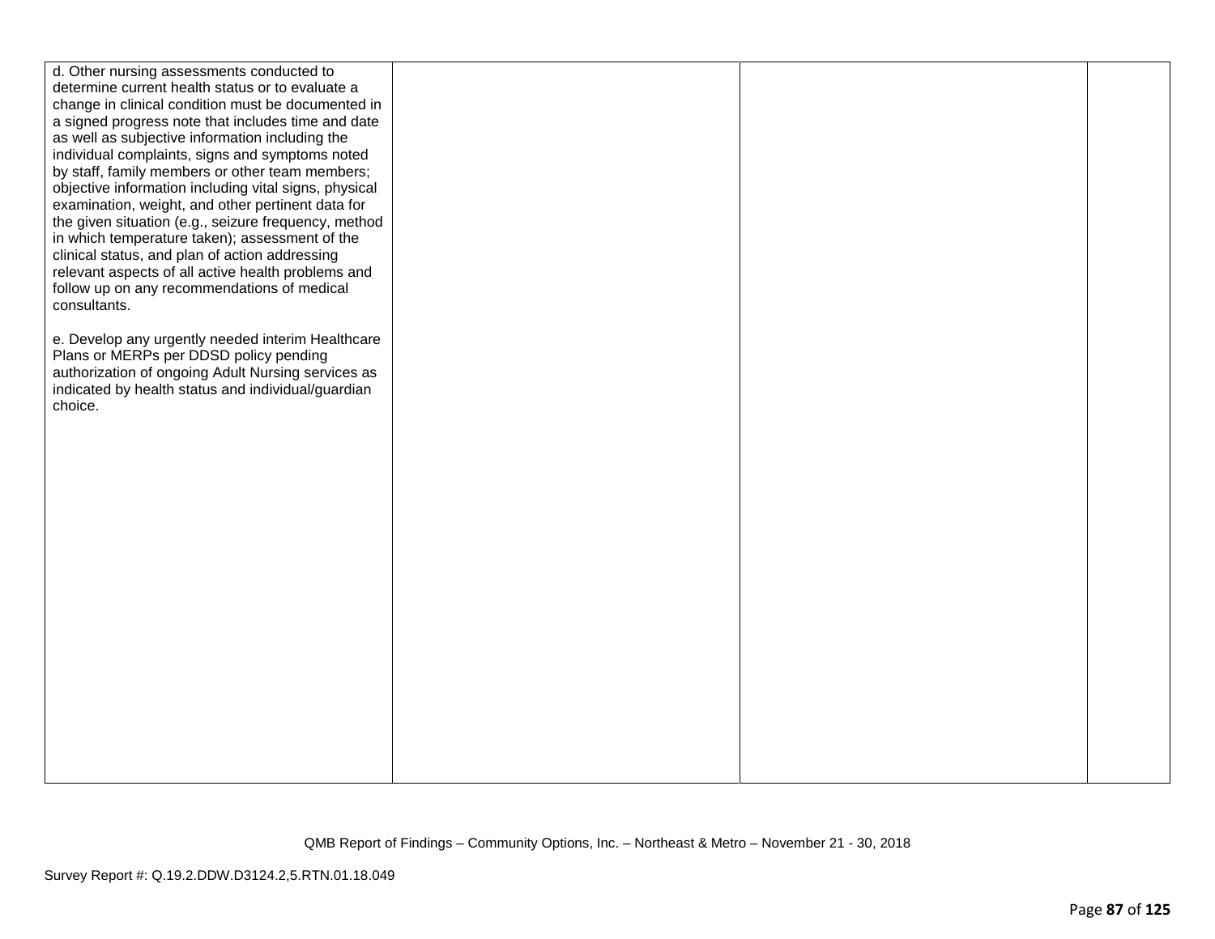| | | | |
|---|---|---|---|
| d. Other nursing assessments conducted to determine current health status or to evaluate a change in clinical condition must be documented in a signed progress note that includes time and date as well as subjective information including the individual complaints, signs and symptoms noted by staff, family members or other team members; objective information including vital signs, physical examination, weight, and other pertinent data for the given situation (e.g., seizure frequency, method in which temperature taken); assessment of the clinical status, and plan of action addressing relevant aspects of all active health problems and follow up on any recommendations of medical consultants.<br><br>e. Develop any urgently needed interim Healthcare Plans or MERPs per DDSD policy pending authorization of ongoing Adult Nursing services as indicated by health status and individual/guardian choice. | | | |

QMB Report of Findings – Community Options, Inc. – Northeast & Metro – November 21 - 30, 2018

Survey Report #: Q.19.2.DDW.D3124.2,5.RTN.01.18.049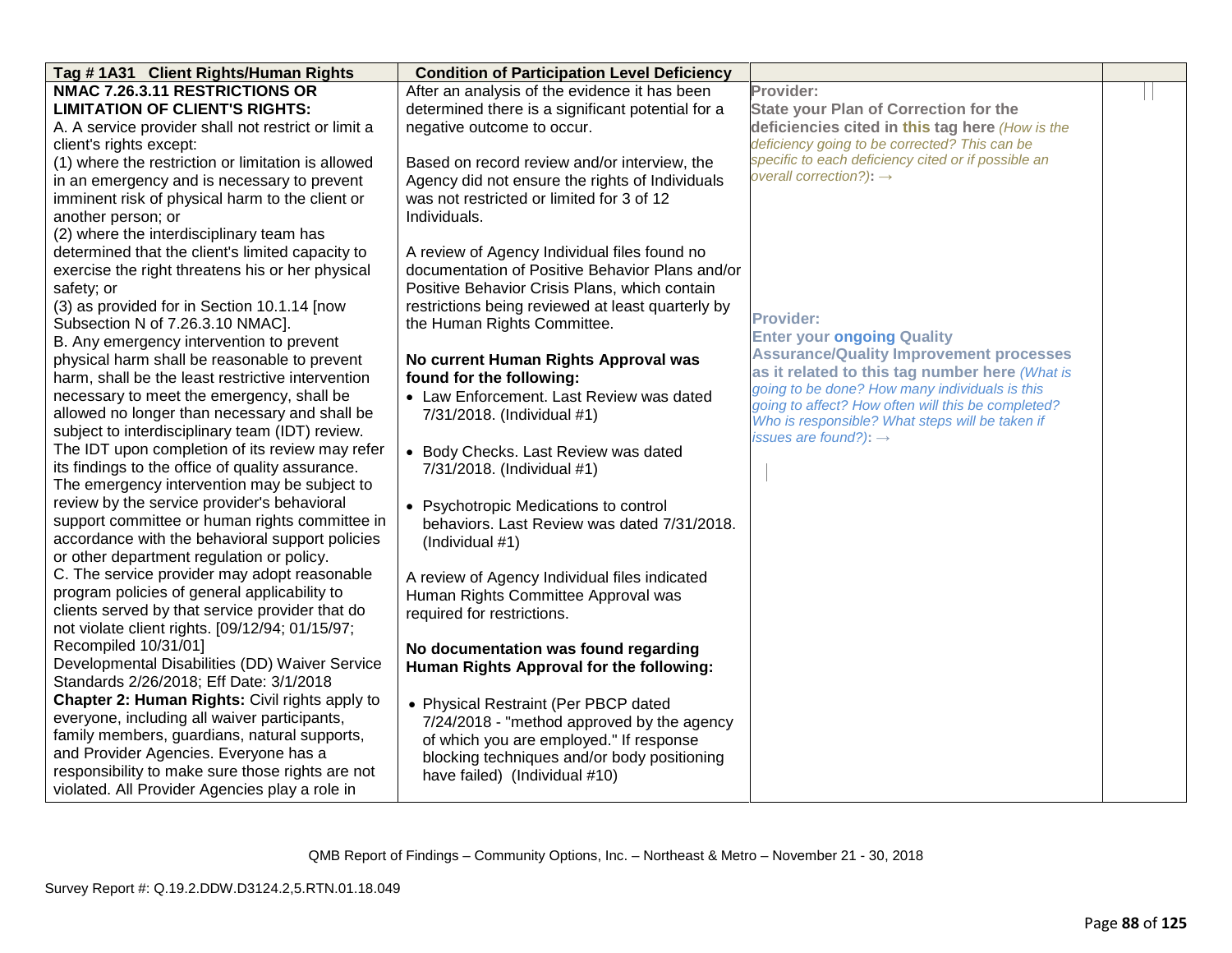| Tag # 1A31 Client Rights/Human Rights | Condition of Participation Level Deficiency | | |
|---|---|---|---|
| **NMAC 7.26.3.11 RESTRICTIONS OR LIMITATION OF CLIENT'S RIGHTS:**<br>A. A service provider shall not restrict or limit a client's rights except:<br>(1) where the restriction or limitation is allowed in an emergency and is necessary to prevent imminent risk of physical harm to the client or another person; or<br>(2) where the interdisciplinary team has determined that the client's limited capacity to exercise the right threatens his or her physical safety; or<br>(3) as provided for in Section 10.1.14 [now Subsection N of 7.26.3.10 NMAC].<br>B. Any emergency intervention to prevent physical harm shall be reasonable to prevent harm, shall be the least restrictive intervention necessary to meet the emergency, shall be allowed no longer than necessary and shall be subject to interdisciplinary team (IDT) review. The IDT upon completion of its review may refer its findings to the office of quality assurance. The emergency intervention may be subject to review by the service provider's behavioral support committee or human rights committee in accordance with the behavioral support policies or other department regulation or policy.<br>C. The service provider may adopt reasonable program policies of general applicability to clients served by that service provider that do not violate client rights. [09/12/94; 01/15/97; Recompiled 10/31/01]<br>Developmental Disabilities (DD) Waiver Service Standards 2/26/2018; Eff Date: 3/1/2018<br>**Chapter 2: Human Rights:** Civil rights apply to everyone, including all waiver participants, family members, guardians, natural supports, and Provider Agencies. Everyone has a responsibility to make sure those rights are not violated. All Provider Agencies play a role in | After an analysis of the evidence it has been determined there is a significant potential for a negative outcome to occur.<br><br>Based on record review and/or interview, the Agency did not ensure the rights of Individuals was not restricted or limited for 3 of 12 Individuals.<br><br>A review of Agency Individual files found no documentation of Positive Behavior Plans and/or Positive Behavior Crisis Plans, which contain restrictions being reviewed at least quarterly by the Human Rights Committee.<br><br>**No current Human Rights Approval was found for the following:**<br>• Law Enforcement. Last Review was dated 7/31/2018. (Individual #1)<br>• Body Checks. Last Review was dated 7/31/2018. (Individual #1)<br>• Psychotropic Medications to control behaviors. Last Review was dated 7/31/2018. (Individual #1)<br><br>A review of Agency Individual files indicated Human Rights Committee Approval was required for restrictions.<br><br>**No documentation was found regarding Human Rights Approval for the following:**<br>• Physical Restraint (Per PBCP dated 7/24/2018 - "method approved by the agency of which you are employed." If response blocking techniques and/or body positioning have failed) (Individual #10) | **Provider:**<br>**State your Plan of Correction for the deficiencies cited in this tag here** *(How is the deficiency going to be corrected? This can be specific to each deficiency cited or if possible an overall correction?)*: →<br><br>**Provider:**<br>**Enter your ongoing Quality Assurance/Quality Improvement processes as it related to this tag number here** *(What is going to be done? How many individuals is this going to affect? How often will this be completed? Who is responsible? What steps will be taken if issues are found?)*: → | |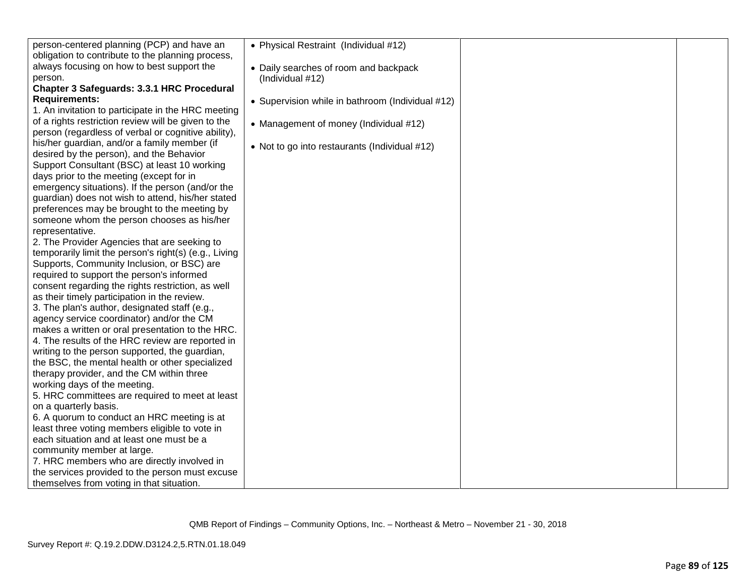| | | | |
|---|---|---|---|
| person-centered planning (PCP) and have an obligation to contribute to the planning process, always focusing on how to best support the person.<br>**Chapter 3 Safeguards: 3.3.1 HRC Procedural Requirements:**<br>1. An invitation to participate in the HRC meeting of a rights restriction review will be given to the person (regardless of verbal or cognitive ability), his/her guardian, and/or a family member (if desired by the person), and the Behavior Support Consultant (BSC) at least 10 working days prior to the meeting (except for in emergency situations). If the person (and/or the guardian) does not wish to attend, his/her stated preferences may be brought to the meeting by someone whom the person chooses as his/her representative.<br>2. The Provider Agencies that are seeking to temporarily limit the person's right(s) (e.g., Living Supports, Community Inclusion, or BSC) are required to support the person's informed consent regarding the rights restriction, as well as their timely participation in the review.<br>3. The plan's author, designated staff (e.g., agency service coordinator) and/or the CM makes a written or oral presentation to the HRC.<br>4. The results of the HRC review are reported in writing to the person supported, the guardian, the BSC, the mental health or other specialized therapy provider, and the CM within three working days of the meeting.<br>5. HRC committees are required to meet at least on a quarterly basis.<br>6. A quorum to conduct an HRC meeting is at least three voting members eligible to vote in each situation and at least one must be a community member at large.<br>7. HRC members who are directly involved in the services provided to the person must excuse themselves from voting in that situation. | • Physical Restraint (Individual #12)<br><br>• Daily searches of room and backpack (Individual #12)<br><br>• Supervision while in bathroom (Individual #12)<br><br>• Management of money (Individual #12)<br><br>• Not to go into restaurants (Individual #12) | | |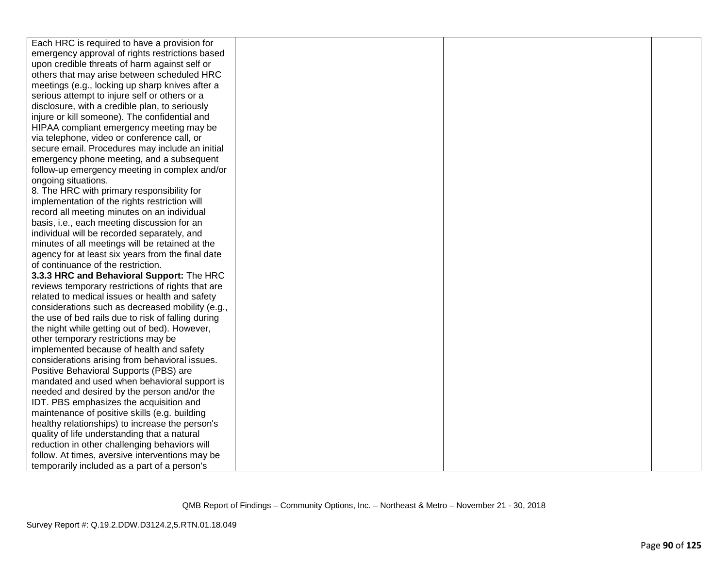| | | | |
|---|---|---|---|
| Each HRC is required to have a provision for emergency approval of rights restrictions based upon credible threats of harm against self or others that may arise between scheduled HRC meetings (e.g., locking up sharp knives after a serious attempt to injure self or others or a disclosure, with a credible plan, to seriously injure or kill someone). The confidential and HIPAA compliant emergency meeting may be via telephone, video or conference call, or secure email. Procedures may include an initial emergency phone meeting, and a subsequent follow-up emergency meeting in complex and/or ongoing situations.<br>8. The HRC with primary responsibility for implementation of the rights restriction will record all meeting minutes on an individual basis, i.e., each meeting discussion for an individual will be recorded separately, and minutes of all meetings will be retained at the agency for at least six years from the final date of continuance of the restriction.<br>**3.3.3 HRC and Behavioral Support:** The HRC reviews temporary restrictions of rights that are related to medical issues or health and safety considerations such as decreased mobility (e.g., the use of bed rails due to risk of falling during the night while getting out of bed). However, other temporary restrictions may be implemented because of health and safety considerations arising from behavioral issues. Positive Behavioral Supports (PBS) are mandated and used when behavioral support is needed and desired by the person and/or the IDT. PBS emphasizes the acquisition and maintenance of positive skills (e.g. building healthy relationships) to increase the person's quality of life understanding that a natural reduction in other challenging behaviors will follow. At times, aversive interventions may be temporarily included as a part of a person's | | | |

QMB Report of Findings – Community Options, Inc. – Northeast & Metro – November 21 - 30, 2018

Survey Report #: Q.19.2.DDW.D3124.2,5.RTN.01.18.049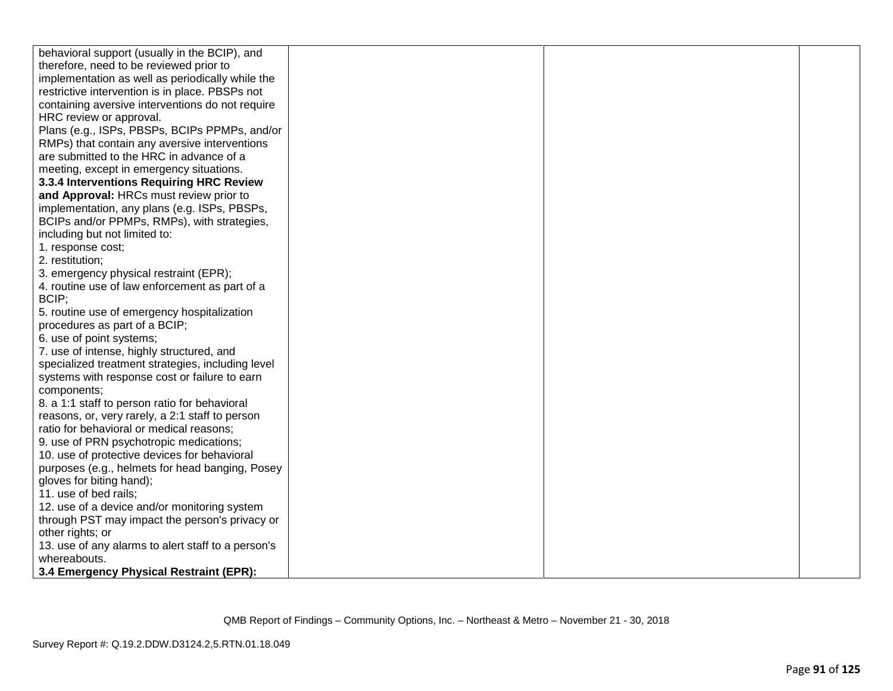| | | | |
|---|---|---|---|
| behavioral support (usually in the BCIP), and therefore, need to be reviewed prior to implementation as well as periodically while the restrictive intervention is in place. PBSPs not containing aversive interventions do not require HRC review or approval.<br>Plans (e.g., ISPs, PBSPs, BCIPs PPMPs, and/or RMPs) that contain any aversive interventions are submitted to the HRC in advance of a meeting, except in emergency situations.<br>**3.3.4 Interventions Requiring HRC Review and Approval:** HRCs must review prior to implementation, any plans (e.g. ISPs, PBSPs, BCIPs and/or PPMPs, RMPs), with strategies, including but not limited to:<br>1. response cost;<br>2. restitution;<br>3. emergency physical restraint (EPR);<br>4. routine use of law enforcement as part of a BCIP;<br>5. routine use of emergency hospitalization procedures as part of a BCIP;<br>6. use of point systems;<br>7. use of intense, highly structured, and specialized treatment strategies, including level systems with response cost or failure to earn components;<br>8. a 1:1 staff to person ratio for behavioral reasons, or, very rarely, a 2:1 staff to person ratio for behavioral or medical reasons;<br>9. use of PRN psychotropic medications;<br>10. use of protective devices for behavioral purposes (e.g., helmets for head banging, Posey gloves for biting hand);<br>11. use of bed rails;<br>12. use of a device and/or monitoring system through PST may impact the person's privacy or other rights; or<br>13. use of any alarms to alert staff to a person's whereabouts.<br>**3.4 Emergency Physical Restraint (EPR):** | | | |

QMB Report of Findings – Community Options, Inc. – Northeast & Metro – November 21 - 30, 2018

Survey Report #: Q.19.2.DDW.D3124.2,5.RTN.01.18.049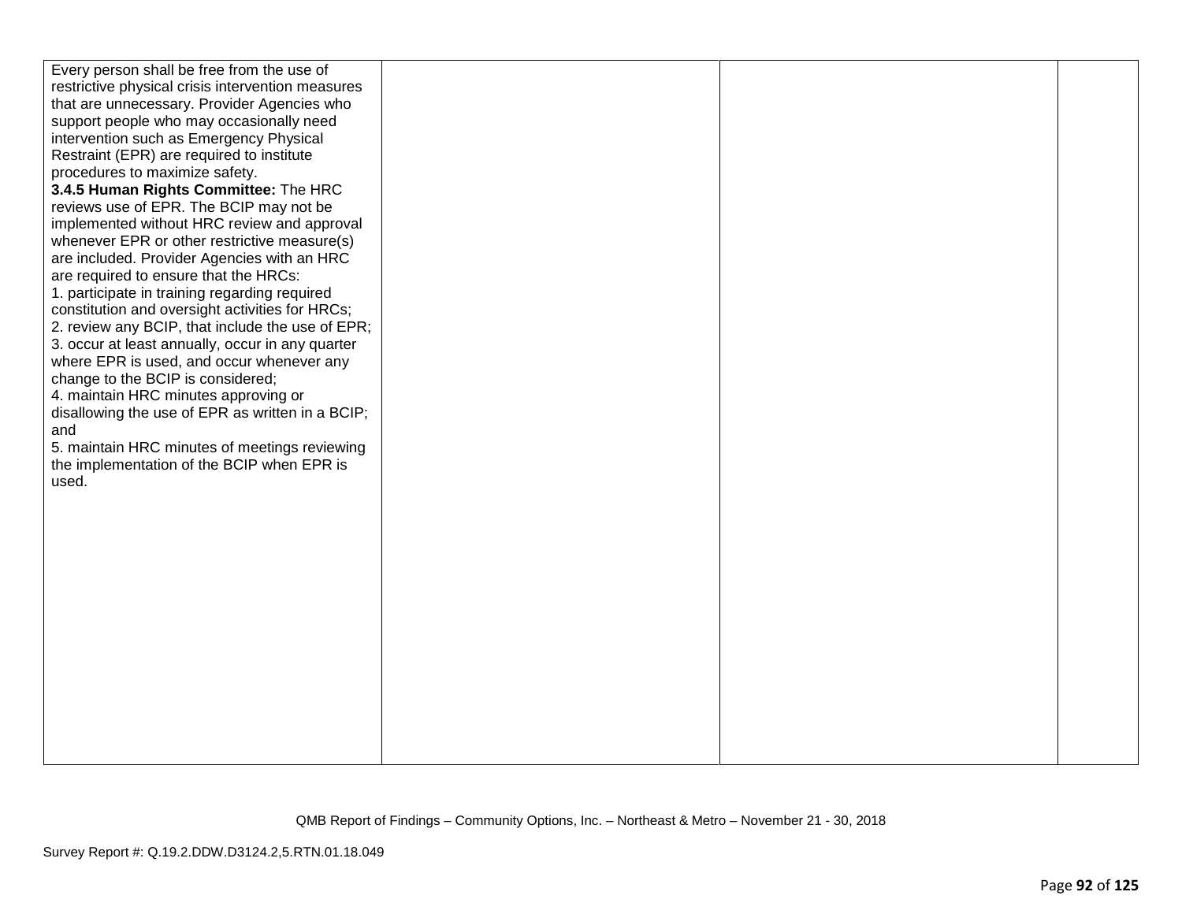| | | | |
|---|---|---|---|
| Every person shall be free from the use of restrictive physical crisis intervention measures that are unnecessary. Provider Agencies who support people who may occasionally need intervention such as Emergency Physical Restraint (EPR) are required to institute procedures to maximize safety.<br>**3.4.5 Human Rights Committee:** The HRC reviews use of EPR. The BCIP may not be implemented without HRC review and approval whenever EPR or other restrictive measure(s) are included. Provider Agencies with an HRC are required to ensure that the HRCs:<br>1. participate in training regarding required constitution and oversight activities for HRCs;<br>2. review any BCIP, that include the use of EPR;<br>3. occur at least annually, occur in any quarter where EPR is used, and occur whenever any change to the BCIP is considered;<br>4. maintain HRC minutes approving or disallowing the use of EPR as written in a BCIP; and<br>5. maintain HRC minutes of meetings reviewing the implementation of the BCIP when EPR is used. | | | |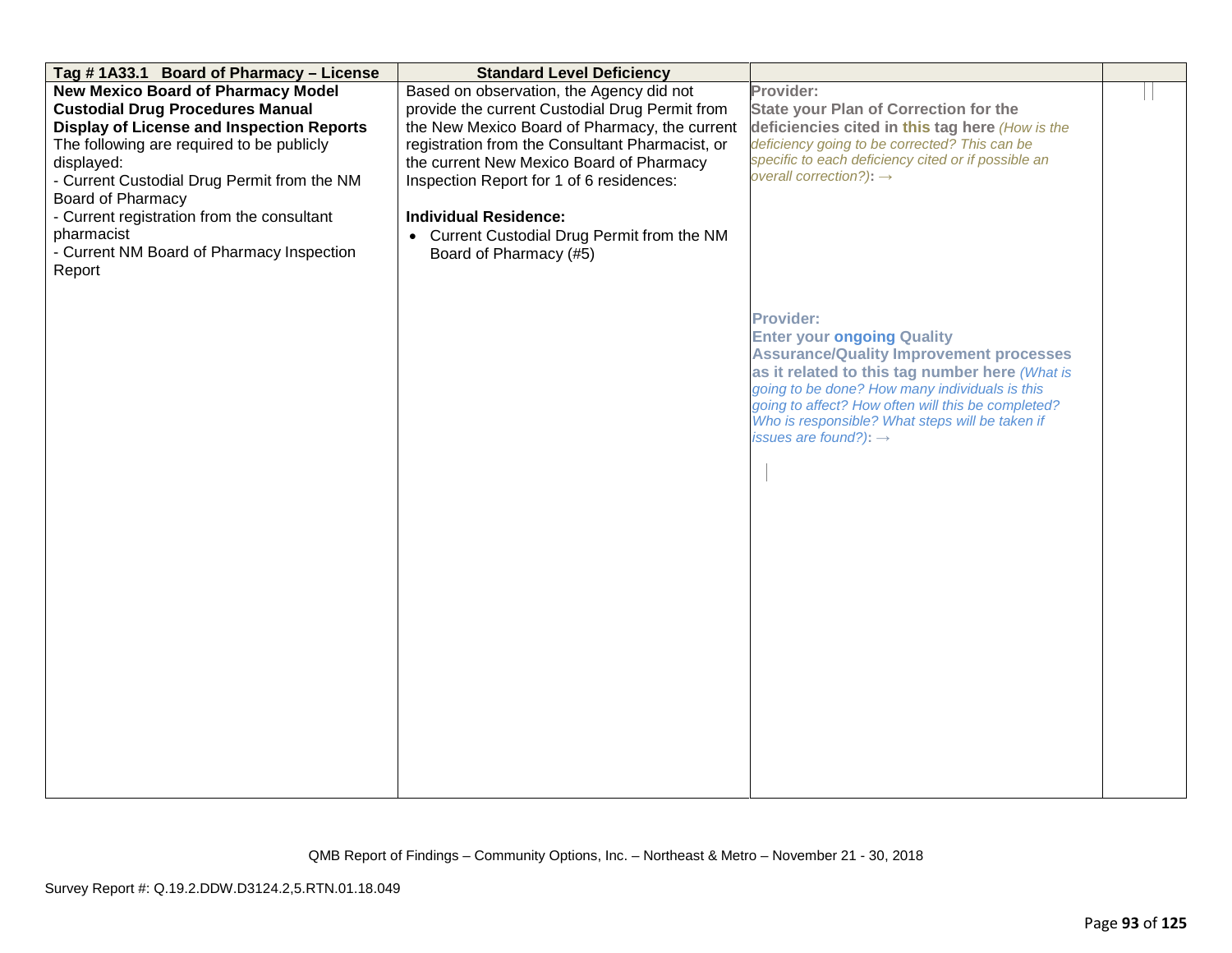| Tag # 1A33.1 Board of Pharmacy – License | Standard Level Deficiency | | |
|---|---|---|---|
| **New Mexico Board of Pharmacy Model Custodial Drug Procedures Manual Display of License and Inspection Reports**<br>The following are required to be publicly displayed:<br>- Current Custodial Drug Permit from the NM Board of Pharmacy<br>- Current registration from the consultant pharmacist<br>- Current NM Board of Pharmacy Inspection Report | Based on observation, the Agency did not provide the current Custodial Drug Permit from the New Mexico Board of Pharmacy, the current registration from the Consultant Pharmacist, or the current New Mexico Board of Pharmacy Inspection Report for 1 of 6 residences:<br><br>**Individual Residence:**<br>• Current Custodial Drug Permit from the NM Board of Pharmacy (#5) | **Provider:**<br>**State your Plan of Correction for the deficiencies cited in this tag here** *(How is the deficiency going to be corrected? This can be specific to each deficiency cited or if possible an overall correction?)*: →<br><br>**Provider:**<br>**Enter your ongoing Quality Assurance/Quality Improvement processes as it related to this tag number here** *(What is going to be done? How many individuals is this going to affect? How often will this be completed? Who is responsible? What steps will be taken if issues are found?)*: → | |

QMB Report of Findings – Community Options, Inc. – Northeast & Metro – November 21 - 30, 2018

Survey Report #: Q.19.2.DDW.D3124.2,5.RTN.01.18.049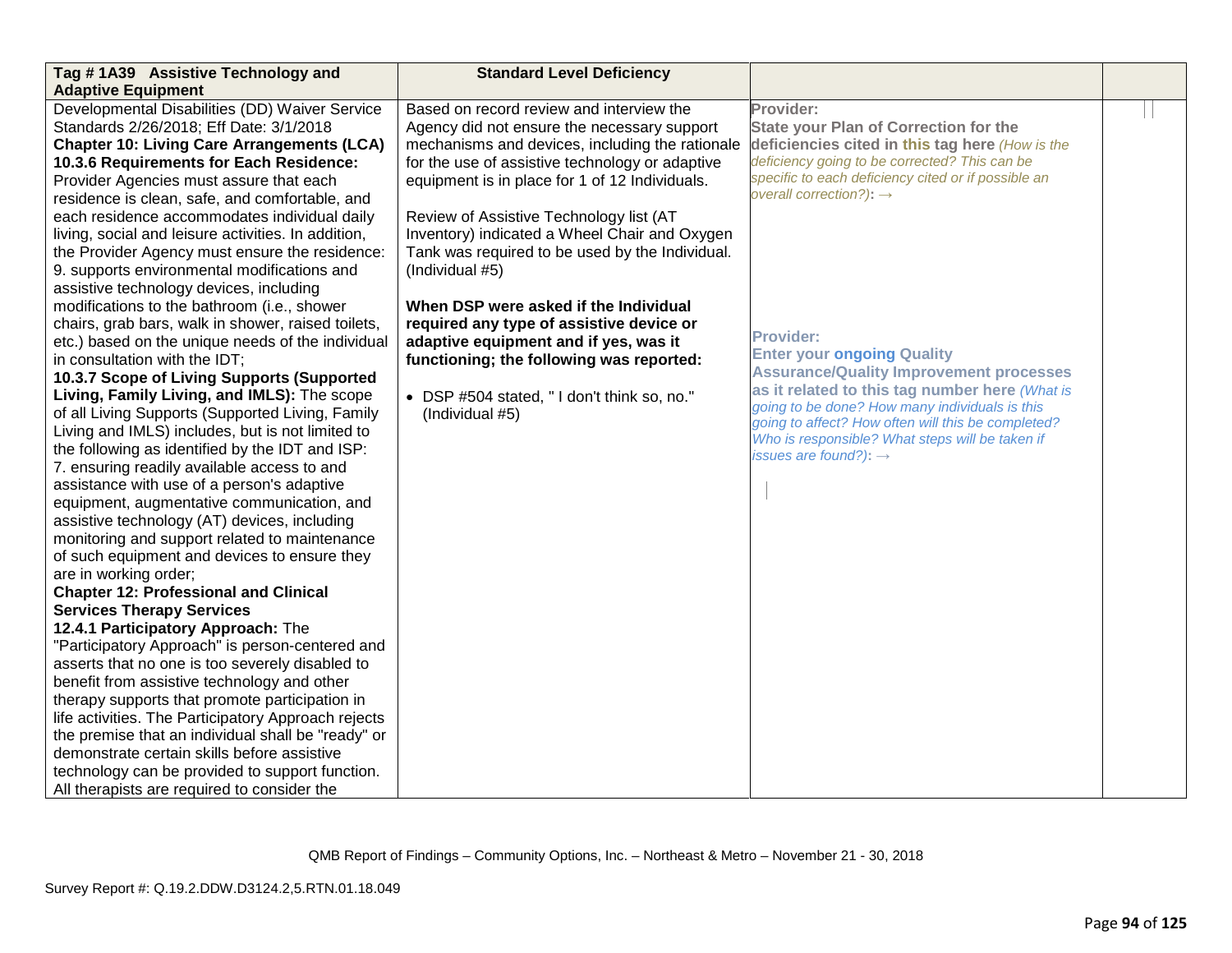| Tag # 1A39 Assistive Technology and Adaptive Equipment | Standard Level Deficiency | | |
|---|---|---|---|
| Developmental Disabilities (DD) Waiver Service Standards 2/26/2018; Eff Date: 3/1/2018<br>**Chapter 10: Living Care Arrangements (LCA)**<br>**10.3.6 Requirements for Each Residence:** Provider Agencies must assure that each residence is clean, safe, and comfortable, and each residence accommodates individual daily living, social and leisure activities. In addition, the Provider Agency must ensure the residence:<br>9. supports environmental modifications and assistive technology devices, including modifications to the bathroom (i.e., shower chairs, grab bars, walk in shower, raised toilets, etc.) based on the unique needs of the individual in consultation with the IDT;<br>**10.3.7 Scope of Living Supports (Supported Living, Family Living, and IMLS):** The scope of all Living Supports (Supported Living, Family Living and IMLS) includes, but is not limited to the following as identified by the IDT and ISP:<br>7. ensuring readily available access to and assistance with use of a person's adaptive equipment, augmentative communication, and assistive technology (AT) devices, including monitoring and support related to maintenance of such equipment and devices to ensure they are in working order;<br>**Chapter 12: Professional and Clinical Services Therapy Services**<br>**12.4.1 Participatory Approach:** The "Participatory Approach" is person-centered and asserts that no one is too severely disabled to benefit from assistive technology and other therapy supports that promote participation in life activities. The Participatory Approach rejects the premise that an individual shall be "ready" or demonstrate certain skills before assistive technology can be provided to support function. All therapists are required to consider the | Based on record review and interview the Agency did not ensure the necessary support mechanisms and devices, including the rationale for the use of assistive technology or adaptive equipment is in place for 1 of 12 Individuals.<br><br>Review of Assistive Technology list (AT Inventory) indicated a Wheel Chair and Oxygen Tank was required to be used by the Individual. (Individual #5)<br><br>**When DSP were asked if the Individual required any type of assistive device or adaptive equipment and if yes, was it functioning; the following was reported:**<br><br>• DSP #504 stated, " I don't think so, no." (Individual #5) | **Provider:**<br>**State your Plan of Correction for the deficiencies cited in this tag here** *(How is the deficiency going to be corrected? This can be specific to each deficiency cited or if possible an overall correction?)*: →<br><br>**Provider:**<br>**Enter your ongoing Quality Assurance/Quality Improvement processes as it related to this tag number here** *(What is going to be done? How many individuals is this going to affect? How often will this be completed? Who is responsible? What steps will be taken if issues are found?)*: → | |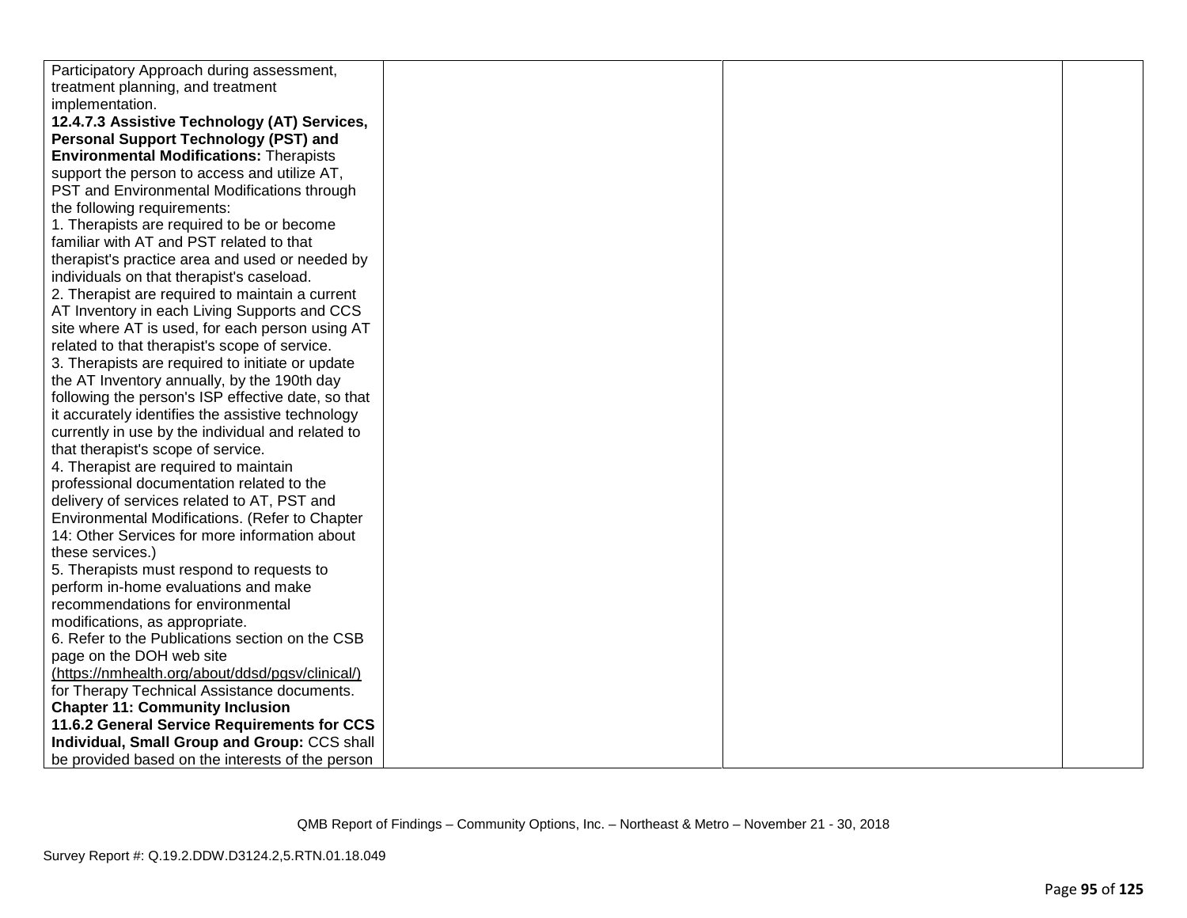| | | | |
|---|---|---|---|
| Participatory Approach during assessment, treatment planning, and treatment implementation.<br>**12.4.7.3 Assistive Technology (AT) Services, Personal Support Technology (PST) and Environmental Modifications:** Therapists support the person to access and utilize AT, PST and Environmental Modifications through the following requirements:<br>1. Therapists are required to be or become familiar with AT and PST related to that therapist's practice area and used or needed by individuals on that therapist's caseload.<br>2. Therapist are required to maintain a current AT Inventory in each Living Supports and CCS site where AT is used, for each person using AT related to that therapist's scope of service.<br>3. Therapists are required to initiate or update the AT Inventory annually, by the 190th day following the person's ISP effective date, so that it accurately identifies the assistive technology currently in use by the individual and related to that therapist's scope of service.<br>4. Therapist are required to maintain professional documentation related to the delivery of services related to AT, PST and Environmental Modifications. (Refer to Chapter 14: Other Services for more information about these services.)<br>5. Therapists must respond to requests to perform in-home evaluations and make recommendations for environmental modifications, as appropriate.<br>6. Refer to the Publications section on the CSB page on the DOH web site (https://nmhealth.org/about/ddsd/pgsv/clinical/) for Therapy Technical Assistance documents.<br>**Chapter 11: Community Inclusion**<br>**11.6.2 General Service Requirements for CCS Individual, Small Group and Group:** CCS shall be provided based on the interests of the person | | | |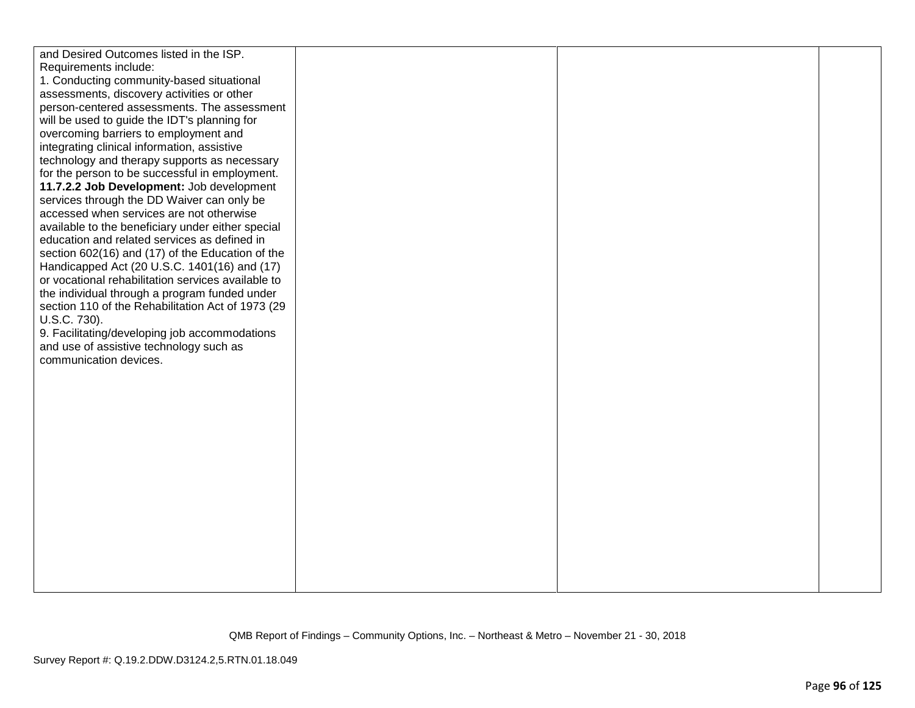| | | | |
|---|---|---|---|
| and Desired Outcomes listed in the ISP.<br>Requirements include:<br>1. Conducting community-based situational assessments, discovery activities or other person-centered assessments. The assessment will be used to guide the IDT's planning for overcoming barriers to employment and integrating clinical information, assistive technology and therapy supports as necessary for the person to be successful in employment.<br>**11.7.2.2 Job Development:** Job development services through the DD Waiver can only be accessed when services are not otherwise available to the beneficiary under either special education and related services as defined in section 602(16) and (17) of the Education of the Handicapped Act (20 U.S.C. 1401(16) and (17) or vocational rehabilitation services available to the individual through a program funded under section 110 of the Rehabilitation Act of 1973 (29 U.S.C. 730).<br>9. Facilitating/developing job accommodations and use of assistive technology such as communication devices. | | | |

QMB Report of Findings – Community Options, Inc. – Northeast & Metro – November 21 - 30, 2018

Survey Report #: Q.19.2.DDW.D3124.2,5.RTN.01.18.049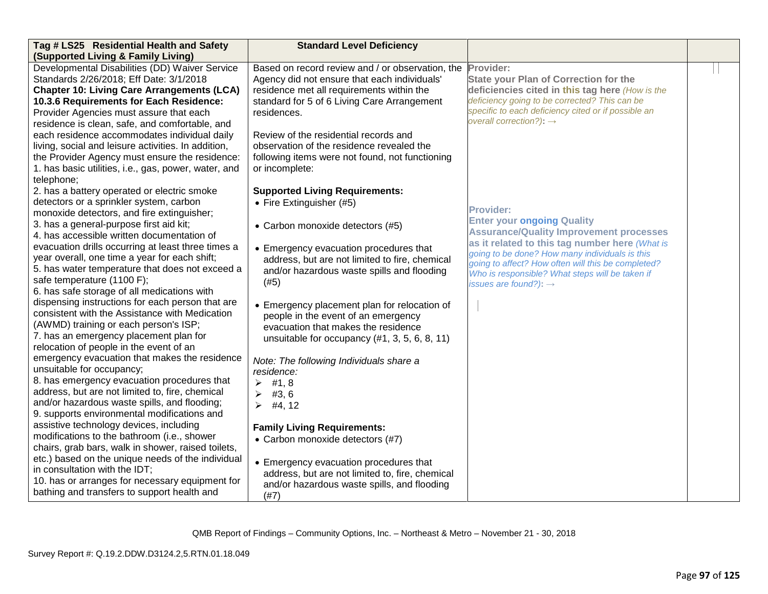| Tag # LS25 Residential Health and Safety (Supported Living & Family Living) | Standard Level Deficiency | | |
|---|---|---|---|
| Developmental Disabilities (DD) Waiver Service Standards 2/26/2018; Eff Date: 3/1/2018<br>**Chapter 10: Living Care Arrangements (LCA) 10.3.6 Requirements for Each Residence:** Provider Agencies must assure that each residence is clean, safe, and comfortable, and each residence accommodates individual daily living, social and leisure activities. In addition, the Provider Agency must ensure the residence:<br>1. has basic utilities, i.e., gas, power, water, and telephone;<br>2. has a battery operated or electric smoke detectors or a sprinkler system, carbon monoxide detectors, and fire extinguisher;<br>3. has a general-purpose first aid kit;<br>4. has accessible written documentation of evacuation drills occurring at least three times a year overall, one time a year for each shift;<br>5. has water temperature that does not exceed a safe temperature (1100 F);<br>6. has safe storage of all medications with dispensing instructions for each person that are consistent with the Assistance with Medication (AWMD) training or each person's ISP;<br>7. has an emergency placement plan for relocation of people in the event of an emergency evacuation that makes the residence unsuitable for occupancy;<br>8. has emergency evacuation procedures that address, but are not limited to, fire, chemical and/or hazardous waste spills, and flooding;<br>9. supports environmental modifications and assistive technology devices, including modifications to the bathroom (i.e., shower chairs, grab bars, walk in shower, raised toilets, etc.) based on the unique needs of the individual in consultation with the IDT;<br>10. has or arranges for necessary equipment for bathing and transfers to support health and | Based on record review and / or observation, the Agency did not ensure that each individuals' residence met all requirements within the standard for 5 of 6 Living Care Arrangement residences.<br><br>Review of the residential records and observation of the residence revealed the following items were not found, not functioning or incomplete:<br><br>**Supported Living Requirements:**<br>• Fire Extinguisher (#5)<br>• Carbon monoxide detectors (#5)<br>• Emergency evacuation procedures that address, but are not limited to, fire, chemical and/or hazardous waste spills and flooding (#5)<br>• Emergency placement plan for relocation of people in the event of an emergency evacuation that makes the residence unsuitable for occupancy (#1, 3, 5, 6, 8, 11)<br><br>*Note: The following Individuals share a residence:*<br>➢ #1, 8<br>➢ #3, 6<br>➢ #4, 12<br><br>**Family Living Requirements:**<br>• Carbon monoxide detectors (#7)<br>• Emergency evacuation procedures that address, but are not limited to, fire, chemical and/or hazardous waste spills, and flooding (#7) | **Provider:**<br>**State your Plan of Correction for the deficiencies cited in this tag here** *(How is the deficiency going to be corrected? This can be specific to each deficiency cited or if possible an overall correction?):* →<br><br>**Provider:**<br>**Enter your ongoing Quality Assurance/Quality Improvement processes as it related to this tag number here** *(What is going to be done? How many individuals is this going to affect? How often will this be completed? Who is responsible? What steps will be taken if issues are found?):* → | |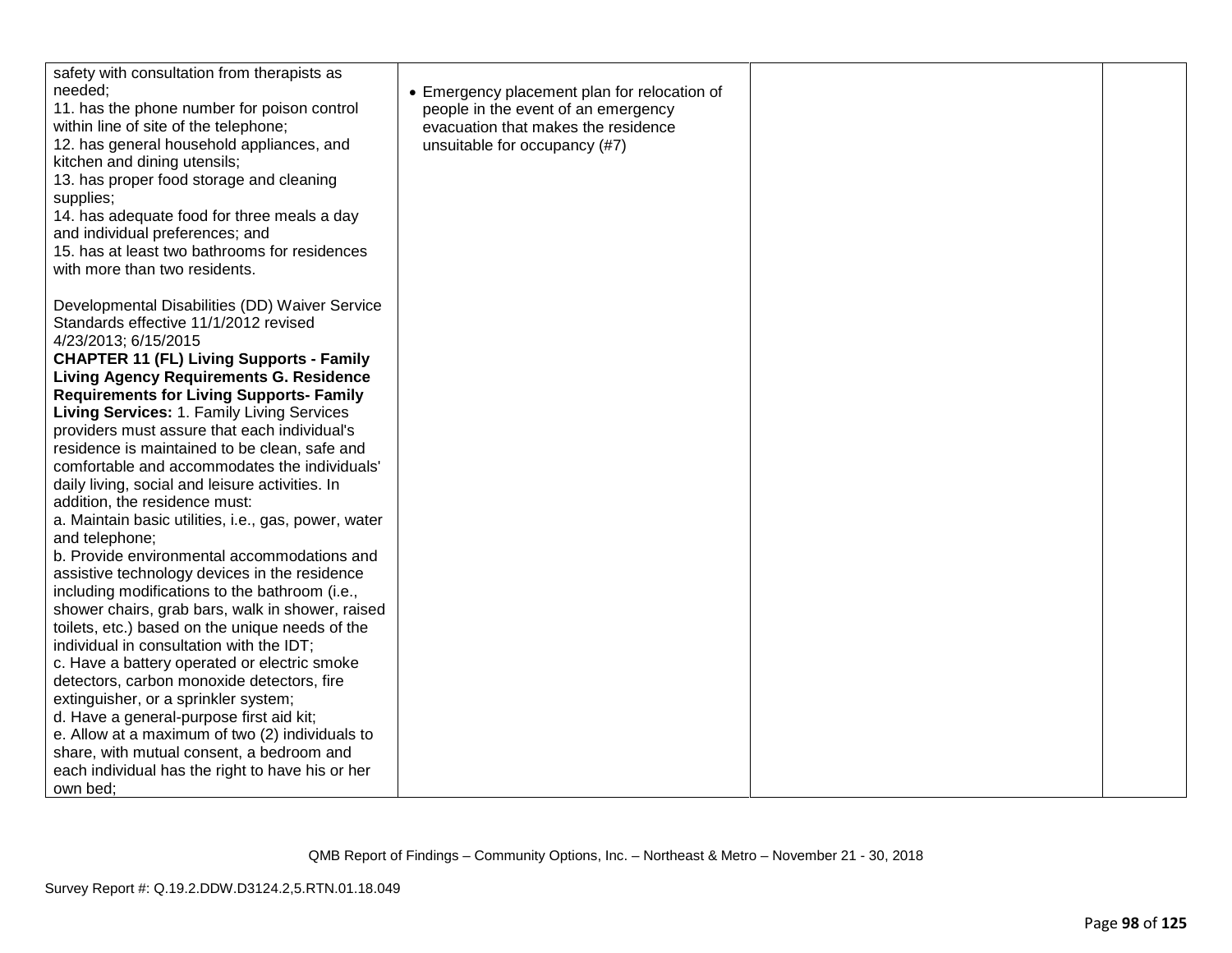| | | | |
|---|---|---|---|
| safety with consultation from therapists as needed;<br>11. has the phone number for poison control within line of site of the telephone;<br>12. has general household appliances, and kitchen and dining utensils;<br>13. has proper food storage and cleaning supplies;<br>14. has adequate food for three meals a day and individual preferences; and<br>15. has at least two bathrooms for residences with more than two residents.<br><br>Developmental Disabilities (DD) Waiver Service Standards effective 11/1/2012 revised 4/23/2013; 6/15/2015<br>**CHAPTER 11 (FL) Living Supports - Family Living Agency Requirements G. Residence Requirements for Living Supports- Family Living Services:** 1. Family Living Services providers must assure that each individual's residence is maintained to be clean, safe and comfortable and accommodates the individuals' daily living, social and leisure activities. In addition, the residence must:<br>a. Maintain basic utilities, i.e., gas, power, water and telephone;<br>b. Provide environmental accommodations and assistive technology devices in the residence including modifications to the bathroom (i.e., shower chairs, grab bars, walk in shower, raised toilets, etc.) based on the unique needs of the individual in consultation with the IDT;<br>c. Have a battery operated or electric smoke detectors, carbon monoxide detectors, fire extinguisher, or a sprinkler system;<br>d. Have a general-purpose first aid kit;<br>e. Allow at a maximum of two (2) individuals to share, with mutual consent, a bedroom and each individual has the right to have his or her own bed; | • Emergency placement plan for relocation of people in the event of an emergency evacuation that makes the residence unsuitable for occupancy (#7) | | |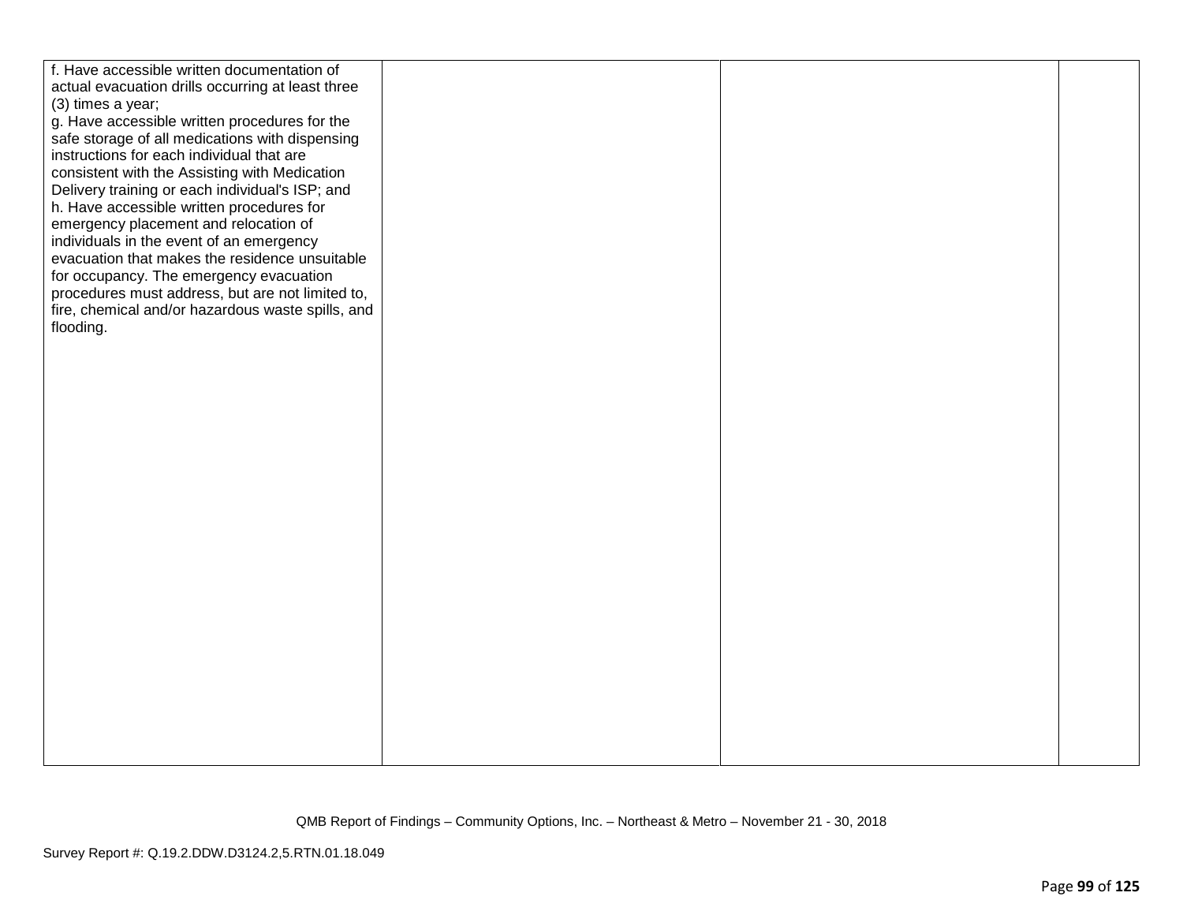| | | | |
|---|---|---|---|
| f. Have accessible written documentation of actual evacuation drills occurring at least three (3) times a year;<br>g. Have accessible written procedures for the safe storage of all medications with dispensing instructions for each individual that are consistent with the Assisting with Medication Delivery training or each individual's ISP; and<br>h. Have accessible written procedures for emergency placement and relocation of individuals in the event of an emergency evacuation that makes the residence unsuitable for occupancy. The emergency evacuation procedures must address, but are not limited to, fire, chemical and/or hazardous waste spills, and flooding. | | | |

QMB Report of Findings – Community Options, Inc. – Northeast & Metro – November 21 - 30, 2018

Survey Report #: Q.19.2.DDW.D3124.2,5.RTN.01.18.049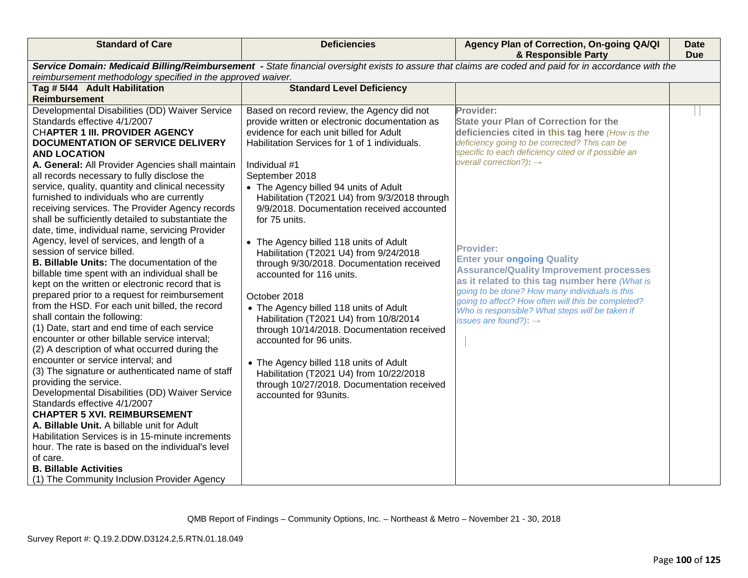| Standard of Care | Deficiencies | Agency Plan of Correction, On-going QA/QI & Responsible Party | Date Due |
|---|---|---|---|
| ***Service Domain: Medicaid Billing/Reimbursement** - State financial oversight exists to assure that claims are coded and paid for in accordance with the reimbursement methodology specified in the approved waiver.* | | | |
| **Tag # 5I44 Adult Habilitation Reimbursement** | **Standard Level Deficiency** | | |
| Developmental Disabilities (DD) Waiver Service Standards effective 4/1/2007<br>**CHAPTER 1 III. PROVIDER AGENCY DOCUMENTATION OF SERVICE DELIVERY AND LOCATION**<br>**A. General:** All Provider Agencies shall maintain all records necessary to fully disclose the service, quality, quantity and clinical necessity furnished to individuals who are currently receiving services. The Provider Agency records shall be sufficiently detailed to substantiate the date, time, individual name, servicing Provider Agency, level of services, and length of a session of service billed.<br>**B. Billable Units:** The documentation of the billable time spent with an individual shall be kept on the written or electronic record that is prepared prior to a request for reimbursement from the HSD. For each unit billed, the record shall contain the following:<br>(1) Date, start and end time of each service encounter or other billable service interval;<br>(2) A description of what occurred during the encounter or service interval; and<br>(3) The signature or authenticated name of staff providing the service.<br>Developmental Disabilities (DD) Waiver Service Standards effective 4/1/2007<br>**CHAPTER 5 XVI. REIMBURSEMENT**<br>**A. Billable Unit.** A billable unit for Adult Habilitation Services is in 15-minute increments hour. The rate is based on the individual's level of care.<br>**B. Billable Activities**<br>(1) The Community Inclusion Provider Agency | Based on record review, the Agency did not provide written or electronic documentation as evidence for each unit billed for Adult Habilitation Services for 1 of 1 individuals.<br><br>Individual #1<br>September 2018<br>• The Agency billed 94 units of Adult Habilitation (T2021 U4) from 9/3/2018 through 9/9/2018. Documentation received accounted for 75 units.<br><br>• The Agency billed 118 units of Adult Habilitation (T2021 U4) from 9/24/2018 through 9/30/2018. Documentation received accounted for 116 units.<br><br>October 2018<br>• The Agency billed 118 units of Adult Habilitation (T2021 U4) from 10/8/2014 through 10/14/2018. Documentation received accounted for 96 units.<br><br>• The Agency billed 118 units of Adult Habilitation (T2021 U4) from 10/22/2018 through 10/27/2018. Documentation received accounted for 93units. | **Provider:**<br>**State your Plan of Correction for the deficiencies cited in this tag here** *(How is the deficiency going to be corrected? This can be specific to each deficiency cited or if possible an overall correction?):* →<br><br><br><br>**Provider:**<br>**Enter your ongoing Quality Assurance/Quality Improvement processes as it related to this tag number here** *(What is going to be done? How many individuals is this going to affect? How often will this be completed? Who is responsible? What steps will be taken if issues are found?):* → | |

QMB Report of Findings – Community Options, Inc. – Northeast & Metro – November 21 - 30, 2018

Survey Report #: Q.19.2.DDW.D3124.2,5.RTN.01.18.049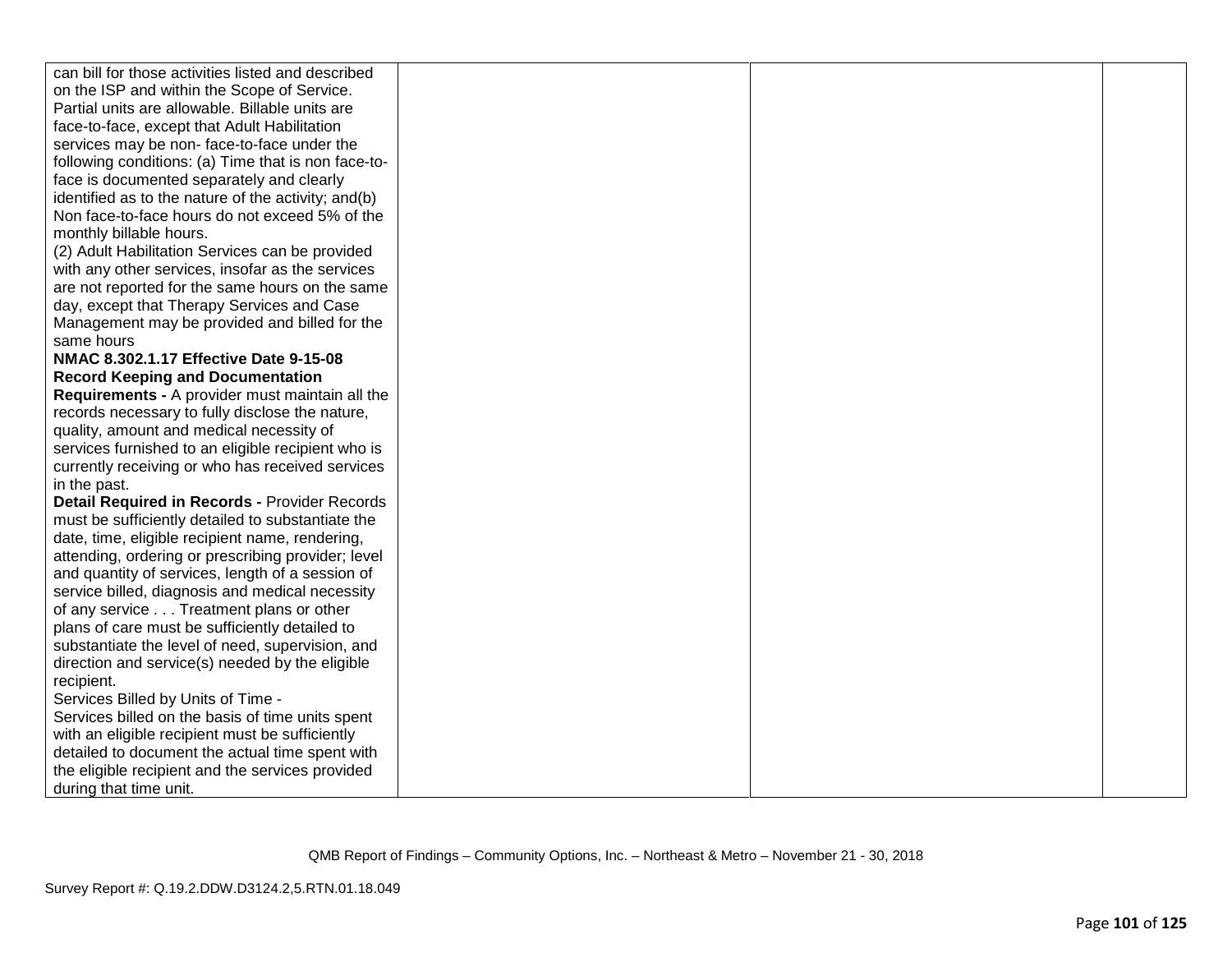| | | | |
|---|---|---|---|
| can bill for those activities listed and described on the ISP and within the Scope of Service. Partial units are allowable. Billable units are face-to-face, except that Adult Habilitation services may be non- face-to-face under the following conditions: (a) Time that is non face-to-face is documented separately and clearly identified as to the nature of the activity; and(b) Non face-to-face hours do not exceed 5% of the monthly billable hours.<br>(2) Adult Habilitation Services can be provided with any other services, insofar as the services are not reported for the same hours on the same day, except that Therapy Services and Case Management may be provided and billed for the same hours<br>**NMAC 8.302.1.17 Effective Date 9-15-08 Record Keeping and Documentation Requirements -** A provider must maintain all the records necessary to fully disclose the nature, quality, amount and medical necessity of services furnished to an eligible recipient who is currently receiving or who has received services in the past.<br>**Detail Required in Records -** Provider Records must be sufficiently detailed to substantiate the date, time, eligible recipient name, rendering, attending, ordering or prescribing provider; level and quantity of services, length of a session of service billed, diagnosis and medical necessity of any service . . . Treatment plans or other plans of care must be sufficiently detailed to substantiate the level of need, supervision, and direction and service(s) needed by the eligible recipient.<br>Services Billed by Units of Time -<br>Services billed on the basis of time units spent with an eligible recipient must be sufficiently detailed to document the actual time spent with the eligible recipient and the services provided during that time unit. | | | |

QMB Report of Findings – Community Options, Inc. – Northeast & Metro – November 21 - 30, 2018

Survey Report #: Q.19.2.DDW.D3124.2,5.RTN.01.18.049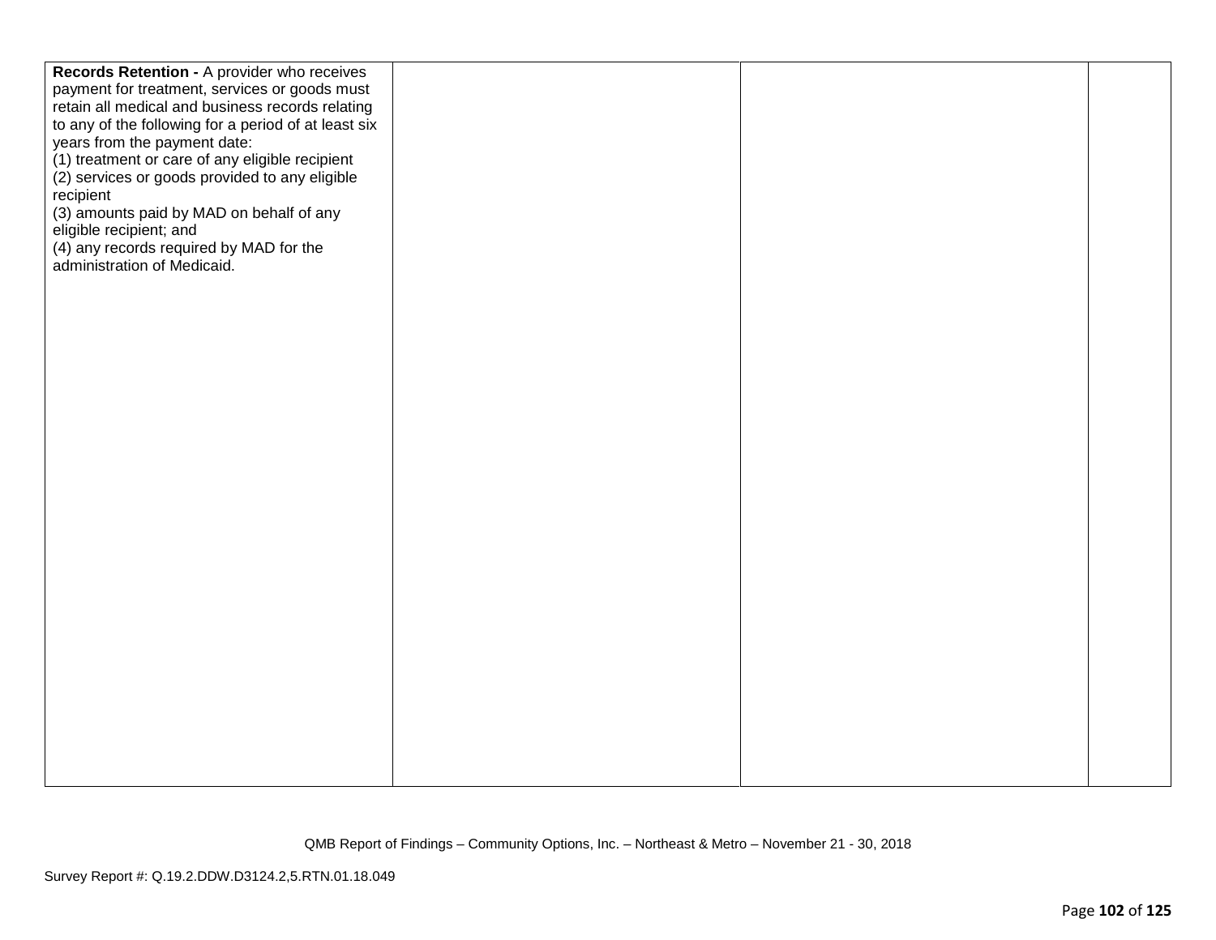| | | | |
|---|---|---|---|
| **Records Retention -** A provider who receives payment for treatment, services or goods must retain all medical and business records relating to any of the following for a period of at least six years from the payment date:<br>(1) treatment or care of any eligible recipient<br>(2) services or goods provided to any eligible recipient<br>(3) amounts paid by MAD on behalf of any eligible recipient; and<br>(4) any records required by MAD for the administration of Medicaid. | | | |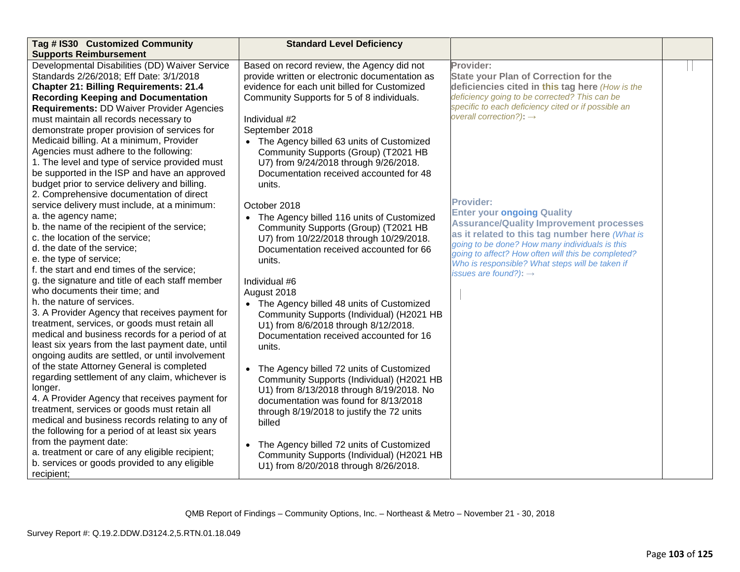| Tag # IS30 Customized Community Supports Reimbursement | Standard Level Deficiency | | |
|---|---|---|---|
| Developmental Disabilities (DD) Waiver Service Standards 2/26/2018; Eff Date: 3/1/2018<br>**Chapter 21: Billing Requirements: 21.4 Recording Keeping and Documentation Requirements:** DD Waiver Provider Agencies must maintain all records necessary to demonstrate proper provision of services for Medicaid billing. At a minimum, Provider Agencies must adhere to the following:<br>1. The level and type of service provided must be supported in the ISP and have an approved budget prior to service delivery and billing.<br>2. Comprehensive documentation of direct service delivery must include, at a minimum:<br>a. the agency name;<br>b. the name of the recipient of the service;<br>c. the location of the service;<br>d. the date of the service;<br>e. the type of service;<br>f. the start and end times of the service;<br>g. the signature and title of each staff member who documents their time; and<br>h. the nature of services.<br>3. A Provider Agency that receives payment for treatment, services, or goods must retain all medical and business records for a period of at least six years from the last payment date, until ongoing audits are settled, or until involvement of the state Attorney General is completed regarding settlement of any claim, whichever is longer.<br>4. A Provider Agency that receives payment for treatment, services or goods must retain all medical and business records relating to any of the following for a period of at least six years from the payment date:<br>a. treatment or care of any eligible recipient;<br>b. services or goods provided to any eligible recipient; | Based on record review, the Agency did not provide written or electronic documentation as evidence for each unit billed for Customized Community Supports for 5 of 8 individuals.<br><br>Individual #2<br>September 2018<br>• The Agency billed 63 units of Customized Community Supports (Group) (T2021 HB U7) from 9/24/2018 through 9/26/2018. Documentation received accounted for 48 units.<br><br>October 2018<br>• The Agency billed 116 units of Customized Community Supports (Group) (T2021 HB U7) from 10/22/2018 through 10/29/2018. Documentation received accounted for 66 units.<br><br>Individual #6<br>August 2018<br>• The Agency billed 48 units of Customized Community Supports (Individual) (H2021 HB U1) from 8/6/2018 through 8/12/2018. Documentation received accounted for 16 units.<br><br>• The Agency billed 72 units of Customized Community Supports (Individual) (H2021 HB U1) from 8/13/2018 through 8/19/2018. No documentation was found for 8/13/2018 through 8/19/2018 to justify the 72 units billed<br><br>• The Agency billed 72 units of Customized Community Supports (Individual) (H2021 HB U1) from 8/20/2018 through 8/26/2018. | **Provider:**<br>**State your Plan of Correction for the deficiencies cited in this tag here** *(How is the deficiency going to be corrected? This can be specific to each deficiency cited or if possible an overall correction?):* →<br><br>**Provider:**<br>**Enter your ongoing Quality Assurance/Quality Improvement processes as it related to this tag number here** *(What is going to be done? How many individuals is this going to affect? How often will this be completed? Who is responsible? What steps will be taken if issues are found?):* → | |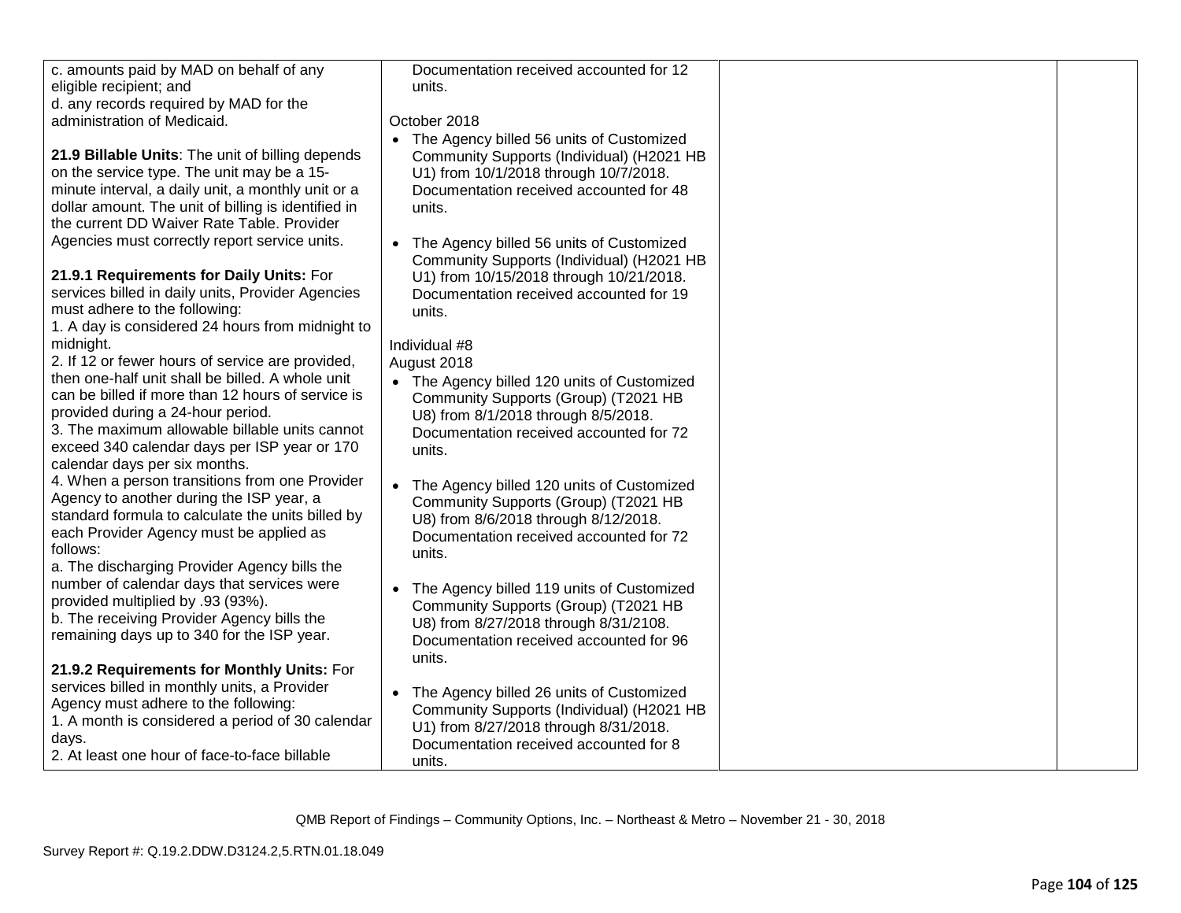| | | | |
|---|---|---|---|
| c. amounts paid by MAD on behalf of any eligible recipient; and<br>d. any records required by MAD for the administration of Medicaid.<br><br>**21.9 Billable Units**: The unit of billing depends on the service type. The unit may be a 15-minute interval, a daily unit, a monthly unit or a dollar amount. The unit of billing is identified in the current DD Waiver Rate Table. Provider Agencies must correctly report service units.<br><br>**21.9.1 Requirements for Daily Units:** For services billed in daily units, Provider Agencies must adhere to the following:<br>1. A day is considered 24 hours from midnight to midnight.<br>2. If 12 or fewer hours of service are provided, then one-half unit shall be billed. A whole unit can be billed if more than 12 hours of service is provided during a 24-hour period.<br>3. The maximum allowable billable units cannot exceed 340 calendar days per ISP year or 170 calendar days per six months.<br>4. When a person transitions from one Provider Agency to another during the ISP year, a standard formula to calculate the units billed by each Provider Agency must be applied as follows:<br>a. The discharging Provider Agency bills the number of calendar days that services were provided multiplied by .93 (93%).<br>b. The receiving Provider Agency bills the remaining days up to 340 for the ISP year.<br><br>**21.9.2 Requirements for Monthly Units:** For services billed in monthly units, a Provider Agency must adhere to the following:<br>1. A month is considered a period of 30 calendar days.<br>2. At least one hour of face-to-face billable | Documentation received accounted for 12 units.<br><br>October 2018<br>• The Agency billed 56 units of Customized Community Supports (Individual) (H2021 HB U1) from 10/1/2018 through 10/7/2018. Documentation received accounted for 48 units.<br><br>• The Agency billed 56 units of Customized Community Supports (Individual) (H2021 HB U1) from 10/15/2018 through 10/21/2018. Documentation received accounted for 19 units.<br><br>Individual #8<br>August 2018<br>• The Agency billed 120 units of Customized Community Supports (Group) (T2021 HB U8) from 8/1/2018 through 8/5/2018. Documentation received accounted for 72 units.<br><br>• The Agency billed 120 units of Customized Community Supports (Group) (T2021 HB U8) from 8/6/2018 through 8/12/2018. Documentation received accounted for 72 units.<br><br>• The Agency billed 119 units of Customized Community Supports (Group) (T2021 HB U8) from 8/27/2018 through 8/31/2108. Documentation received accounted for 96 units.<br><br>• The Agency billed 26 units of Customized Community Supports (Individual) (H2021 HB U1) from 8/27/2018 through 8/31/2018. Documentation received accounted for 8 units. | | |

QMB Report of Findings – Community Options, Inc. – Northeast & Metro – November 21 - 30, 2018

Survey Report #: Q.19.2.DDW.D3124.2,5.RTN.01.18.049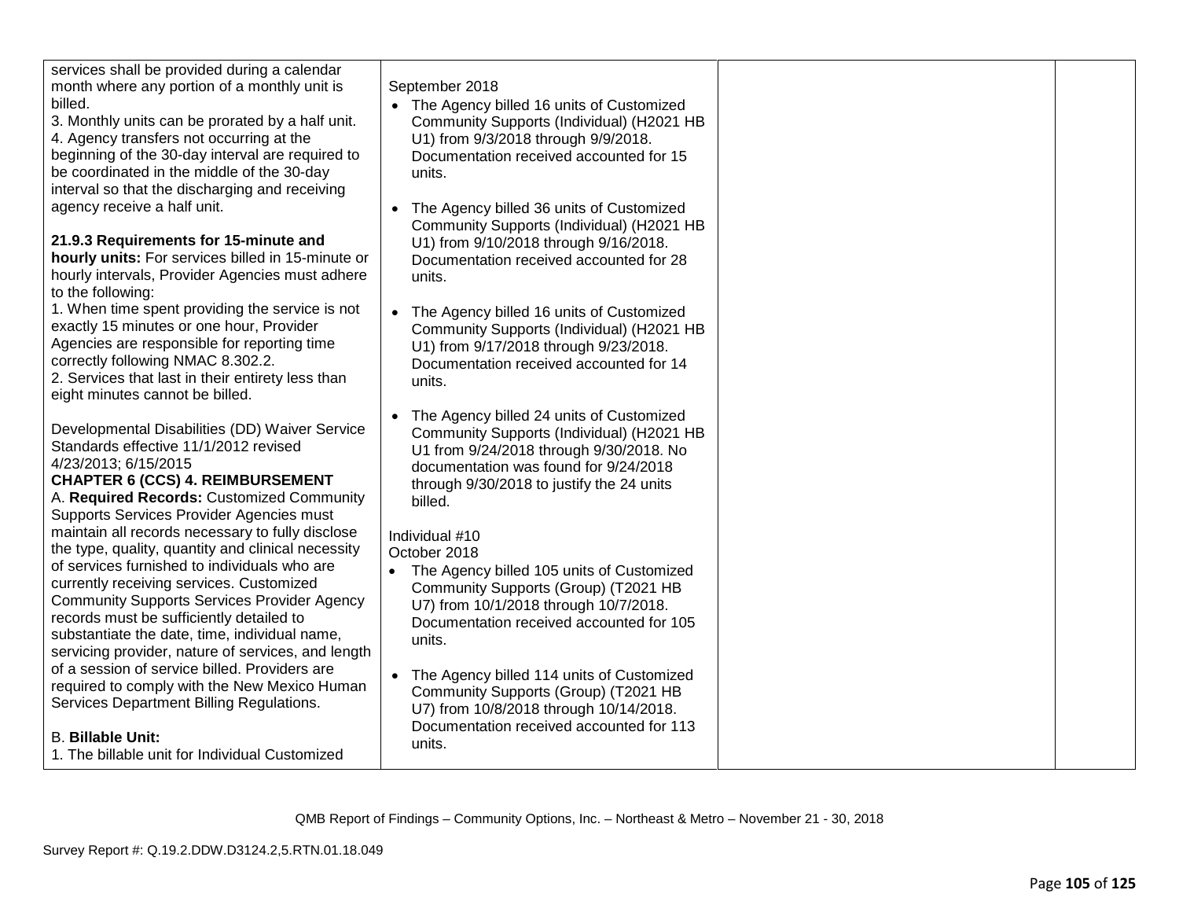| | | | |
|---|---|---|---|
| services shall be provided during a calendar month where any portion of a monthly unit is billed.<br>3. Monthly units can be prorated by a half unit.<br>4. Agency transfers not occurring at the beginning of the 30-day interval are required to be coordinated in the middle of the 30-day interval so that the discharging and receiving agency receive a half unit.<br><br>**21.9.3 Requirements for 15-minute and hourly units:** For services billed in 15-minute or hourly intervals, Provider Agencies must adhere to the following:<br>1. When time spent providing the service is not exactly 15 minutes or one hour, Provider Agencies are responsible for reporting time correctly following NMAC 8.302.2.<br>2. Services that last in their entirety less than eight minutes cannot be billed.<br><br>Developmental Disabilities (DD) Waiver Service Standards effective 11/1/2012 revised 4/23/2013; 6/15/2015<br>**CHAPTER 6 (CCS) 4. REIMBURSEMENT**<br>A. **Required Records:** Customized Community Supports Services Provider Agencies must maintain all records necessary to fully disclose the type, quality, quantity and clinical necessity of services furnished to individuals who are currently receiving services. Customized Community Supports Services Provider Agency records must be sufficiently detailed to substantiate the date, time, individual name, servicing provider, nature of services, and length of a session of service billed. Providers are required to comply with the New Mexico Human Services Department Billing Regulations.<br><br>B. **Billable Unit:**<br>1. The billable unit for Individual Customized | September 2018<br>• The Agency billed 16 units of Customized Community Supports (Individual) (H2021 HB U1) from 9/3/2018 through 9/9/2018. Documentation received accounted for 15 units.<br><br>• The Agency billed 36 units of Customized Community Supports (Individual) (H2021 HB U1) from 9/10/2018 through 9/16/2018. Documentation received accounted for 28 units.<br><br>• The Agency billed 16 units of Customized Community Supports (Individual) (H2021 HB U1) from 9/17/2018 through 9/23/2018. Documentation received accounted for 14 units.<br><br>• The Agency billed 24 units of Customized Community Supports (Individual) (H2021 HB U1 from 9/24/2018 through 9/30/2018. No documentation was found for 9/24/2018 through 9/30/2018 to justify the 24 units billed.<br><br>Individual #10<br>October 2018<br>• The Agency billed 105 units of Customized Community Supports (Group) (T2021 HB U7) from 10/1/2018 through 10/7/2018. Documentation received accounted for 105 units.<br><br>• The Agency billed 114 units of Customized Community Supports (Group) (T2021 HB U7) from 10/8/2018 through 10/14/2018. Documentation received accounted for 113 units. | | |

QMB Report of Findings – Community Options, Inc. – Northeast & Metro – November 21 - 30, 2018

Survey Report #: Q.19.2.DDW.D3124.2,5.RTN.01.18.049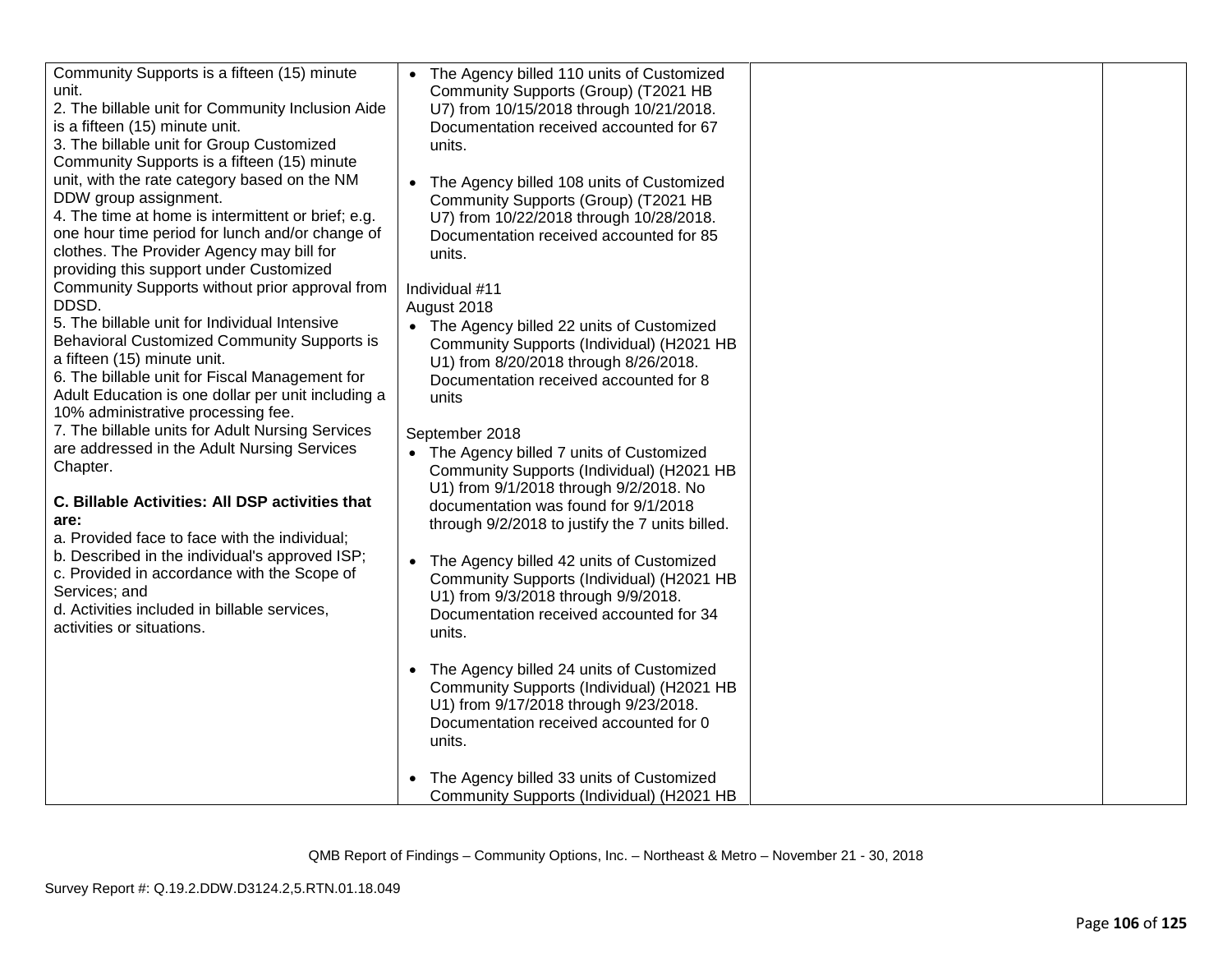| | | | |
|---|---|---|---|
| Community Supports is a fifteen (15) minute unit.<br>2. The billable unit for Community Inclusion Aide is a fifteen (15) minute unit.<br>3. The billable unit for Group Customized Community Supports is a fifteen (15) minute unit, with the rate category based on the NM DDW group assignment.<br>4. The time at home is intermittent or brief; e.g. one hour time period for lunch and/or change of clothes. The Provider Agency may bill for providing this support under Customized Community Supports without prior approval from DDSD.<br>5. The billable unit for Individual Intensive Behavioral Customized Community Supports is a fifteen (15) minute unit.<br>6. The billable unit for Fiscal Management for Adult Education is one dollar per unit including a 10% administrative processing fee.<br>7. The billable units for Adult Nursing Services are addressed in the Adult Nursing Services Chapter.<br><br>**C. Billable Activities: All DSP activities that are:**<br>a. Provided face to face with the individual;<br>b. Described in the individual's approved ISP;<br>c. Provided in accordance with the Scope of Services; and<br>d. Activities included in billable services, activities or situations. | • The Agency billed 110 units of Customized Community Supports (Group) (T2021 HB U7) from 10/15/2018 through 10/21/2018. Documentation received accounted for 67 units.<br><br>• The Agency billed 108 units of Customized Community Supports (Group) (T2021 HB U7) from 10/22/2018 through 10/28/2018. Documentation received accounted for 85 units.<br><br>Individual #11<br>August 2018<br>• The Agency billed 22 units of Customized Community Supports (Individual) (H2021 HB U1) from 8/20/2018 through 8/26/2018. Documentation received accounted for 8 units<br><br>September 2018<br>• The Agency billed 7 units of Customized Community Supports (Individual) (H2021 HB U1) from 9/1/2018 through 9/2/2018. No documentation was found for 9/1/2018 through 9/2/2018 to justify the 7 units billed.<br><br>• The Agency billed 42 units of Customized Community Supports (Individual) (H2021 HB U1) from 9/3/2018 through 9/9/2018. Documentation received accounted for 34 units.<br><br>• The Agency billed 24 units of Customized Community Supports (Individual) (H2021 HB U1) from 9/17/2018 through 9/23/2018. Documentation received accounted for 0 units.<br><br>• The Agency billed 33 units of Customized Community Supports (Individual) (H2021 HB | | |

QMB Report of Findings – Community Options, Inc. – Northeast & Metro – November 21 - 30, 2018

Survey Report #: Q.19.2.DDW.D3124.2,5.RTN.01.18.049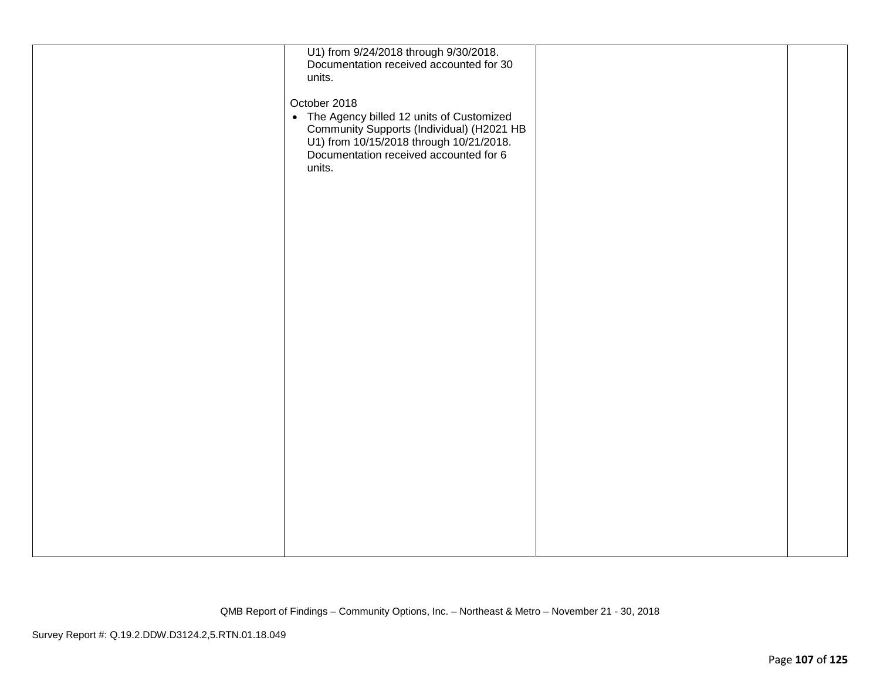|  | U1) from 9/24/2018 through 9/30/2018. Documentation received accounted for 30 units.<br><br>October 2018<br>• The Agency billed 12 units of Customized Community Supports (Individual) (H2021 HB U1) from 10/15/2018 through 10/21/2018. Documentation received accounted for 6 units. |  |  |
|---|---|---|---|

QMB Report of Findings – Community Options, Inc. – Northeast & Metro – November 21 - 30, 2018

Survey Report #: Q.19.2.DDW.D3124.2,5.RTN.01.18.049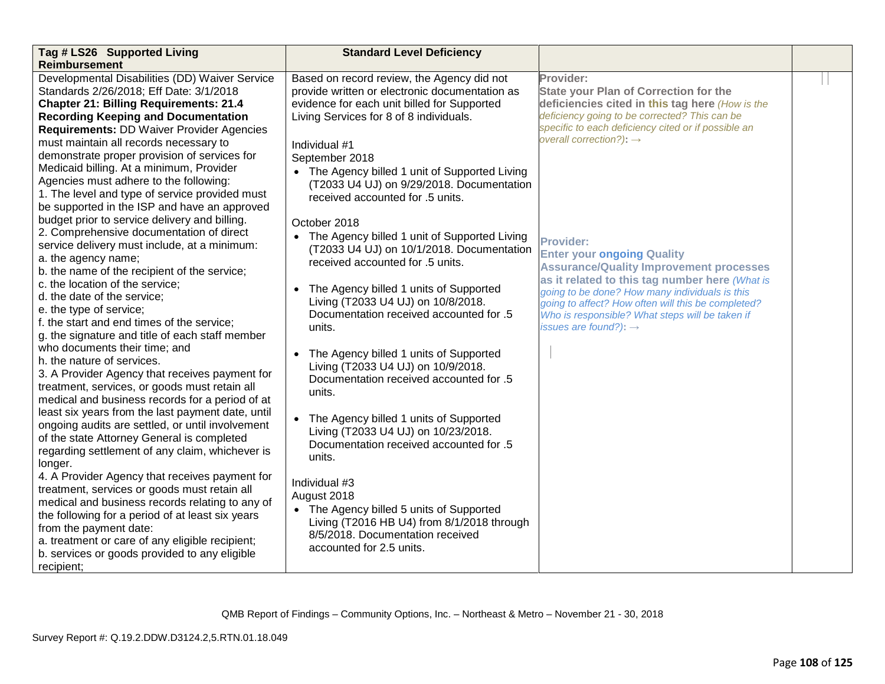| Tag # LS26 Supported Living Reimbursement | Standard Level Deficiency | | |
|---|---|---|---|
| Developmental Disabilities (DD) Waiver Service Standards 2/26/2018; Eff Date: 3/1/2018<br>**Chapter 21: Billing Requirements: 21.4 Recording Keeping and Documentation Requirements:** DD Waiver Provider Agencies must maintain all records necessary to demonstrate proper provision of services for Medicaid billing. At a minimum, Provider Agencies must adhere to the following:<br>1. The level and type of service provided must be supported in the ISP and have an approved budget prior to service delivery and billing.<br>2. Comprehensive documentation of direct service delivery must include, at a minimum:<br>a. the agency name;<br>b. the name of the recipient of the service;<br>c. the location of the service;<br>d. the date of the service;<br>e. the type of service;<br>f. the start and end times of the service;<br>g. the signature and title of each staff member who documents their time; and<br>h. the nature of services.<br>3. A Provider Agency that receives payment for treatment, services, or goods must retain all medical and business records for a period of at least six years from the last payment date, until ongoing audits are settled, or until involvement of the state Attorney General is completed regarding settlement of any claim, whichever is longer.<br>4. A Provider Agency that receives payment for treatment, services or goods must retain all medical and business records relating to any of the following for a period of at least six years from the payment date:<br>a. treatment or care of any eligible recipient;<br>b. services or goods provided to any eligible recipient; | Based on record review, the Agency did not provide written or electronic documentation as evidence for each unit billed for Supported Living Services for 8 of 8 individuals.<br><br>Individual #1<br>September 2018<br>• The Agency billed 1 unit of Supported Living (T2033 U4 UJ) on 9/29/2018. Documentation received accounted for .5 units.<br><br>October 2018<br>• The Agency billed 1 unit of Supported Living (T2033 U4 UJ) on 10/1/2018. Documentation received accounted for .5 units.<br><br>• The Agency billed 1 units of Supported Living (T2033 U4 UJ) on 10/8/2018. Documentation received accounted for .5 units.<br><br>• The Agency billed 1 units of Supported Living (T2033 U4 UJ) on 10/9/2018. Documentation received accounted for .5 units.<br><br>• The Agency billed 1 units of Supported Living (T2033 U4 UJ) on 10/23/2018. Documentation received accounted for .5 units.<br><br>Individual #3<br>August 2018<br>• The Agency billed 5 units of Supported Living (T2016 HB U4) from 8/1/2018 through 8/5/2018. Documentation received accounted for 2.5 units. | **Provider:**<br>**State your Plan of Correction for the deficiencies cited in this tag here** *(How is the deficiency going to be corrected? This can be specific to each deficiency cited or if possible an overall correction?)*: →<br><br>**Provider:**<br>**Enter your ongoing Quality Assurance/Quality Improvement processes as it related to this tag number here** *(What is going to be done? How many individuals is this going to affect? How often will this be completed? Who is responsible? What steps will be taken if issues are found?)*: → | |

QMB Report of Findings – Community Options, Inc. – Northeast & Metro – November 21 - 30, 2018

Survey Report #: Q.19.2.DDW.D3124.2,5.RTN.01.18.049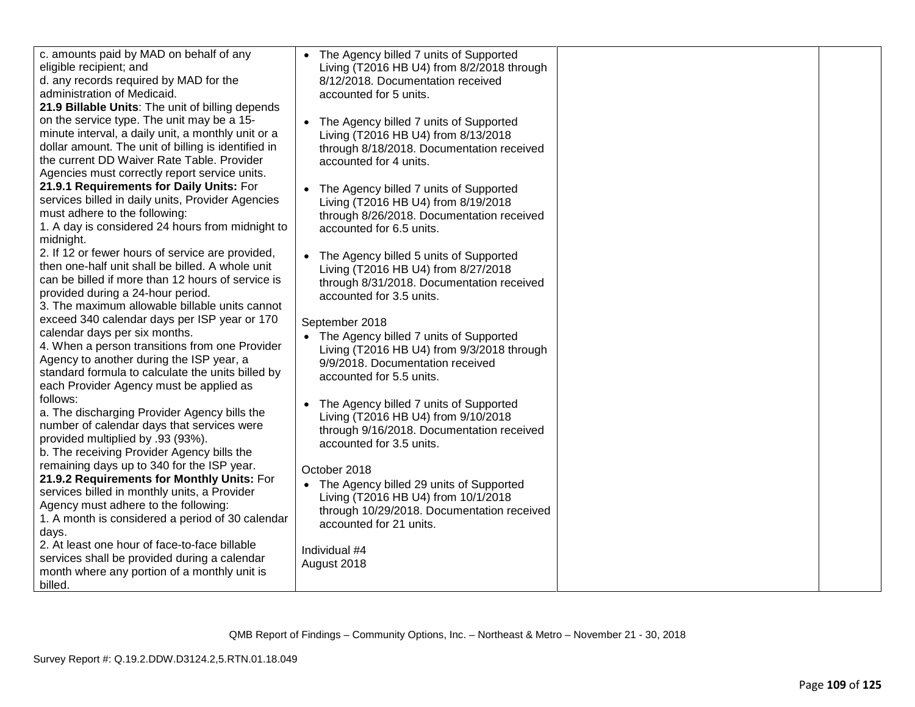| | | | |
|---|---|---|---|
| c. amounts paid by MAD on behalf of any eligible recipient; and<br>d. any records required by MAD for the administration of Medicaid.<br>**21.9 Billable Units**: The unit of billing depends on the service type. The unit may be a 15-minute interval, a daily unit, a monthly unit or a dollar amount. The unit of billing is identified in the current DD Waiver Rate Table. Provider Agencies must correctly report service units.<br>**21.9.1 Requirements for Daily Units:** For services billed in daily units, Provider Agencies must adhere to the following:<br>1. A day is considered 24 hours from midnight to midnight.<br>2. If 12 or fewer hours of service are provided, then one-half unit shall be billed. A whole unit can be billed if more than 12 hours of service is provided during a 24-hour period.<br>3. The maximum allowable billable units cannot exceed 340 calendar days per ISP year or 170 calendar days per six months.<br>4. When a person transitions from one Provider Agency to another during the ISP year, a standard formula to calculate the units billed by each Provider Agency must be applied as follows:<br>a. The discharging Provider Agency bills the number of calendar days that services were provided multiplied by .93 (93%).<br>b. The receiving Provider Agency bills the remaining days up to 340 for the ISP year.<br>**21.9.2 Requirements for Monthly Units:** For services billed in monthly units, a Provider Agency must adhere to the following:<br>1. A month is considered a period of 30 calendar days.<br>2. At least one hour of face-to-face billable services shall be provided during a calendar month where any portion of a monthly unit is billed. | • The Agency billed 7 units of Supported Living (T2016 HB U4) from 8/2/2018 through 8/12/2018. Documentation received accounted for 5 units.<br><br>• The Agency billed 7 units of Supported Living (T2016 HB U4) from 8/13/2018 through 8/18/2018. Documentation received accounted for 4 units.<br><br>• The Agency billed 7 units of Supported Living (T2016 HB U4) from 8/19/2018 through 8/26/2018. Documentation received accounted for 6.5 units.<br><br>• The Agency billed 5 units of Supported Living (T2016 HB U4) from 8/27/2018 through 8/31/2018. Documentation received accounted for 3.5 units.<br><br>September 2018<br>• The Agency billed 7 units of Supported Living (T2016 HB U4) from 9/3/2018 through 9/9/2018. Documentation received accounted for 5.5 units.<br><br>• The Agency billed 7 units of Supported Living (T2016 HB U4) from 9/10/2018 through 9/16/2018. Documentation received accounted for 3.5 units.<br><br>October 2018<br>• The Agency billed 29 units of Supported Living (T2016 HB U4) from 10/1/2018 through 10/29/2018. Documentation received accounted for 21 units.<br><br>Individual #4<br>August 2018 | | |

QMB Report of Findings – Community Options, Inc. – Northeast & Metro – November 21 - 30, 2018

Survey Report #: Q.19.2.DDW.D3124.2,5.RTN.01.18.049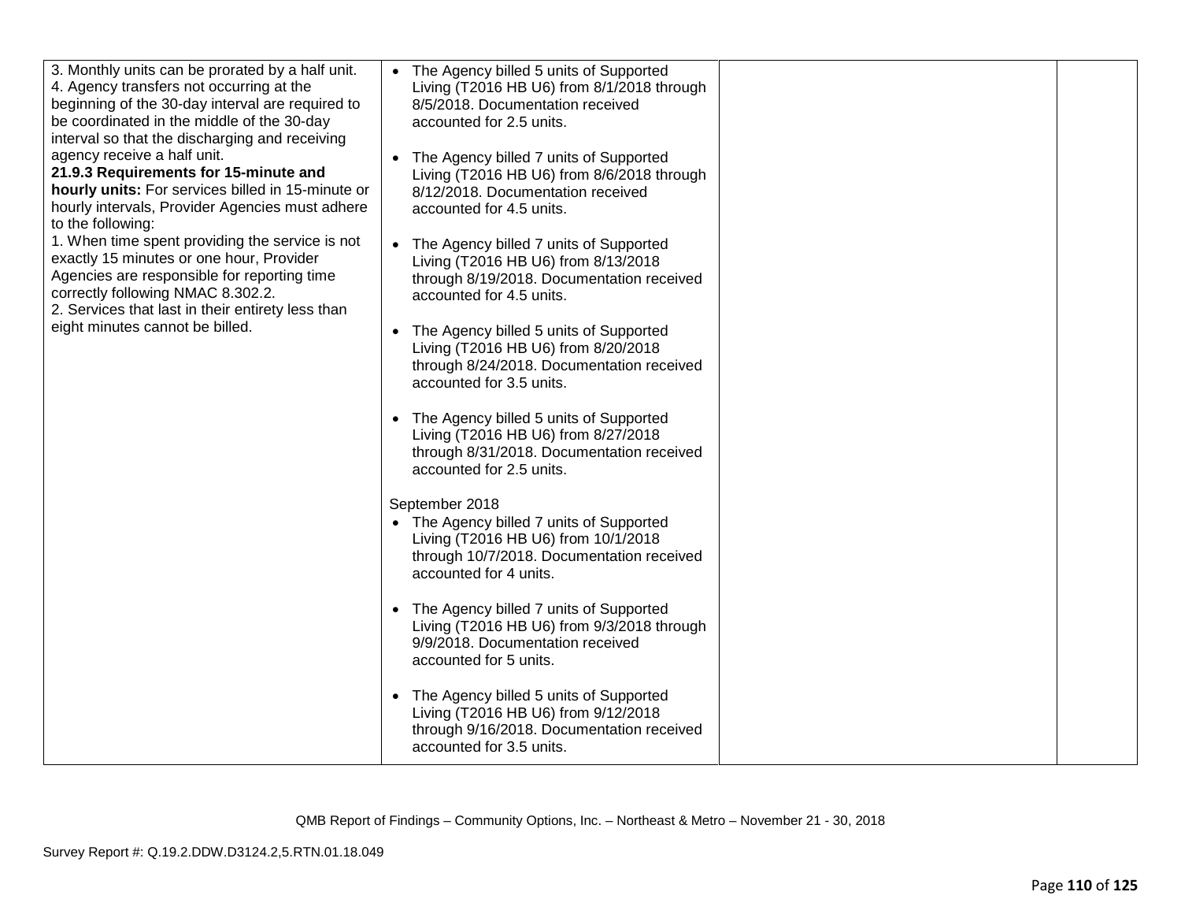| | | | |
|---|---|---|---|
| 3. Monthly units can be prorated by a half unit.<br>4. Agency transfers not occurring at the beginning of the 30-day interval are required to be coordinated in the middle of the 30-day interval so that the discharging and receiving agency receive a half unit.<br>**21.9.3 Requirements for 15-minute and hourly units:** For services billed in 15-minute or hourly intervals, Provider Agencies must adhere to the following:<br>1. When time spent providing the service is not exactly 15 minutes or one hour, Provider Agencies are responsible for reporting time correctly following NMAC 8.302.2.<br>2. Services that last in their entirety less than eight minutes cannot be billed. | • The Agency billed 5 units of Supported Living (T2016 HB U6) from 8/1/2018 through 8/5/2018. Documentation received accounted for 2.5 units.<br><br>• The Agency billed 7 units of Supported Living (T2016 HB U6) from 8/6/2018 through 8/12/2018. Documentation received accounted for 4.5 units.<br><br>• The Agency billed 7 units of Supported Living (T2016 HB U6) from 8/13/2018 through 8/19/2018. Documentation received accounted for 4.5 units.<br><br>• The Agency billed 5 units of Supported Living (T2016 HB U6) from 8/20/2018 through 8/24/2018. Documentation received accounted for 3.5 units.<br><br>• The Agency billed 5 units of Supported Living (T2016 HB U6) from 8/27/2018 through 8/31/2018. Documentation received accounted for 2.5 units.<br><br>September 2018<br>• The Agency billed 7 units of Supported Living (T2016 HB U6) from 10/1/2018 through 10/7/2018. Documentation received accounted for 4 units.<br><br>• The Agency billed 7 units of Supported Living (T2016 HB U6) from 9/3/2018 through 9/9/2018. Documentation received accounted for 5 units.<br><br>• The Agency billed 5 units of Supported Living (T2016 HB U6) from 9/12/2018 through 9/16/2018. Documentation received accounted for 3.5 units. | | |

QMB Report of Findings – Community Options, Inc. – Northeast & Metro – November 21 - 30, 2018

Survey Report #: Q.19.2.DDW.D3124.2,5.RTN.01.18.049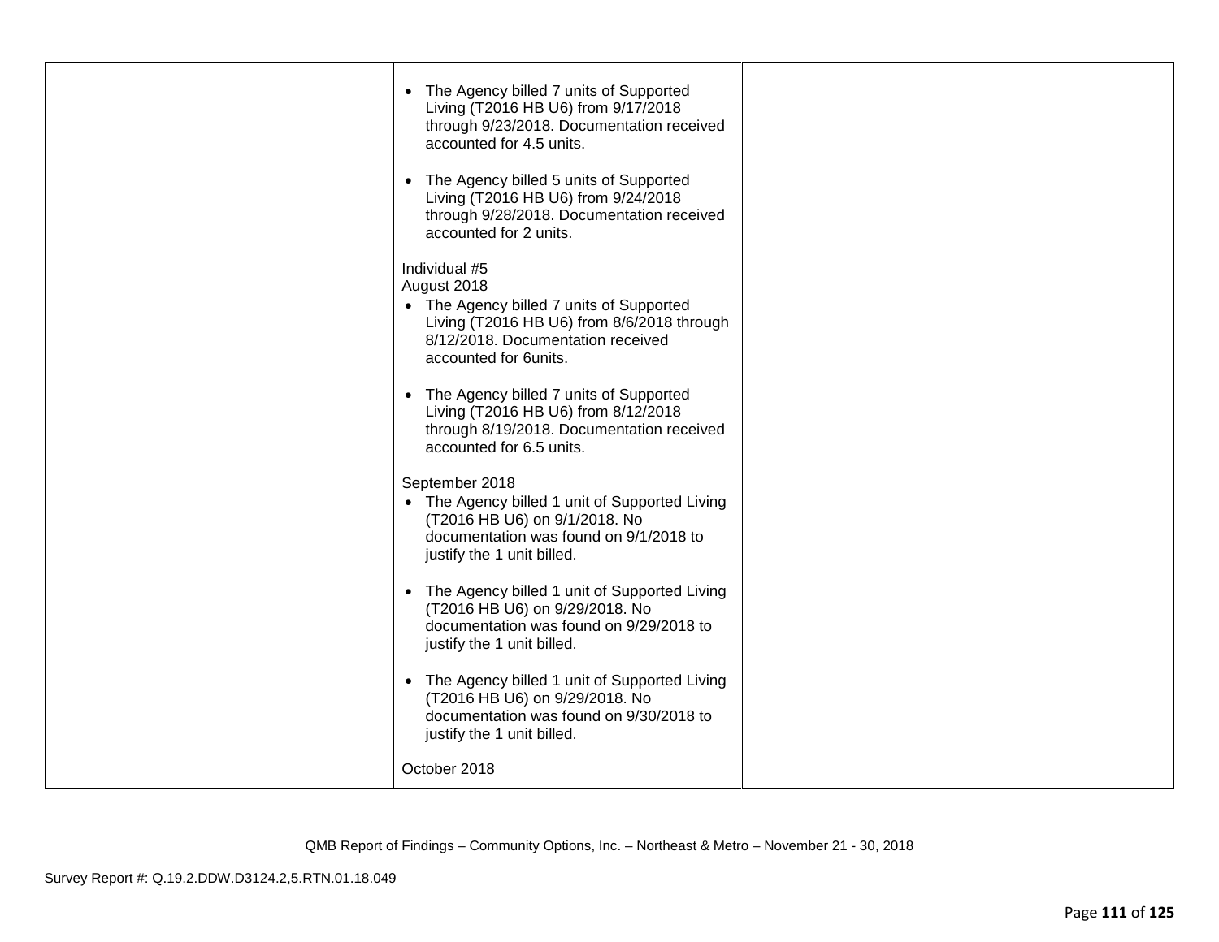| | | | |
|---|---|---|---|
| | • The Agency billed 7 units of Supported Living (T2016 HB U6) from 9/17/2018 through 9/23/2018. Documentation received accounted for 4.5 units.<br><br>• The Agency billed 5 units of Supported Living (T2016 HB U6) from 9/24/2018 through 9/28/2018. Documentation received accounted for 2 units.<br><br>Individual #5<br>August 2018<br>• The Agency billed 7 units of Supported Living (T2016 HB U6) from 8/6/2018 through 8/12/2018. Documentation received accounted for 6units.<br><br>• The Agency billed 7 units of Supported Living (T2016 HB U6) from 8/12/2018 through 8/19/2018. Documentation received accounted for 6.5 units.<br><br>September 2018<br>• The Agency billed 1 unit of Supported Living (T2016 HB U6) on 9/1/2018. No documentation was found on 9/1/2018 to justify the 1 unit billed.<br><br>• The Agency billed 1 unit of Supported Living (T2016 HB U6) on 9/29/2018. No documentation was found on 9/29/2018 to justify the 1 unit billed.<br><br>• The Agency billed 1 unit of Supported Living (T2016 HB U6) on 9/29/2018. No documentation was found on 9/30/2018 to justify the 1 unit billed.<br><br>October 2018 | | |

QMB Report of Findings – Community Options, Inc. – Northeast & Metro – November 21 - 30, 2018

Survey Report #: Q.19.2.DDW.D3124.2,5.RTN.01.18.049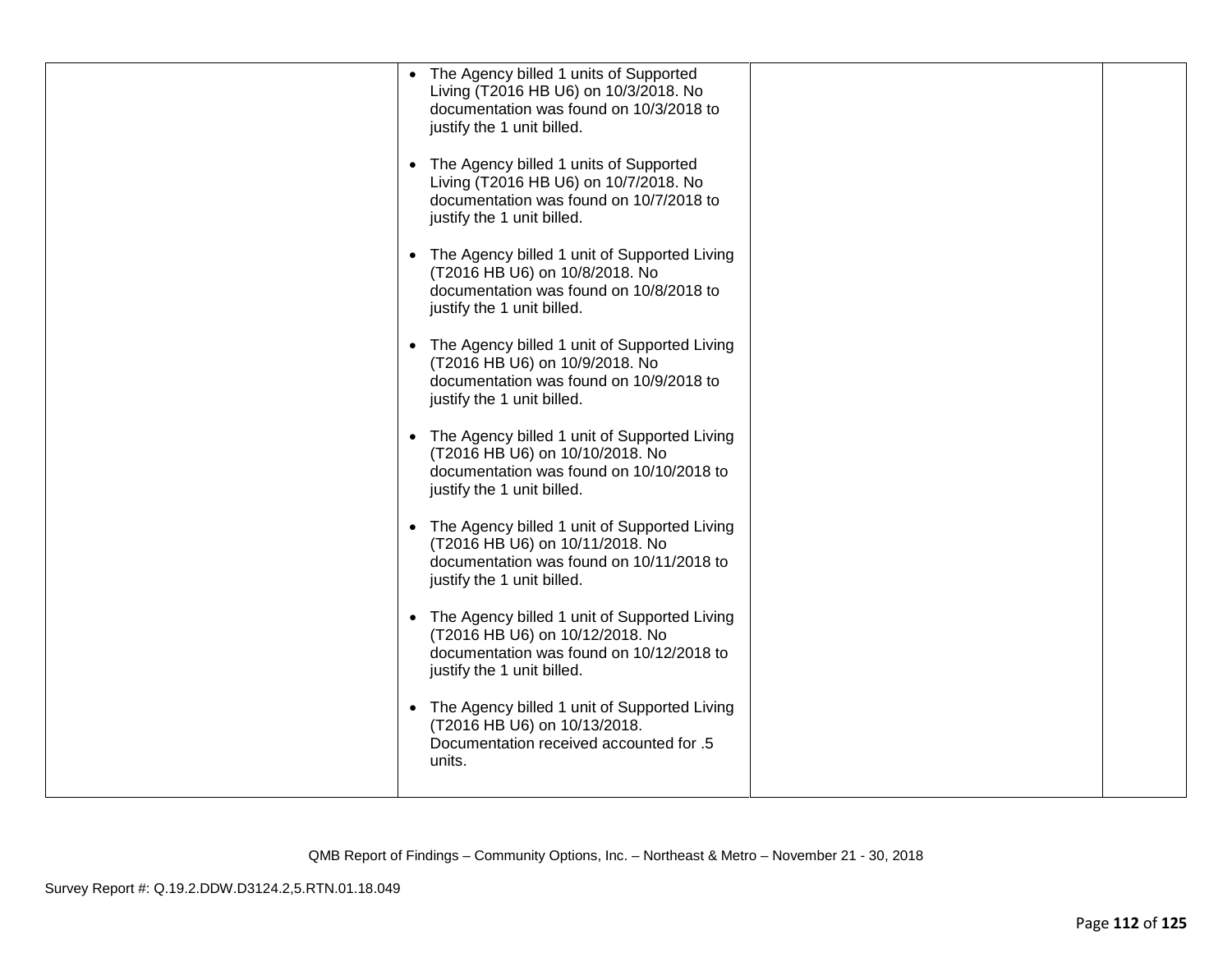| | | | |
|---|---|---|---|
| | • The Agency billed 1 units of Supported Living (T2016 HB U6) on 10/3/2018. No documentation was found on 10/3/2018 to justify the 1 unit billed.<br><br>• The Agency billed 1 units of Supported Living (T2016 HB U6) on 10/7/2018. No documentation was found on 10/7/2018 to justify the 1 unit billed.<br><br>• The Agency billed 1 unit of Supported Living (T2016 HB U6) on 10/8/2018. No documentation was found on 10/8/2018 to justify the 1 unit billed.<br><br>• The Agency billed 1 unit of Supported Living (T2016 HB U6) on 10/9/2018. No documentation was found on 10/9/2018 to justify the 1 unit billed.<br><br>• The Agency billed 1 unit of Supported Living (T2016 HB U6) on 10/10/2018. No documentation was found on 10/10/2018 to justify the 1 unit billed.<br><br>• The Agency billed 1 unit of Supported Living (T2016 HB U6) on 10/11/2018. No documentation was found on 10/11/2018 to justify the 1 unit billed.<br><br>• The Agency billed 1 unit of Supported Living (T2016 HB U6) on 10/12/2018. No documentation was found on 10/12/2018 to justify the 1 unit billed.<br><br>• The Agency billed 1 unit of Supported Living (T2016 HB U6) on 10/13/2018. Documentation received accounted for .5 units. | | |

QMB Report of Findings – Community Options, Inc. – Northeast & Metro – November 21 - 30, 2018

Survey Report #: Q.19.2.DDW.D3124.2,5.RTN.01.18.049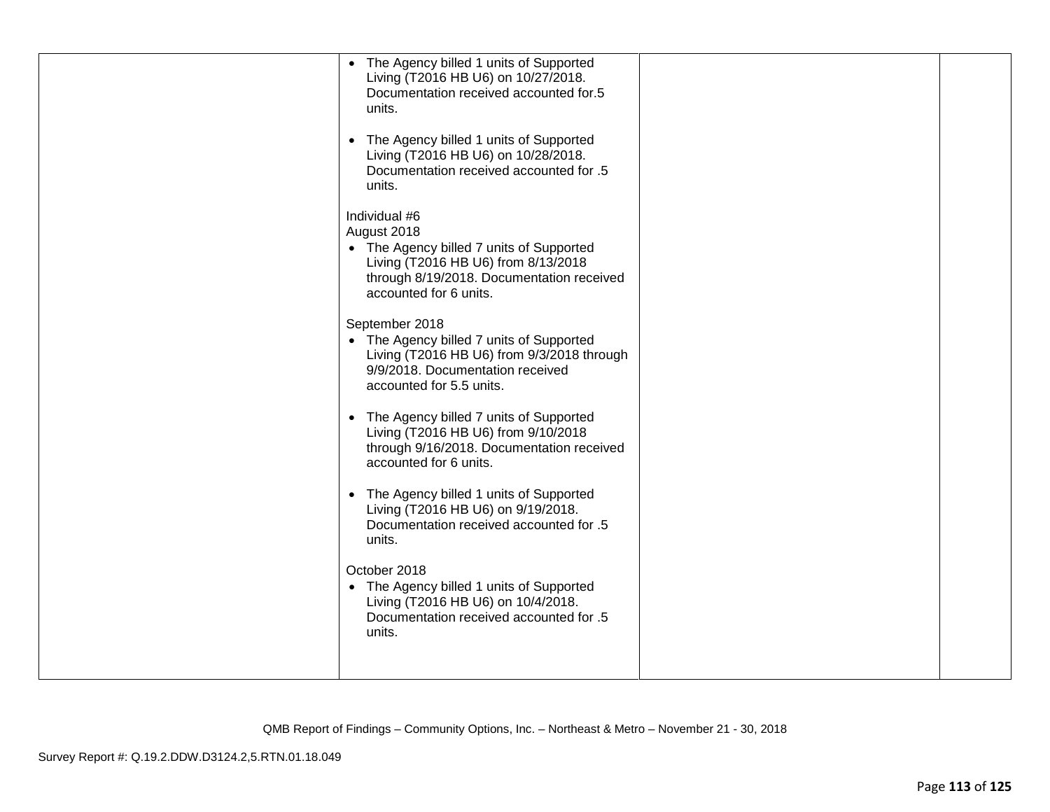| | | | |
|---|---|---|---|
| | • The Agency billed 1 units of Supported Living (T2016 HB U6) on 10/27/2018. Documentation received accounted for.5 units.<br><br>• The Agency billed 1 units of Supported Living (T2016 HB U6) on 10/28/2018. Documentation received accounted for .5 units.<br><br>Individual #6<br>August 2018<br>• The Agency billed 7 units of Supported Living (T2016 HB U6) from 8/13/2018 through 8/19/2018. Documentation received accounted for 6 units.<br><br>September 2018<br>• The Agency billed 7 units of Supported Living (T2016 HB U6) from 9/3/2018 through 9/9/2018. Documentation received accounted for 5.5 units.<br><br>• The Agency billed 7 units of Supported Living (T2016 HB U6) from 9/10/2018 through 9/16/2018. Documentation received accounted for 6 units.<br><br>• The Agency billed 1 units of Supported Living (T2016 HB U6) on 9/19/2018. Documentation received accounted for .5 units.<br><br>October 2018<br>• The Agency billed 1 units of Supported Living (T2016 HB U6) on 10/4/2018. Documentation received accounted for .5 units. | | |

QMB Report of Findings – Community Options, Inc. – Northeast & Metro – November 21 - 30, 2018

Survey Report #: Q.19.2.DDW.D3124.2,5.RTN.01.18.049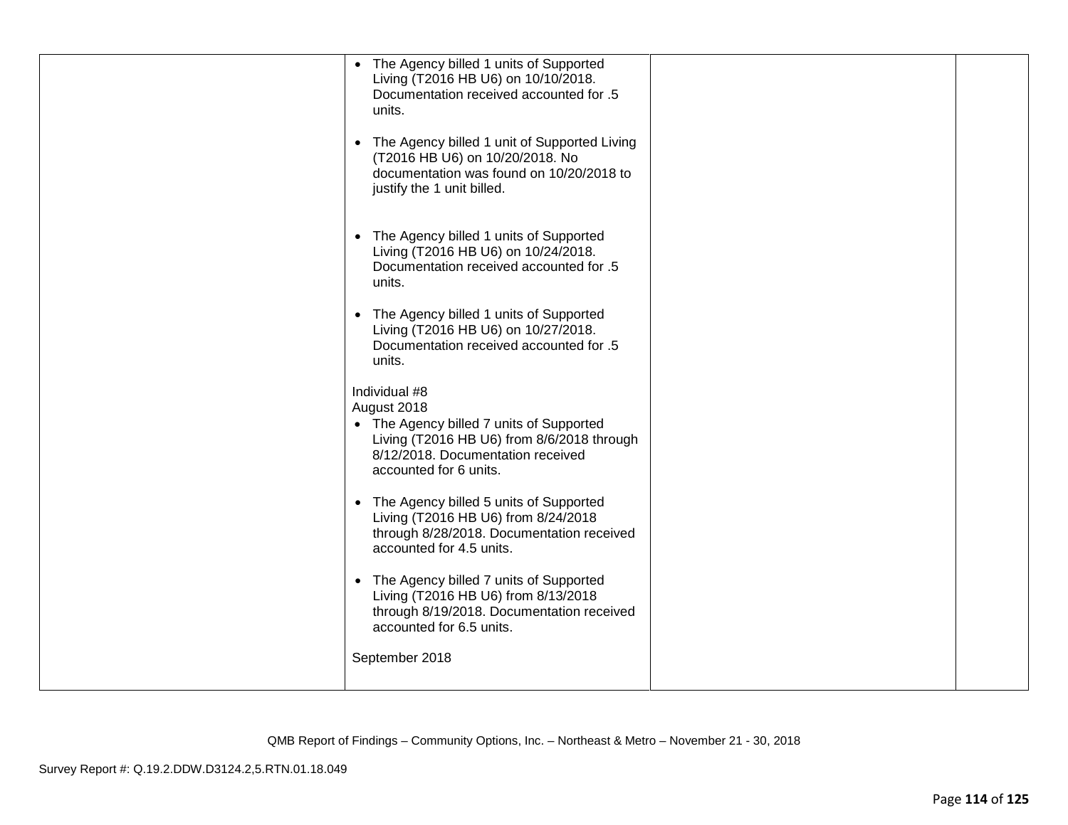| | | | |
|---|---|---|---|
| | • The Agency billed 1 units of Supported Living (T2016 HB U6) on 10/10/2018. Documentation received accounted for .5 units.<br><br>• The Agency billed 1 unit of Supported Living (T2016 HB U6) on 10/20/2018. No documentation was found on 10/20/2018 to justify the 1 unit billed.<br><br>• The Agency billed 1 units of Supported Living (T2016 HB U6) on 10/24/2018. Documentation received accounted for .5 units.<br><br>• The Agency billed 1 units of Supported Living (T2016 HB U6) on 10/27/2018. Documentation received accounted for .5 units.<br><br>Individual #8<br>August 2018<br>• The Agency billed 7 units of Supported Living (T2016 HB U6) from 8/6/2018 through 8/12/2018. Documentation received accounted for 6 units.<br><br>• The Agency billed 5 units of Supported Living (T2016 HB U6) from 8/24/2018 through 8/28/2018. Documentation received accounted for 4.5 units.<br><br>• The Agency billed 7 units of Supported Living (T2016 HB U6) from 8/13/2018 through 8/19/2018. Documentation received accounted for 6.5 units.<br><br>September 2018 | | |

QMB Report of Findings – Community Options, Inc. – Northeast & Metro – November 21 - 30, 2018

Survey Report #: Q.19.2.DDW.D3124.2,5.RTN.01.18.049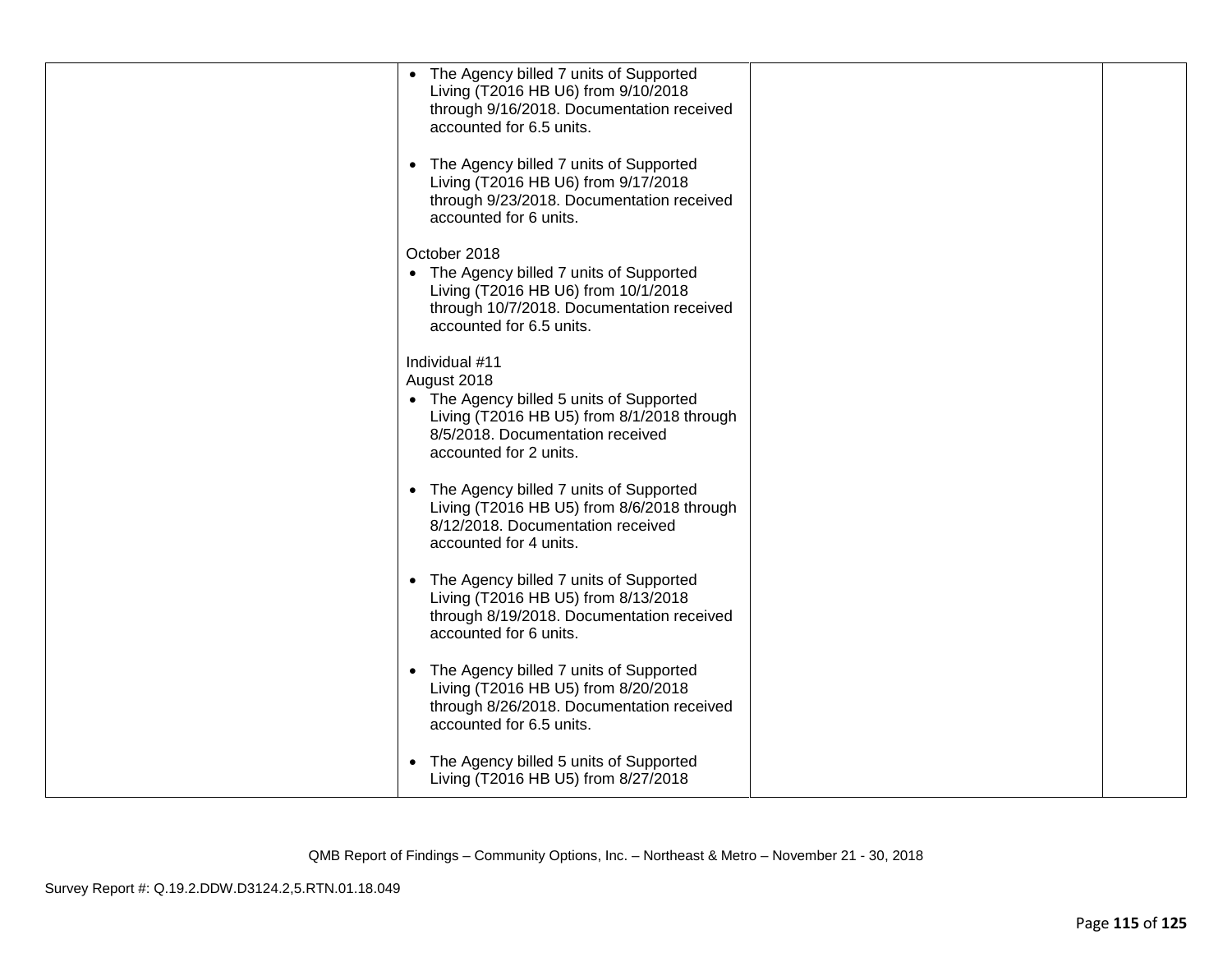| | | | |
|---|---|---|---|
| | • The Agency billed 7 units of Supported Living (T2016 HB U6) from 9/10/2018 through 9/16/2018. Documentation received accounted for 6.5 units.<br><br>• The Agency billed 7 units of Supported Living (T2016 HB U6) from 9/17/2018 through 9/23/2018. Documentation received accounted for 6 units.<br><br>October 2018<br>• The Agency billed 7 units of Supported Living (T2016 HB U6) from 10/1/2018 through 10/7/2018. Documentation received accounted for 6.5 units.<br><br>Individual #11<br>August 2018<br>• The Agency billed 5 units of Supported Living (T2016 HB U5) from 8/1/2018 through 8/5/2018. Documentation received accounted for 2 units.<br><br>• The Agency billed 7 units of Supported Living (T2016 HB U5) from 8/6/2018 through 8/12/2018. Documentation received accounted for 4 units.<br><br>• The Agency billed 7 units of Supported Living (T2016 HB U5) from 8/13/2018 through 8/19/2018. Documentation received accounted for 6 units.<br><br>• The Agency billed 7 units of Supported Living (T2016 HB U5) from 8/20/2018 through 8/26/2018. Documentation received accounted for 6.5 units.<br><br>• The Agency billed 5 units of Supported Living (T2016 HB U5) from 8/27/2018 | | |

QMB Report of Findings – Community Options, Inc. – Northeast & Metro – November 21 - 30, 2018

Survey Report #: Q.19.2.DDW.D3124.2,5.RTN.01.18.049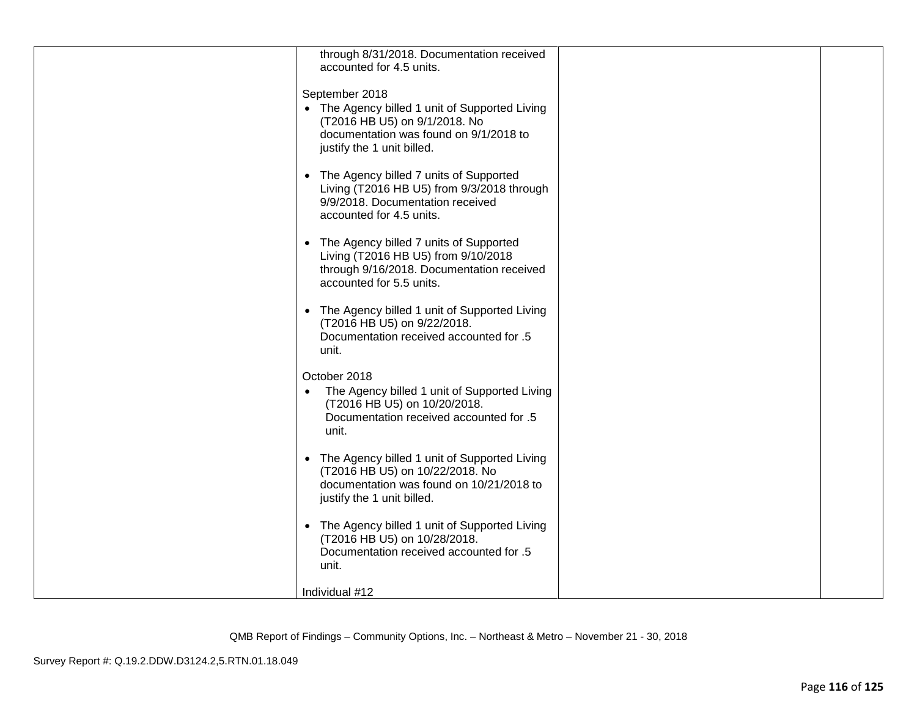| | | | |
|---|---|---|---|
| | through 8/31/2018. Documentation received accounted for 4.5 units.<br><br>September 2018<br>• The Agency billed 1 unit of Supported Living (T2016 HB U5) on 9/1/2018. No documentation was found on 9/1/2018 to justify the 1 unit billed.<br><br>• The Agency billed 7 units of Supported Living (T2016 HB U5) from 9/3/2018 through 9/9/2018. Documentation received accounted for 4.5 units.<br><br>• The Agency billed 7 units of Supported Living (T2016 HB U5) from 9/10/2018 through 9/16/2018. Documentation received accounted for 5.5 units.<br><br>• The Agency billed 1 unit of Supported Living (T2016 HB U5) on 9/22/2018. Documentation received accounted for .5 unit.<br><br>October 2018<br>• The Agency billed 1 unit of Supported Living (T2016 HB U5) on 10/20/2018. Documentation received accounted for .5 unit.<br><br>• The Agency billed 1 unit of Supported Living (T2016 HB U5) on 10/22/2018. No documentation was found on 10/21/2018 to justify the 1 unit billed.<br><br>• The Agency billed 1 unit of Supported Living (T2016 HB U5) on 10/28/2018. Documentation received accounted for .5 unit.<br><br>Individual #12 | | |

QMB Report of Findings – Community Options, Inc. – Northeast & Metro – November 21 - 30, 2018

Survey Report #: Q.19.2.DDW.D3124.2,5.RTN.01.18.049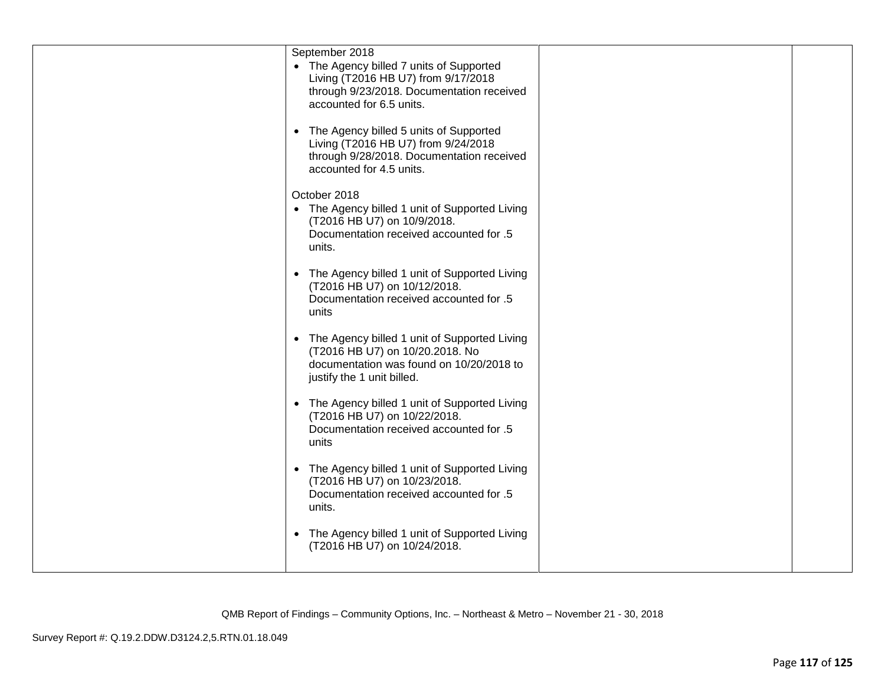| | | | |
|---|---|---|---|
| | September 2018<br>• The Agency billed 7 units of Supported Living (T2016 HB U7) from 9/17/2018 through 9/23/2018. Documentation received accounted for 6.5 units.<br><br>• The Agency billed 5 units of Supported Living (T2016 HB U7) from 9/24/2018 through 9/28/2018. Documentation received accounted for 4.5 units.<br><br>October 2018<br>• The Agency billed 1 unit of Supported Living (T2016 HB U7) on 10/9/2018. Documentation received accounted for .5 units.<br><br>• The Agency billed 1 unit of Supported Living (T2016 HB U7) on 10/12/2018. Documentation received accounted for .5 units<br><br>• The Agency billed 1 unit of Supported Living (T2016 HB U7) on 10/20.2018. No documentation was found on 10/20/2018 to justify the 1 unit billed.<br><br>• The Agency billed 1 unit of Supported Living (T2016 HB U7) on 10/22/2018. Documentation received accounted for .5 units<br><br>• The Agency billed 1 unit of Supported Living (T2016 HB U7) on 10/23/2018. Documentation received accounted for .5 units.<br><br>• The Agency billed 1 unit of Supported Living (T2016 HB U7) on 10/24/2018. | | |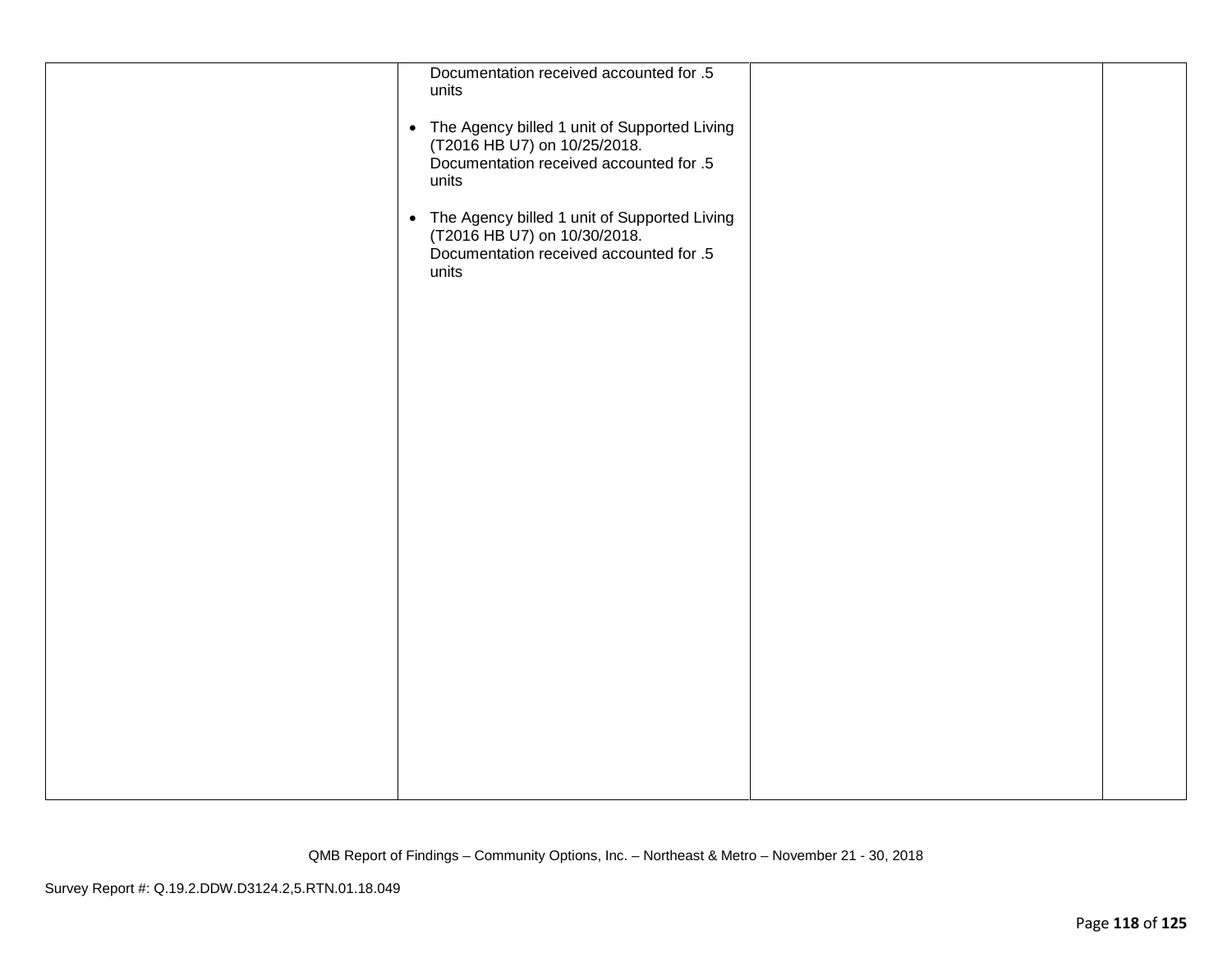| | | | |
|---|---|---|---|
| | Documentation received accounted for .5 units<br><br>• The Agency billed 1 unit of Supported Living (T2016 HB U7) on 10/25/2018. Documentation received accounted for .5 units<br><br>• The Agency billed 1 unit of Supported Living (T2016 HB U7) on 10/30/2018. Documentation received accounted for .5 units | | |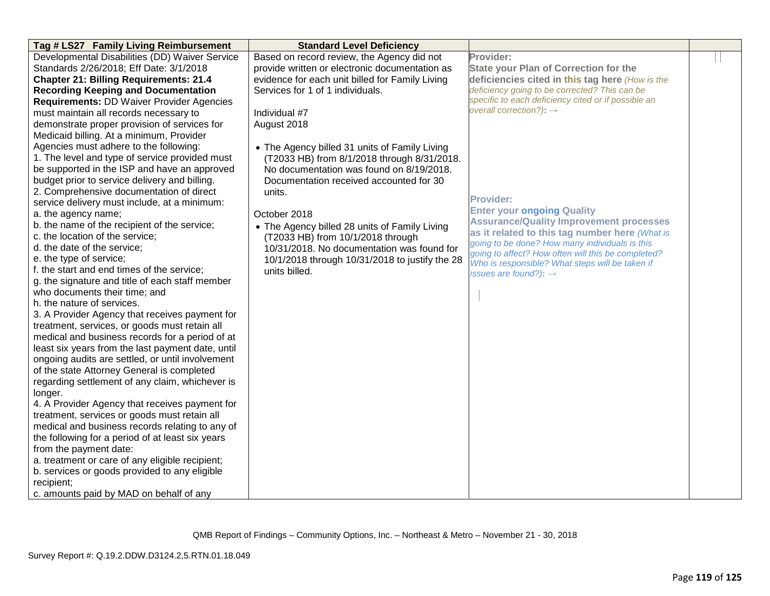| Tag # LS27 Family Living Reimbursement | Standard Level Deficiency | | |
|---|---|---|---|
| Developmental Disabilities (DD) Waiver Service Standards 2/26/2018; Eff Date: 3/1/2018<br>**Chapter 21: Billing Requirements: 21.4 Recording Keeping and Documentation Requirements:** DD Waiver Provider Agencies must maintain all records necessary to demonstrate proper provision of services for Medicaid billing. At a minimum, Provider Agencies must adhere to the following:<br>1. The level and type of service provided must be supported in the ISP and have an approved budget prior to service delivery and billing.<br>2. Comprehensive documentation of direct service delivery must include, at a minimum:<br>a. the agency name;<br>b. the name of the recipient of the service;<br>c. the location of the service;<br>d. the date of the service;<br>e. the type of service;<br>f. the start and end times of the service;<br>g. the signature and title of each staff member who documents their time; and<br>h. the nature of services.<br>3. A Provider Agency that receives payment for treatment, services, or goods must retain all medical and business records for a period of at least six years from the last payment date, until ongoing audits are settled, or until involvement of the state Attorney General is completed regarding settlement of any claim, whichever is longer.<br>4. A Provider Agency that receives payment for treatment, services or goods must retain all medical and business records relating to any of the following for a period of at least six years from the payment date:<br>a. treatment or care of any eligible recipient;<br>b. services or goods provided to any eligible recipient;<br>c. amounts paid by MAD on behalf of any | Based on record review, the Agency did not provide written or electronic documentation as evidence for each unit billed for Family Living Services for 1 of 1 individuals.<br><br>Individual #7<br>August 2018<br><br>• The Agency billed 31 units of Family Living (T2033 HB) from 8/1/2018 through 8/31/2018. No documentation was found on 8/19/2018. Documentation received accounted for 30 units.<br><br>October 2018<br>• The Agency billed 28 units of Family Living (T2033 HB) from 10/1/2018 through 10/31/2018. No documentation was found for 10/1/2018 through 10/31/2018 to justify the 28 units billed. | **Provider:**<br>**State your Plan of Correction for the deficiencies cited in this tag here** *(How is the deficiency going to be corrected? This can be specific to each deficiency cited or if possible an overall correction?)*: →<br><br>**Provider:**<br>**Enter your ongoing Quality Assurance/Quality Improvement processes as it related to this tag number here** *(What is going to be done? How many individuals is this going to affect? How often will this be completed? Who is responsible? What steps will be taken if issues are found?)*: → | |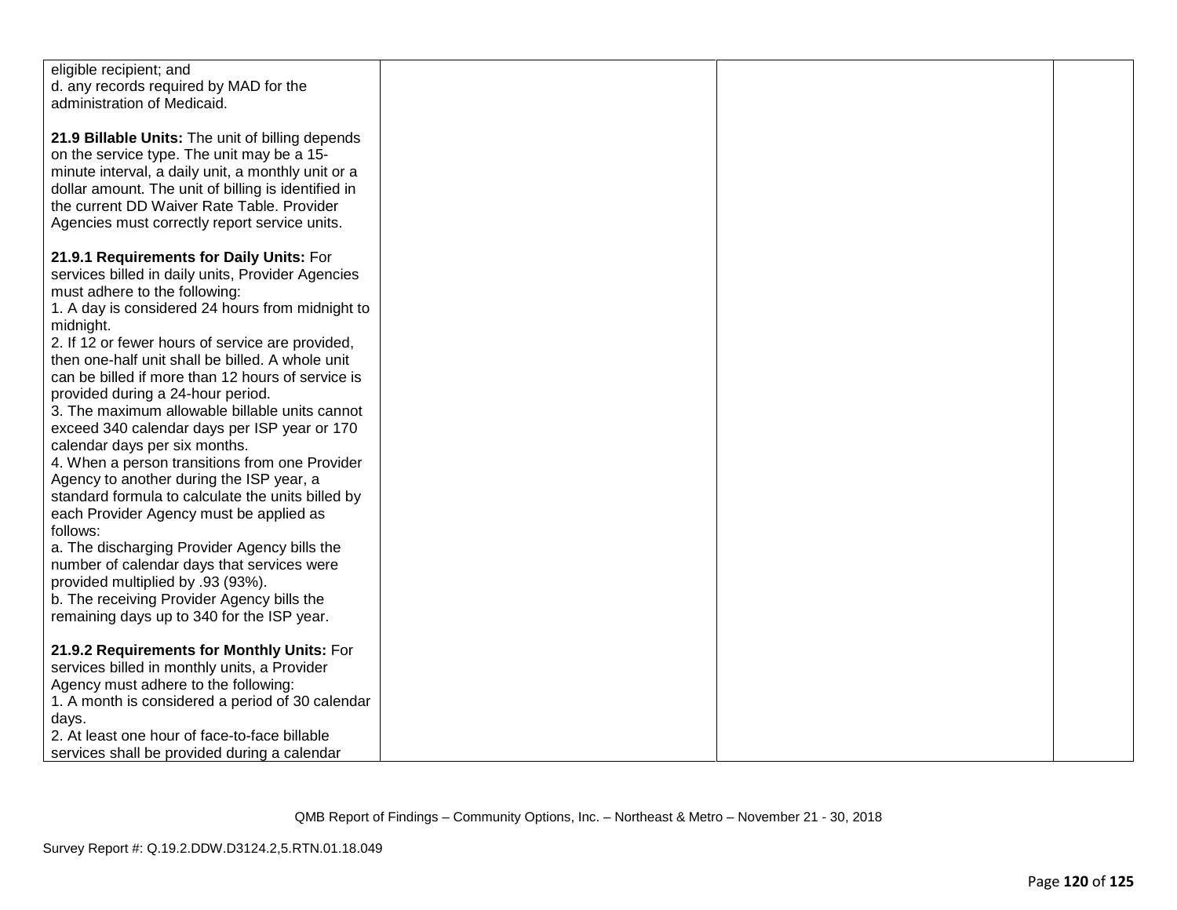| | | | |
|---|---|---|---|
| eligible recipient; and<br>d. any records required by MAD for the administration of Medicaid.<br><br>**21.9 Billable Units:** The unit of billing depends on the service type. The unit may be a 15-minute interval, a daily unit, a monthly unit or a dollar amount. The unit of billing is identified in the current DD Waiver Rate Table. Provider Agencies must correctly report service units.<br><br>**21.9.1 Requirements for Daily Units:** For services billed in daily units, Provider Agencies must adhere to the following:<br>1. A day is considered 24 hours from midnight to midnight.<br>2. If 12 or fewer hours of service are provided, then one-half unit shall be billed. A whole unit can be billed if more than 12 hours of service is provided during a 24-hour period.<br>3. The maximum allowable billable units cannot exceed 340 calendar days per ISP year or 170 calendar days per six months.<br>4. When a person transitions from one Provider Agency to another during the ISP year, a standard formula to calculate the units billed by each Provider Agency must be applied as follows:<br>a. The discharging Provider Agency bills the number of calendar days that services were provided multiplied by .93 (93%).<br>b. The receiving Provider Agency bills the remaining days up to 340 for the ISP year.<br><br>**21.9.2 Requirements for Monthly Units:** For services billed in monthly units, a Provider Agency must adhere to the following:<br>1. A month is considered a period of 30 calendar days.<br>2. At least one hour of face-to-face billable services shall be provided during a calendar | | | |

QMB Report of Findings – Community Options, Inc. – Northeast & Metro – November 21 - 30, 2018

Survey Report #: Q.19.2.DDW.D3124.2,5.RTN.01.18.049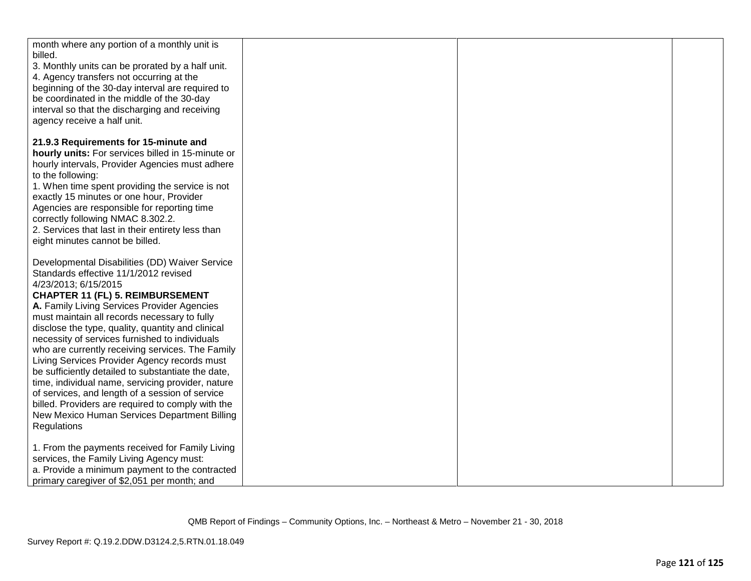| | | | |
|---|---|---|---|
| month where any portion of a monthly unit is billed.<br>3. Monthly units can be prorated by a half unit.<br>4. Agency transfers not occurring at the beginning of the 30-day interval are required to be coordinated in the middle of the 30-day interval so that the discharging and receiving agency receive a half unit.<br><br>**21.9.3 Requirements for 15-minute and hourly units:** For services billed in 15-minute or hourly intervals, Provider Agencies must adhere to the following:<br>1. When time spent providing the service is not exactly 15 minutes or one hour, Provider Agencies are responsible for reporting time correctly following NMAC 8.302.2.<br>2. Services that last in their entirety less than eight minutes cannot be billed.<br><br>Developmental Disabilities (DD) Waiver Service Standards effective 11/1/2012 revised 4/23/2013; 6/15/2015<br>**CHAPTER 11 (FL) 5. REIMBURSEMENT**<br>**A.** Family Living Services Provider Agencies must maintain all records necessary to fully disclose the type, quality, quantity and clinical necessity of services furnished to individuals who are currently receiving services. The Family Living Services Provider Agency records must be sufficiently detailed to substantiate the date, time, individual name, servicing provider, nature of services, and length of a session of service billed. Providers are required to comply with the New Mexico Human Services Department Billing Regulations<br><br>1. From the payments received for Family Living services, the Family Living Agency must:<br>a. Provide a minimum payment to the contracted primary caregiver of $2,051 per month; and | | | |

QMB Report of Findings – Community Options, Inc. – Northeast & Metro – November 21 - 30, 2018

Survey Report #: Q.19.2.DDW.D3124.2,5.RTN.01.18.049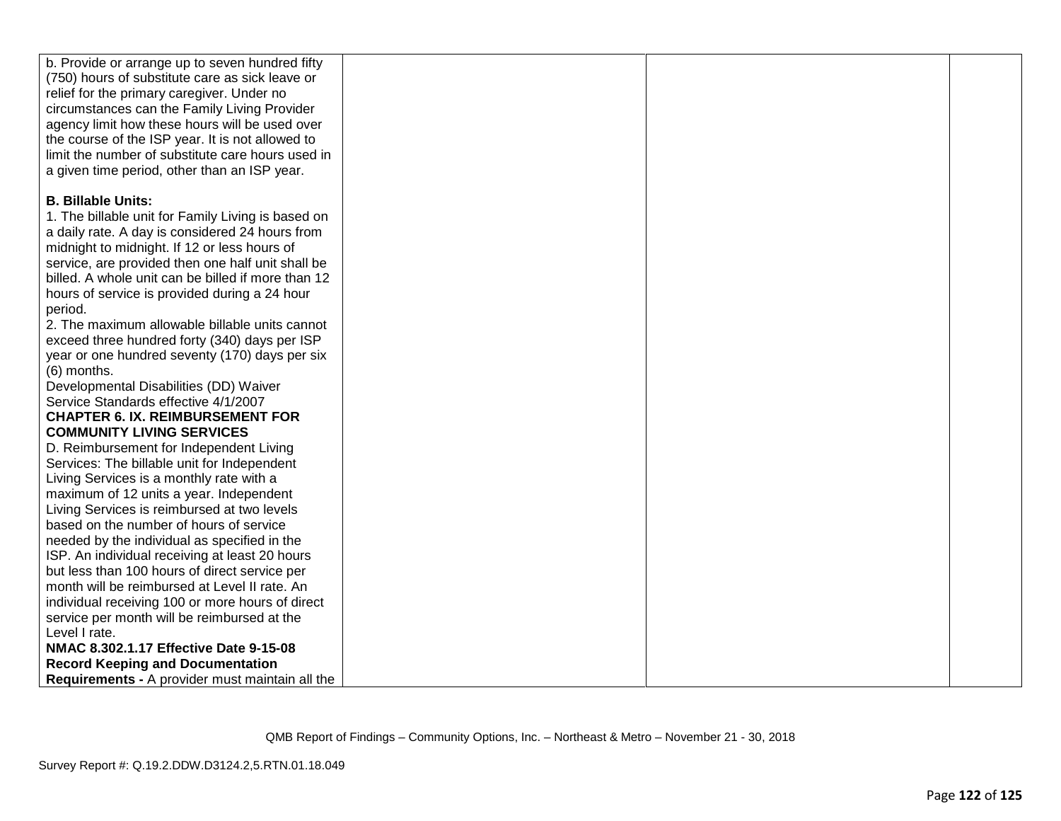| | | | |
|---|---|---|---|
| b. Provide or arrange up to seven hundred fifty (750) hours of substitute care as sick leave or relief for the primary caregiver. Under no circumstances can the Family Living Provider agency limit how these hours will be used over the course of the ISP year. It is not allowed to limit the number of substitute care hours used in a given time period, other than an ISP year.<br><br>**B. Billable Units:**<br>1. The billable unit for Family Living is based on a daily rate. A day is considered 24 hours from midnight to midnight. If 12 or less hours of service, are provided then one half unit shall be billed. A whole unit can be billed if more than 12 hours of service is provided during a 24 hour period.<br>2. The maximum allowable billable units cannot exceed three hundred forty (340) days per ISP year or one hundred seventy (170) days per six (6) months.<br>Developmental Disabilities (DD) Waiver Service Standards effective 4/1/2007<br>**CHAPTER 6. IX. REIMBURSEMENT FOR COMMUNITY LIVING SERVICES**<br>D. Reimbursement for Independent Living Services: The billable unit for Independent Living Services is a monthly rate with a maximum of 12 units a year. Independent Living Services is reimbursed at two levels based on the number of hours of service needed by the individual as specified in the ISP. An individual receiving at least 20 hours but less than 100 hours of direct service per month will be reimbursed at Level II rate. An individual receiving 100 or more hours of direct service per month will be reimbursed at the Level I rate.<br>**NMAC 8.302.1.17 Effective Date 9-15-08 Record Keeping and Documentation Requirements -** A provider must maintain all the | | | |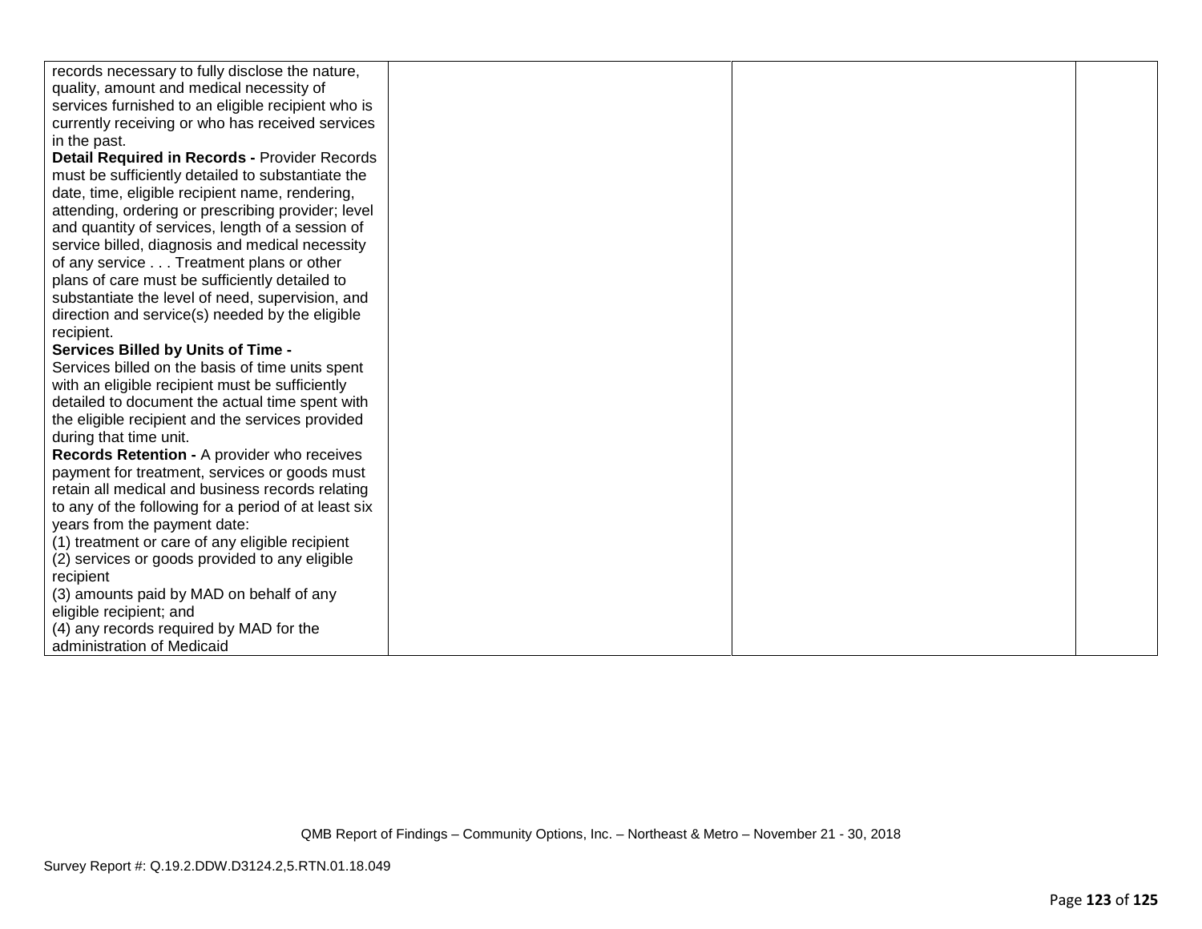| | | | |
|---|---|---|---|
| records necessary to fully disclose the nature, quality, amount and medical necessity of services furnished to an eligible recipient who is currently receiving or who has received services in the past.<br>**Detail Required in Records -** Provider Records must be sufficiently detailed to substantiate the date, time, eligible recipient name, rendering, attending, ordering or prescribing provider; level and quantity of services, length of a session of service billed, diagnosis and medical necessity of any service . . . Treatment plans or other plans of care must be sufficiently detailed to substantiate the level of need, supervision, and direction and service(s) needed by the eligible recipient.<br>**Services Billed by Units of Time -**<br>Services billed on the basis of time units spent with an eligible recipient must be sufficiently detailed to document the actual time spent with the eligible recipient and the services provided during that time unit.<br>**Records Retention -** A provider who receives payment for treatment, services or goods must retain all medical and business records relating to any of the following for a period of at least six years from the payment date:<br>(1) treatment or care of any eligible recipient<br>(2) services or goods provided to any eligible recipient<br>(3) amounts paid by MAD on behalf of any eligible recipient; and<br>(4) any records required by MAD for the administration of Medicaid | | | |

QMB Report of Findings – Community Options, Inc. – Northeast & Metro – November 21 - 30, 2018

Survey Report #: Q.19.2.DDW.D3124.2,5.RTN.01.18.049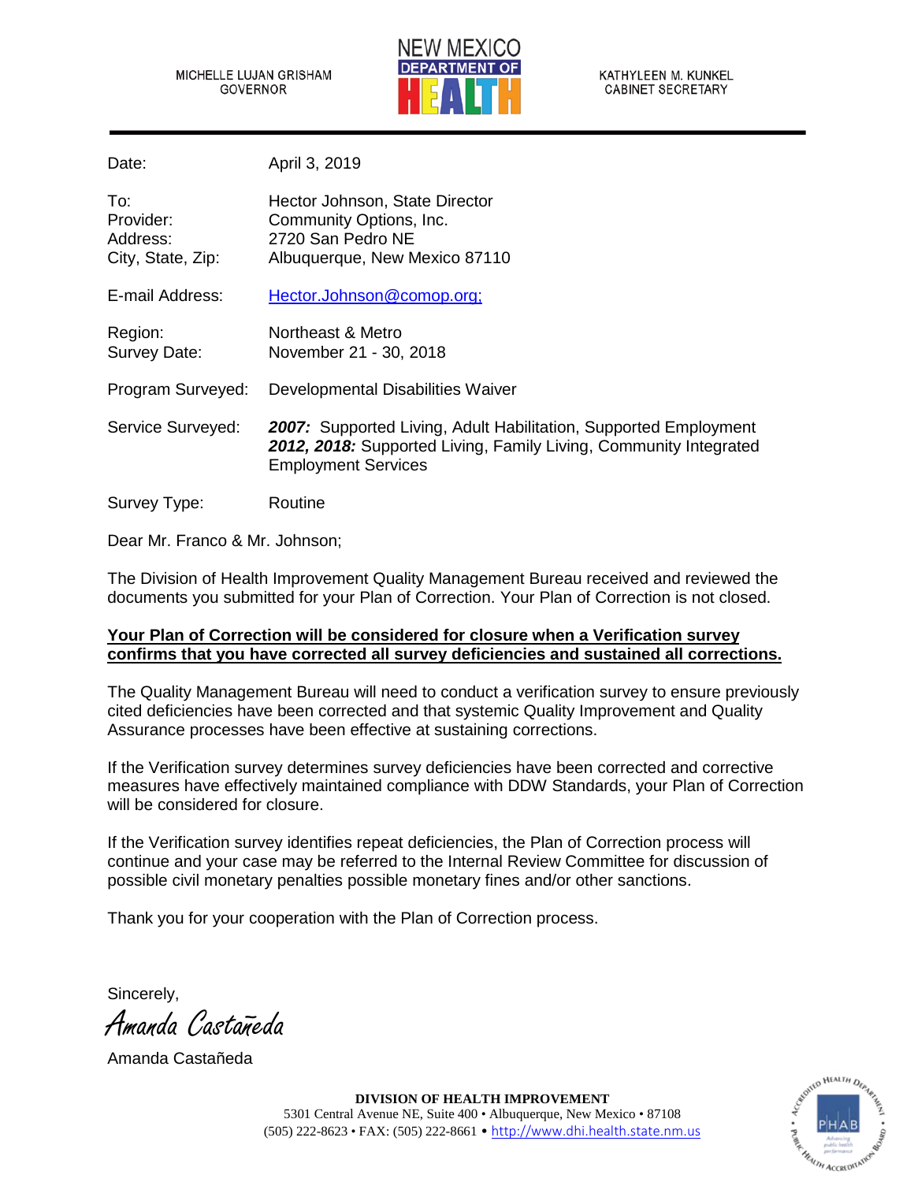MICHELLE LUJAN GRISHAM
GOVERNOR

NEW MEXICO
DEPARTMENT OF
HEALTH

KATHYLEEN M. KUNKEL
CABINET SECRETARY

| | |
|---|---|
| Date: | April 3, 2019 |
| To: | Hector Johnson, State Director |
| Provider: | Community Options, Inc. |
| Address: | 2720 San Pedro NE |
| City, State, Zip: | Albuquerque, New Mexico 87110 |
| E-mail Address: | Hector.Johnson@comop.org; |
| Region: | Northeast & Metro |
| Survey Date: | November 21 - 30, 2018 |
| Program Surveyed: | Developmental Disabilities Waiver |
| Service Surveyed: | ***2007:*** Supported Living, Adult Habilitation, Supported Employment ***2012, 2018:*** Supported Living, Family Living, Community Integrated Employment Services |
| Survey Type: | Routine |

Dear Mr. Franco & Mr. Johnson;

The Division of Health Improvement Quality Management Bureau received and reviewed the documents you submitted for your Plan of Correction. Your Plan of Correction is not closed.

**Your Plan of Correction will be considered for closure when a Verification survey confirms that you have corrected all survey deficiencies and sustained all corrections.**

The Quality Management Bureau will need to conduct a verification survey to ensure previously cited deficiencies have been corrected and that systemic Quality Improvement and Quality Assurance processes have been effective at sustaining corrections.

If the Verification survey determines survey deficiencies have been corrected and corrective measures have effectively maintained compliance with DDW Standards, your Plan of Correction will be considered for closure.

If the Verification survey identifies repeat deficiencies, the Plan of Correction process will continue and your case may be referred to the Internal Review Committee for discussion of possible civil monetary penalties possible monetary fines and/or other sanctions.

Thank you for your cooperation with the Plan of Correction process.

Sincerely,

*Amanda Castañeda*

Amanda Castañeda

**DIVISION OF HEALTH IMPROVEMENT**
5301 Central Avenue NE, Suite 400 • Albuquerque, New Mexico • 87108
(505) 222-8623 • FAX: (505) 222-8661 • http://www.dhi.health.state.nm.us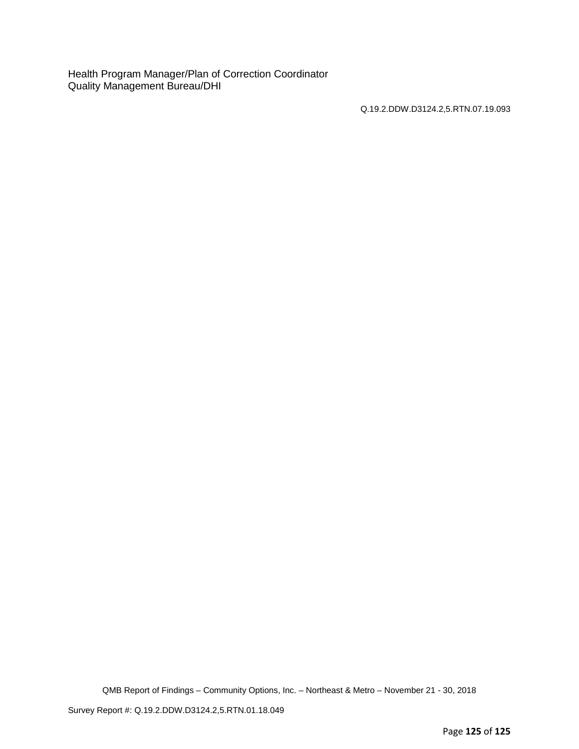Health Program Manager/Plan of Correction Coordinator
Quality Management Bureau/DHI

Q.19.2.DDW.D3124.2,5.RTN.07.19.093